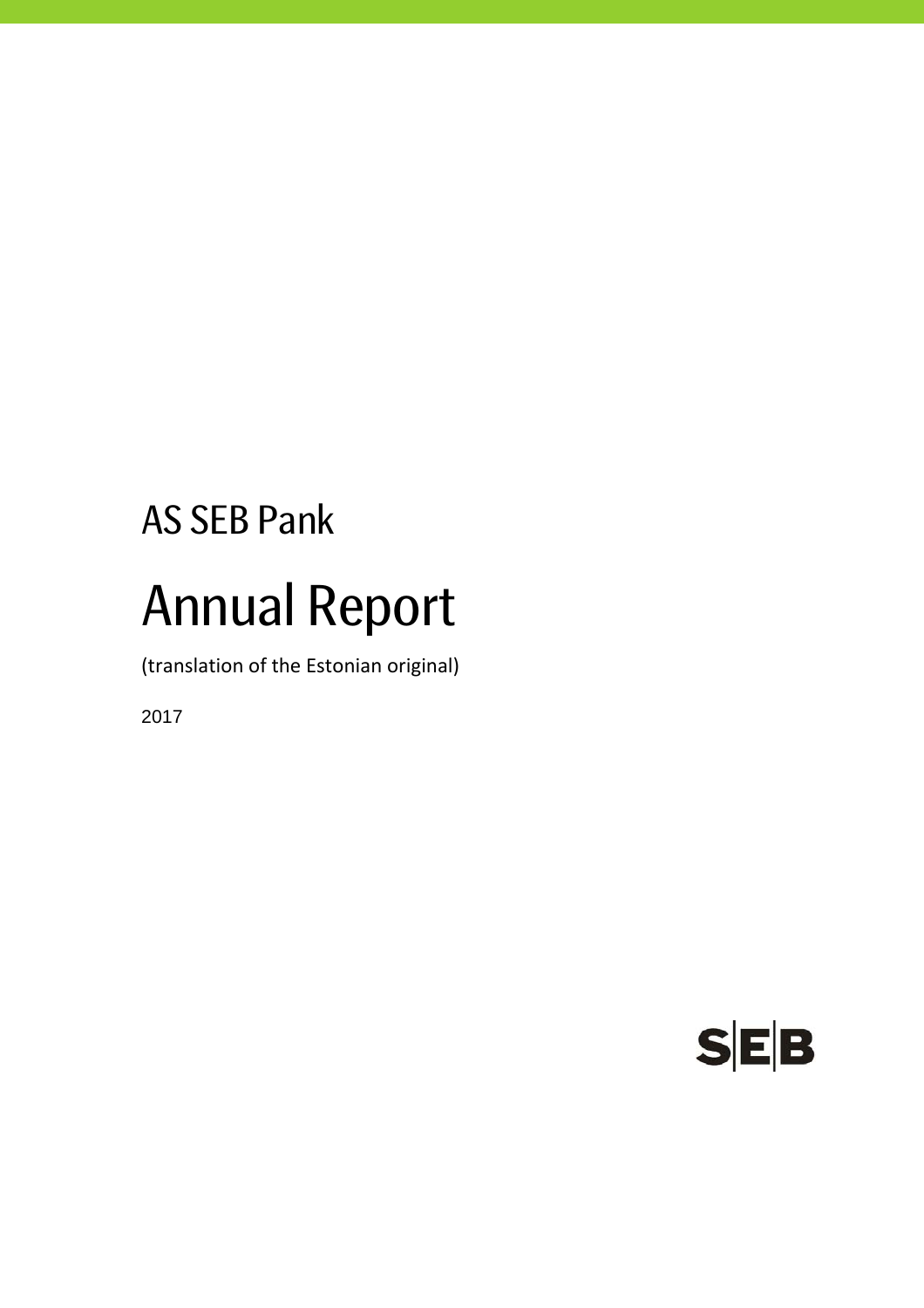AS SEB Pank

# Annual Report

(translation of the Estonian original)

2017

SEB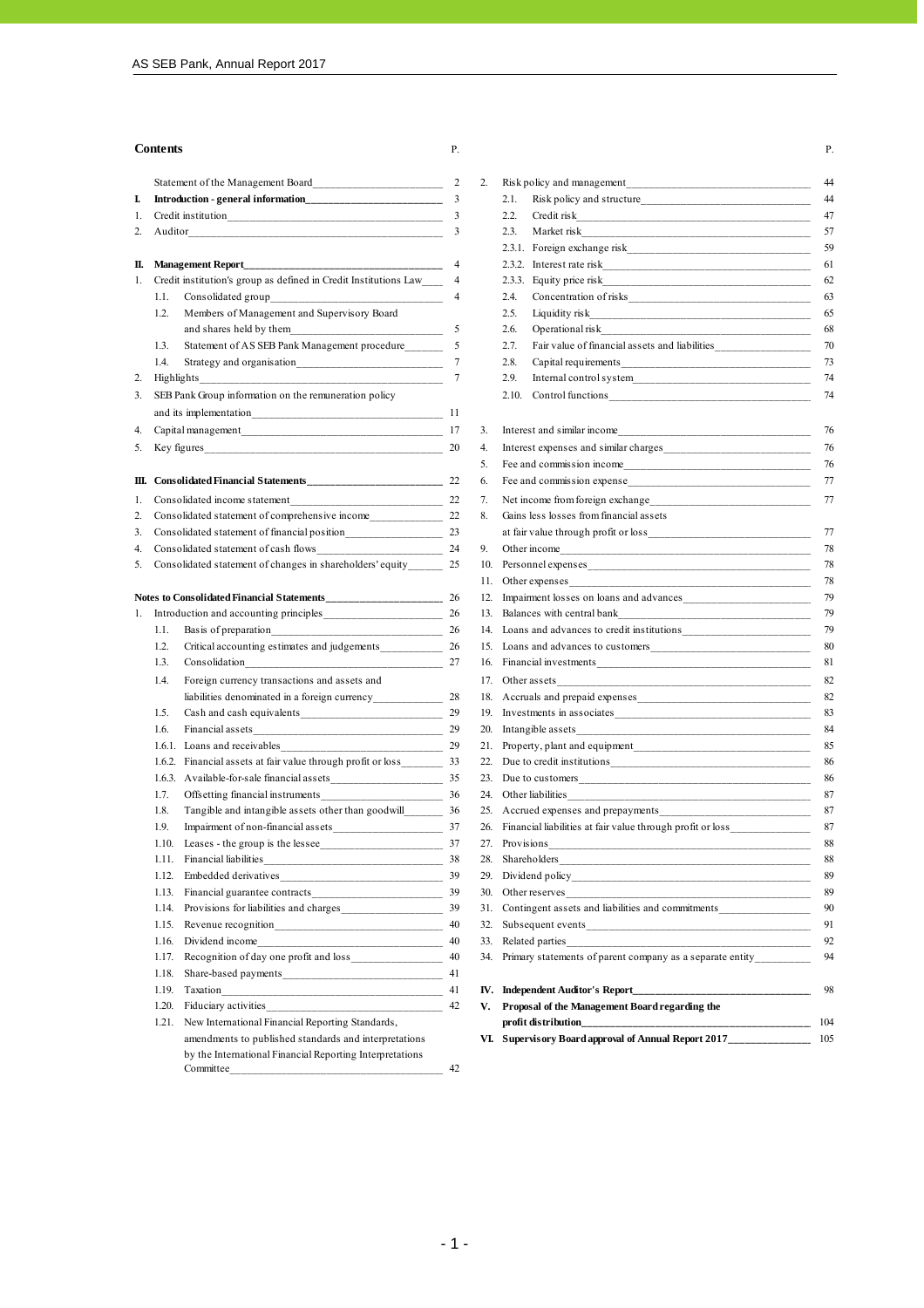## Contents

| | | P. |
|---|---|---|
| | Statement of the Management Board | 2 |
| **I.** | **Introduction - general information** | 3 |
| 1. | Credit institution | 3 |
| 2. | Auditor | 3 |
| **II.** | **Management Report** | 4 |
| 1. | Credit institution's group as defined in Credit Institutions Law | 4 |
| | 1.1. Consolidated group | 4 |
| | 1.2. Members of Management and Supervisory Board and shares held by them | 5 |
| | 1.3. Statement of AS SEB Pank Management procedure | 5 |
| | 1.4. Strategy and organisation | 7 |
| 2. | Highlights | 7 |
| 3. | SEB Pank Group information on the remuneration policy and its implementation | 11 |
| 4. | Capital management | 17 |
| 5. | Key figures | 20 |
| **III.** | **Consolidated Financial Statements** | 22 |
| 1. | Consolidated income statement | 22 |
| 2. | Consolidated statement of comprehensive income | 22 |
| 3. | Consolidated statement of financial position | 23 |
| 4. | Consolidated statement of cash flows | 24 |
| 5. | Consolidated statement of changes in shareholders' equity | 25 |
| | **Notes to Consolidated Financial Statements** | 26 |
| 1. | Introduction and accounting principles | 26 |
| | 1.1. Basis of preparation | 26 |
| | 1.2. Critical accounting estimates and judgements | 26 |
| | 1.3. Consolidation | 27 |
| | 1.4. Foreign currency transactions and assets and liabilities denominated in a foreign currency | 28 |
| | 1.5. Cash and cash equivalents | 29 |
| | 1.6. Financial assets | 29 |
| | 1.6.1. Loans and receivables | 29 |
| | 1.6.2. Financial assets at fair value through profit or loss | 33 |
| | 1.6.3. Available-for-sale financial assets | 35 |
| | 1.7. Offsetting financial instruments | 36 |
| | 1.8. Tangible and intangible assets other than goodwill | 36 |
| | 1.9. Impairment of non-financial assets | 37 |
| | 1.10. Leases - the group is the lessee | 37 |
| | 1.11. Financial liabilities | 38 |
| | 1.12. Embedded derivatives | 39 |
| | 1.13. Financial guarantee contracts | 39 |
| | 1.14. Provisions for liabilities and charges | 39 |
| | 1.15. Revenue recognition | 40 |
| | 1.16. Dividend income | 40 |
| | 1.17. Recognition of day one profit and loss | 40 |
| | 1.18. Share-based payments | 41 |
| | 1.19. Taxation | 41 |
| | 1.20. Fiduciary activities | 42 |
| | 1.21. New International Financial Reporting Standards, amendments to published standards and interpretations by the International Financial Reporting Interpretations Committee | 42 |
| 2. | Risk policy and management | 44 |
| | 2.1. Risk policy and structure | 44 |
| | 2.2. Credit risk | 47 |
| | 2.3. Market risk | 57 |
| | 2.3.1. Foreign exchange risk | 59 |
| | 2.3.2. Interest rate risk | 61 |
| | 2.3.3. Equity price risk | 62 |
| | 2.4. Concentration of risks | 63 |
| | 2.5. Liquidity risk | 65 |
| | 2.6. Operational risk | 68 |
| | 2.7. Fair value of financial assets and liabilities | 70 |
| | 2.8. Capital requirements | 73 |
| | 2.9. Internal control system | 74 |
| | 2.10. Control functions | 74 |
| 3. | Interest and similar income | 76 |
| 4. | Interest expenses and similar charges | 76 |
| 5. | Fee and commission income | 76 |
| 6. | Fee and commission expense | 77 |
| 7. | Net income from foreign exchange | 77 |
| 8. | Gains less losses from financial assets at fair value through profit or loss | 77 |
| 9. | Other income | 78 |
| 10. | Personnel expenses | 78 |
| 11. | Other expenses | 78 |
| 12. | Impairment losses on loans and advances | 79 |
| 13. | Balances with central bank | 79 |
| 14. | Loans and advances to credit institutions | 79 |
| 15. | Loans and advances to customers | 80 |
| 16. | Financial investments | 81 |
| 17. | Other assets | 82 |
| 18. | Accruals and prepaid expenses | 82 |
| 19. | Investments in associates | 83 |
| 20. | Intangible assets | 84 |
| 21. | Property, plant and equipment | 85 |
| 22. | Due to credit institutions | 86 |
| 23. | Due to customers | 86 |
| 24. | Other liabilities | 87 |
| 25. | Accrued expenses and prepayments | 87 |
| 26. | Financial liabilities at fair value through profit or loss | 87 |
| 27. | Provisions | 88 |
| 28. | Shareholders | 88 |
| 29. | Dividend policy | 89 |
| 30. | Other reserves | 89 |
| 31. | Contingent assets and liabilities and commitments | 90 |
| 32. | Subsequent events | 91 |
| 33. | Related parties | 92 |
| 34. | Primary statements of parent company as a separate entity | 94 |
| **IV.** | **Independent Auditor's Report** | 98 |
| **V.** | **Proposal of the Management Board regarding the profit distribution** | 104 |
| **VI.** | **Supervisory Board approval of Annual Report 2017** | 105 |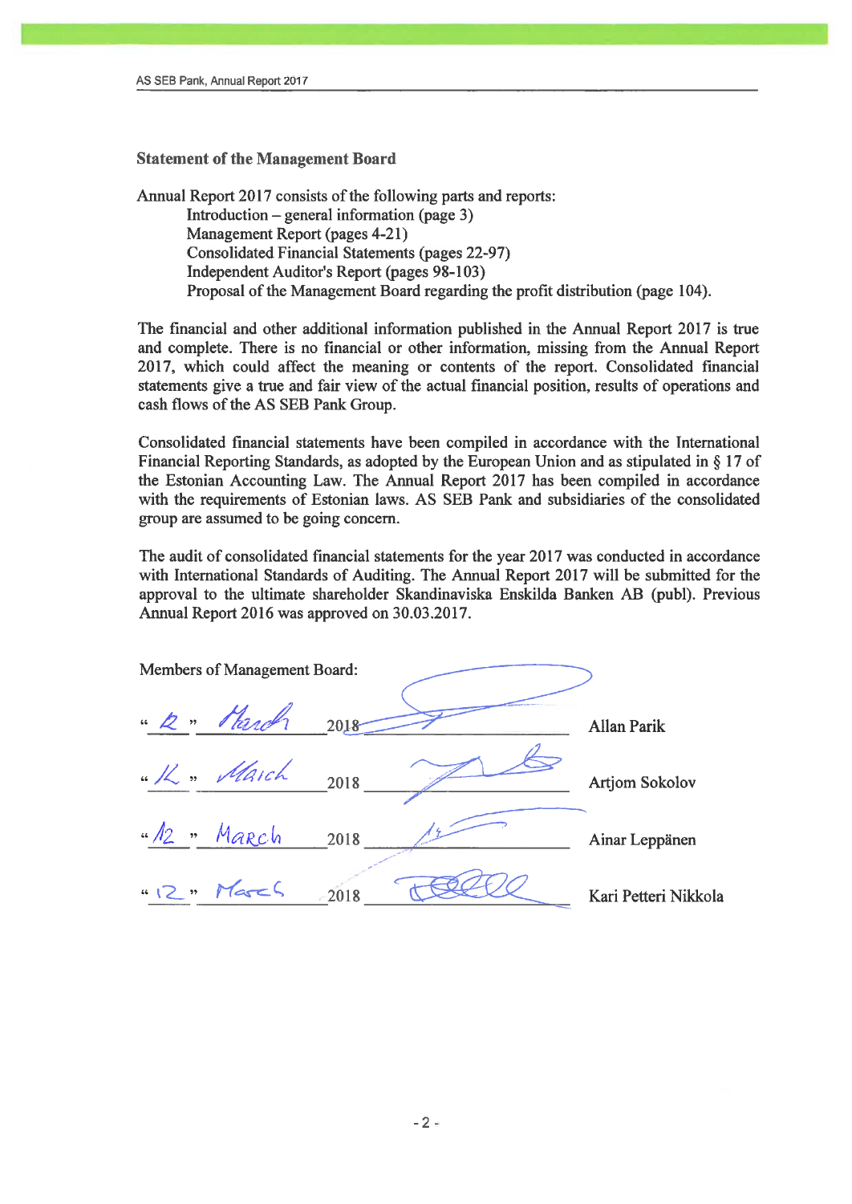## Statement of the Management Board

Annual Report 2017 consists of the following parts and reports:

- Introduction – general information (page 3)
- Management Report (pages 4-21)
- Consolidated Financial Statements (pages 22-97)
- Independent Auditor's Report (pages 98-103)
- Proposal of the Management Board regarding the profit distribution (page 104).

The financial and other additional information published in the Annual Report 2017 is true and complete. There is no financial or other information, missing from the Annual Report 2017, which could affect the meaning or contents of the report. Consolidated financial statements give a true and fair view of the actual financial position, results of operations and cash flows of the AS SEB Pank Group.

Consolidated financial statements have been compiled in accordance with the International Financial Reporting Standards, as adopted by the European Union and as stipulated in § 17 of the Estonian Accounting Law. The Annual Report 2017 has been compiled in accordance with the requirements of Estonian laws. AS SEB Pank and subsidiaries of the consolidated group are assumed to be going concern.

The audit of consolidated financial statements for the year 2017 was conducted in accordance with International Standards of Auditing. The Annual Report 2017 will be submitted for the approval to the ultimate shareholder Skandinaviska Enskilda Banken AB (publ). Previous Annual Report 2016 was approved on 30.03.2017.

Members of Management Board:

"12" March 2018 ____________ Allan Parik

"12" March 2018 ____________ Artjom Sokolov

"12" March 2018 ____________ Ainar Leppänen

"12" March 2018 ____________ Kari Petteri Nikkola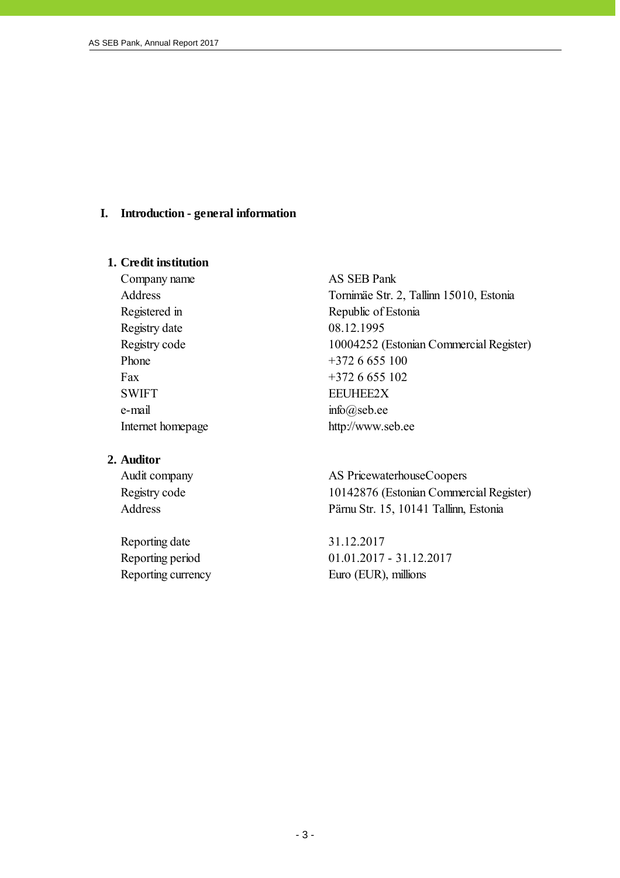# I. Introduction - general information

## 1. Credit institution

| | |
|---|---|
| Company name | AS SEB Pank |
| Address | Tornimäe Str. 2, Tallinn 15010, Estonia |
| Registered in | Republic of Estonia |
| Registry date | 08.12.1995 |
| Registry code | 10004252 (Estonian Commercial Register) |
| Phone | +372 6 655 100 |
| Fax | +372 6 655 102 |
| SWIFT | EEUHEE2X |
| e-mail | info@seb.ee |
| Internet homepage | http://www.seb.ee |

## 2. Auditor

| | |
|---|---|
| Audit company | AS PricewaterhouseCoopers |
| Registry code | 10142876 (Estonian Commercial Register) |
| Address | Pärnu Str. 15, 10141 Tallinn, Estonia |

| | |
|---|---|
| Reporting date | 31.12.2017 |
| Reporting period | 01.01.2017 - 31.12.2017 |
| Reporting currency | Euro (EUR), millions |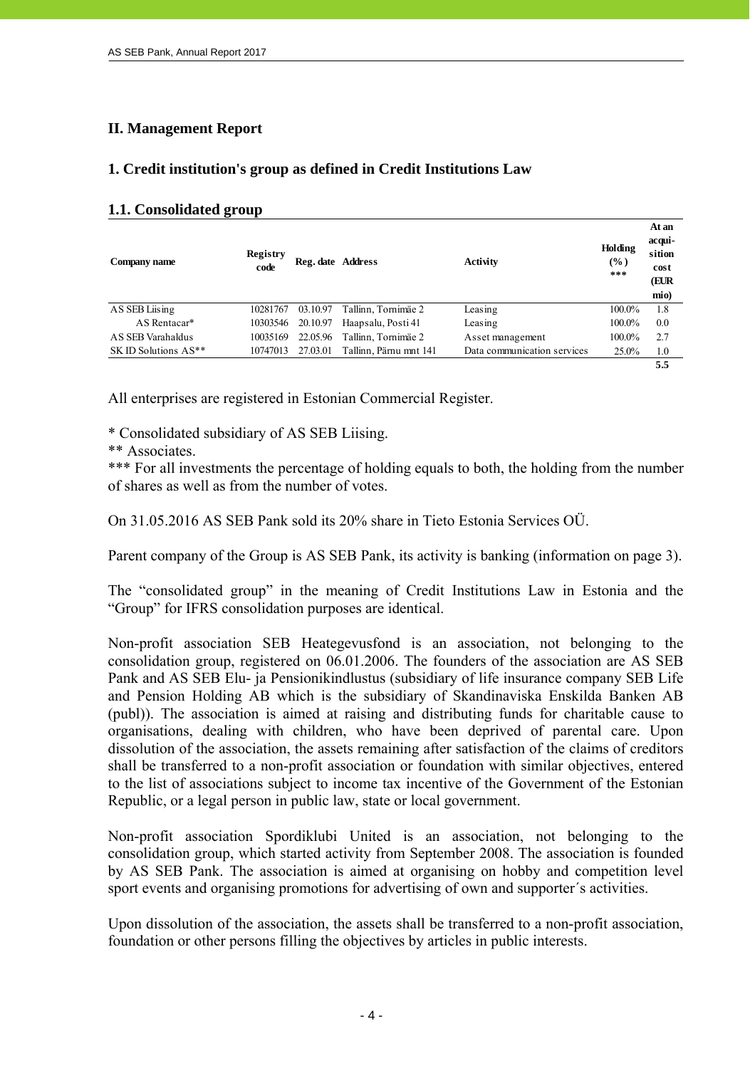## II. Management Report

### 1. Credit institution's group as defined in Credit Institutions Law

#### 1.1. Consolidated group

| Company name | Registry code | Reg. date | Address | Activity | Holding (%) *** | At an acqui-sition cost (EUR mio) |
|---|---|---|---|---|---|---|
| AS SEB Liising | 10281767 | 03.10.97 | Tallinn, Tornimäe 2 | Leasing | 100.0% | 1.8 |
| AS Rentacar* | 10303546 | 20.10.97 | Haapsalu, Posti 41 | Leasing | 100.0% | 0.0 |
| AS SEB Varahaldus | 10035169 | 22.05.96 | Tallinn, Tornimäe 2 | Asset management | 100.0% | 2.7 |
| SK ID Solutions AS** | 10747013 | 27.03.01 | Tallinn, Pärnu mnt 141 | Data communication services | 25.0% | 1.0 |
| | | | | | | **5.5** |

All enterprises are registered in Estonian Commercial Register.

\* Consolidated subsidiary of AS SEB Liising.

** Associates.

*** For all investments the percentage of holding equals to both, the holding from the number of shares as well as from the number of votes.

On 31.05.2016 AS SEB Pank sold its 20% share in Tieto Estonia Services OÜ.

Parent company of the Group is AS SEB Pank, its activity is banking (information on page 3).

The "consolidated group" in the meaning of Credit Institutions Law in Estonia and the "Group" for IFRS consolidation purposes are identical.

Non-profit association SEB Heategevusfond is an association, not belonging to the consolidation group, registered on 06.01.2006. The founders of the association are AS SEB Pank and AS SEB Elu- ja Pensionikindlustus (subsidiary of life insurance company SEB Life and Pension Holding AB which is the subsidiary of Skandinaviska Enskilda Banken AB (publ)). The association is aimed at raising and distributing funds for charitable cause to organisations, dealing with children, who have been deprived of parental care. Upon dissolution of the association, the assets remaining after satisfaction of the claims of creditors shall be transferred to a non-profit association or foundation with similar objectives, entered to the list of associations subject to income tax incentive of the Government of the Estonian Republic, or a legal person in public law, state or local government.

Non-profit association Spordiklubi United is an association, not belonging to the consolidation group, which started activity from September 2008. The association is founded by AS SEB Pank. The association is aimed at organising on hobby and competition level sport events and organising promotions for advertising of own and supporter´s activities.

Upon dissolution of the association, the assets shall be transferred to a non-profit association, foundation or other persons filling the objectives by articles in public interests.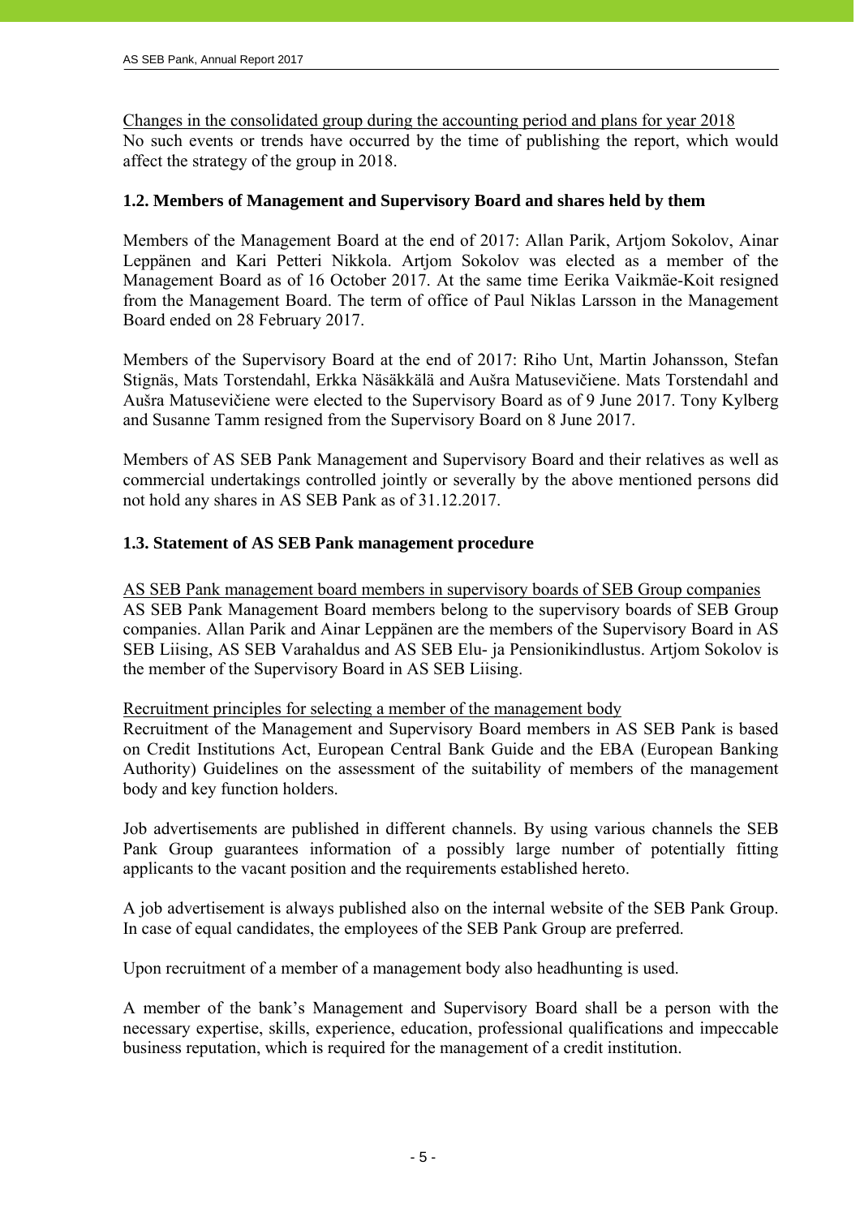Changes in the consolidated group during the accounting period and plans for year 2018

No such events or trends have occurred by the time of publishing the report, which would affect the strategy of the group in 2018.

### 1.2. Members of Management and Supervisory Board and shares held by them

Members of the Management Board at the end of 2017: Allan Parik, Artjom Sokolov, Ainar Leppänen and Kari Petteri Nikkola. Artjom Sokolov was elected as a member of the Management Board as of 16 October 2017. At the same time Eerika Vaikmäe-Koit resigned from the Management Board. The term of office of Paul Niklas Larsson in the Management Board ended on 28 February 2017.

Members of the Supervisory Board at the end of 2017: Riho Unt, Martin Johansson, Stefan Stignäs, Mats Torstendahl, Erkka Näsäkkälä and Aušra Matusevičiene. Mats Torstendahl and Aušra Matusevičiene were elected to the Supervisory Board as of 9 June 2017. Tony Kylberg and Susanne Tamm resigned from the Supervisory Board on 8 June 2017.

Members of AS SEB Pank Management and Supervisory Board and their relatives as well as commercial undertakings controlled jointly or severally by the above mentioned persons did not hold any shares in AS SEB Pank as of 31.12.2017.

### 1.3. Statement of AS SEB Pank management procedure

AS SEB Pank management board members in supervisory boards of SEB Group companies

AS SEB Pank Management Board members belong to the supervisory boards of SEB Group companies. Allan Parik and Ainar Leppänen are the members of the Supervisory Board in AS SEB Liising, AS SEB Varahaldus and AS SEB Elu- ja Pensionikindlustus. Artjom Sokolov is the member of the Supervisory Board in AS SEB Liising.

Recruitment principles for selecting a member of the management body

Recruitment of the Management and Supervisory Board members in AS SEB Pank is based on Credit Institutions Act, European Central Bank Guide and the EBA (European Banking Authority) Guidelines on the assessment of the suitability of members of the management body and key function holders.

Job advertisements are published in different channels. By using various channels the SEB Pank Group guarantees information of a possibly large number of potentially fitting applicants to the vacant position and the requirements established hereto.

A job advertisement is always published also on the internal website of the SEB Pank Group. In case of equal candidates, the employees of the SEB Pank Group are preferred.

Upon recruitment of a member of a management body also headhunting is used.

A member of the bank's Management and Supervisory Board shall be a person with the necessary expertise, skills, experience, education, professional qualifications and impeccable business reputation, which is required for the management of a credit institution.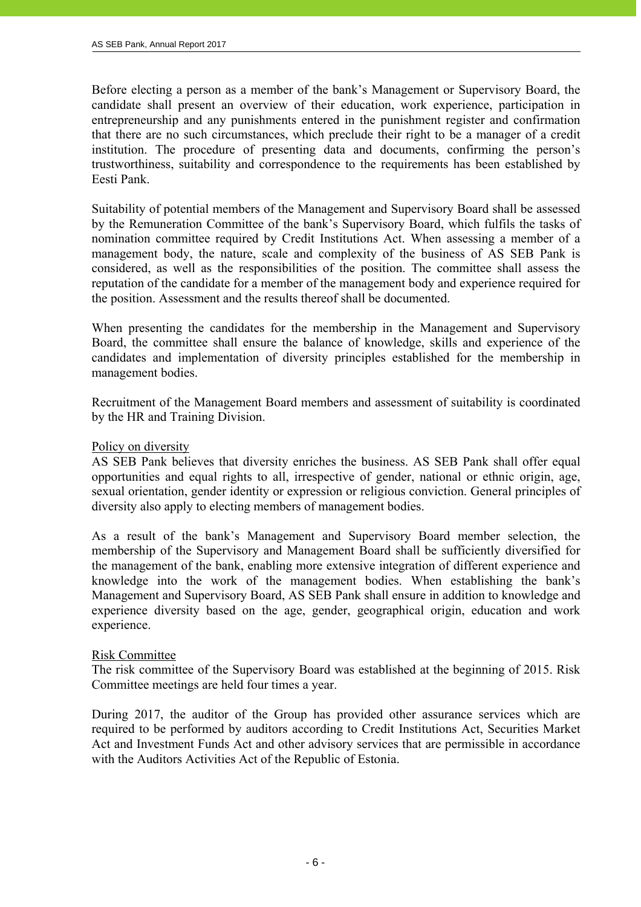Before electing a person as a member of the bank's Management or Supervisory Board, the candidate shall present an overview of their education, work experience, participation in entrepreneurship and any punishments entered in the punishment register and confirmation that there are no such circumstances, which preclude their right to be a manager of a credit institution. The procedure of presenting data and documents, confirming the person's trustworthiness, suitability and correspondence to the requirements has been established by Eesti Pank.

Suitability of potential members of the Management and Supervisory Board shall be assessed by the Remuneration Committee of the bank's Supervisory Board, which fulfils the tasks of nomination committee required by Credit Institutions Act. When assessing a member of a management body, the nature, scale and complexity of the business of AS SEB Pank is considered, as well as the responsibilities of the position. The committee shall assess the reputation of the candidate for a member of the management body and experience required for the position. Assessment and the results thereof shall be documented.

When presenting the candidates for the membership in the Management and Supervisory Board, the committee shall ensure the balance of knowledge, skills and experience of the candidates and implementation of diversity principles established for the membership in management bodies.

Recruitment of the Management Board members and assessment of suitability is coordinated by the HR and Training Division.

<u>Policy on diversity</u>

AS SEB Pank believes that diversity enriches the business. AS SEB Pank shall offer equal opportunities and equal rights to all, irrespective of gender, national or ethnic origin, age, sexual orientation, gender identity or expression or religious conviction. General principles of diversity also apply to electing members of management bodies.

As a result of the bank's Management and Supervisory Board member selection, the membership of the Supervisory and Management Board shall be sufficiently diversified for the management of the bank, enabling more extensive integration of different experience and knowledge into the work of the management bodies. When establishing the bank's Management and Supervisory Board, AS SEB Pank shall ensure in addition to knowledge and experience diversity based on the age, gender, geographical origin, education and work experience.

<u>Risk Committee</u>

The risk committee of the Supervisory Board was established at the beginning of 2015. Risk Committee meetings are held four times a year.

During 2017, the auditor of the Group has provided other assurance services which are required to be performed by auditors according to Credit Institutions Act, Securities Market Act and Investment Funds Act and other advisory services that are permissible in accordance with the Auditors Activities Act of the Republic of Estonia.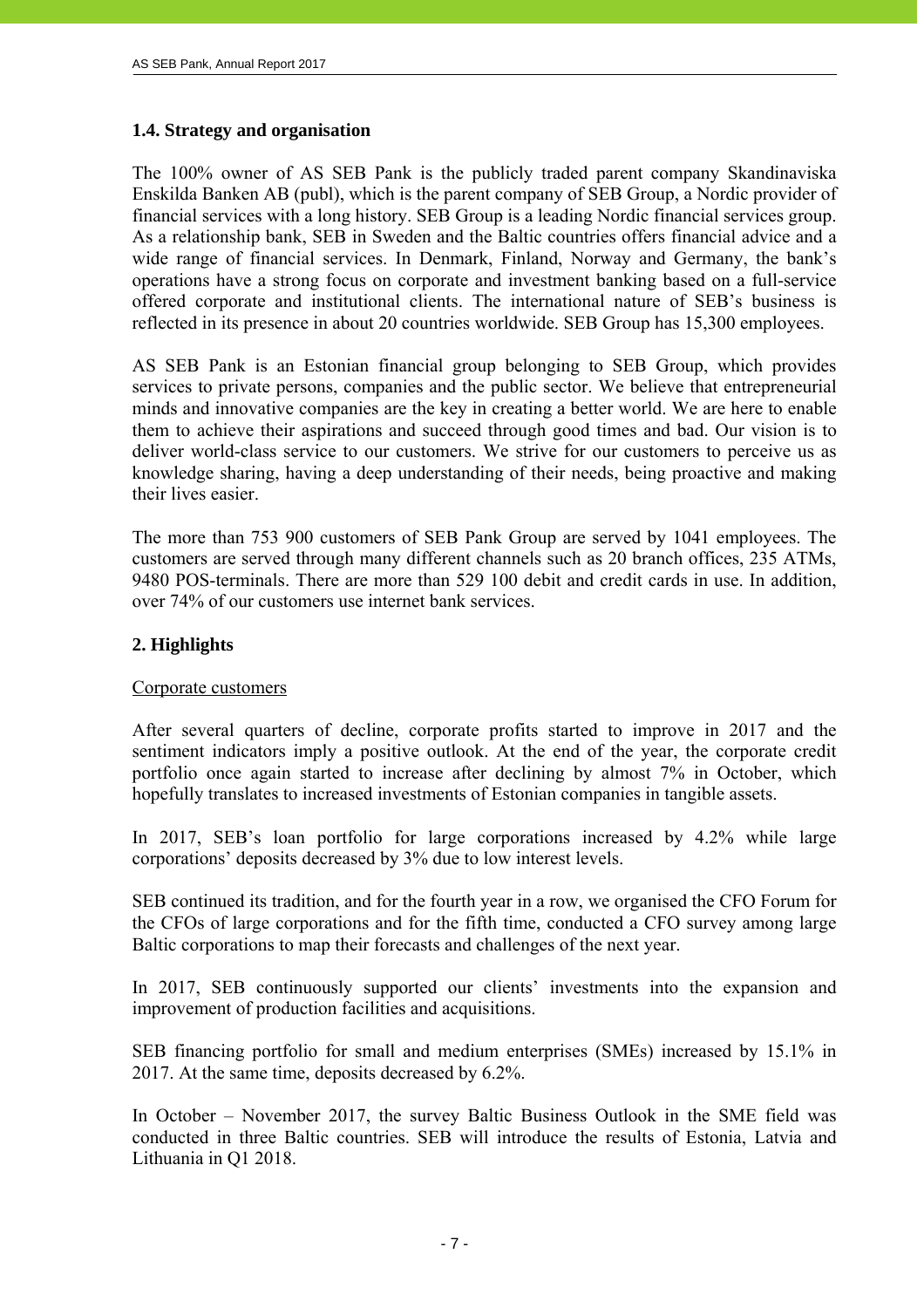### 1.4. Strategy and organisation

The 100% owner of AS SEB Pank is the publicly traded parent company Skandinaviska Enskilda Banken AB (publ), which is the parent company of SEB Group, a Nordic provider of financial services with a long history. SEB Group is a leading Nordic financial services group. As a relationship bank, SEB in Sweden and the Baltic countries offers financial advice and a wide range of financial services. In Denmark, Finland, Norway and Germany, the bank's operations have a strong focus on corporate and investment banking based on a full-service offered corporate and institutional clients. The international nature of SEB's business is reflected in its presence in about 20 countries worldwide. SEB Group has 15,300 employees.

AS SEB Pank is an Estonian financial group belonging to SEB Group, which provides services to private persons, companies and the public sector. We believe that entrepreneurial minds and innovative companies are the key in creating a better world. We are here to enable them to achieve their aspirations and succeed through good times and bad. Our vision is to deliver world-class service to our customers. We strive for our customers to perceive us as knowledge sharing, having a deep understanding of their needs, being proactive and making their lives easier.

The more than 753 900 customers of SEB Pank Group are served by 1041 employees. The customers are served through many different channels such as 20 branch offices, 235 ATMs, 9480 POS-terminals. There are more than 529 100 debit and credit cards in use. In addition, over 74% of our customers use internet bank services.

## 2. Highlights

Corporate customers

After several quarters of decline, corporate profits started to improve in 2017 and the sentiment indicators imply a positive outlook. At the end of the year, the corporate credit portfolio once again started to increase after declining by almost 7% in October, which hopefully translates to increased investments of Estonian companies in tangible assets.

In 2017, SEB's loan portfolio for large corporations increased by 4.2% while large corporations' deposits decreased by 3% due to low interest levels.

SEB continued its tradition, and for the fourth year in a row, we organised the CFO Forum for the CFOs of large corporations and for the fifth time, conducted a CFO survey among large Baltic corporations to map their forecasts and challenges of the next year.

In 2017, SEB continuously supported our clients' investments into the expansion and improvement of production facilities and acquisitions.

SEB financing portfolio for small and medium enterprises (SMEs) increased by 15.1% in 2017. At the same time, deposits decreased by 6.2%.

In October – November 2017, the survey Baltic Business Outlook in the SME field was conducted in three Baltic countries. SEB will introduce the results of Estonia, Latvia and Lithuania in Q1 2018.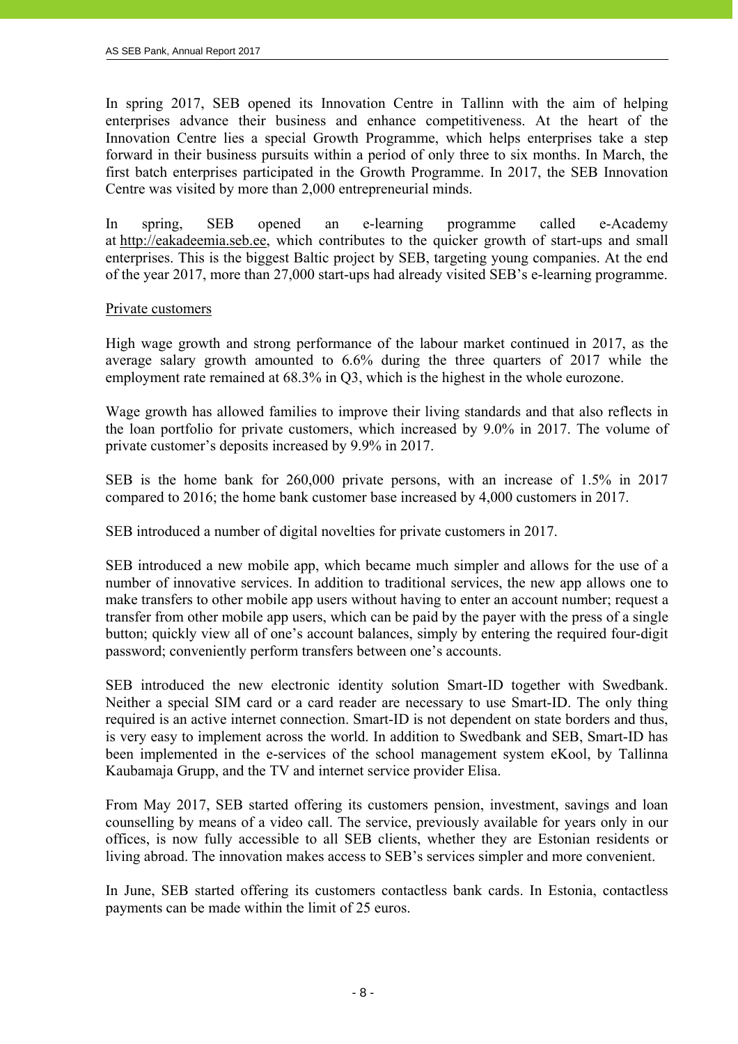In spring 2017, SEB opened its Innovation Centre in Tallinn with the aim of helping enterprises advance their business and enhance competitiveness. At the heart of the Innovation Centre lies a special Growth Programme, which helps enterprises take a step forward in their business pursuits within a period of only three to six months. In March, the first batch enterprises participated in the Growth Programme. In 2017, the SEB Innovation Centre was visited by more than 2,000 entrepreneurial minds.

In spring, SEB opened an e-learning programme called e-Academy at http://eakadeemia.seb.ee, which contributes to the quicker growth of start-ups and small enterprises. This is the biggest Baltic project by SEB, targeting young companies. At the end of the year 2017, more than 27,000 start-ups had already visited SEB's e-learning programme.

Private customers

High wage growth and strong performance of the labour market continued in 2017, as the average salary growth amounted to 6.6% during the three quarters of 2017 while the employment rate remained at 68.3% in Q3, which is the highest in the whole eurozone.

Wage growth has allowed families to improve their living standards and that also reflects in the loan portfolio for private customers, which increased by 9.0% in 2017. The volume of private customer's deposits increased by 9.9% in 2017.

SEB is the home bank for 260,000 private persons, with an increase of 1.5% in 2017 compared to 2016; the home bank customer base increased by 4,000 customers in 2017.

SEB introduced a number of digital novelties for private customers in 2017.

SEB introduced a new mobile app, which became much simpler and allows for the use of a number of innovative services. In addition to traditional services, the new app allows one to make transfers to other mobile app users without having to enter an account number; request a transfer from other mobile app users, which can be paid by the payer with the press of a single button; quickly view all of one's account balances, simply by entering the required four-digit password; conveniently perform transfers between one's accounts.

SEB introduced the new electronic identity solution Smart-ID together with Swedbank. Neither a special SIM card or a card reader are necessary to use Smart-ID. The only thing required is an active internet connection. Smart-ID is not dependent on state borders and thus, is very easy to implement across the world. In addition to Swedbank and SEB, Smart-ID has been implemented in the e-services of the school management system eKool, by Tallinna Kaubamaja Grupp, and the TV and internet service provider Elisa.

From May 2017, SEB started offering its customers pension, investment, savings and loan counselling by means of a video call. The service, previously available for years only in our offices, is now fully accessible to all SEB clients, whether they are Estonian residents or living abroad. The innovation makes access to SEB's services simpler and more convenient.

In June, SEB started offering its customers contactless bank cards. In Estonia, contactless payments can be made within the limit of 25 euros.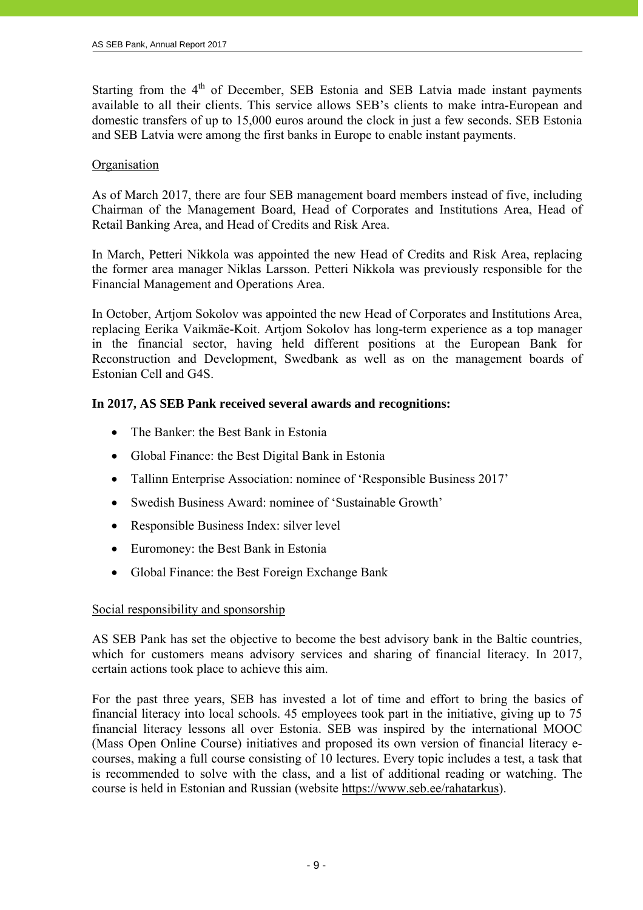Starting from the 4th of December, SEB Estonia and SEB Latvia made instant payments available to all their clients. This service allows SEB's clients to make intra-European and domestic transfers of up to 15,000 euros around the clock in just a few seconds. SEB Estonia and SEB Latvia were among the first banks in Europe to enable instant payments.

Organisation

As of March 2017, there are four SEB management board members instead of five, including Chairman of the Management Board, Head of Corporates and Institutions Area, Head of Retail Banking Area, and Head of Credits and Risk Area.

In March, Petteri Nikkola was appointed the new Head of Credits and Risk Area, replacing the former area manager Niklas Larsson. Petteri Nikkola was previously responsible for the Financial Management and Operations Area.

In October, Artjom Sokolov was appointed the new Head of Corporates and Institutions Area, replacing Eerika Vaikmäe-Koit. Artjom Sokolov has long-term experience as a top manager in the financial sector, having held different positions at the European Bank for Reconstruction and Development, Swedbank as well as on the management boards of Estonian Cell and G4S.

**In 2017, AS SEB Pank received several awards and recognitions:**

- The Banker: the Best Bank in Estonia
- Global Finance: the Best Digital Bank in Estonia
- Tallinn Enterprise Association: nominee of 'Responsible Business 2017'
- Swedish Business Award: nominee of 'Sustainable Growth'
- Responsible Business Index: silver level
- Euromoney: the Best Bank in Estonia
- Global Finance: the Best Foreign Exchange Bank

Social responsibility and sponsorship

AS SEB Pank has set the objective to become the best advisory bank in the Baltic countries, which for customers means advisory services and sharing of financial literacy. In 2017, certain actions took place to achieve this aim.

For the past three years, SEB has invested a lot of time and effort to bring the basics of financial literacy into local schools. 45 employees took part in the initiative, giving up to 75 financial literacy lessons all over Estonia. SEB was inspired by the international MOOC (Mass Open Online Course) initiatives and proposed its own version of financial literacy e-courses, making a full course consisting of 10 lectures. Every topic includes a test, a task that is recommended to solve with the class, and a list of additional reading or watching. The course is held in Estonian and Russian (website https://www.seb.ee/rahatarkus).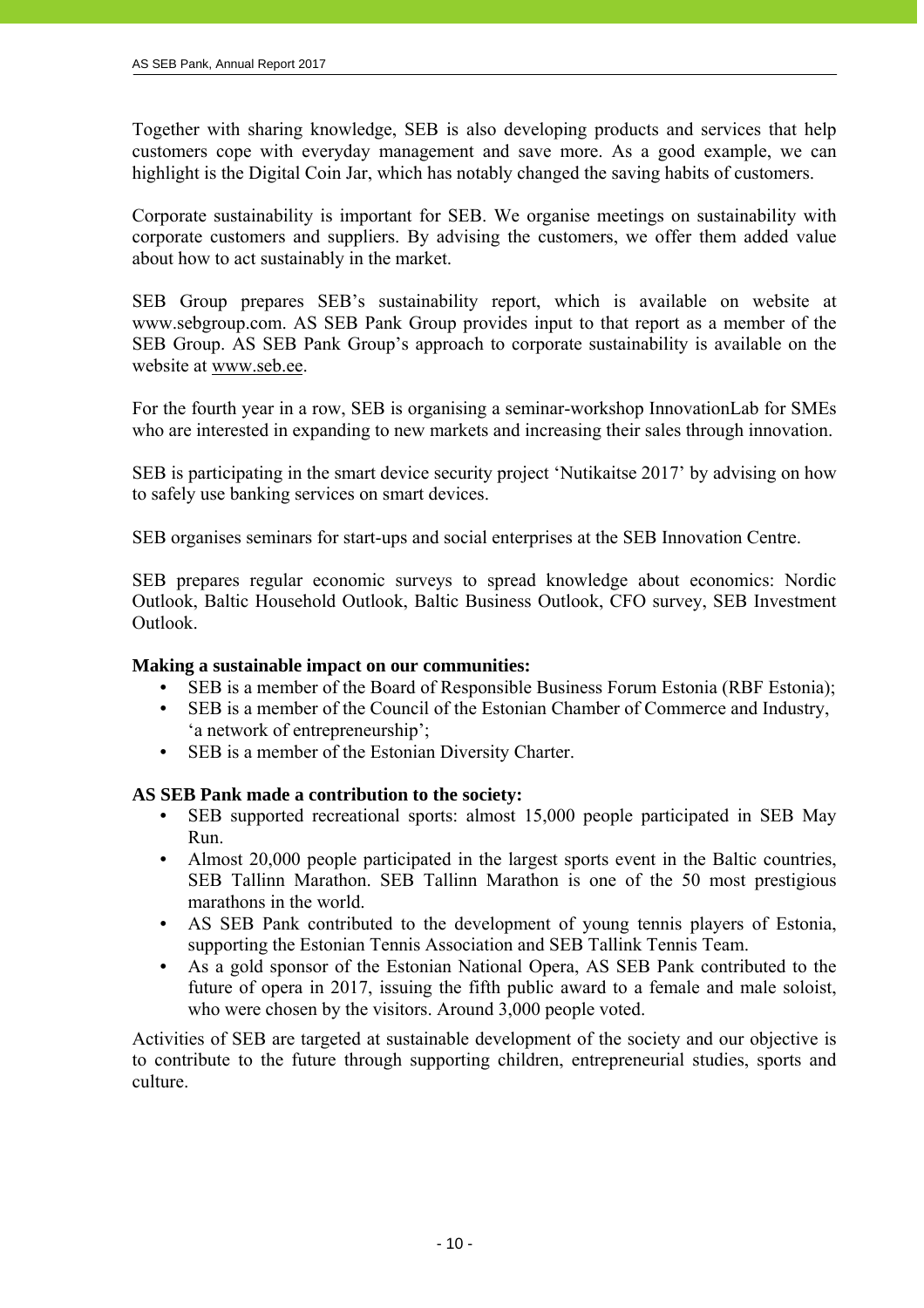Together with sharing knowledge, SEB is also developing products and services that help customers cope with everyday management and save more. As a good example, we can highlight is the Digital Coin Jar, which has notably changed the saving habits of customers.

Corporate sustainability is important for SEB. We organise meetings on sustainability with corporate customers and suppliers. By advising the customers, we offer them added value about how to act sustainably in the market.

SEB Group prepares SEB's sustainability report, which is available on website at www.sebgroup.com. AS SEB Pank Group provides input to that report as a member of the SEB Group. AS SEB Pank Group's approach to corporate sustainability is available on the website at www.seb.ee.

For the fourth year in a row, SEB is organising a seminar-workshop InnovationLab for SMEs who are interested in expanding to new markets and increasing their sales through innovation.

SEB is participating in the smart device security project 'Nutikaitse 2017' by advising on how to safely use banking services on smart devices.

SEB organises seminars for start-ups and social enterprises at the SEB Innovation Centre.

SEB prepares regular economic surveys to spread knowledge about economics: Nordic Outlook, Baltic Household Outlook, Baltic Business Outlook, CFO survey, SEB Investment Outlook.

**Making a sustainable impact on our communities:**

- SEB is a member of the Board of Responsible Business Forum Estonia (RBF Estonia);
- SEB is a member of the Council of the Estonian Chamber of Commerce and Industry, 'a network of entrepreneurship';
- SEB is a member of the Estonian Diversity Charter.

**AS SEB Pank made a contribution to the society:**

- SEB supported recreational sports: almost 15,000 people participated in SEB May Run.
- Almost 20,000 people participated in the largest sports event in the Baltic countries, SEB Tallinn Marathon. SEB Tallinn Marathon is one of the 50 most prestigious marathons in the world.
- AS SEB Pank contributed to the development of young tennis players of Estonia, supporting the Estonian Tennis Association and SEB Tallink Tennis Team.
- As a gold sponsor of the Estonian National Opera, AS SEB Pank contributed to the future of opera in 2017, issuing the fifth public award to a female and male soloist, who were chosen by the visitors. Around 3,000 people voted.

Activities of SEB are targeted at sustainable development of the society and our objective is to contribute to the future through supporting children, entrepreneurial studies, sports and culture.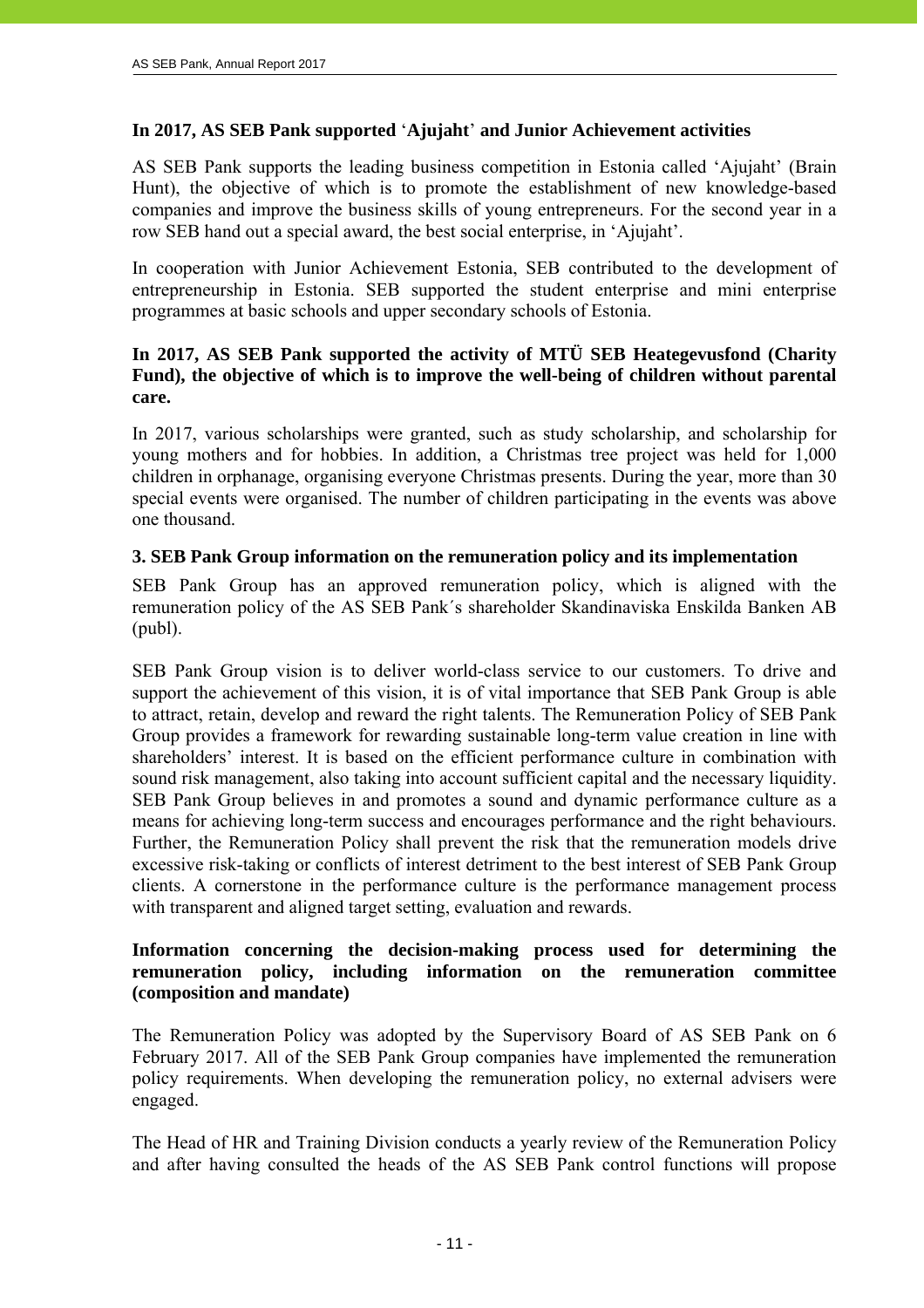**In 2017, AS SEB Pank supported 'Ajujaht' and Junior Achievement activities**

AS SEB Pank supports the leading business competition in Estonia called 'Ajujaht' (Brain Hunt), the objective of which is to promote the establishment of new knowledge-based companies and improve the business skills of young entrepreneurs. For the second year in a row SEB hand out a special award, the best social enterprise, in 'Ajujaht'.

In cooperation with Junior Achievement Estonia, SEB contributed to the development of entrepreneurship in Estonia. SEB supported the student enterprise and mini enterprise programmes at basic schools and upper secondary schools of Estonia.

**In 2017, AS SEB Pank supported the activity of MTÜ SEB Heategevusfond (Charity Fund), the objective of which is to improve the well-being of children without parental care.**

In 2017, various scholarships were granted, such as study scholarship, and scholarship for young mothers and for hobbies. In addition, a Christmas tree project was held for 1,000 children in orphanage, organising everyone Christmas presents. During the year, more than 30 special events were organised. The number of children participating in the events was above one thousand.

## 3. SEB Pank Group information on the remuneration policy and its implementation

SEB Pank Group has an approved remuneration policy, which is aligned with the remuneration policy of the AS SEB Pank´s shareholder Skandinaviska Enskilda Banken AB (publ).

SEB Pank Group vision is to deliver world-class service to our customers. To drive and support the achievement of this vision, it is of vital importance that SEB Pank Group is able to attract, retain, develop and reward the right talents. The Remuneration Policy of SEB Pank Group provides a framework for rewarding sustainable long-term value creation in line with shareholders' interest. It is based on the efficient performance culture in combination with sound risk management, also taking into account sufficient capital and the necessary liquidity. SEB Pank Group believes in and promotes a sound and dynamic performance culture as a means for achieving long-term success and encourages performance and the right behaviours. Further, the Remuneration Policy shall prevent the risk that the remuneration models drive excessive risk-taking or conflicts of interest detriment to the best interest of SEB Pank Group clients. A cornerstone in the performance culture is the performance management process with transparent and aligned target setting, evaluation and rewards.

**Information concerning the decision-making process used for determining the remuneration policy, including information on the remuneration committee (composition and mandate)**

The Remuneration Policy was adopted by the Supervisory Board of AS SEB Pank on 6 February 2017. All of the SEB Pank Group companies have implemented the remuneration policy requirements. When developing the remuneration policy, no external advisers were engaged.

The Head of HR and Training Division conducts a yearly review of the Remuneration Policy and after having consulted the heads of the AS SEB Pank control functions will propose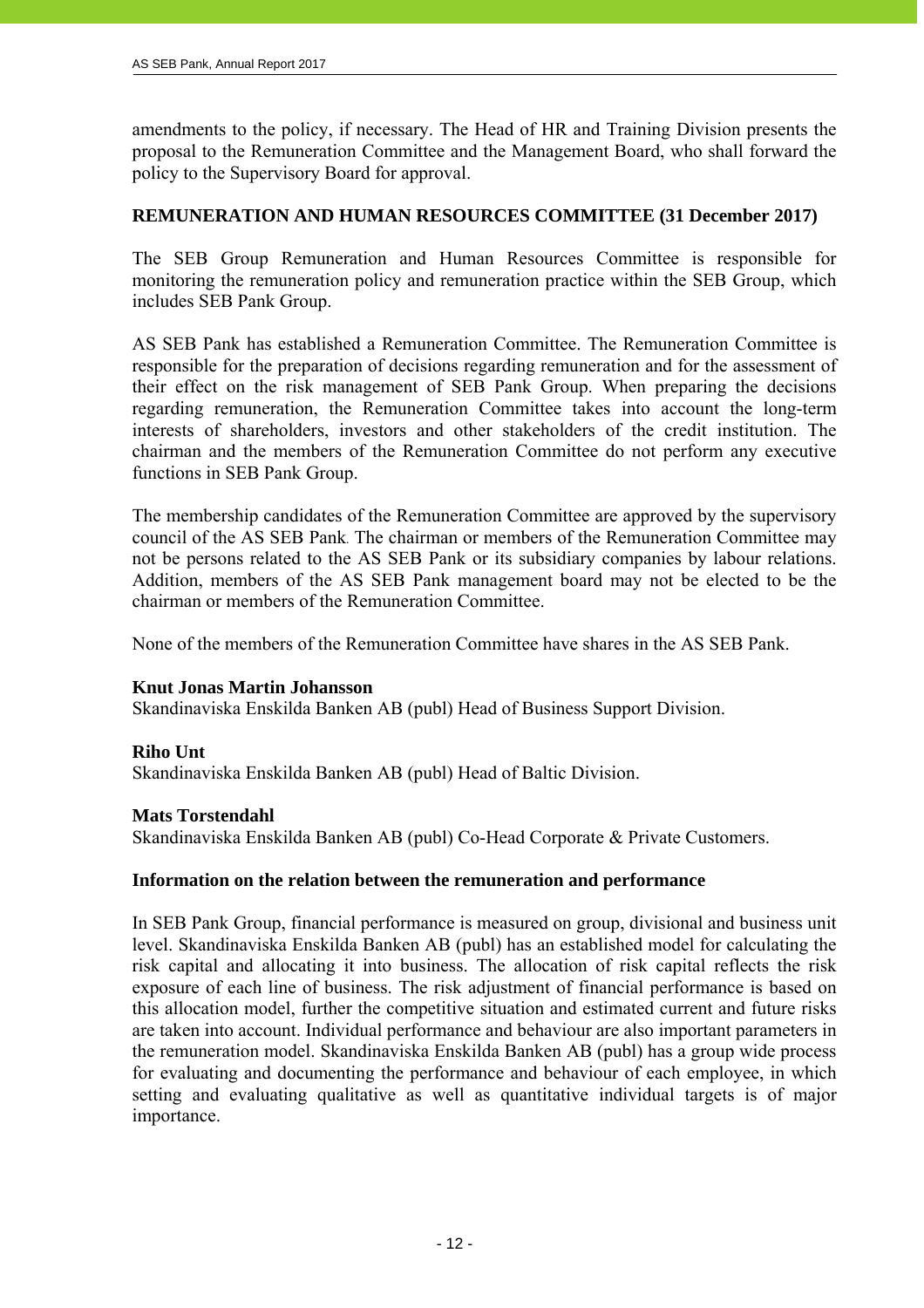amendments to the policy, if necessary. The Head of HR and Training Division presents the proposal to the Remuneration Committee and the Management Board, who shall forward the policy to the Supervisory Board for approval.

## REMUNERATION AND HUMAN RESOURCES COMMITTEE (31 December 2017)

The SEB Group Remuneration and Human Resources Committee is responsible for monitoring the remuneration policy and remuneration practice within the SEB Group, which includes SEB Pank Group.

AS SEB Pank has established a Remuneration Committee. The Remuneration Committee is responsible for the preparation of decisions regarding remuneration and for the assessment of their effect on the risk management of SEB Pank Group. When preparing the decisions regarding remuneration, the Remuneration Committee takes into account the long-term interests of shareholders, investors and other stakeholders of the credit institution. The chairman and the members of the Remuneration Committee do not perform any executive functions in SEB Pank Group.

The membership candidates of the Remuneration Committee are approved by the supervisory council of the AS SEB Pank. The chairman or members of the Remuneration Committee may not be persons related to the AS SEB Pank or its subsidiary companies by labour relations. Addition, members of the AS SEB Pank management board may not be elected to be the chairman or members of the Remuneration Committee.

None of the members of the Remuneration Committee have shares in the AS SEB Pank.

**Knut Jonas Martin Johansson**
Skandinaviska Enskilda Banken AB (publ) Head of Business Support Division.

**Riho Unt**
Skandinaviska Enskilda Banken AB (publ) Head of Baltic Division.

**Mats Torstendahl**
Skandinaviska Enskilda Banken AB (publ) Co-Head Corporate & Private Customers.

### Information on the relation between the remuneration and performance

In SEB Pank Group, financial performance is measured on group, divisional and business unit level. Skandinaviska Enskilda Banken AB (publ) has an established model for calculating the risk capital and allocating it into business. The allocation of risk capital reflects the risk exposure of each line of business. The risk adjustment of financial performance is based on this allocation model, further the competitive situation and estimated current and future risks are taken into account. Individual performance and behaviour are also important parameters in the remuneration model. Skandinaviska Enskilda Banken AB (publ) has a group wide process for evaluating and documenting the performance and behaviour of each employee, in which setting and evaluating qualitative as well as quantitative individual targets is of major importance.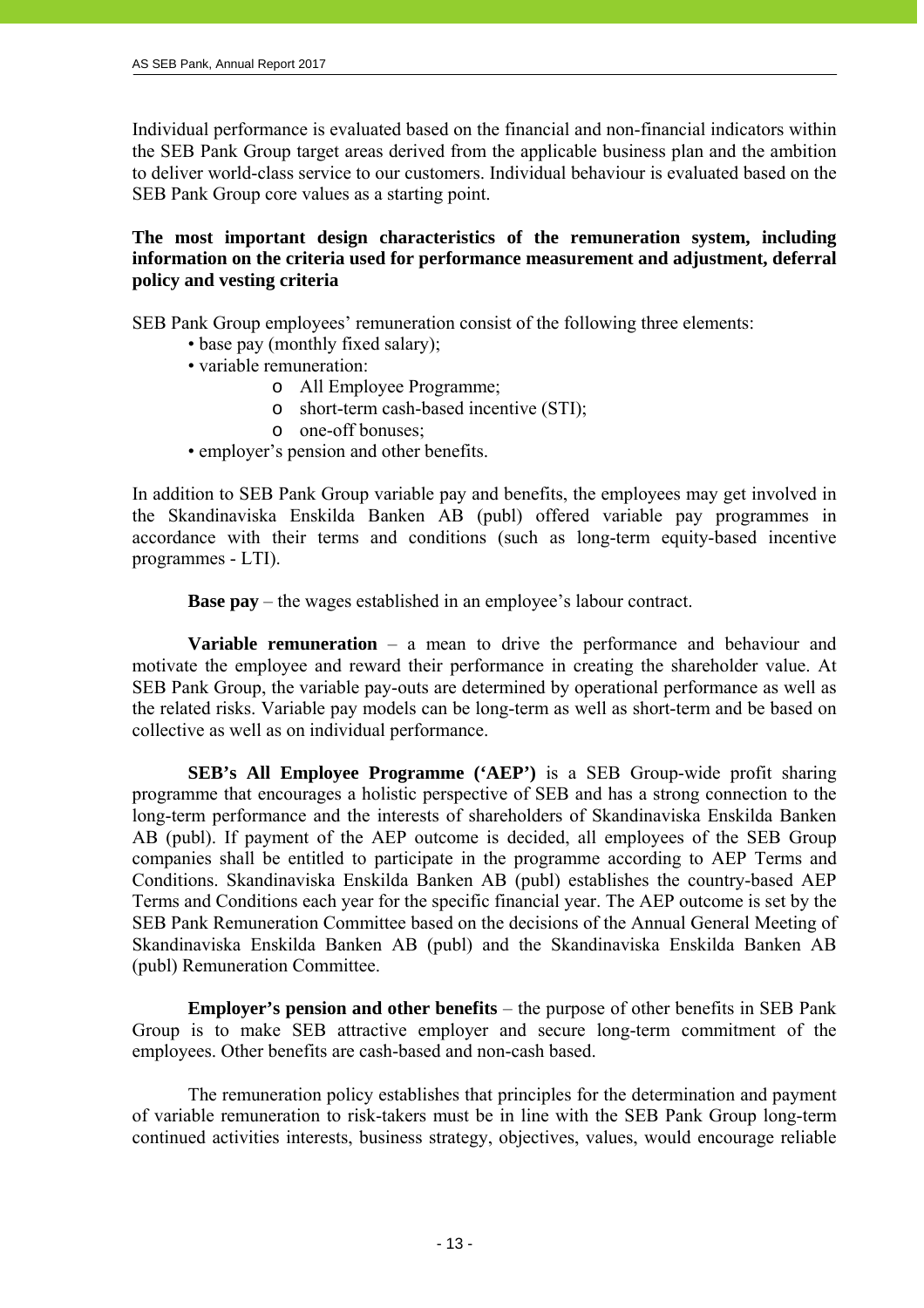Individual performance is evaluated based on the financial and non-financial indicators within the SEB Pank Group target areas derived from the applicable business plan and the ambition to deliver world-class service to our customers. Individual behaviour is evaluated based on the SEB Pank Group core values as a starting point.

**The most important design characteristics of the remuneration system, including information on the criteria used for performance measurement and adjustment, deferral policy and vesting criteria**

SEB Pank Group employees' remuneration consist of the following three elements:

- base pay (monthly fixed salary);
- variable remuneration:
  - All Employee Programme;
  - short-term cash-based incentive (STI);
  - one-off bonuses;
- employer's pension and other benefits.

In addition to SEB Pank Group variable pay and benefits, the employees may get involved in the Skandinaviska Enskilda Banken AB (publ) offered variable pay programmes in accordance with their terms and conditions (such as long-term equity-based incentive programmes - LTI).

**Base pay** – the wages established in an employee's labour contract.

**Variable remuneration** – a mean to drive the performance and behaviour and motivate the employee and reward their performance in creating the shareholder value. At SEB Pank Group, the variable pay-outs are determined by operational performance as well as the related risks. Variable pay models can be long-term as well as short-term and be based on collective as well as on individual performance.

**SEB's All Employee Programme ('AEP')** is a SEB Group-wide profit sharing programme that encourages a holistic perspective of SEB and has a strong connection to the long-term performance and the interests of shareholders of Skandinaviska Enskilda Banken AB (publ). If payment of the AEP outcome is decided, all employees of the SEB Group companies shall be entitled to participate in the programme according to AEP Terms and Conditions. Skandinaviska Enskilda Banken AB (publ) establishes the country-based AEP Terms and Conditions each year for the specific financial year. The AEP outcome is set by the SEB Pank Remuneration Committee based on the decisions of the Annual General Meeting of Skandinaviska Enskilda Banken AB (publ) and the Skandinaviska Enskilda Banken AB (publ) Remuneration Committee.

**Employer's pension and other benefits** – the purpose of other benefits in SEB Pank Group is to make SEB attractive employer and secure long-term commitment of the employees. Other benefits are cash-based and non-cash based.

The remuneration policy establishes that principles for the determination and payment of variable remuneration to risk-takers must be in line with the SEB Pank Group long-term continued activities interests, business strategy, objectives, values, would encourage reliable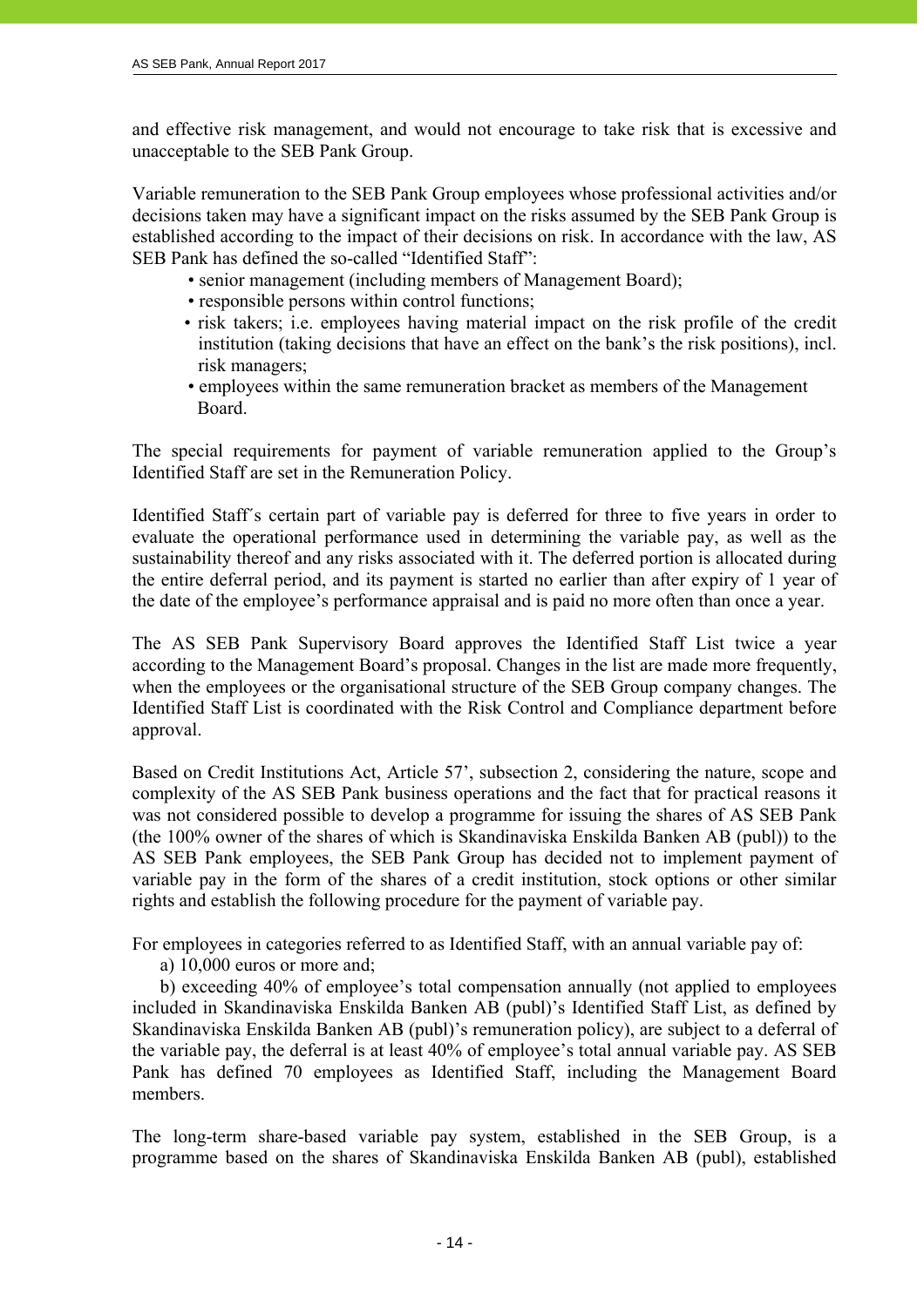and effective risk management, and would not encourage to take risk that is excessive and unacceptable to the SEB Pank Group.

Variable remuneration to the SEB Pank Group employees whose professional activities and/or decisions taken may have a significant impact on the risks assumed by the SEB Pank Group is established according to the impact of their decisions on risk. In accordance with the law, AS SEB Pank has defined the so-called "Identified Staff":

- senior management (including members of Management Board);
- responsible persons within control functions;
- risk takers; i.e. employees having material impact on the risk profile of the credit institution (taking decisions that have an effect on the bank's the risk positions), incl. risk managers;
- employees within the same remuneration bracket as members of the Management Board.

The special requirements for payment of variable remuneration applied to the Group's Identified Staff are set in the Remuneration Policy.

Identified Staff´s certain part of variable pay is deferred for three to five years in order to evaluate the operational performance used in determining the variable pay, as well as the sustainability thereof and any risks associated with it. The deferred portion is allocated during the entire deferral period, and its payment is started no earlier than after expiry of 1 year of the date of the employee's performance appraisal and is paid no more often than once a year.

The AS SEB Pank Supervisory Board approves the Identified Staff List twice a year according to the Management Board's proposal. Changes in the list are made more frequently, when the employees or the organisational structure of the SEB Group company changes. The Identified Staff List is coordinated with the Risk Control and Compliance department before approval.

Based on Credit Institutions Act, Article 57', subsection 2, considering the nature, scope and complexity of the AS SEB Pank business operations and the fact that for practical reasons it was not considered possible to develop a programme for issuing the shares of AS SEB Pank (the 100% owner of the shares of which is Skandinaviska Enskilda Banken AB (publ)) to the AS SEB Pank employees, the SEB Pank Group has decided not to implement payment of variable pay in the form of the shares of a credit institution, stock options or other similar rights and establish the following procedure for the payment of variable pay.

For employees in categories referred to as Identified Staff, with an annual variable pay of:

a) 10,000 euros or more and;

b) exceeding 40% of employee's total compensation annually (not applied to employees included in Skandinaviska Enskilda Banken AB (publ)'s Identified Staff List, as defined by Skandinaviska Enskilda Banken AB (publ)'s remuneration policy), are subject to a deferral of the variable pay, the deferral is at least 40% of employee's total annual variable pay. AS SEB Pank has defined 70 employees as Identified Staff, including the Management Board members.

The long-term share-based variable pay system, established in the SEB Group, is a programme based on the shares of Skandinaviska Enskilda Banken AB (publ), established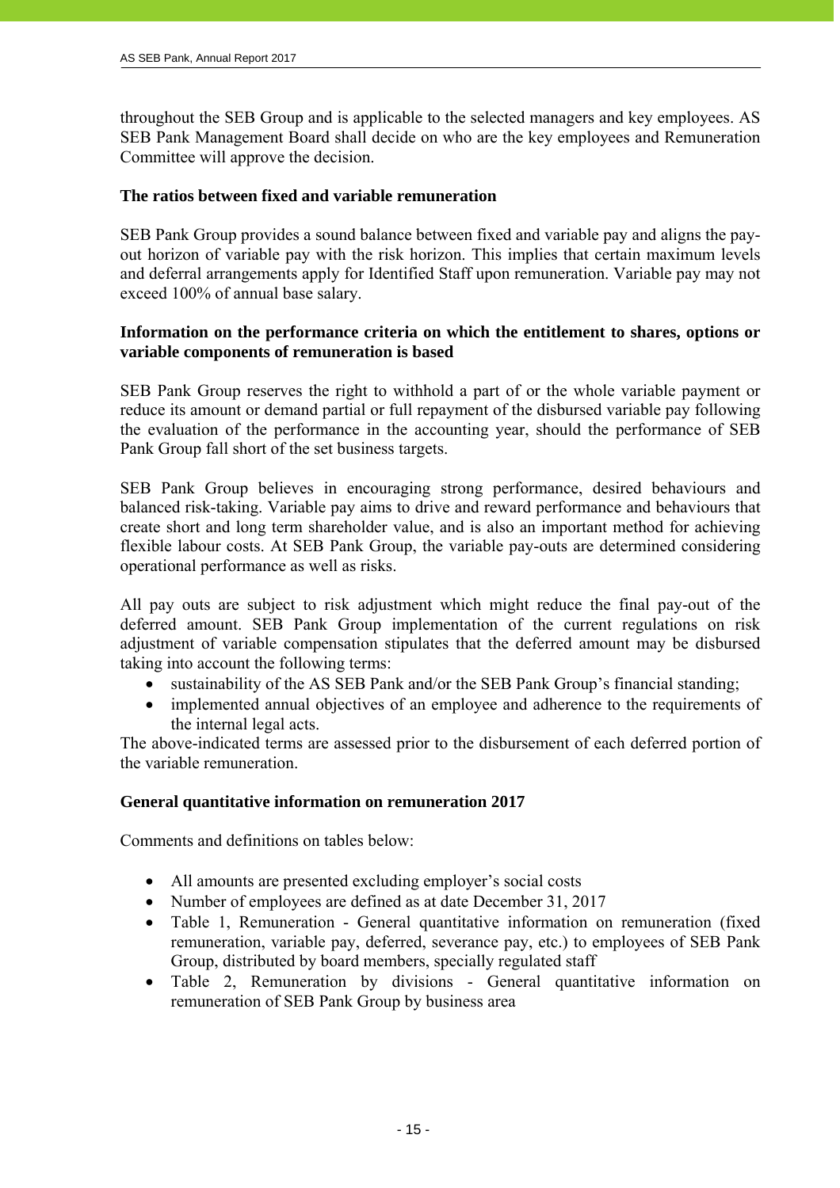throughout the SEB Group and is applicable to the selected managers and key employees. AS SEB Pank Management Board shall decide on who are the key employees and Remuneration Committee will approve the decision.

**The ratios between fixed and variable remuneration**

SEB Pank Group provides a sound balance between fixed and variable pay and aligns the pay-out horizon of variable pay with the risk horizon. This implies that certain maximum levels and deferral arrangements apply for Identified Staff upon remuneration. Variable pay may not exceed 100% of annual base salary.

**Information on the performance criteria on which the entitlement to shares, options or variable components of remuneration is based**

SEB Pank Group reserves the right to withhold a part of or the whole variable payment or reduce its amount or demand partial or full repayment of the disbursed variable pay following the evaluation of the performance in the accounting year, should the performance of SEB Pank Group fall short of the set business targets.

SEB Pank Group believes in encouraging strong performance, desired behaviours and balanced risk-taking. Variable pay aims to drive and reward performance and behaviours that create short and long term shareholder value, and is also an important method for achieving flexible labour costs. At SEB Pank Group, the variable pay-outs are determined considering operational performance as well as risks.

All pay outs are subject to risk adjustment which might reduce the final pay-out of the deferred amount. SEB Pank Group implementation of the current regulations on risk adjustment of variable compensation stipulates that the deferred amount may be disbursed taking into account the following terms:

- sustainability of the AS SEB Pank and/or the SEB Pank Group's financial standing;
- implemented annual objectives of an employee and adherence to the requirements of the internal legal acts.

The above-indicated terms are assessed prior to the disbursement of each deferred portion of the variable remuneration.

**General quantitative information on remuneration 2017**

Comments and definitions on tables below:

- All amounts are presented excluding employer's social costs
- Number of employees are defined as at date December 31, 2017
- Table 1, Remuneration - General quantitative information on remuneration (fixed remuneration, variable pay, deferred, severance pay, etc.) to employees of SEB Pank Group, distributed by board members, specially regulated staff
- Table 2, Remuneration by divisions - General quantitative information on remuneration of SEB Pank Group by business area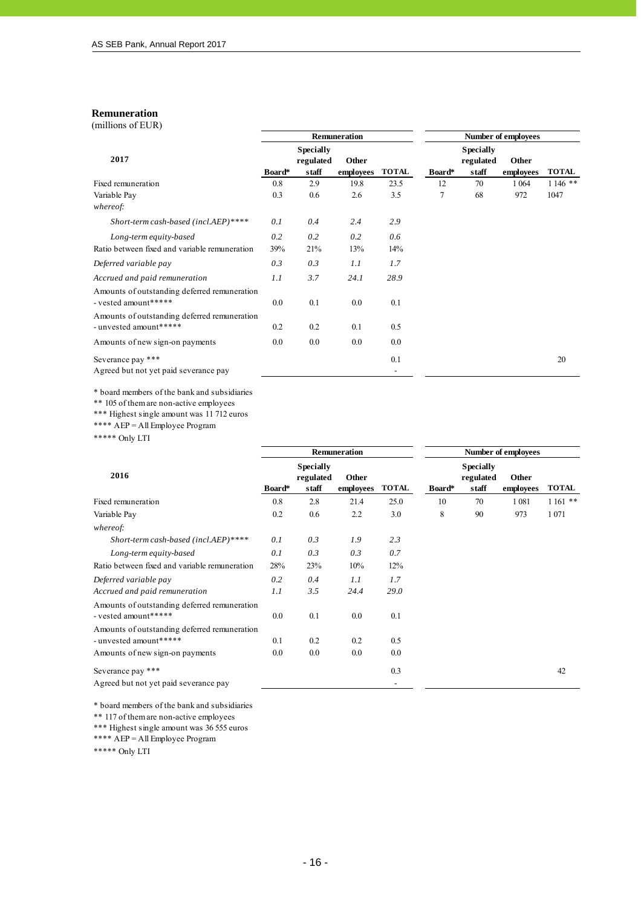### Remuneration

(millions of EUR)

| 2017 | Remuneration | | | | Number of employees | | | |
|---|---|---|---|---|---|---|---|---|
| | Board* | Specially regulated staff | Other employees | TOTAL | Board* | Specially regulated staff | Other employees | TOTAL |
| Fixed remuneration | 0.8 | 2.9 | 19.8 | 23.5 | 12 | 70 | 1 064 | 1 146 ** |
| Variable Pay | 0.3 | 0.6 | 2.6 | 3.5 | 7 | 68 | 972 | 1047 |
| *whereof:* | | | | | | | | |
| *Short-term cash-based (incl.AEP)*\*\*\*\** | *0.1* | *0.4* | *2.4* | *2.9* | | | | |
| *Long-term equity-based* | *0.2* | *0.2* | *0.2* | *0.6* | | | | |
| Ratio between fixed and variable remuneration | 39% | 21% | 13% | 14% | | | | |
| *Deferred variable pay* | *0.3* | *0.3* | *1.1* | *1.7* | | | | |
| *Accrued and paid remuneration* | *1.1* | *3.7* | *24.1* | *28.9* | | | | |
| Amounts of outstanding deferred remuneration - vested amount***** | 0.0 | 0.1 | 0.0 | 0.1 | | | | |
| Amounts of outstanding deferred remuneration - unvested amount***** | 0.2 | 0.2 | 0.1 | 0.5 | | | | |
| Amounts of new sign-on payments | 0.0 | 0.0 | 0.0 | 0.0 | | | | |
| Severance pay *** | | | | 0.1 | | | | 20 |
| Agreed but not yet paid severance pay | | | | - | | | | |

\* board members of the bank and subsidiaries

\*\* 105 of them are non-active employees

\*\*\* Highest single amount was 11 712 euros

\*\*\*\* AEP = All Employee Program

\*\*\*\*\* Only LTI

| 2016 | Remuneration | | | | Number of employees | | | |
|---|---|---|---|---|---|---|---|---|
| | Board* | Specially regulated staff | Other employees | TOTAL | Board* | Specially regulated staff | Other employees | TOTAL |
| Fixed remuneration | 0.8 | 2.8 | 21.4 | 25.0 | 10 | 70 | 1 081 | 1 161 ** |
| Variable Pay | 0.2 | 0.6 | 2.2 | 3.0 | 8 | 90 | 973 | 1 071 |
| *whereof:* | | | | | | | | |
| *Short-term cash-based (incl.AEP)*\*\*\*\** | *0.1* | *0.3* | *1.9* | *2.3* | | | | |
| *Long-term equity-based* | *0.1* | *0.3* | *0.3* | *0.7* | | | | |
| Ratio between fixed and variable remuneration | 28% | 23% | 10% | 12% | | | | |
| *Deferred variable pay* | *0.2* | *0.4* | *1.1* | *1.7* | | | | |
| *Accrued and paid remuneration* | *1.1* | *3.5* | *24.4* | *29.0* | | | | |
| Amounts of outstanding deferred remuneration - vested amount***** | 0.0 | 0.1 | 0.0 | 0.1 | | | | |
| Amounts of outstanding deferred remuneration - unvested amount***** | 0.1 | 0.2 | 0.2 | 0.5 | | | | |
| Amounts of new sign-on payments | 0.0 | 0.0 | 0.0 | 0.0 | | | | |
| Severance pay *** | | | | 0.3 | | | | 42 |
| Agreed but not yet paid severance pay | | | | - | | | | |

\* board members of the bank and subsidiaries

\*\* 117 of them are non-active employees

\*\*\* Highest single amount was 36 555 euros

\*\*\*\* AEP = All Employee Program

\*\*\*\*\* Only LTI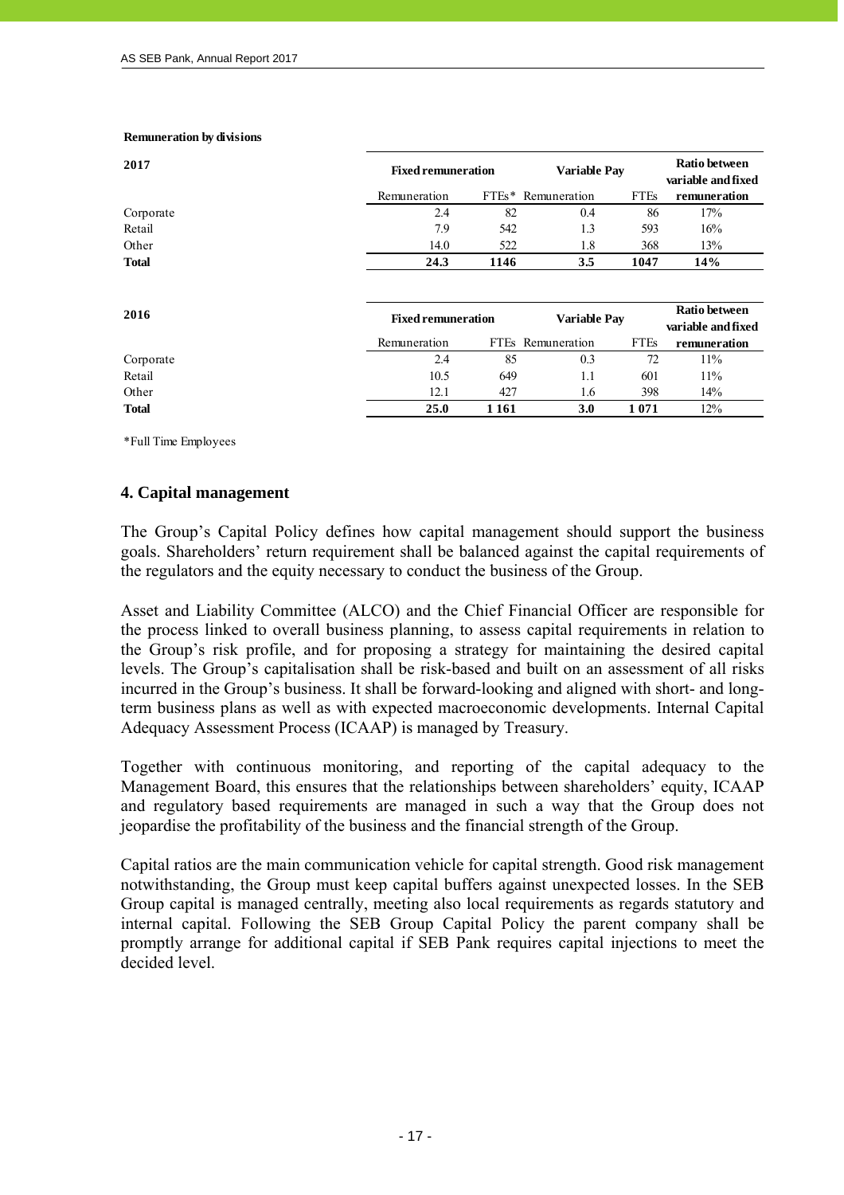**Remuneration by divisions**

| 2017 | Fixed remuneration | | Variable Pay | | Ratio between variable and fixed |
|---|---|---|---|---|---|
| | Remuneration | FTEs* | Remuneration | FTEs | remuneration |
| Corporate | 2.4 | 82 | 0.4 | 86 | 17% |
| Retail | 7.9 | 542 | 1.3 | 593 | 16% |
| Other | 14.0 | 522 | 1.8 | 368 | 13% |
| **Total** | **24.3** | **1146** | **3.5** | **1047** | **14%** |

| 2016 | Fixed remuneration | | Variable Pay | | Ratio between variable and fixed |
|---|---|---|---|---|---|
| | Remuneration | FTEs | Remuneration | FTEs | remuneration |
| Corporate | 2.4 | 85 | 0.3 | 72 | 11% |
| Retail | 10.5 | 649 | 1.1 | 601 | 11% |
| Other | 12.1 | 427 | 1.6 | 398 | 14% |
| **Total** | **25.0** | **1 161** | **3.0** | **1 071** | 12% |

*Full Time Employees

## 4. Capital management

The Group's Capital Policy defines how capital management should support the business goals. Shareholders' return requirement shall be balanced against the capital requirements of the regulators and the equity necessary to conduct the business of the Group.

Asset and Liability Committee (ALCO) and the Chief Financial Officer are responsible for the process linked to overall business planning, to assess capital requirements in relation to the Group's risk profile, and for proposing a strategy for maintaining the desired capital levels. The Group's capitalisation shall be risk-based and built on an assessment of all risks incurred in the Group's business. It shall be forward-looking and aligned with short- and long-term business plans as well as with expected macroeconomic developments. Internal Capital Adequacy Assessment Process (ICAAP) is managed by Treasury.

Together with continuous monitoring, and reporting of the capital adequacy to the Management Board, this ensures that the relationships between shareholders' equity, ICAAP and regulatory based requirements are managed in such a way that the Group does not jeopardise the profitability of the business and the financial strength of the Group.

Capital ratios are the main communication vehicle for capital strength. Good risk management notwithstanding, the Group must keep capital buffers against unexpected losses. In the SEB Group capital is managed centrally, meeting also local requirements as regards statutory and internal capital. Following the SEB Group Capital Policy the parent company shall be promptly arrange for additional capital if SEB Pank requires capital injections to meet the decided level.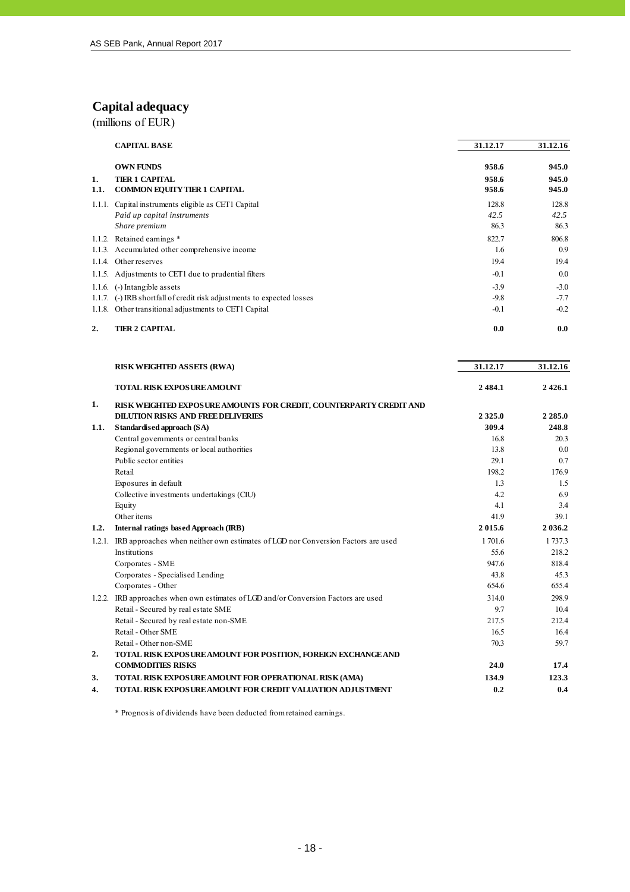## Capital adequacy

(millions of EUR)

| | CAPITAL BASE | 31.12.17 | 31.12.16 |
|---|---|---|---|
| | **OWN FUNDS** | **958.6** | **945.0** |
| **1.** | **TIER 1 CAPITAL** | **958.6** | **945.0** |
| **1.1.** | **COMMON EQUITY TIER 1 CAPITAL** | **958.6** | **945.0** |
| 1.1.1. | Capital instruments eligible as CET1 Capital | 128.8 | 128.8 |
| | *Paid up capital instruments* | *42.5* | *42.5* |
| | *Share premium* | 86.3 | 86.3 |
| 1.1.2. | Retained earnings * | 822.7 | 806.8 |
| 1.1.3. | Accumulated other comprehensive income | 1.6 | 0.9 |
| 1.1.4. | Other reserves | 19.4 | 19.4 |
| 1.1.5. | Adjustments to CET1 due to prudential filters | -0.1 | 0.0 |
| 1.1.6. | (-) Intangible assets | -3.9 | -3.0 |
| 1.1.7. | (-) IRB shortfall of credit risk adjustments to expected losses | -9.8 | -7.7 |
| 1.1.8. | Other transitional adjustments to CET1 Capital | -0.1 | -0.2 |
| **2.** | **TIER 2 CAPITAL** | **0.0** | **0.0** |

| | RISK WEIGHTED ASSETS (RWA) | 31.12.17 | 31.12.16 |
|---|---|---|---|
| | **TOTAL RISK EXPOSURE AMOUNT** | **2 484.1** | **2 426.1** |
| **1.** | **RISK WEIGHTED EXPOSURE AMOUNTS FOR CREDIT, COUNTERPARTY CREDIT AND DILUTION RISKS AND FREE DELIVERIES** | **2 325.0** | **2 285.0** |
| **1.1.** | **Standardised approach (SA)** | **309.4** | **248.8** |
| | Central governments or central banks | 16.8 | 20.3 |
| | Regional governments or local authorities | 13.8 | 0.0 |
| | Public sector entities | 29.1 | 0.7 |
| | Retail | 198.2 | 176.9 |
| | Exposures in default | 1.3 | 1.5 |
| | Collective investments undertakings (CIU) | 4.2 | 6.9 |
| | Equity | 4.1 | 3.4 |
| | Other items | 41.9 | 39.1 |
| **1.2.** | **Internal ratings based Approach (IRB)** | **2 015.6** | **2 036.2** |
| 1.2.1. | IRB approaches when neither own estimates of LGD nor Conversion Factors are used | 1 701.6 | 1 737.3 |
| | Institutions | 55.6 | 218.2 |
| | Corporates - SME | 947.6 | 818.4 |
| | Corporates - Specialised Lending | 43.8 | 45.3 |
| | Corporates - Other | 654.6 | 655.4 |
| 1.2.2. | IRB approaches when own estimates of LGD and/or Conversion Factors are used | 314.0 | 298.9 |
| | Retail - Secured by real estate SME | 9.7 | 10.4 |
| | Retail - Secured by real estate non-SME | 217.5 | 212.4 |
| | Retail - Other SME | 16.5 | 16.4 |
| | Retail - Other non-SME | 70.3 | 59.7 |
| **2.** | **TOTAL RISK EXPOSURE AMOUNT FOR POSITION, FOREIGN EXCHANGE AND COMMODITIES RISKS** | **24.0** | **17.4** |
| **3.** | **TOTAL RISK EXPOSURE AMOUNT FOR OPERATIONAL RISK (AMA)** | **134.9** | **123.3** |
| **4.** | **TOTAL RISK EXPOSURE AMOUNT FOR CREDIT VALUATION ADJUSTMENT** | **0.2** | **0.4** |

* Prognosis of dividends have been deducted from retained earnings.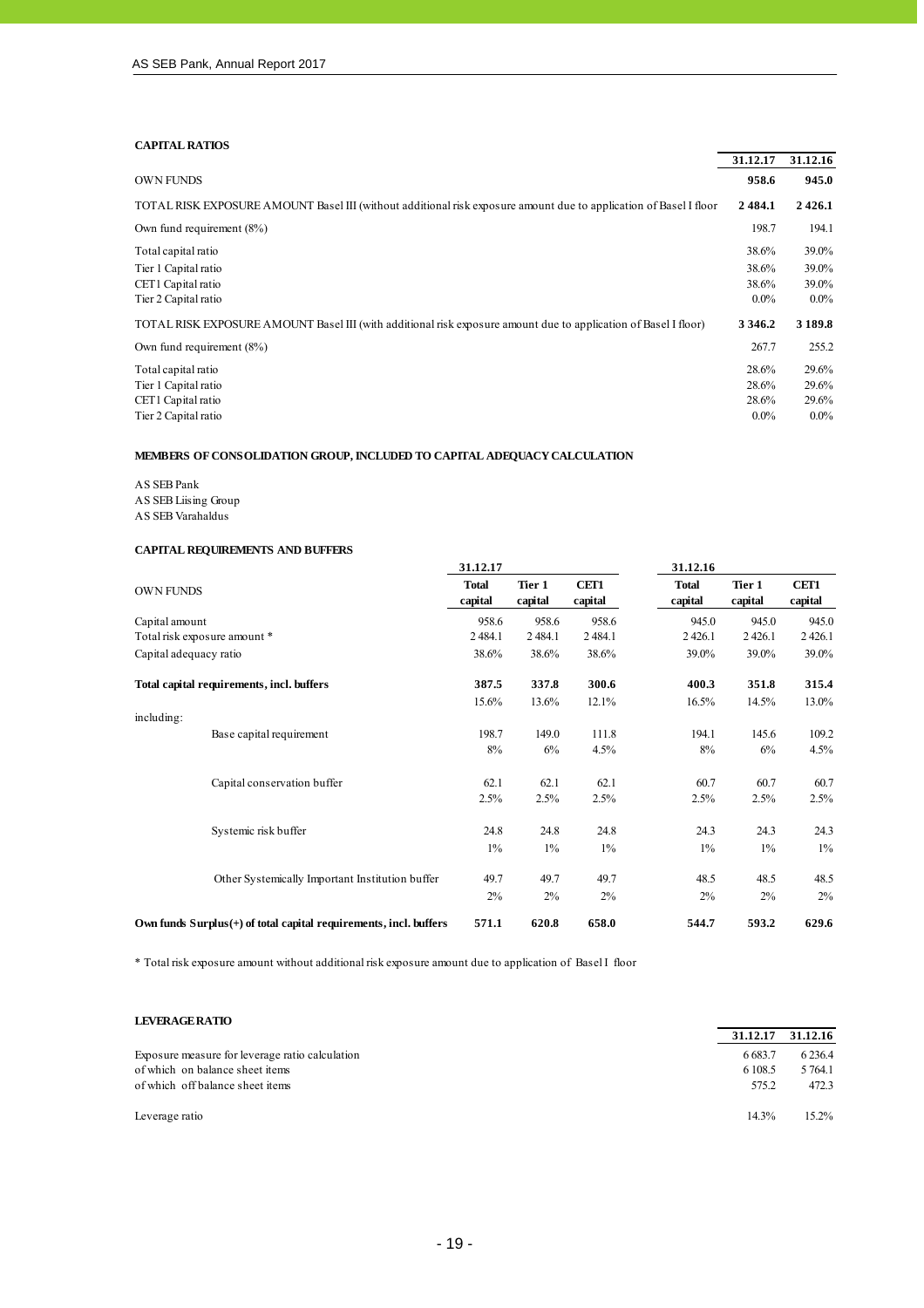**CAPITAL RATIOS**

| | 31.12.17 | 31.12.16 |
|---|---|---|
| OWN FUNDS | **958.6** | **945.0** |
| TOTAL RISK EXPOSURE AMOUNT Basel III (without additional risk exposure amount due to application of Basel I floor | **2 484.1** | **2 426.1** |
| Own fund requirement (8%) | 198.7 | 194.1 |
| Total capital ratio | 38.6% | 39.0% |
| Tier 1 Capital ratio | 38.6% | 39.0% |
| CET1 Capital ratio | 38.6% | 39.0% |
| Tier 2 Capital ratio | 0.0% | 0.0% |
| TOTAL RISK EXPOSURE AMOUNT Basel III (with additional risk exposure amount due to application of Basel I floor) | **3 346.2** | **3 189.8** |
| Own fund requirement (8%) | 267.7 | 255.2 |
| Total capital ratio | 28.6% | 29.6% |
| Tier 1 Capital ratio | 28.6% | 29.6% |
| CET1 Capital ratio | 28.6% | 29.6% |
| Tier 2 Capital ratio | 0.0% | 0.0% |

**MEMBERS OF CONSOLIDATION GROUP, INCLUDED TO CAPITAL ADEQUACY CALCULATION**

AS SEB Pank
AS SEB Liising Group
AS SEB Varahaldus

**CAPITAL REQUIREMENTS AND BUFFERS**

| | 31.12.17 | | | 31.12.16 | | |
|---|---|---|---|---|---|---|
| OWN FUNDS | **Total capital** | **Tier 1 capital** | **CET1 capital** | **Total capital** | **Tier 1 capital** | **CET1 capital** |
| Capital amount | 958.6 | 958.6 | 958.6 | 945.0 | 945.0 | 945.0 |
| Total risk exposure amount * | 2 484.1 | 2 484.1 | 2 484.1 | 2 426.1 | 2 426.1 | 2 426.1 |
| Capital adequacy ratio | 38.6% | 38.6% | 38.6% | 39.0% | 39.0% | 39.0% |
| **Total capital requirements, incl. buffers** | **387.5** | **337.8** | **300.6** | **400.3** | **351.8** | **315.4** |
| | 15.6% | 13.6% | 12.1% | 16.5% | 14.5% | 13.0% |
| including: | | | | | | |
| Base capital requirement | 198.7 | 149.0 | 111.8 | 194.1 | 145.6 | 109.2 |
| | 8% | 6% | 4.5% | 8% | 6% | 4.5% |
| Capital conservation buffer | 62.1 | 62.1 | 62.1 | 60.7 | 60.7 | 60.7 |
| | 2.5% | 2.5% | 2.5% | 2.5% | 2.5% | 2.5% |
| Systemic risk buffer | 24.8 | 24.8 | 24.8 | 24.3 | 24.3 | 24.3 |
| | 1% | 1% | 1% | 1% | 1% | 1% |
| Other Systemically Important Institution buffer | 49.7 | 49.7 | 49.7 | 48.5 | 48.5 | 48.5 |
| | 2% | 2% | 2% | 2% | 2% | 2% |
| **Own funds Surplus(+) of total capital requirements, incl. buffers** | **571.1** | **620.8** | **658.0** | **544.7** | **593.2** | **629.6** |

* Total risk exposure amount without additional risk exposure amount due to application of Basel I floor

**LEVERAGE RATIO**

| | 31.12.17 | 31.12.16 |
|---|---|---|
| Exposure measure for leverage ratio calculation | 6 683.7 | 6 236.4 |
| of which on balance sheet items | 6 108.5 | 5 764.1 |
| of which off balance sheet items | 575.2 | 472.3 |
| Leverage ratio | 14.3% | 15.2% |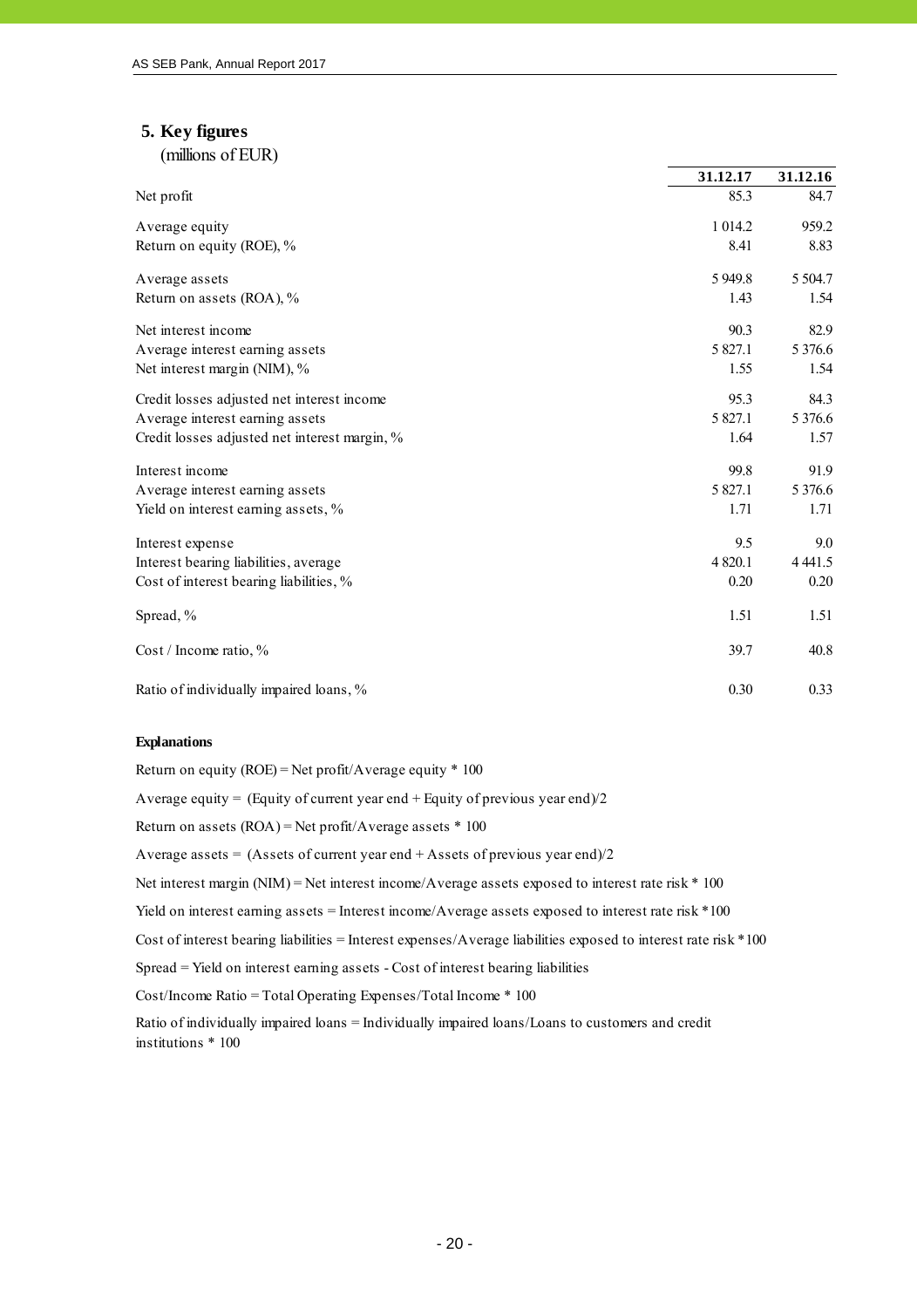## 5. Key figures

(millions of EUR)

| | 31.12.17 | 31.12.16 |
|---|---|---|
| Net profit | 85.3 | 84.7 |
| Average equity | 1 014.2 | 959.2 |
| Return on equity (ROE), % | 8.41 | 8.83 |
| Average assets | 5 949.8 | 5 504.7 |
| Return on assets (ROA), % | 1.43 | 1.54 |
| Net interest income | 90.3 | 82.9 |
| Average interest earning assets | 5 827.1 | 5 376.6 |
| Net interest margin (NIM), % | 1.55 | 1.54 |
| Credit losses adjusted net interest income | 95.3 | 84.3 |
| Average interest earning assets | 5 827.1 | 5 376.6 |
| Credit losses adjusted net interest margin, % | 1.64 | 1.57 |
| Interest income | 99.8 | 91.9 |
| Average interest earning assets | 5 827.1 | 5 376.6 |
| Yield on interest earning assets, % | 1.71 | 1.71 |
| Interest expense | 9.5 | 9.0 |
| Interest bearing liabilities, average | 4 820.1 | 4 441.5 |
| Cost of interest bearing liabilities, % | 0.20 | 0.20 |
| Spread, % | 1.51 | 1.51 |
| Cost / Income ratio, % | 39.7 | 40.8 |
| Ratio of individually impaired loans, % | 0.30 | 0.33 |

**Explanations**

Return on equity (ROE) = Net profit/Average equity * 100

Average equity = (Equity of current year end + Equity of previous year end)/2

Return on assets (ROA) = Net profit/Average assets * 100

Average assets = (Assets of current year end + Assets of previous year end)/2

Net interest margin (NIM) = Net interest income/Average assets exposed to interest rate risk * 100

Yield on interest earning assets = Interest income/Average assets exposed to interest rate risk *100

Cost of interest bearing liabilities = Interest expenses/Average liabilities exposed to interest rate risk *100

Spread = Yield on interest earning assets - Cost of interest bearing liabilities

Cost/Income Ratio = Total Operating Expenses/Total Income * 100

Ratio of individually impaired loans = Individually impaired loans/Loans to customers and credit institutions * 100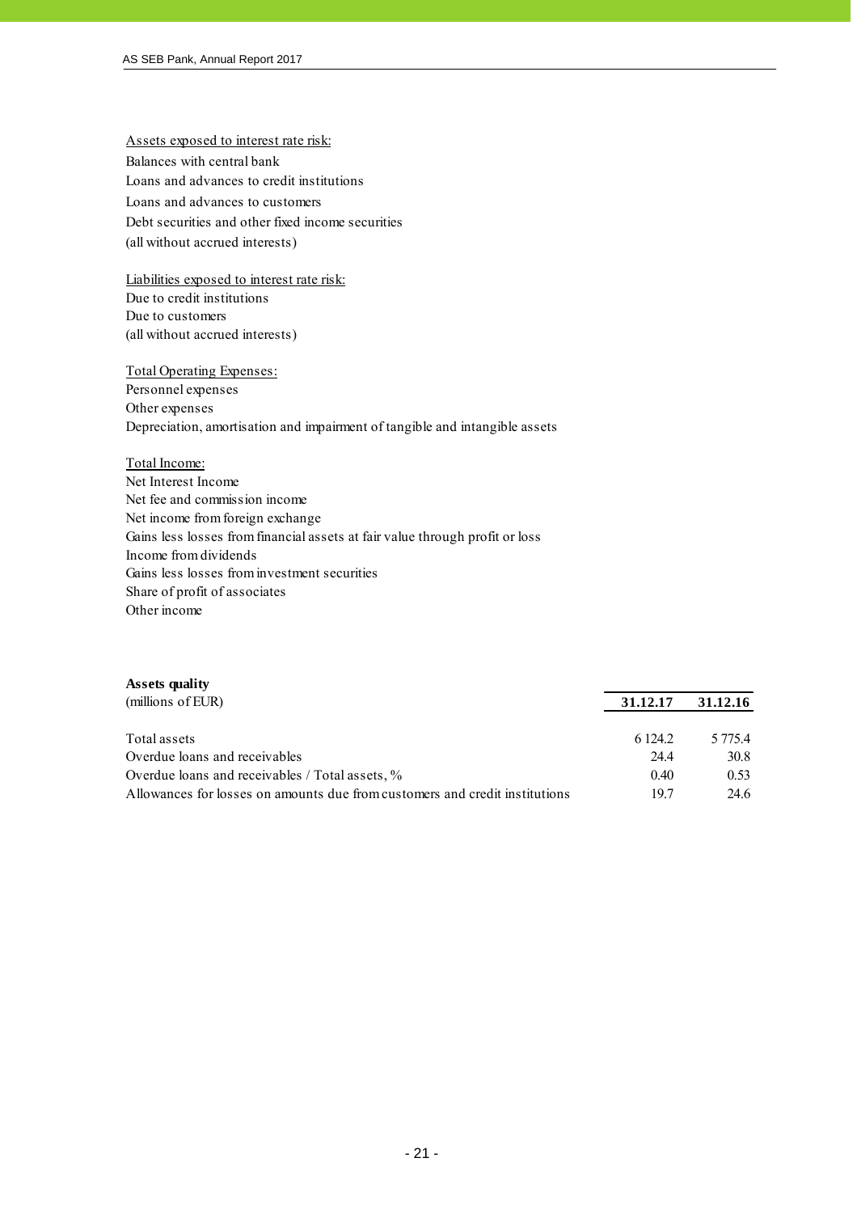Assets exposed to interest rate risk:

Balances with central bank
Loans and advances to credit institutions
Loans and advances to customers
Debt securities and other fixed income securities
(all without accrued interests)

Liabilities exposed to interest rate risk:

Due to credit institutions
Due to customers
(all without accrued interests)

Total Operating Expenses:

Personnel expenses
Other expenses
Depreciation, amortisation and impairment of tangible and intangible assets

Total Income:

Net Interest Income
Net fee and commission income
Net income from foreign exchange
Gains less losses from financial assets at fair value through profit or loss
Income from dividends
Gains less losses from investment securities
Share of profit of associates
Other income

**Assets quality**

| (millions of EUR) | 31.12.17 | 31.12.16 |
|---|---|---|
| Total assets | 6 124.2 | 5 775.4 |
| Overdue loans and receivables | 24.4 | 30.8 |
| Overdue loans and receivables / Total assets, % | 0.40 | 0.53 |
| Allowances for losses on amounts due from customers and credit institutions | 19.7 | 24.6 |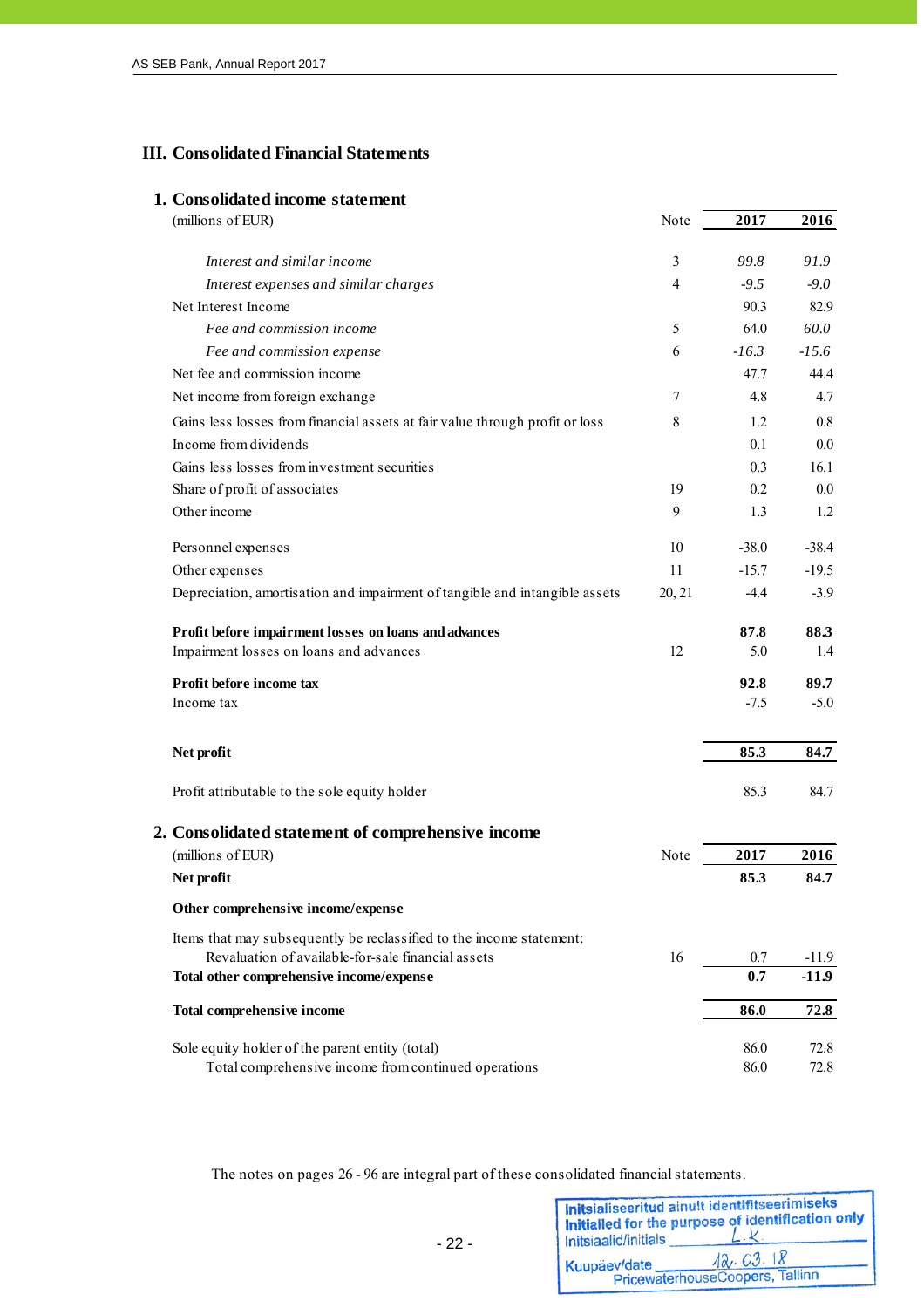# III. Consolidated Financial Statements

## 1. Consolidated income statement

| (millions of EUR) | Note | 2017 | 2016 |
|---|---|---|---|
| *Interest and similar income* | 3 | *99.8* | *91.9* |
| *Interest expenses and similar charges* | 4 | *-9.5* | *-9.0* |
| Net Interest Income | | 90.3 | 82.9 |
| *Fee and commission income* | 5 | 64.0 | *60.0* |
| *Fee and commission expense* | 6 | *-16.3* | *-15.6* |
| Net fee and commission income | | 47.7 | 44.4 |
| Net income from foreign exchange | 7 | 4.8 | 4.7 |
| Gains less losses from financial assets at fair value through profit or loss | 8 | 1.2 | 0.8 |
| Income from dividends | | 0.1 | 0.0 |
| Gains less losses from investment securities | | 0.3 | 16.1 |
| Share of profit of associates | 19 | 0.2 | 0.0 |
| Other income | 9 | 1.3 | 1.2 |
| Personnel expenses | 10 | -38.0 | -38.4 |
| Other expenses | 11 | -15.7 | -19.5 |
| Depreciation, amortisation and impairment of tangible and intangible assets | 20, 21 | -4.4 | -3.9 |
| **Profit before impairment losses on loans and advances** | | **87.8** | **88.3** |
| Impairment losses on loans and advances | 12 | 5.0 | 1.4 |
| **Profit before income tax** | | **92.8** | **89.7** |
| Income tax | | -7.5 | -5.0 |
| **Net profit** | | **85.3** | **84.7** |
| Profit attributable to the sole equity holder | | 85.3 | 84.7 |

## 2. Consolidated statement of comprehensive income

| (millions of EUR) | Note | 2017 | 2016 |
|---|---|---|---|
| **Net profit** | | **85.3** | **84.7** |
| **Other comprehensive income/expense** | | | |
| Items that may subsequently be reclassified to the income statement: | | | |
| Revaluation of available-for-sale financial assets | 16 | 0.7 | -11.9 |
| **Total other comprehensive income/expense** | | **0.7** | **-11.9** |
| **Total comprehensive income** | | **86.0** | **72.8** |
| Sole equity holder of the parent entity (total) | | 86.0 | 72.8 |
| Total comprehensive income from continued operations | | 86.0 | 72.8 |

The notes on pages 26 - 96 are integral part of these consolidated financial statements.

Initsialiseeritud ainult identifitseerimiseks
Initialled for the purpose of identification only
Initsiaalid/initials L.K.
Kuupäev/date 12.03.18
PricewaterhouseCoopers, Tallinn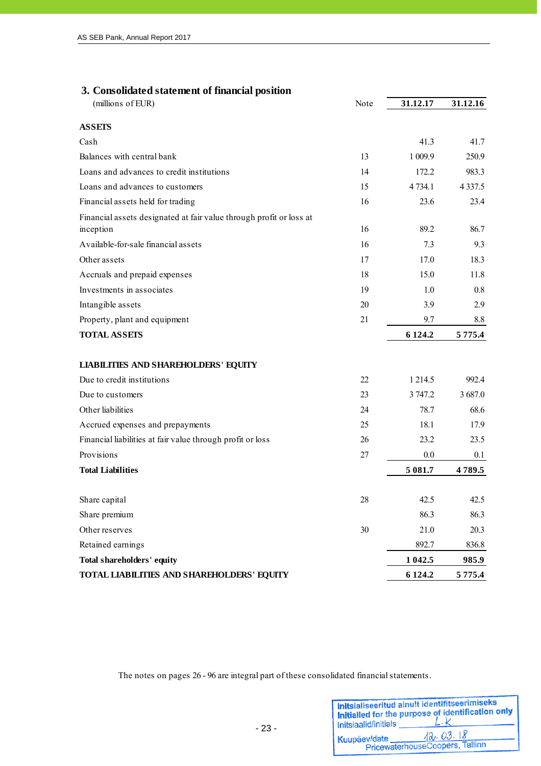## 3. Consolidated statement of financial position

| (millions of EUR) | Note | 31.12.17 | 31.12.16 |
|---|---|---|---|
| **ASSETS** | | | |
| Cash | | 41.3 | 41.7 |
| Balances with central bank | 13 | 1 009.9 | 250.9 |
| Loans and advances to credit institutions | 14 | 172.2 | 983.3 |
| Loans and advances to customers | 15 | 4 734.1 | 4 337.5 |
| Financial assets held for trading | 16 | 23.6 | 23.4 |
| Financial assets designated at fair value through profit or loss at inception | 16 | 89.2 | 86.7 |
| Available-for-sale financial assets | 16 | 7.3 | 9.3 |
| Other assets | 17 | 17.0 | 18.3 |
| Accruals and prepaid expenses | 18 | 15.0 | 11.8 |
| Investments in associates | 19 | 1.0 | 0.8 |
| Intangible assets | 20 | 3.9 | 2.9 |
| Property, plant and equipment | 21 | 9.7 | 8.8 |
| **TOTAL ASSETS** | | **6 124.2** | **5 775.4** |
| | | | |
| **LIABILITIES AND SHAREHOLDERS' EQUITY** | | | |
| Due to credit institutions | 22 | 1 214.5 | 992.4 |
| Due to customers | 23 | 3 747.2 | 3 687.0 |
| Other liabilities | 24 | 78.7 | 68.6 |
| Accrued expenses and prepayments | 25 | 18.1 | 17.9 |
| Financial liabilities at fair value through profit or loss | 26 | 23.2 | 23.5 |
| Provisions | 27 | 0.0 | 0.1 |
| **Total Liabilities** | | **5 081.7** | **4 789.5** |
| | | | |
| Share capital | 28 | 42.5 | 42.5 |
| Share premium | | 86.3 | 86.3 |
| Other reserves | 30 | 21.0 | 20.3 |
| Retained earnings | | 892.7 | 836.8 |
| **Total shareholders' equity** | | **1 042.5** | **985.9** |
| **TOTAL LIABILITIES AND SHAREHOLDERS' EQUITY** | | **6 124.2** | **5 775.4** |

The notes on pages 26 - 96 are integral part of these consolidated financial statements.

Initsialiseeritud ainult identifitseerimiseks
Initialled for the purpose of identification only
Initsiaalid/initials L.K.
Kuupäev/date 12.03.18
PricewaterhouseCoopers, Tallinn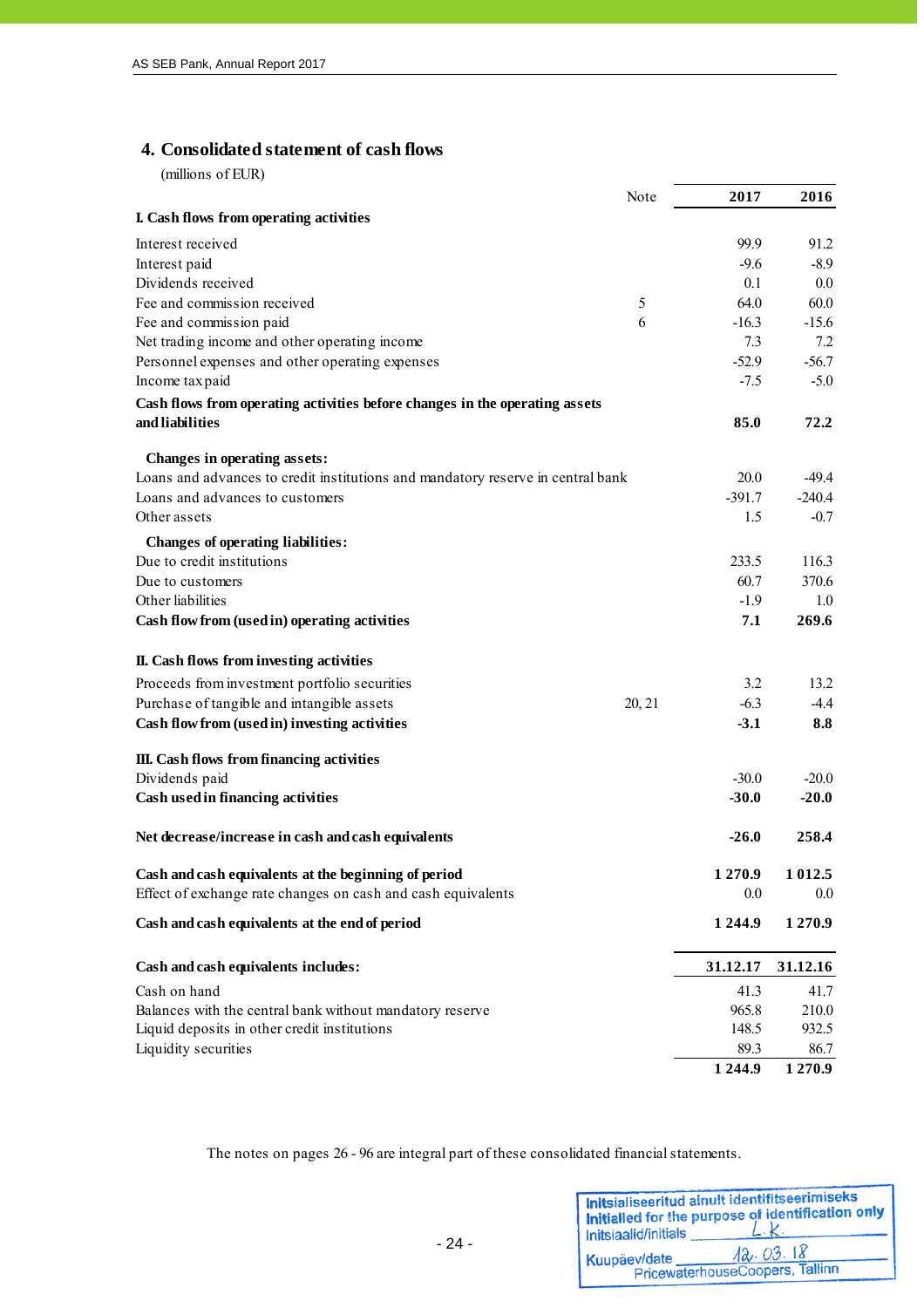## 4. Consolidated statement of cash flows

(millions of EUR)

| | Note | 2017 | 2016 |
|---|---|---|---|
| **I. Cash flows from operating activities** | | | |
| Interest received | | 99.9 | 91.2 |
| Interest paid | | -9.6 | -8.9 |
| Dividends received | | 0.1 | 0.0 |
| Fee and commission received | 5 | 64.0 | 60.0 |
| Fee and commission paid | 6 | -16.3 | -15.6 |
| Net trading income and other operating income | | 7.3 | 7.2 |
| Personnel expenses and other operating expenses | | -52.9 | -56.7 |
| Income tax paid | | -7.5 | -5.0 |
| **Cash flows from operating activities before changes in the operating assets and liabilities** | | **85.0** | **72.2** |
| **Changes in operating assets:** | | | |
| Loans and advances to credit institutions and mandatory reserve in central bank | | 20.0 | -49.4 |
| Loans and advances to customers | | -391.7 | -240.4 |
| Other assets | | 1.5 | -0.7 |
| **Changes of operating liabilities:** | | | |
| Due to credit institutions | | 233.5 | 116.3 |
| Due to customers | | 60.7 | 370.6 |
| Other liabilities | | -1.9 | 1.0 |
| **Cash flow from (used in) operating activities** | | **7.1** | **269.6** |
| **II. Cash flows from investing activities** | | | |
| Proceeds from investment portfolio securities | | 3.2 | 13.2 |
| Purchase of tangible and intangible assets | 20, 21 | -6.3 | -4.4 |
| **Cash flow from (used in) investing activities** | | **-3.1** | **8.8** |
| **III. Cash flows from financing activities** | | | |
| Dividends paid | | -30.0 | -20.0 |
| **Cash used in financing activities** | | **-30.0** | **-20.0** |
| **Net decrease/increase in cash and cash equivalents** | | **-26.0** | **258.4** |
| **Cash and cash equivalents at the beginning of period** | | **1 270.9** | **1 012.5** |
| Effect of exchange rate changes on cash and cash equivalents | | 0.0 | 0.0 |
| **Cash and cash equivalents at the end of period** | | **1 244.9** | **1 270.9** |

| **Cash and cash equivalents includes:** | **31.12.17** | **31.12.16** |
|---|---|---|
| Cash on hand | 41.3 | 41.7 |
| Balances with the central bank without mandatory reserve | 965.8 | 210.0 |
| Liquid deposits in other credit institutions | 148.5 | 932.5 |
| Liquidity securities | 89.3 | 86.7 |
| | **1 244.9** | **1 270.9** |

The notes on pages 26 - 96 are integral part of these consolidated financial statements.

Initsialiseeritud ainult identifitseerimiseks
Initialled for the purpose of identification only
Initsiaalid/initials L.K.
Kuupäev/date 12.03.18
PricewaterhouseCoopers, Tallinn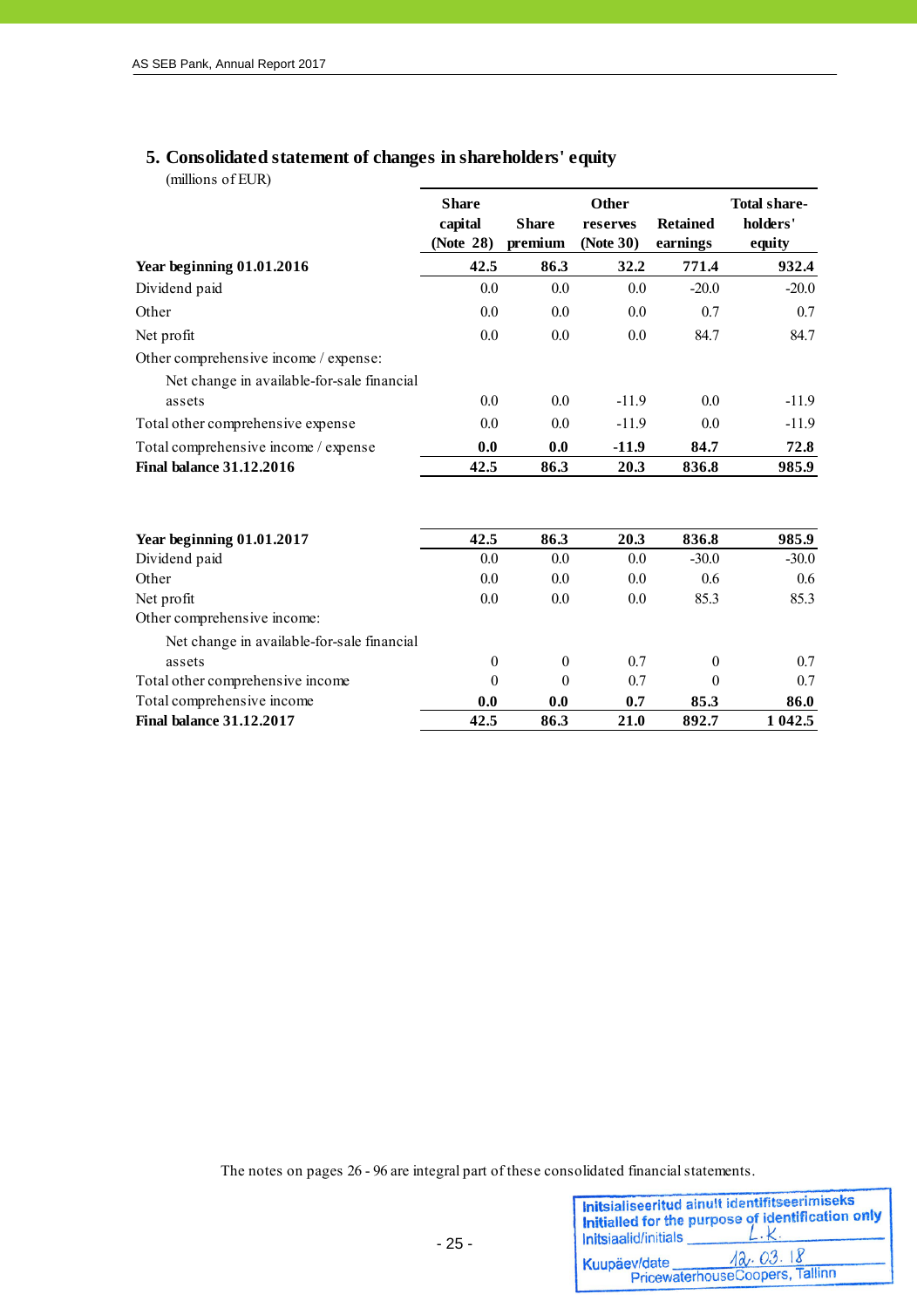## 5. Consolidated statement of changes in shareholders' equity

(millions of EUR)

| | Share capital (Note 28) | Share premium | Other reserves (Note 30) | Retained earnings | Total share-holders' equity |
|---|---|---|---|---|---|
| **Year beginning 01.01.2016** | **42.5** | **86.3** | **32.2** | **771.4** | **932.4** |
| Dividend paid | 0.0 | 0.0 | 0.0 | -20.0 | -20.0 |
| Other | 0.0 | 0.0 | 0.0 | 0.7 | 0.7 |
| Net profit | 0.0 | 0.0 | 0.0 | 84.7 | 84.7 |
| Other comprehensive income / expense: | | | | | |
| Net change in available-for-sale financial assets | 0.0 | 0.0 | -11.9 | 0.0 | -11.9 |
| Total other comprehensive expense | 0.0 | 0.0 | -11.9 | 0.0 | -11.9 |
| Total comprehensive income / expense | **0.0** | **0.0** | **-11.9** | **84.7** | **72.8** |
| **Final balance 31.12.2016** | **42.5** | **86.3** | **20.3** | **836.8** | **985.9** |
| | | | | | |
| **Year beginning 01.01.2017** | **42.5** | **86.3** | **20.3** | **836.8** | **985.9** |
| Dividend paid | 0.0 | 0.0 | 0.0 | -30.0 | -30.0 |
| Other | 0.0 | 0.0 | 0.0 | 0.6 | 0.6 |
| Net profit | 0.0 | 0.0 | 0.0 | 85.3 | 85.3 |
| Other comprehensive income: | | | | | |
| Net change in available-for-sale financial assets | 0 | 0 | 0.7 | 0 | 0.7 |
| Total other comprehensive income | 0 | 0 | 0.7 | 0 | 0.7 |
| Total comprehensive income | **0.0** | **0.0** | **0.7** | **85.3** | **86.0** |
| **Final balance 31.12.2017** | **42.5** | **86.3** | **21.0** | **892.7** | **1 042.5** |

The notes on pages 26 - 96 are integral part of these consolidated financial statements.

Initsialiseeritud ainult identifitseerimiseks
Initialled for the purpose of identification only
Initsiaalid/initials L.K.
Kuupäev/date 12.03.18
PricewaterhouseCoopers, Tallinn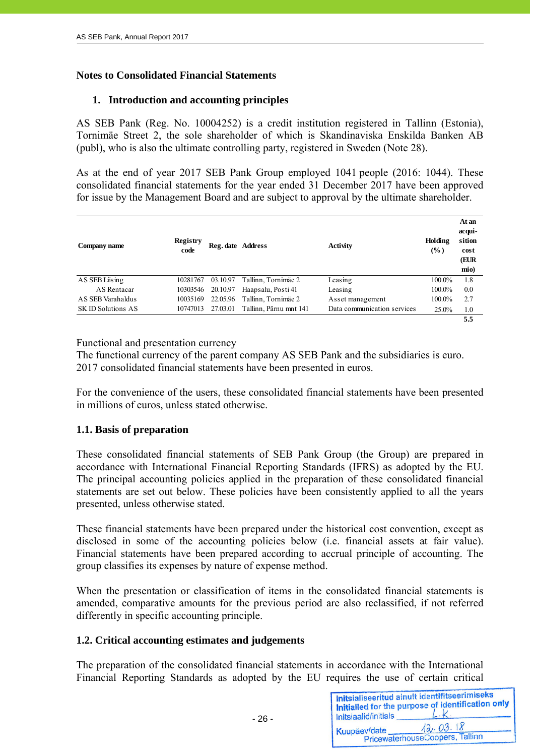# Notes to Consolidated Financial Statements

## 1. Introduction and accounting principles

AS SEB Pank (Reg. No. 10004252) is a credit institution registered in Tallinn (Estonia), Tornimäe Street 2, the sole shareholder of which is Skandinaviska Enskilda Banken AB (publ), who is also the ultimate controlling party, registered in Sweden (Note 28).

As at the end of year 2017 SEB Pank Group employed 1041 people (2016: 1044). These consolidated financial statements for the year ended 31 December 2017 have been approved for issue by the Management Board and are subject to approval by the ultimate shareholder.

| Company name | Registry code | Reg. date | Address | Activity | Holding (%) | At an acqui-sition cost (EUR mio) |
|---|---|---|---|---|---|---|
| AS SEB Liising | 10281767 | 03.10.97 | Tallinn, Tornimäe 2 | Leasing | 100.0% | 1.8 |
| AS Rentacar | 10303546 | 20.10.97 | Haapsalu, Posti 41 | Leasing | 100.0% | 0.0 |
| AS SEB Varahaldus | 10035169 | 22.05.96 | Tallinn, Tornimäe 2 | Asset management | 100.0% | 2.7 |
| SK ID Solutions AS | 10747013 | 27.03.01 | Tallinn, Pärnu mnt 141 | Data communication services | 25.0% | 1.0 |
| | | | | | | **5.5** |

Functional and presentation currency

The functional currency of the parent company AS SEB Pank and the subsidiaries is euro. 2017 consolidated financial statements have been presented in euros.

For the convenience of the users, these consolidated financial statements have been presented in millions of euros, unless stated otherwise.

### 1.1. Basis of preparation

These consolidated financial statements of SEB Pank Group (the Group) are prepared in accordance with International Financial Reporting Standards (IFRS) as adopted by the EU. The principal accounting policies applied in the preparation of these consolidated financial statements are set out below. These policies have been consistently applied to all the years presented, unless otherwise stated.

These financial statements have been prepared under the historical cost convention, except as disclosed in some of the accounting policies below (i.e. financial assets at fair value). Financial statements have been prepared according to accrual principle of accounting. The group classifies its expenses by nature of expense method.

When the presentation or classification of items in the consolidated financial statements is amended, comparative amounts for the previous period are also reclassified, if not referred differently in specific accounting principle.

### 1.2. Critical accounting estimates and judgements

The preparation of the consolidated financial statements in accordance with the International Financial Reporting Standards as adopted by the EU requires the use of certain critical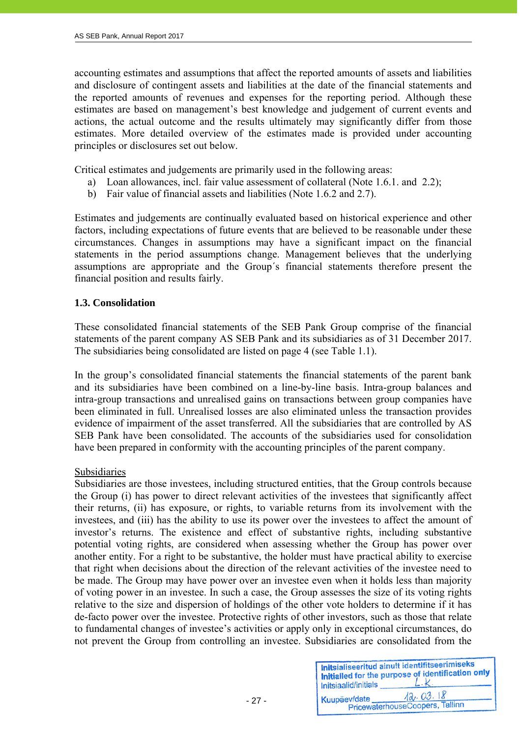accounting estimates and assumptions that affect the reported amounts of assets and liabilities and disclosure of contingent assets and liabilities at the date of the financial statements and the reported amounts of revenues and expenses for the reporting period. Although these estimates are based on management's best knowledge and judgement of current events and actions, the actual outcome and the results ultimately may significantly differ from those estimates. More detailed overview of the estimates made is provided under accounting principles or disclosures set out below.

Critical estimates and judgements are primarily used in the following areas:

a) Loan allowances, incl. fair value assessment of collateral (Note 1.6.1. and 2.2);
b) Fair value of financial assets and liabilities (Note 1.6.2 and 2.7).

Estimates and judgements are continually evaluated based on historical experience and other factors, including expectations of future events that are believed to be reasonable under these circumstances. Changes in assumptions may have a significant impact on the financial statements in the period assumptions change. Management believes that the underlying assumptions are appropriate and the Group´s financial statements therefore present the financial position and results fairly.

### 1.3. Consolidation

These consolidated financial statements of the SEB Pank Group comprise of the financial statements of the parent company AS SEB Pank and its subsidiaries as of 31 December 2017. The subsidiaries being consolidated are listed on page 4 (see Table 1.1).

In the group's consolidated financial statements the financial statements of the parent bank and its subsidiaries have been combined on a line-by-line basis. Intra-group balances and intra-group transactions and unrealised gains on transactions between group companies have been eliminated in full. Unrealised losses are also eliminated unless the transaction provides evidence of impairment of the asset transferred. All the subsidiaries that are controlled by AS SEB Pank have been consolidated. The accounts of the subsidiaries used for consolidation have been prepared in conformity with the accounting principles of the parent company.

Subsidiaries

Subsidiaries are those investees, including structured entities, that the Group controls because the Group (i) has power to direct relevant activities of the investees that significantly affect their returns, (ii) has exposure, or rights, to variable returns from its involvement with the investees, and (iii) has the ability to use its power over the investees to affect the amount of investor's returns. The existence and effect of substantive rights, including substantive potential voting rights, are considered when assessing whether the Group has power over another entity. For a right to be substantive, the holder must have practical ability to exercise that right when decisions about the direction of the relevant activities of the investee need to be made. The Group may have power over an investee even when it holds less than majority of voting power in an investee. In such a case, the Group assesses the size of its voting rights relative to the size and dispersion of holdings of the other vote holders to determine if it has de-facto power over the investee. Protective rights of other investors, such as those that relate to fundamental changes of investee's activities or apply only in exceptional circumstances, do not prevent the Group from controlling an investee. Subsidiaries are consolidated from the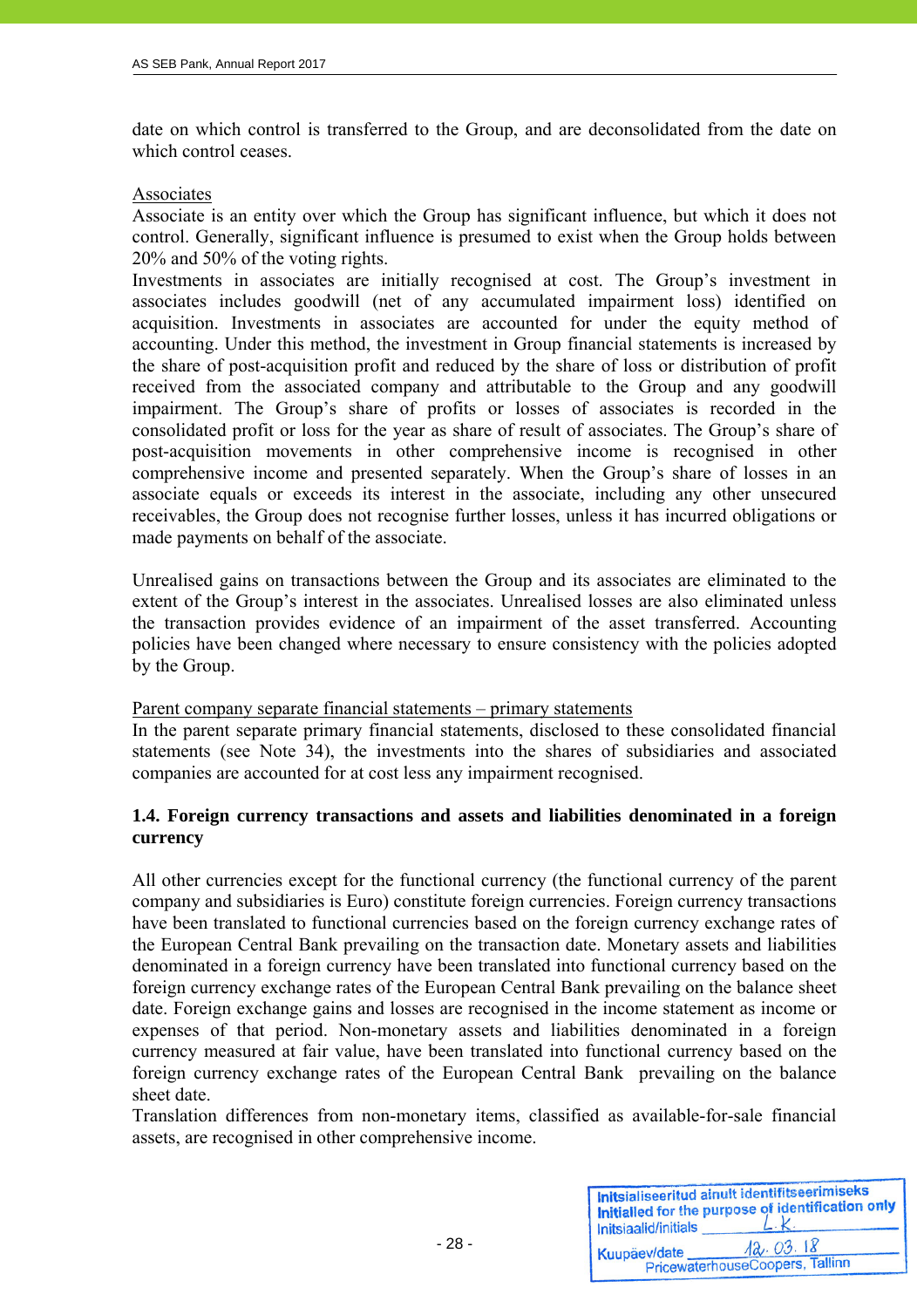date on which control is transferred to the Group, and are deconsolidated from the date on which control ceases.

Associates

Associate is an entity over which the Group has significant influence, but which it does not control. Generally, significant influence is presumed to exist when the Group holds between 20% and 50% of the voting rights.

Investments in associates are initially recognised at cost. The Group's investment in associates includes goodwill (net of any accumulated impairment loss) identified on acquisition. Investments in associates are accounted for under the equity method of accounting. Under this method, the investment in Group financial statements is increased by the share of post-acquisition profit and reduced by the share of loss or distribution of profit received from the associated company and attributable to the Group and any goodwill impairment. The Group's share of profits or losses of associates is recorded in the consolidated profit or loss for the year as share of result of associates. The Group's share of post-acquisition movements in other comprehensive income is recognised in other comprehensive income and presented separately. When the Group's share of losses in an associate equals or exceeds its interest in the associate, including any other unsecured receivables, the Group does not recognise further losses, unless it has incurred obligations or made payments on behalf of the associate.

Unrealised gains on transactions between the Group and its associates are eliminated to the extent of the Group's interest in the associates. Unrealised losses are also eliminated unless the transaction provides evidence of an impairment of the asset transferred. Accounting policies have been changed where necessary to ensure consistency with the policies adopted by the Group.

Parent company separate financial statements – primary statements

In the parent separate primary financial statements, disclosed to these consolidated financial statements (see Note 34), the investments into the shares of subsidiaries and associated companies are accounted for at cost less any impairment recognised.

### 1.4. Foreign currency transactions and assets and liabilities denominated in a foreign currency

All other currencies except for the functional currency (the functional currency of the parent company and subsidiaries is Euro) constitute foreign currencies. Foreign currency transactions have been translated to functional currencies based on the foreign currency exchange rates of the European Central Bank prevailing on the transaction date. Monetary assets and liabilities denominated in a foreign currency have been translated into functional currency based on the foreign currency exchange rates of the European Central Bank prevailing on the balance sheet date. Foreign exchange gains and losses are recognised in the income statement as income or expenses of that period. Non-monetary assets and liabilities denominated in a foreign currency measured at fair value, have been translated into functional currency based on the foreign currency exchange rates of the European Central Bank prevailing on the balance sheet date.

Translation differences from non-monetary items, classified as available-for-sale financial assets, are recognised in other comprehensive income.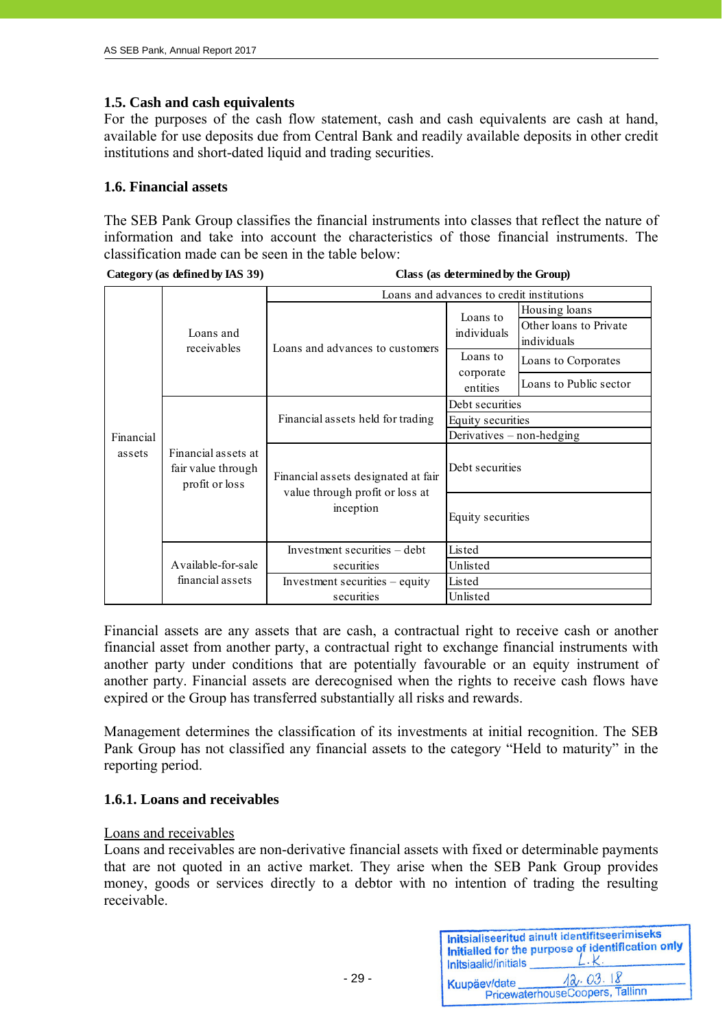### 1.5. Cash and cash equivalents

For the purposes of the cash flow statement, cash and cash equivalents are cash at hand, available for use deposits due from Central Bank and readily available deposits in other credit institutions and short-dated liquid and trading securities.

### 1.6. Financial assets

The SEB Pank Group classifies the financial instruments into classes that reflect the nature of information and take into account the characteristics of those financial instruments. The classification made can be seen in the table below:

| Category (as defined by IAS 39) | | Class (as determined by the Group) | | |
|---|---|---|---|---|
| Financial assets | Loans and receivables | Loans and advances to credit institutions | | |
| | | Loans and advances to customers | Loans to individuals | Housing loans |
| | | | | Other loans to Private individuals |
| | | | Loans to corporate entities | Loans to Corporates |
| | | | | Loans to Public sector |
| | Financial assets at fair value through profit or loss | Financial assets held for trading | Debt securities | |
| | | | Equity securities | |
| | | | Derivatives – non-hedging | |
| | | Financial assets designated at fair value through profit or loss at inception | Debt securities | |
| | | | Equity securities | |
| | Available-for-sale financial assets | Investment securities – debt securities | Listed | |
| | | | Unlisted | |
| | | Investment securities – equity securities | Listed | |
| | | | Unlisted | |

Financial assets are any assets that are cash, a contractual right to receive cash or another financial asset from another party, a contractual right to exchange financial instruments with another party under conditions that are potentially favourable or an equity instrument of another party. Financial assets are derecognised when the rights to receive cash flows have expired or the Group has transferred substantially all risks and rewards.

Management determines the classification of its investments at initial recognition. The SEB Pank Group has not classified any financial assets to the category "Held to maturity" in the reporting period.

#### 1.6.1. Loans and receivables

Loans and receivables

Loans and receivables are non-derivative financial assets with fixed or determinable payments that are not quoted in an active market. They arise when the SEB Pank Group provides money, goods or services directly to a debtor with no intention of trading the resulting receivable.

Initsialiseeritud ainult identifitseerimiseks
Initialled for the purpose of identification only
Initsiaalid/initials L.K.
Kuupäev/date 12.03.18
PricewaterhouseCoopers, Tallinn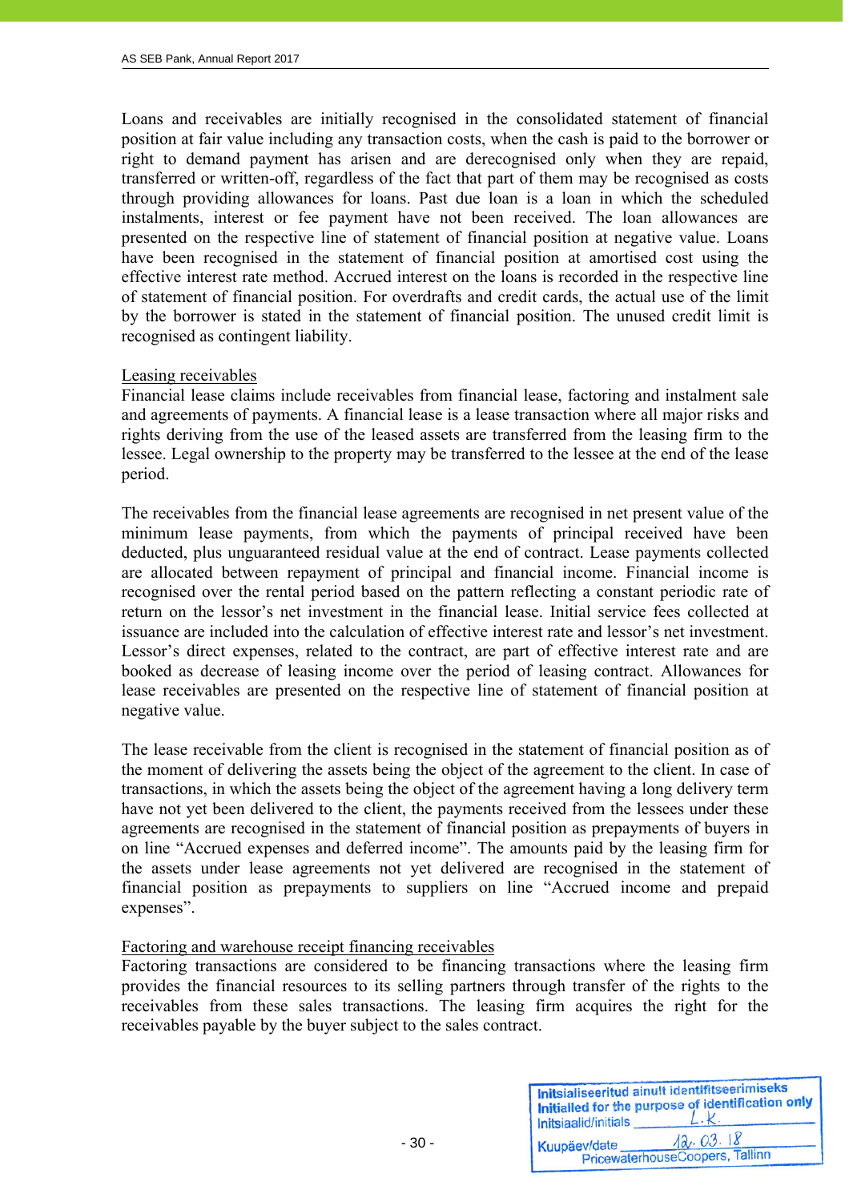Loans and receivables are initially recognised in the consolidated statement of financial position at fair value including any transaction costs, when the cash is paid to the borrower or right to demand payment has arisen and are derecognised only when they are repaid, transferred or written-off, regardless of the fact that part of them may be recognised as costs through providing allowances for loans. Past due loan is a loan in which the scheduled instalments, interest or fee payment have not been received. The loan allowances are presented on the respective line of statement of financial position at negative value. Loans have been recognised in the statement of financial position at amortised cost using the effective interest rate method. Accrued interest on the loans is recorded in the respective line of statement of financial position. For overdrafts and credit cards, the actual use of the limit by the borrower is stated in the statement of financial position. The unused credit limit is recognised as contingent liability.

Leasing receivables

Financial lease claims include receivables from financial lease, factoring and instalment sale and agreements of payments. A financial lease is a lease transaction where all major risks and rights deriving from the use of the leased assets are transferred from the leasing firm to the lessee. Legal ownership to the property may be transferred to the lessee at the end of the lease period.

The receivables from the financial lease agreements are recognised in net present value of the minimum lease payments, from which the payments of principal received have been deducted, plus unguaranteed residual value at the end of contract. Lease payments collected are allocated between repayment of principal and financial income. Financial income is recognised over the rental period based on the pattern reflecting a constant periodic rate of return on the lessor's net investment in the financial lease. Initial service fees collected at issuance are included into the calculation of effective interest rate and lessor's net investment. Lessor's direct expenses, related to the contract, are part of effective interest rate and are booked as decrease of leasing income over the period of leasing contract. Allowances for lease receivables are presented on the respective line of statement of financial position at negative value.

The lease receivable from the client is recognised in the statement of financial position as of the moment of delivering the assets being the object of the agreement to the client. In case of transactions, in which the assets being the object of the agreement having a long delivery term have not yet been delivered to the client, the payments received from the lessees under these agreements are recognised in the statement of financial position as prepayments of buyers in on line "Accrued expenses and deferred income". The amounts paid by the leasing firm for the assets under lease agreements not yet delivered are recognised in the statement of financial position as prepayments to suppliers on line "Accrued income and prepaid expenses".

Factoring and warehouse receipt financing receivables

Factoring transactions are considered to be financing transactions where the leasing firm provides the financial resources to its selling partners through transfer of the rights to the receivables from these sales transactions. The leasing firm acquires the right for the receivables payable by the buyer subject to the sales contract.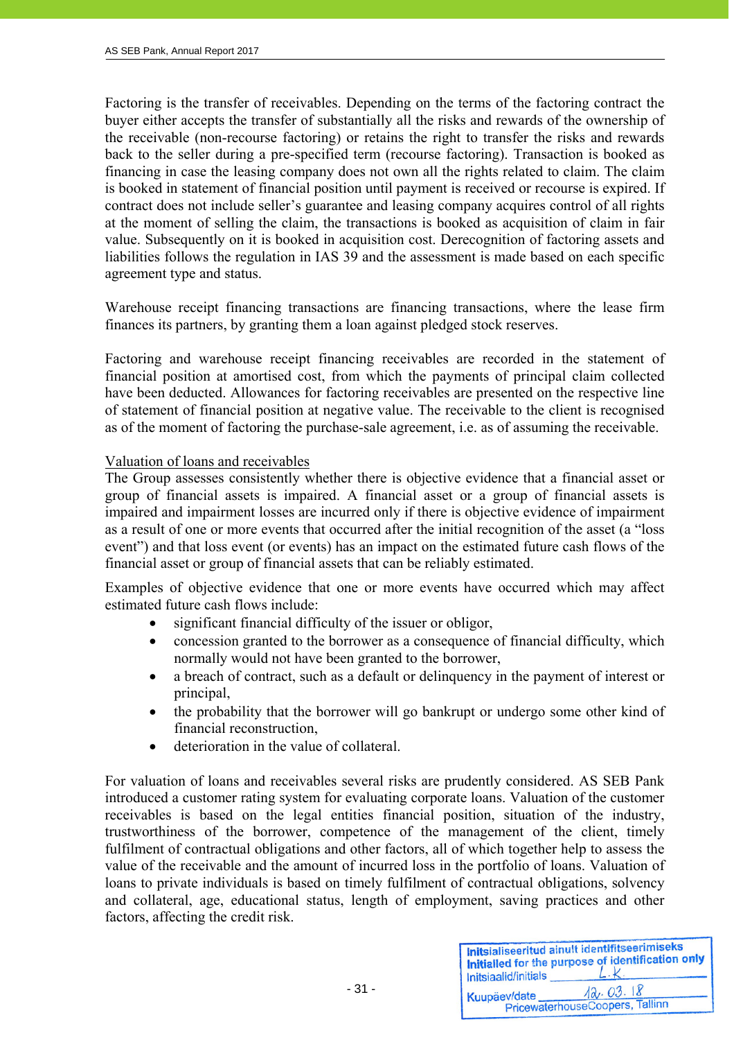Factoring is the transfer of receivables. Depending on the terms of the factoring contract the buyer either accepts the transfer of substantially all the risks and rewards of the ownership of the receivable (non-recourse factoring) or retains the right to transfer the risks and rewards back to the seller during a pre-specified term (recourse factoring). Transaction is booked as financing in case the leasing company does not own all the rights related to claim. The claim is booked in statement of financial position until payment is received or recourse is expired. If contract does not include seller's guarantee and leasing company acquires control of all rights at the moment of selling the claim, the transactions is booked as acquisition of claim in fair value. Subsequently on it is booked in acquisition cost. Derecognition of factoring assets and liabilities follows the regulation in IAS 39 and the assessment is made based on each specific agreement type and status.

Warehouse receipt financing transactions are financing transactions, where the lease firm finances its partners, by granting them a loan against pledged stock reserves.

Factoring and warehouse receipt financing receivables are recorded in the statement of financial position at amortised cost, from which the payments of principal claim collected have been deducted. Allowances for factoring receivables are presented on the respective line of statement of financial position at negative value. The receivable to the client is recognised as of the moment of factoring the purchase-sale agreement, i.e. as of assuming the receivable.

Valuation of loans and receivables

The Group assesses consistently whether there is objective evidence that a financial asset or group of financial assets is impaired. A financial asset or a group of financial assets is impaired and impairment losses are incurred only if there is objective evidence of impairment as a result of one or more events that occurred after the initial recognition of the asset (a "loss event") and that loss event (or events) has an impact on the estimated future cash flows of the financial asset or group of financial assets that can be reliably estimated.

Examples of objective evidence that one or more events have occurred which may affect estimated future cash flows include:

- significant financial difficulty of the issuer or obligor,
- concession granted to the borrower as a consequence of financial difficulty, which normally would not have been granted to the borrower,
- a breach of contract, such as a default or delinquency in the payment of interest or principal,
- the probability that the borrower will go bankrupt or undergo some other kind of financial reconstruction,
- deterioration in the value of collateral.

For valuation of loans and receivables several risks are prudently considered. AS SEB Pank introduced a customer rating system for evaluating corporate loans. Valuation of the customer receivables is based on the legal entities financial position, situation of the industry, trustworthiness of the borrower, competence of the management of the client, timely fulfilment of contractual obligations and other factors, all of which together help to assess the value of the receivable and the amount of incurred loss in the portfolio of loans. Valuation of loans to private individuals is based on timely fulfilment of contractual obligations, solvency and collateral, age, educational status, length of employment, saving practices and other factors, affecting the credit risk.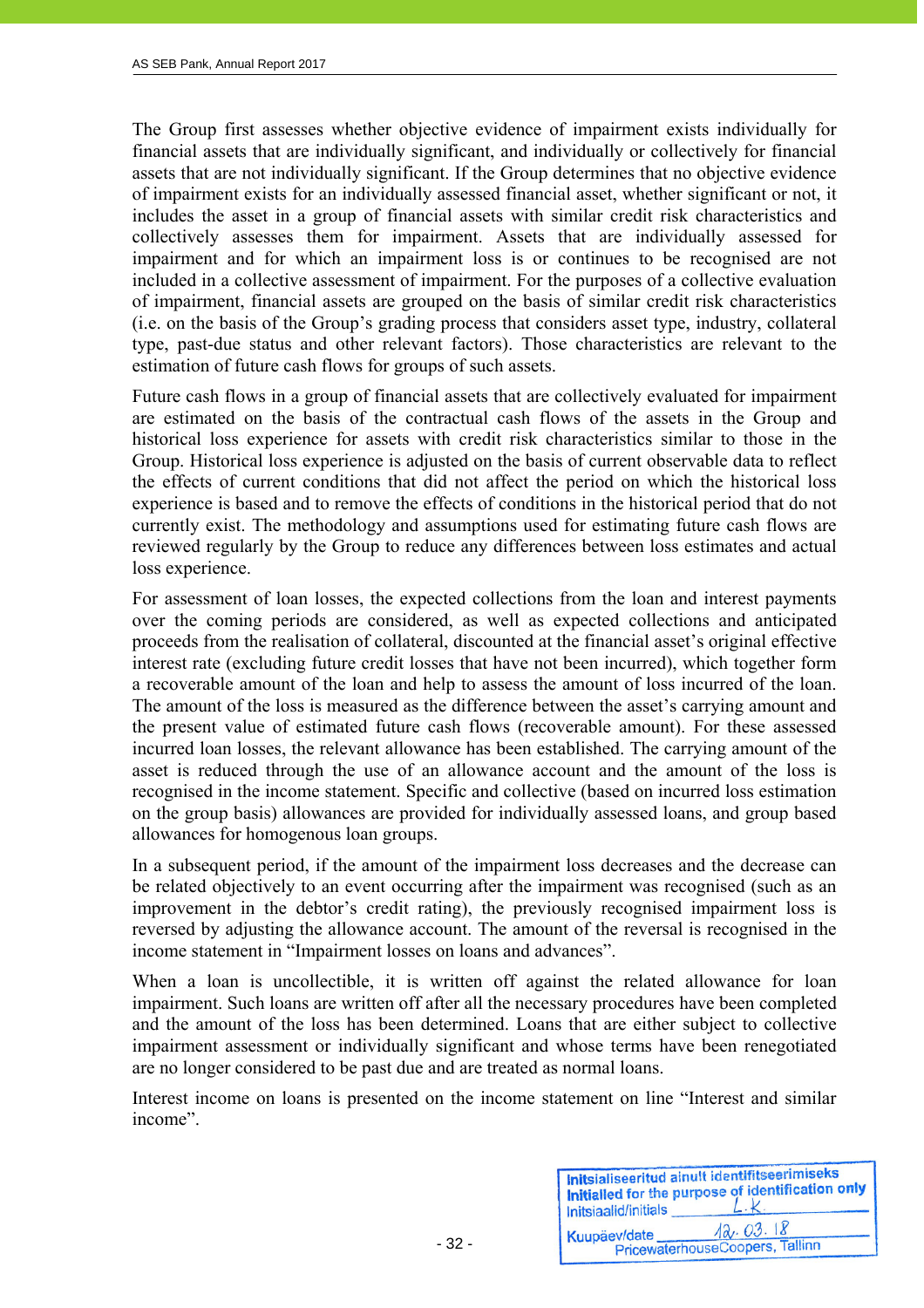The Group first assesses whether objective evidence of impairment exists individually for financial assets that are individually significant, and individually or collectively for financial assets that are not individually significant. If the Group determines that no objective evidence of impairment exists for an individually assessed financial asset, whether significant or not, it includes the asset in a group of financial assets with similar credit risk characteristics and collectively assesses them for impairment. Assets that are individually assessed for impairment and for which an impairment loss is or continues to be recognised are not included in a collective assessment of impairment. For the purposes of a collective evaluation of impairment, financial assets are grouped on the basis of similar credit risk characteristics (i.e. on the basis of the Group's grading process that considers asset type, industry, collateral type, past-due status and other relevant factors). Those characteristics are relevant to the estimation of future cash flows for groups of such assets.

Future cash flows in a group of financial assets that are collectively evaluated for impairment are estimated on the basis of the contractual cash flows of the assets in the Group and historical loss experience for assets with credit risk characteristics similar to those in the Group. Historical loss experience is adjusted on the basis of current observable data to reflect the effects of current conditions that did not affect the period on which the historical loss experience is based and to remove the effects of conditions in the historical period that do not currently exist. The methodology and assumptions used for estimating future cash flows are reviewed regularly by the Group to reduce any differences between loss estimates and actual loss experience.

For assessment of loan losses, the expected collections from the loan and interest payments over the coming periods are considered, as well as expected collections and anticipated proceeds from the realisation of collateral, discounted at the financial asset's original effective interest rate (excluding future credit losses that have not been incurred), which together form a recoverable amount of the loan and help to assess the amount of loss incurred of the loan. The amount of the loss is measured as the difference between the asset's carrying amount and the present value of estimated future cash flows (recoverable amount). For these assessed incurred loan losses, the relevant allowance has been established. The carrying amount of the asset is reduced through the use of an allowance account and the amount of the loss is recognised in the income statement. Specific and collective (based on incurred loss estimation on the group basis) allowances are provided for individually assessed loans, and group based allowances for homogenous loan groups.

In a subsequent period, if the amount of the impairment loss decreases and the decrease can be related objectively to an event occurring after the impairment was recognised (such as an improvement in the debtor's credit rating), the previously recognised impairment loss is reversed by adjusting the allowance account. The amount of the reversal is recognised in the income statement in "Impairment losses on loans and advances".

When a loan is uncollectible, it is written off against the related allowance for loan impairment. Such loans are written off after all the necessary procedures have been completed and the amount of the loss has been determined. Loans that are either subject to collective impairment assessment or individually significant and whose terms have been renegotiated are no longer considered to be past due and are treated as normal loans.

Interest income on loans is presented on the income statement on line "Interest and similar income".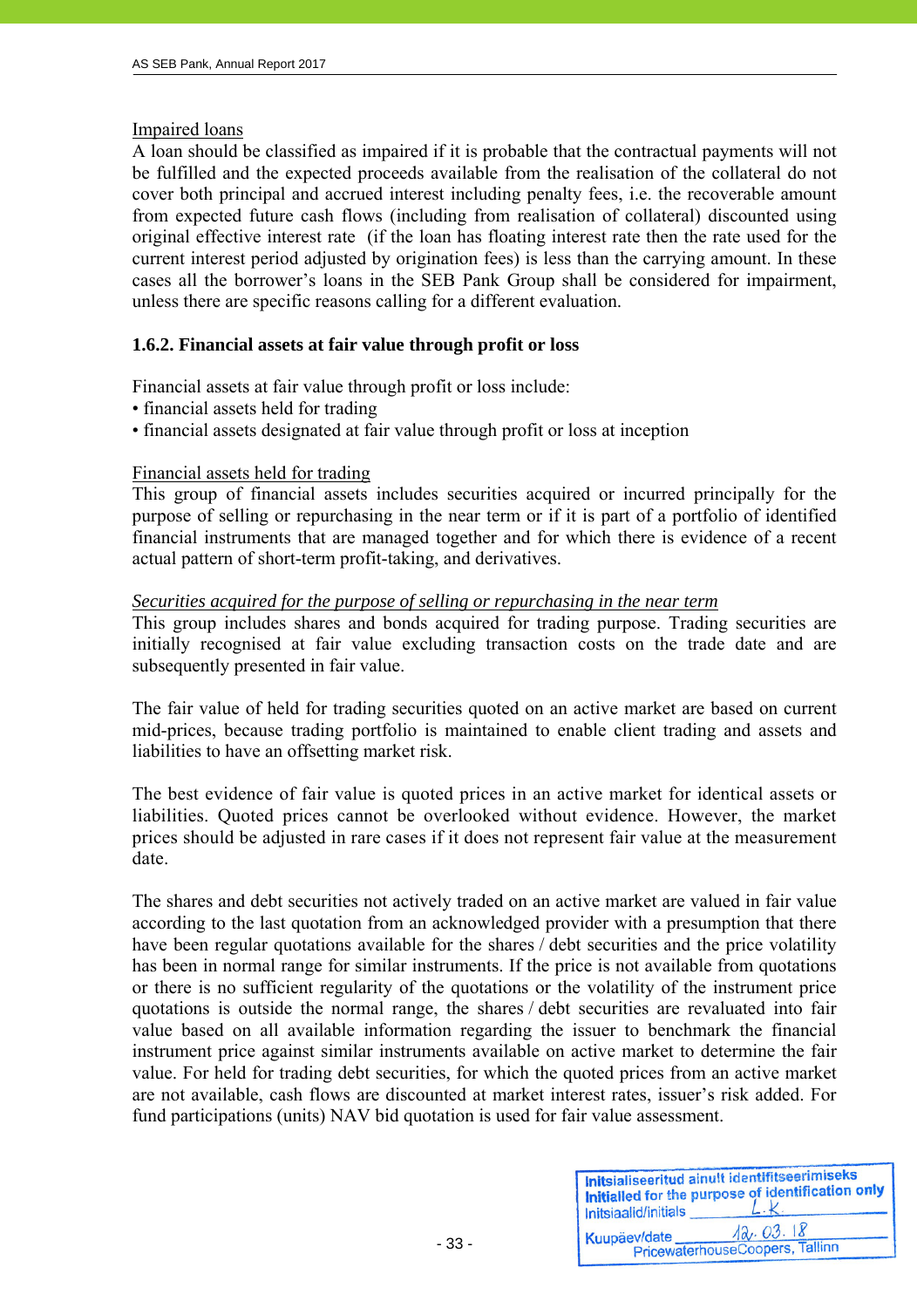<u>Impaired loans</u>

A loan should be classified as impaired if it is probable that the contractual payments will not be fulfilled and the expected proceeds available from the realisation of the collateral do not cover both principal and accrued interest including penalty fees, i.e. the recoverable amount from expected future cash flows (including from realisation of collateral) discounted using original effective interest rate (if the loan has floating interest rate then the rate used for the current interest period adjusted by origination fees) is less than the carrying amount. In these cases all the borrower's loans in the SEB Pank Group shall be considered for impairment, unless there are specific reasons calling for a different evaluation.

### 1.6.2. Financial assets at fair value through profit or loss

Financial assets at fair value through profit or loss include:

- financial assets held for trading
- financial assets designated at fair value through profit or loss at inception

<u>Financial assets held for trading</u>

This group of financial assets includes securities acquired or incurred principally for the purpose of selling or repurchasing in the near term or if it is part of a portfolio of identified financial instruments that are managed together and for which there is evidence of a recent actual pattern of short-term profit-taking, and derivatives.

*<u>Securities acquired for the purpose of selling or repurchasing in the near term</u>*

This group includes shares and bonds acquired for trading purpose. Trading securities are initially recognised at fair value excluding transaction costs on the trade date and are subsequently presented in fair value.

The fair value of held for trading securities quoted on an active market are based on current mid-prices, because trading portfolio is maintained to enable client trading and assets and liabilities to have an offsetting market risk.

The best evidence of fair value is quoted prices in an active market for identical assets or liabilities. Quoted prices cannot be overlooked without evidence. However, the market prices should be adjusted in rare cases if it does not represent fair value at the measurement date.

The shares and debt securities not actively traded on an active market are valued in fair value according to the last quotation from an acknowledged provider with a presumption that there have been regular quotations available for the shares / debt securities and the price volatility has been in normal range for similar instruments. If the price is not available from quotations or there is no sufficient regularity of the quotations or the volatility of the instrument price quotations is outside the normal range, the shares / debt securities are revaluated into fair value based on all available information regarding the issuer to benchmark the financial instrument price against similar instruments available on active market to determine the fair value. For held for trading debt securities, for which the quoted prices from an active market are not available, cash flows are discounted at market interest rates, issuer's risk added. For fund participations (units) NAV bid quotation is used for fair value assessment.

Initsialiseeritud ainult identifitseerimiseks
Initialled for the purpose of identification only
Initsiaalid/initials L.K.
Kuupäev/date 12.03.18
PricewaterhouseCoopers, Tallinn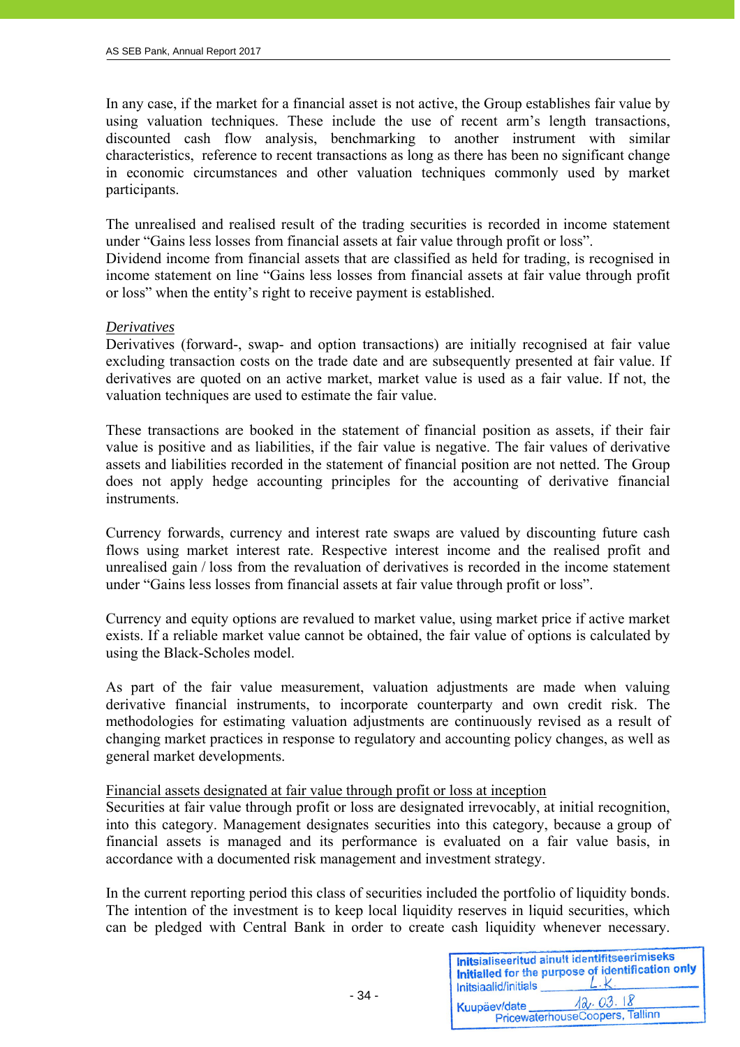In any case, if the market for a financial asset is not active, the Group establishes fair value by using valuation techniques. These include the use of recent arm's length transactions, discounted cash flow analysis, benchmarking to another instrument with similar characteristics, reference to recent transactions as long as there has been no significant change in economic circumstances and other valuation techniques commonly used by market participants.

The unrealised and realised result of the trading securities is recorded in income statement under "Gains less losses from financial assets at fair value through profit or loss".
Dividend income from financial assets that are classified as held for trading, is recognised in income statement on line "Gains less losses from financial assets at fair value through profit or loss" when the entity's right to receive payment is established.

*Derivatives*
Derivatives (forward-, swap- and option transactions) are initially recognised at fair value excluding transaction costs on the trade date and are subsequently presented at fair value. If derivatives are quoted on an active market, market value is used as a fair value. If not, the valuation techniques are used to estimate the fair value.

These transactions are booked in the statement of financial position as assets, if their fair value is positive and as liabilities, if the fair value is negative. The fair values of derivative assets and liabilities recorded in the statement of financial position are not netted. The Group does not apply hedge accounting principles for the accounting of derivative financial instruments.

Currency forwards, currency and interest rate swaps are valued by discounting future cash flows using market interest rate. Respective interest income and the realised profit and unrealised gain / loss from the revaluation of derivatives is recorded in the income statement under "Gains less losses from financial assets at fair value through profit or loss".

Currency and equity options are revalued to market value, using market price if active market exists. If a reliable market value cannot be obtained, the fair value of options is calculated by using the Black-Scholes model.

As part of the fair value measurement, valuation adjustments are made when valuing derivative financial instruments, to incorporate counterparty and own credit risk. The methodologies for estimating valuation adjustments are continuously revised as a result of changing market practices in response to regulatory and accounting policy changes, as well as general market developments.

Financial assets designated at fair value through profit or loss at inception
Securities at fair value through profit or loss are designated irrevocably, at initial recognition, into this category. Management designates securities into this category, because a group of financial assets is managed and its performance is evaluated on a fair value basis, in accordance with a documented risk management and investment strategy.

In the current reporting period this class of securities included the portfolio of liquidity bonds. The intention of the investment is to keep local liquidity reserves in liquid securities, which can be pledged with Central Bank in order to create cash liquidity whenever necessary.

Initsialiseeritud ainult identifitseerimiseks
Initialled for the purpose of identification only
Initsiaalid/initials L.K.
Kuupäev/date 12.03.18
PricewaterhouseCoopers, Tallinn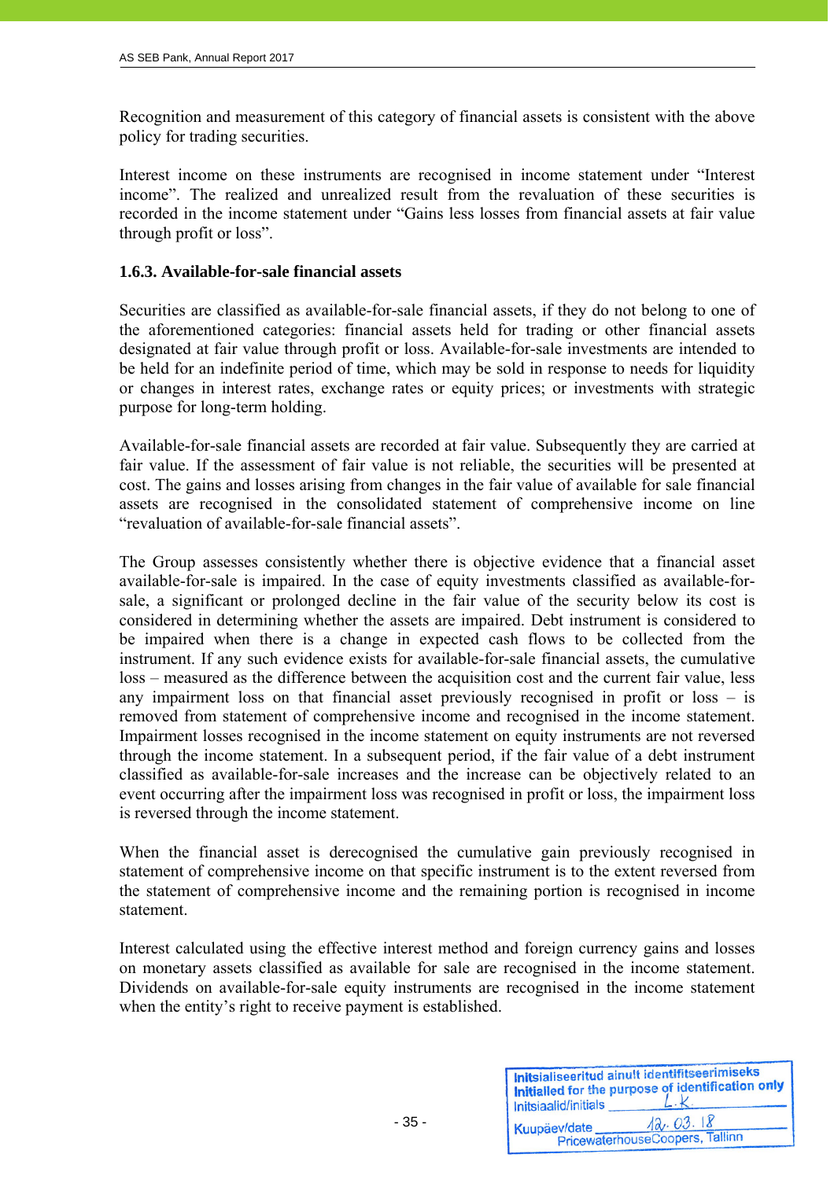Recognition and measurement of this category of financial assets is consistent with the above policy for trading securities.

Interest income on these instruments are recognised in income statement under "Interest income". The realized and unrealized result from the revaluation of these securities is recorded in the income statement under "Gains less losses from financial assets at fair value through profit or loss".

### 1.6.3. Available-for-sale financial assets

Securities are classified as available-for-sale financial assets, if they do not belong to one of the aforementioned categories: financial assets held for trading or other financial assets designated at fair value through profit or loss. Available-for-sale investments are intended to be held for an indefinite period of time, which may be sold in response to needs for liquidity or changes in interest rates, exchange rates or equity prices; or investments with strategic purpose for long-term holding.

Available-for-sale financial assets are recorded at fair value. Subsequently they are carried at fair value. If the assessment of fair value is not reliable, the securities will be presented at cost. The gains and losses arising from changes in the fair value of available for sale financial assets are recognised in the consolidated statement of comprehensive income on line "revaluation of available-for-sale financial assets".

The Group assesses consistently whether there is objective evidence that a financial asset available-for-sale is impaired. In the case of equity investments classified as available-for-sale, a significant or prolonged decline in the fair value of the security below its cost is considered in determining whether the assets are impaired. Debt instrument is considered to be impaired when there is a change in expected cash flows to be collected from the instrument. If any such evidence exists for available-for-sale financial assets, the cumulative loss – measured as the difference between the acquisition cost and the current fair value, less any impairment loss on that financial asset previously recognised in profit or loss – is removed from statement of comprehensive income and recognised in the income statement. Impairment losses recognised in the income statement on equity instruments are not reversed through the income statement. In a subsequent period, if the fair value of a debt instrument classified as available-for-sale increases and the increase can be objectively related to an event occurring after the impairment loss was recognised in profit or loss, the impairment loss is reversed through the income statement.

When the financial asset is derecognised the cumulative gain previously recognised in statement of comprehensive income on that specific instrument is to the extent reversed from the statement of comprehensive income and the remaining portion is recognised in income statement.

Interest calculated using the effective interest method and foreign currency gains and losses on monetary assets classified as available for sale are recognised in the income statement. Dividends on available-for-sale equity instruments are recognised in the income statement when the entity's right to receive payment is established.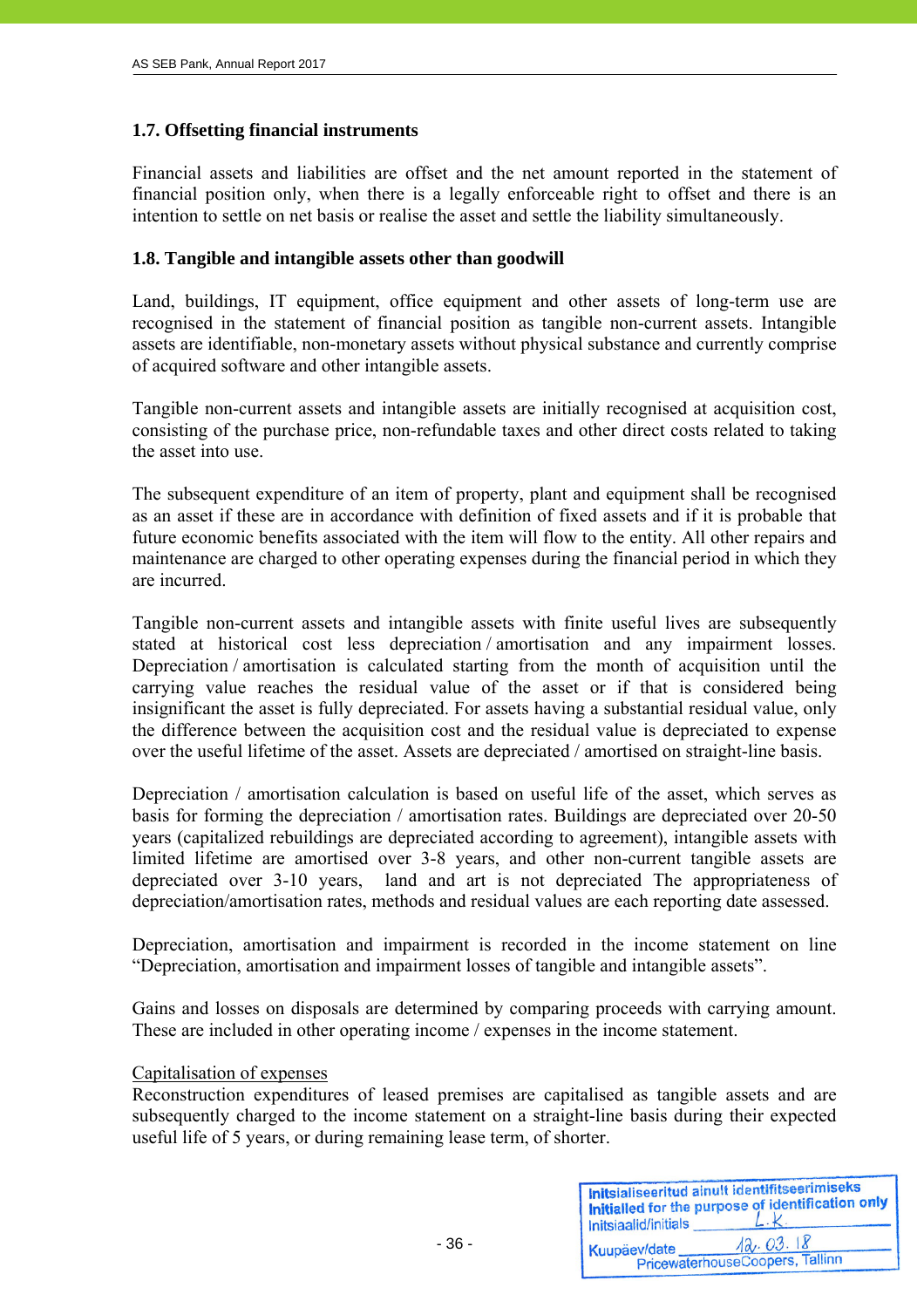### 1.7. Offsetting financial instruments

Financial assets and liabilities are offset and the net amount reported in the statement of financial position only, when there is a legally enforceable right to offset and there is an intention to settle on net basis or realise the asset and settle the liability simultaneously.

### 1.8. Tangible and intangible assets other than goodwill

Land, buildings, IT equipment, office equipment and other assets of long-term use are recognised in the statement of financial position as tangible non-current assets. Intangible assets are identifiable, non-monetary assets without physical substance and currently comprise of acquired software and other intangible assets.

Tangible non-current assets and intangible assets are initially recognised at acquisition cost, consisting of the purchase price, non-refundable taxes and other direct costs related to taking the asset into use.

The subsequent expenditure of an item of property, plant and equipment shall be recognised as an asset if these are in accordance with definition of fixed assets and if it is probable that future economic benefits associated with the item will flow to the entity. All other repairs and maintenance are charged to other operating expenses during the financial period in which they are incurred.

Tangible non-current assets and intangible assets with finite useful lives are subsequently stated at historical cost less depreciation / amortisation and any impairment losses. Depreciation / amortisation is calculated starting from the month of acquisition until the carrying value reaches the residual value of the asset or if that is considered being insignificant the asset is fully depreciated. For assets having a substantial residual value, only the difference between the acquisition cost and the residual value is depreciated to expense over the useful lifetime of the asset. Assets are depreciated / amortised on straight-line basis.

Depreciation / amortisation calculation is based on useful life of the asset, which serves as basis for forming the depreciation / amortisation rates. Buildings are depreciated over 20-50 years (capitalized rebuildings are depreciated according to agreement), intangible assets with limited lifetime are amortised over 3-8 years, and other non-current tangible assets are depreciated over 3-10 years, land and art is not depreciated The appropriateness of depreciation/amortisation rates, methods and residual values are each reporting date assessed.

Depreciation, amortisation and impairment is recorded in the income statement on line “Depreciation, amortisation and impairment losses of tangible and intangible assets”.

Gains and losses on disposals are determined by comparing proceeds with carrying amount. These are included in other operating income / expenses in the income statement.

Capitalisation of expenses

Reconstruction expenditures of leased premises are capitalised as tangible assets and are subsequently charged to the income statement on a straight-line basis during their expected useful life of 5 years, or during remaining lease term, of shorter.

Initsialiseeritud ainult identifitseerimiseks
Initialled for the purpose of identification only
Initsiaalid/initials L.K.
Kuupäev/date 12.03.18
PricewaterhouseCoopers, Tallinn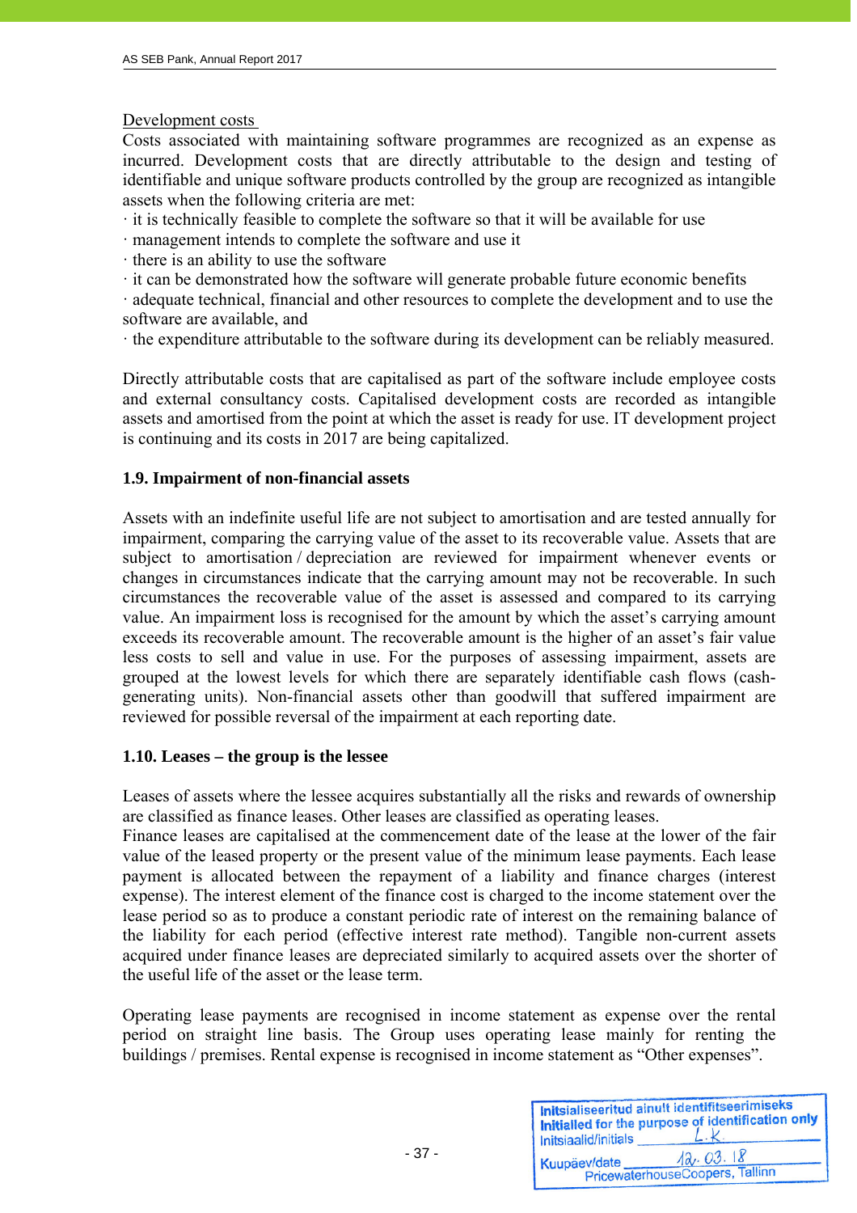Development costs

Costs associated with maintaining software programmes are recognized as an expense as incurred. Development costs that are directly attributable to the design and testing of identifiable and unique software products controlled by the group are recognized as intangible assets when the following criteria are met:

· it is technically feasible to complete the software so that it will be available for use
· management intends to complete the software and use it
· there is an ability to use the software
· it can be demonstrated how the software will generate probable future economic benefits
· adequate technical, financial and other resources to complete the development and to use the software are available, and
· the expenditure attributable to the software during its development can be reliably measured.

Directly attributable costs that are capitalised as part of the software include employee costs and external consultancy costs. Capitalised development costs are recorded as intangible assets and amortised from the point at which the asset is ready for use. IT development project is continuing and its costs in 2017 are being capitalized.

### 1.9. Impairment of non-financial assets

Assets with an indefinite useful life are not subject to amortisation and are tested annually for impairment, comparing the carrying value of the asset to its recoverable value. Assets that are subject to amortisation / depreciation are reviewed for impairment whenever events or changes in circumstances indicate that the carrying amount may not be recoverable. In such circumstances the recoverable value of the asset is assessed and compared to its carrying value. An impairment loss is recognised for the amount by which the asset's carrying amount exceeds its recoverable amount. The recoverable amount is the higher of an asset's fair value less costs to sell and value in use. For the purposes of assessing impairment, assets are grouped at the lowest levels for which there are separately identifiable cash flows (cash-generating units). Non-financial assets other than goodwill that suffered impairment are reviewed for possible reversal of the impairment at each reporting date.

### 1.10. Leases – the group is the lessee

Leases of assets where the lessee acquires substantially all the risks and rewards of ownership are classified as finance leases. Other leases are classified as operating leases.
Finance leases are capitalised at the commencement date of the lease at the lower of the fair value of the leased property or the present value of the minimum lease payments. Each lease payment is allocated between the repayment of a liability and finance charges (interest expense). The interest element of the finance cost is charged to the income statement over the lease period so as to produce a constant periodic rate of interest on the remaining balance of the liability for each period (effective interest rate method). Tangible non-current assets acquired under finance leases are depreciated similarly to acquired assets over the shorter of the useful life of the asset or the lease term.

Operating lease payments are recognised in income statement as expense over the rental period on straight line basis. The Group uses operating lease mainly for renting the buildings / premises. Rental expense is recognised in income statement as "Other expenses".

Initsialiseeritud ainult identifitseerimiseks
Initialled for the purpose of identification only
Initsiaalid/initials L.K.
Kuupäev/date 12.03.18
PricewaterhouseCoopers, Tallinn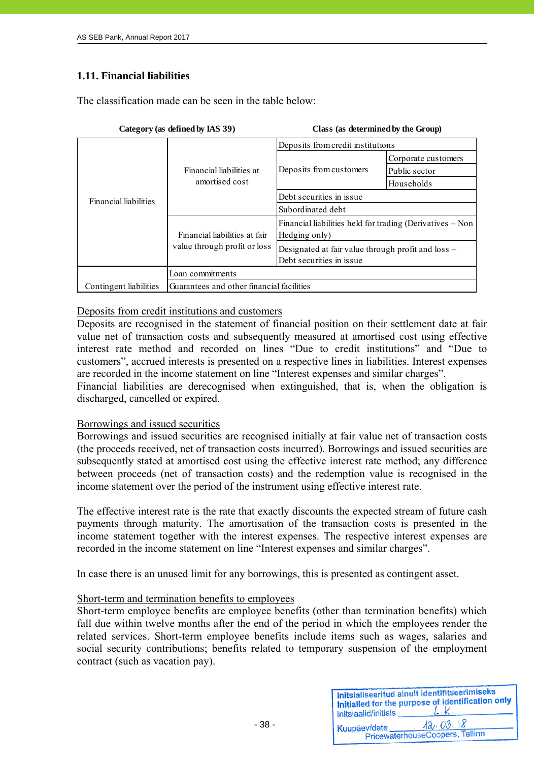## 1.11. Financial liabilities

The classification made can be seen in the table below:

| Category (as defined by IAS 39) | | Class (as determined by the Group) | |
|---|---|---|---|
| Financial liabilities | Financial liabilities at amortised cost | Deposits from credit institutions | |
| | | Deposits from customers | Corporate customers |
| | | | Public sector |
| | | | Households |
| | | Debt securities in issue | |
| | | Subordinated debt | |
| | Financial liabilities at fair value through profit or loss | Financial liabilities held for trading (Derivatives – Non Hedging only) | |
| | | Designated at fair value through profit and loss – Debt securities in issue | |
| Contingent liabilities | Loan commitments | | |
| | Guarantees and other financial facilities | | |

Deposits from credit institutions and customers

Deposits are recognised in the statement of financial position on their settlement date at fair value net of transaction costs and subsequently measured at amortised cost using effective interest rate method and recorded on lines "Due to credit institutions" and "Due to customers", accrued interests is presented on a respective lines in liabilities. Interest expenses are recorded in the income statement on line "Interest expenses and similar charges".
Financial liabilities are derecognised when extinguished, that is, when the obligation is discharged, cancelled or expired.

Borrowings and issued securities

Borrowings and issued securities are recognised initially at fair value net of transaction costs (the proceeds received, net of transaction costs incurred). Borrowings and issued securities are subsequently stated at amortised cost using the effective interest rate method; any difference between proceeds (net of transaction costs) and the redemption value is recognised in the income statement over the period of the instrument using effective interest rate.

The effective interest rate is the rate that exactly discounts the expected stream of future cash payments through maturity. The amortisation of the transaction costs is presented in the income statement together with the interest expenses. The respective interest expenses are recorded in the income statement on line "Interest expenses and similar charges".

In case there is an unused limit for any borrowings, this is presented as contingent asset.

Short-term and termination benefits to employees

Short-term employee benefits are employee benefits (other than termination benefits) which fall due within twelve months after the end of the period in which the employees render the related services. Short-term employee benefits include items such as wages, salaries and social security contributions; benefits related to temporary suspension of the employment contract (such as vacation pay).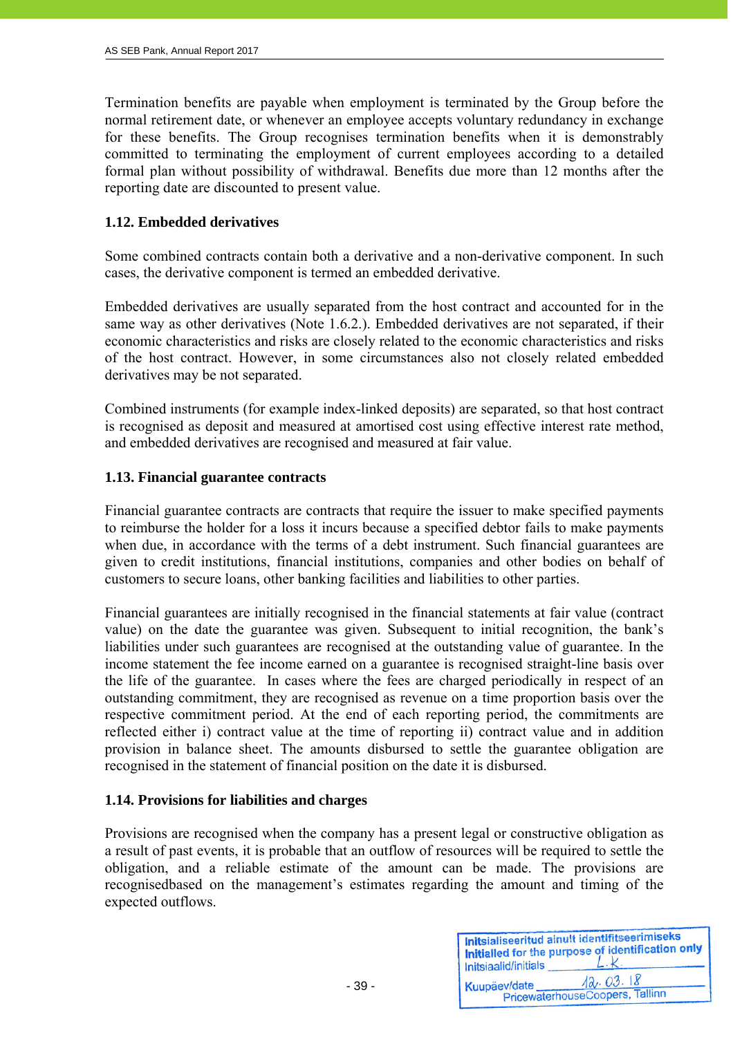Termination benefits are payable when employment is terminated by the Group before the normal retirement date, or whenever an employee accepts voluntary redundancy in exchange for these benefits. The Group recognises termination benefits when it is demonstrably committed to terminating the employment of current employees according to a detailed formal plan without possibility of withdrawal. Benefits due more than 12 months after the reporting date are discounted to present value.

### 1.12. Embedded derivatives

Some combined contracts contain both a derivative and a non-derivative component. In such cases, the derivative component is termed an embedded derivative.

Embedded derivatives are usually separated from the host contract and accounted for in the same way as other derivatives (Note 1.6.2.). Embedded derivatives are not separated, if their economic characteristics and risks are closely related to the economic characteristics and risks of the host contract. However, in some circumstances also not closely related embedded derivatives may be not separated.

Combined instruments (for example index-linked deposits) are separated, so that host contract is recognised as deposit and measured at amortised cost using effective interest rate method, and embedded derivatives are recognised and measured at fair value.

### 1.13. Financial guarantee contracts

Financial guarantee contracts are contracts that require the issuer to make specified payments to reimburse the holder for a loss it incurs because a specified debtor fails to make payments when due, in accordance with the terms of a debt instrument. Such financial guarantees are given to credit institutions, financial institutions, companies and other bodies on behalf of customers to secure loans, other banking facilities and liabilities to other parties.

Financial guarantees are initially recognised in the financial statements at fair value (contract value) on the date the guarantee was given. Subsequent to initial recognition, the bank's liabilities under such guarantees are recognised at the outstanding value of guarantee. In the income statement the fee income earned on a guarantee is recognised straight-line basis over the life of the guarantee. In cases where the fees are charged periodically in respect of an outstanding commitment, they are recognised as revenue on a time proportion basis over the respective commitment period. At the end of each reporting period, the commitments are reflected either i) contract value at the time of reporting ii) contract value and in addition provision in balance sheet. The amounts disbursed to settle the guarantee obligation are recognised in the statement of financial position on the date it is disbursed.

### 1.14. Provisions for liabilities and charges

Provisions are recognised when the company has a present legal or constructive obligation as a result of past events, it is probable that an outflow of resources will be required to settle the obligation, and a reliable estimate of the amount can be made. The provisions are recognisedbased on the management's estimates regarding the amount and timing of the expected outflows.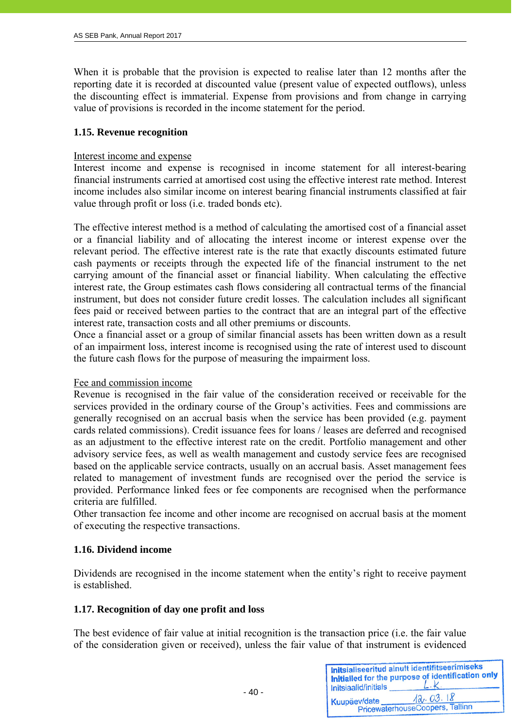When it is probable that the provision is expected to realise later than 12 months after the reporting date it is recorded at discounted value (present value of expected outflows), unless the discounting effect is immaterial. Expense from provisions and from change in carrying value of provisions is recorded in the income statement for the period.

### 1.15. Revenue recognition

Interest income and expense

Interest income and expense is recognised in income statement for all interest-bearing financial instruments carried at amortised cost using the effective interest rate method. Interest income includes also similar income on interest bearing financial instruments classified at fair value through profit or loss (i.e. traded bonds etc).

The effective interest method is a method of calculating the amortised cost of a financial asset or a financial liability and of allocating the interest income or interest expense over the relevant period. The effective interest rate is the rate that exactly discounts estimated future cash payments or receipts through the expected life of the financial instrument to the net carrying amount of the financial asset or financial liability. When calculating the effective interest rate, the Group estimates cash flows considering all contractual terms of the financial instrument, but does not consider future credit losses. The calculation includes all significant fees paid or received between parties to the contract that are an integral part of the effective interest rate, transaction costs and all other premiums or discounts.
Once a financial asset or a group of similar financial assets has been written down as a result of an impairment loss, interest income is recognised using the rate of interest used to discount the future cash flows for the purpose of measuring the impairment loss.

Fee and commission income

Revenue is recognised in the fair value of the consideration received or receivable for the services provided in the ordinary course of the Group's activities. Fees and commissions are generally recognised on an accrual basis when the service has been provided (e.g. payment cards related commissions). Credit issuance fees for loans / leases are deferred and recognised as an adjustment to the effective interest rate on the credit. Portfolio management and other advisory service fees, as well as wealth management and custody service fees are recognised based on the applicable service contracts, usually on an accrual basis. Asset management fees related to management of investment funds are recognised over the period the service is provided. Performance linked fees or fee components are recognised when the performance criteria are fulfilled.
Other transaction fee income and other income are recognised on accrual basis at the moment of executing the respective transactions.

### 1.16. Dividend income

Dividends are recognised in the income statement when the entity's right to receive payment is established.

### 1.17. Recognition of day one profit and loss

The best evidence of fair value at initial recognition is the transaction price (i.e. the fair value of the consideration given or received), unless the fair value of that instrument is evidenced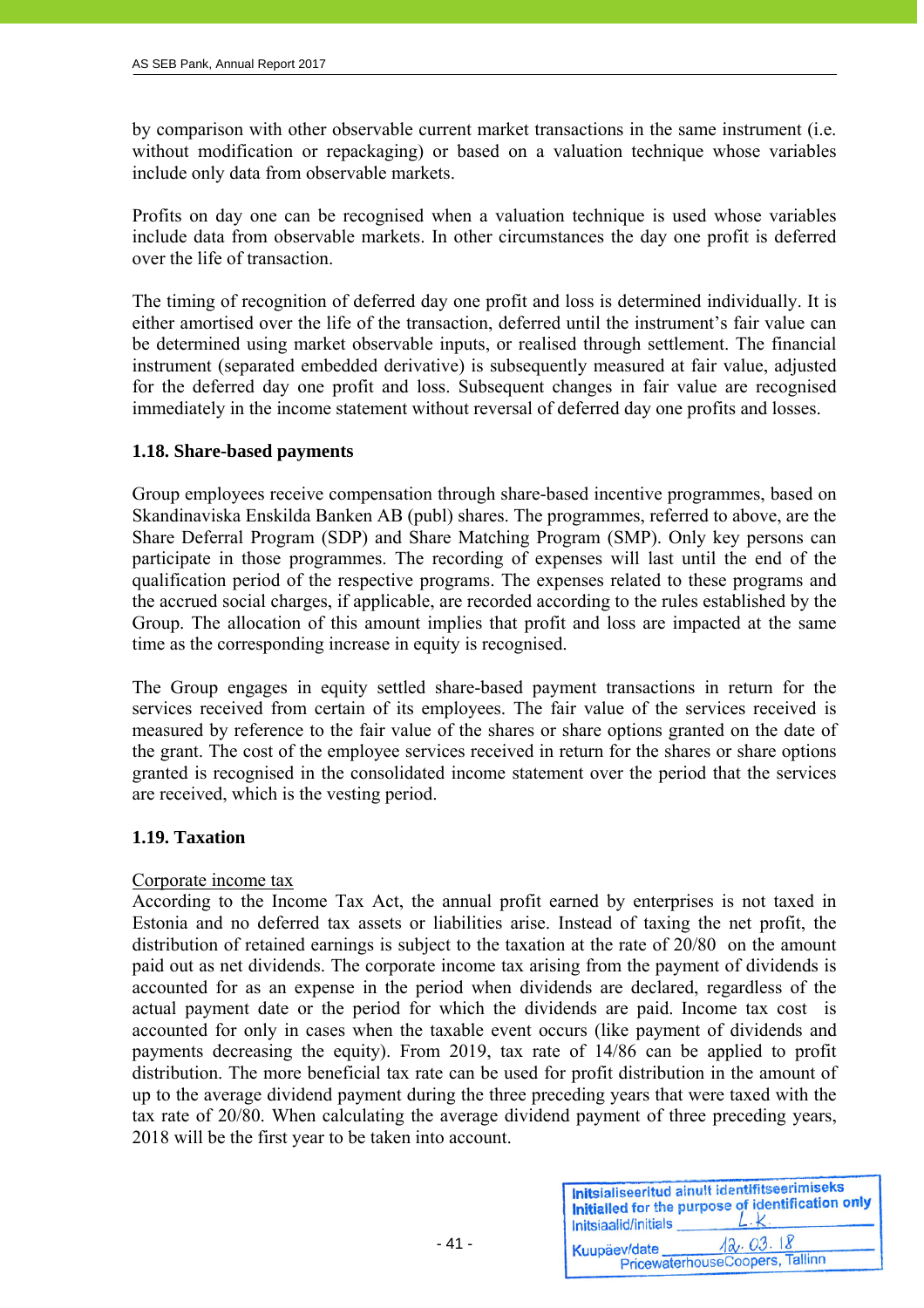by comparison with other observable current market transactions in the same instrument (i.e. without modification or repackaging) or based on a valuation technique whose variables include only data from observable markets.

Profits on day one can be recognised when a valuation technique is used whose variables include data from observable markets. In other circumstances the day one profit is deferred over the life of transaction.

The timing of recognition of deferred day one profit and loss is determined individually. It is either amortised over the life of the transaction, deferred until the instrument's fair value can be determined using market observable inputs, or realised through settlement. The financial instrument (separated embedded derivative) is subsequently measured at fair value, adjusted for the deferred day one profit and loss. Subsequent changes in fair value are recognised immediately in the income statement without reversal of deferred day one profits and losses.

### 1.18. Share-based payments

Group employees receive compensation through share-based incentive programmes, based on Skandinaviska Enskilda Banken AB (publ) shares. The programmes, referred to above, are the Share Deferral Program (SDP) and Share Matching Program (SMP). Only key persons can participate in those programmes. The recording of expenses will last until the end of the qualification period of the respective programs. The expenses related to these programs and the accrued social charges, if applicable, are recorded according to the rules established by the Group. The allocation of this amount implies that profit and loss are impacted at the same time as the corresponding increase in equity is recognised.

The Group engages in equity settled share-based payment transactions in return for the services received from certain of its employees. The fair value of the services received is measured by reference to the fair value of the shares or share options granted on the date of the grant. The cost of the employee services received in return for the shares or share options granted is recognised in the consolidated income statement over the period that the services are received, which is the vesting period.

### 1.19. Taxation

Corporate income tax

According to the Income Tax Act, the annual profit earned by enterprises is not taxed in Estonia and no deferred tax assets or liabilities arise. Instead of taxing the net profit, the distribution of retained earnings is subject to the taxation at the rate of 20/80 on the amount paid out as net dividends. The corporate income tax arising from the payment of dividends is accounted for as an expense in the period when dividends are declared, regardless of the actual payment date or the period for which the dividends are paid. Income tax cost is accounted for only in cases when the taxable event occurs (like payment of dividends and payments decreasing the equity). From 2019, tax rate of 14/86 can be applied to profit distribution. The more beneficial tax rate can be used for profit distribution in the amount of up to the average dividend payment during the three preceding years that were taxed with the tax rate of 20/80. When calculating the average dividend payment of three preceding years, 2018 will be the first year to be taken into account.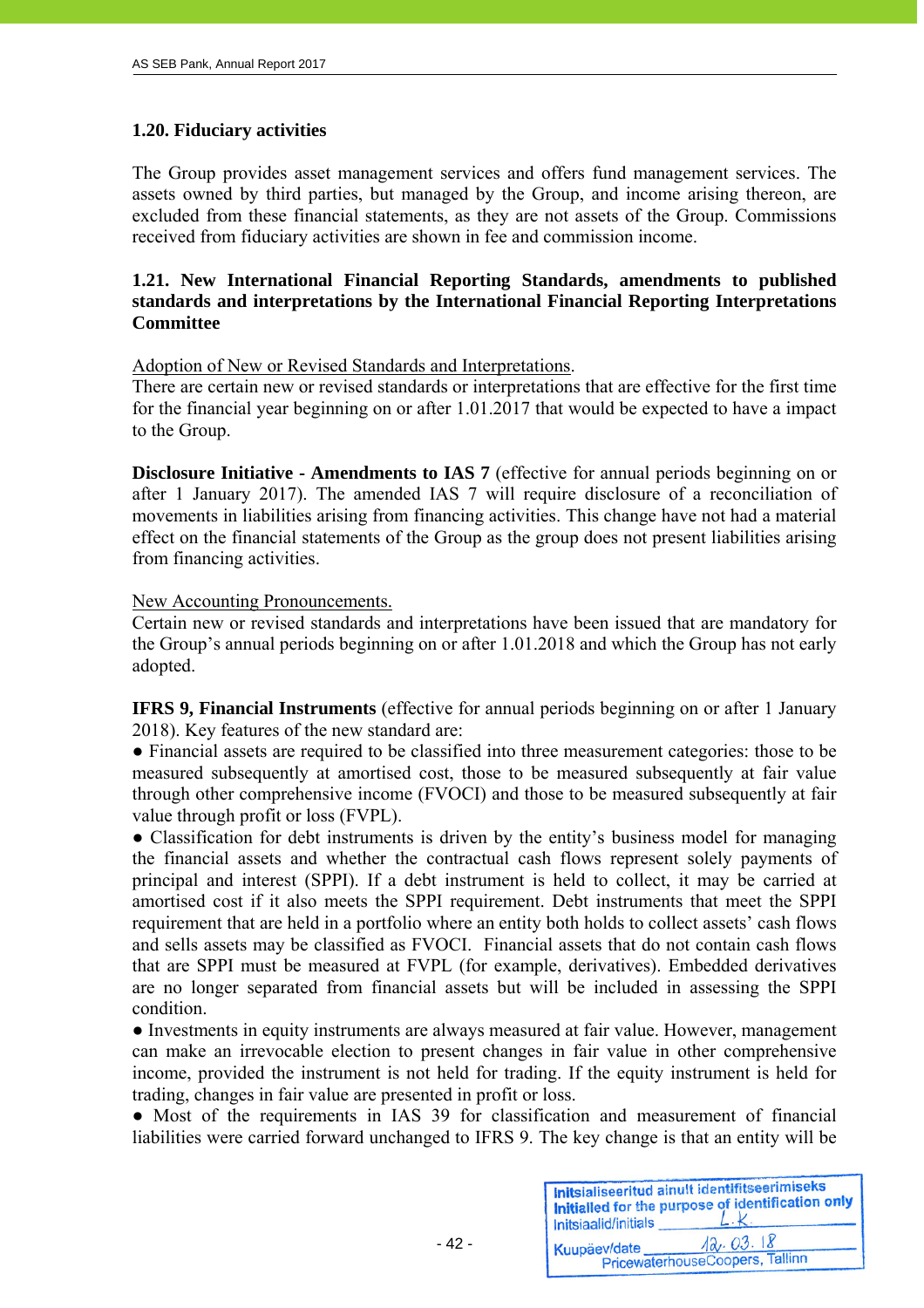### 1.20. Fiduciary activities

The Group provides asset management services and offers fund management services. The assets owned by third parties, but managed by the Group, and income arising thereon, are excluded from these financial statements, as they are not assets of the Group. Commissions received from fiduciary activities are shown in fee and commission income.

### 1.21. New International Financial Reporting Standards, amendments to published standards and interpretations by the International Financial Reporting Interpretations Committee

Adoption of New or Revised Standards and Interpretations.
There are certain new or revised standards or interpretations that are effective for the first time for the financial year beginning on or after 1.01.2017 that would be expected to have a impact to the Group.

**Disclosure Initiative - Amendments to IAS 7** (effective for annual periods beginning on or after 1 January 2017). The amended IAS 7 will require disclosure of a reconciliation of movements in liabilities arising from financing activities. This change have not had a material effect on the financial statements of the Group as the group does not present liabilities arising from financing activities.

New Accounting Pronouncements.
Certain new or revised standards and interpretations have been issued that are mandatory for the Group's annual periods beginning on or after 1.01.2018 and which the Group has not early adopted.

**IFRS 9, Financial Instruments** (effective for annual periods beginning on or after 1 January 2018). Key features of the new standard are:

- Financial assets are required to be classified into three measurement categories: those to be measured subsequently at amortised cost, those to be measured subsequently at fair value through other comprehensive income (FVOCI) and those to be measured subsequently at fair value through profit or loss (FVPL).
- Classification for debt instruments is driven by the entity's business model for managing the financial assets and whether the contractual cash flows represent solely payments of principal and interest (SPPI). If a debt instrument is held to collect, it may be carried at amortised cost if it also meets the SPPI requirement. Debt instruments that meet the SPPI requirement that are held in a portfolio where an entity both holds to collect assets' cash flows and sells assets may be classified as FVOCI. Financial assets that do not contain cash flows that are SPPI must be measured at FVPL (for example, derivatives). Embedded derivatives are no longer separated from financial assets but will be included in assessing the SPPI condition.
- Investments in equity instruments are always measured at fair value. However, management can make an irrevocable election to present changes in fair value in other comprehensive income, provided the instrument is not held for trading. If the equity instrument is held for trading, changes in fair value are presented in profit or loss.
- Most of the requirements in IAS 39 for classification and measurement of financial liabilities were carried forward unchanged to IFRS 9. The key change is that an entity will be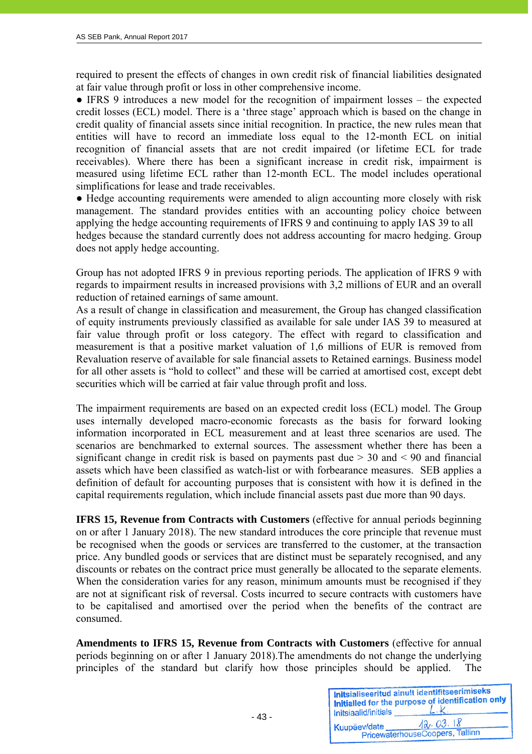required to present the effects of changes in own credit risk of financial liabilities designated at fair value through profit or loss in other comprehensive income.

● IFRS 9 introduces a new model for the recognition of impairment losses – the expected credit losses (ECL) model. There is a 'three stage' approach which is based on the change in credit quality of financial assets since initial recognition. In practice, the new rules mean that entities will have to record an immediate loss equal to the 12-month ECL on initial recognition of financial assets that are not credit impaired (or lifetime ECL for trade receivables). Where there has been a significant increase in credit risk, impairment is measured using lifetime ECL rather than 12-month ECL. The model includes operational simplifications for lease and trade receivables.

● Hedge accounting requirements were amended to align accounting more closely with risk management. The standard provides entities with an accounting policy choice between applying the hedge accounting requirements of IFRS 9 and continuing to apply IAS 39 to all hedges because the standard currently does not address accounting for macro hedging. Group does not apply hedge accounting.

Group has not adopted IFRS 9 in previous reporting periods. The application of IFRS 9 with regards to impairment results in increased provisions with 3,2 millions of EUR and an overall reduction of retained earnings of same amount.

As a result of change in classification and measurement, the Group has changed classification of equity instruments previously classified as available for sale under IAS 39 to measured at fair value through profit or loss category. The effect with regard to classification and measurement is that a positive market valuation of 1,6 millions of EUR is removed from Revaluation reserve of available for sale financial assets to Retained earnings. Business model for all other assets is "hold to collect" and these will be carried at amortised cost, except debt securities which will be carried at fair value through profit and loss.

The impairment requirements are based on an expected credit loss (ECL) model. The Group uses internally developed macro-economic forecasts as the basis for forward looking information incorporated in ECL measurement and at least three scenarios are used. The scenarios are benchmarked to external sources. The assessment whether there has been a significant change in credit risk is based on payments past due > 30 and < 90 and financial assets which have been classified as watch-list or with forbearance measures. SEB applies a definition of default for accounting purposes that is consistent with how it is defined in the capital requirements regulation, which include financial assets past due more than 90 days.

**IFRS 15, Revenue from Contracts with Customers** (effective for annual periods beginning on or after 1 January 2018). The new standard introduces the core principle that revenue must be recognised when the goods or services are transferred to the customer, at the transaction price. Any bundled goods or services that are distinct must be separately recognised, and any discounts or rebates on the contract price must generally be allocated to the separate elements. When the consideration varies for any reason, minimum amounts must be recognised if they are not at significant risk of reversal. Costs incurred to secure contracts with customers have to be capitalised and amortised over the period when the benefits of the contract are consumed.

**Amendments to IFRS 15, Revenue from Contracts with Customers** (effective for annual periods beginning on or after 1 January 2018).The amendments do not change the underlying principles of the standard but clarify how those principles should be applied. The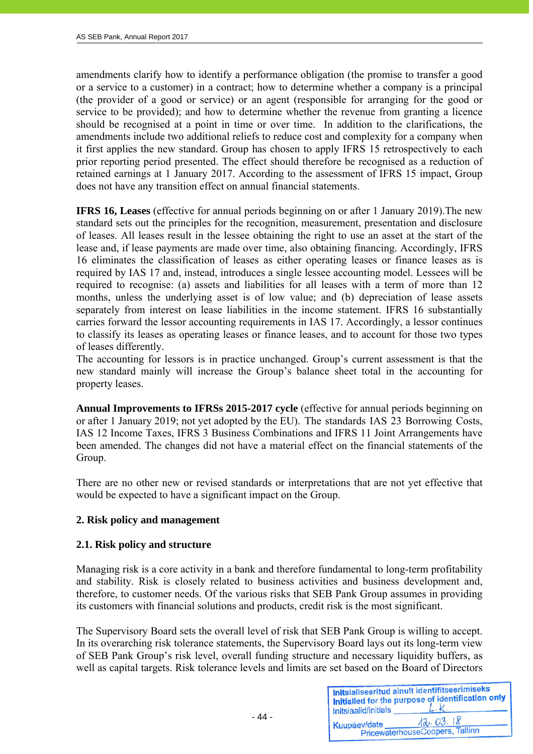amendments clarify how to identify a performance obligation (the promise to transfer a good or a service to a customer) in a contract; how to determine whether a company is a principal (the provider of a good or service) or an agent (responsible for arranging for the good or service to be provided); and how to determine whether the revenue from granting a licence should be recognised at a point in time or over time. In addition to the clarifications, the amendments include two additional reliefs to reduce cost and complexity for a company when it first applies the new standard. Group has chosen to apply IFRS 15 retrospectively to each prior reporting period presented. The effect should therefore be recognised as a reduction of retained earnings at 1 January 2017. According to the assessment of IFRS 15 impact, Group does not have any transition effect on annual financial statements.

**IFRS 16, Leases** (effective for annual periods beginning on or after 1 January 2019).The new standard sets out the principles for the recognition, measurement, presentation and disclosure of leases. All leases result in the lessee obtaining the right to use an asset at the start of the lease and, if lease payments are made over time, also obtaining financing. Accordingly, IFRS 16 eliminates the classification of leases as either operating leases or finance leases as is required by IAS 17 and, instead, introduces a single lessee accounting model. Lessees will be required to recognise: (a) assets and liabilities for all leases with a term of more than 12 months, unless the underlying asset is of low value; and (b) depreciation of lease assets separately from interest on lease liabilities in the income statement. IFRS 16 substantially carries forward the lessor accounting requirements in IAS 17. Accordingly, a lessor continues to classify its leases as operating leases or finance leases, and to account for those two types of leases differently.
The accounting for lessors is in practice unchanged. Group's current assessment is that the new standard mainly will increase the Group's balance sheet total in the accounting for property leases.

**Annual Improvements to IFRSs 2015-2017 cycle** (effective for annual periods beginning on or after 1 January 2019; not yet adopted by the EU). The standards IAS 23 Borrowing Costs, IAS 12 Income Taxes, IFRS 3 Business Combinations and IFRS 11 Joint Arrangements have been amended. The changes did not have a material effect on the financial statements of the Group.

There are no other new or revised standards or interpretations that are not yet effective that would be expected to have a significant impact on the Group.

## 2. Risk policy and management

### 2.1. Risk policy and structure

Managing risk is a core activity in a bank and therefore fundamental to long-term profitability and stability. Risk is closely related to business activities and business development and, therefore, to customer needs. Of the various risks that SEB Pank Group assumes in providing its customers with financial solutions and products, credit risk is the most significant.

The Supervisory Board sets the overall level of risk that SEB Pank Group is willing to accept. In its overarching risk tolerance statements, the Supervisory Board lays out its long-term view of SEB Pank Group's risk level, overall funding structure and necessary liquidity buffers, as well as capital targets. Risk tolerance levels and limits are set based on the Board of Directors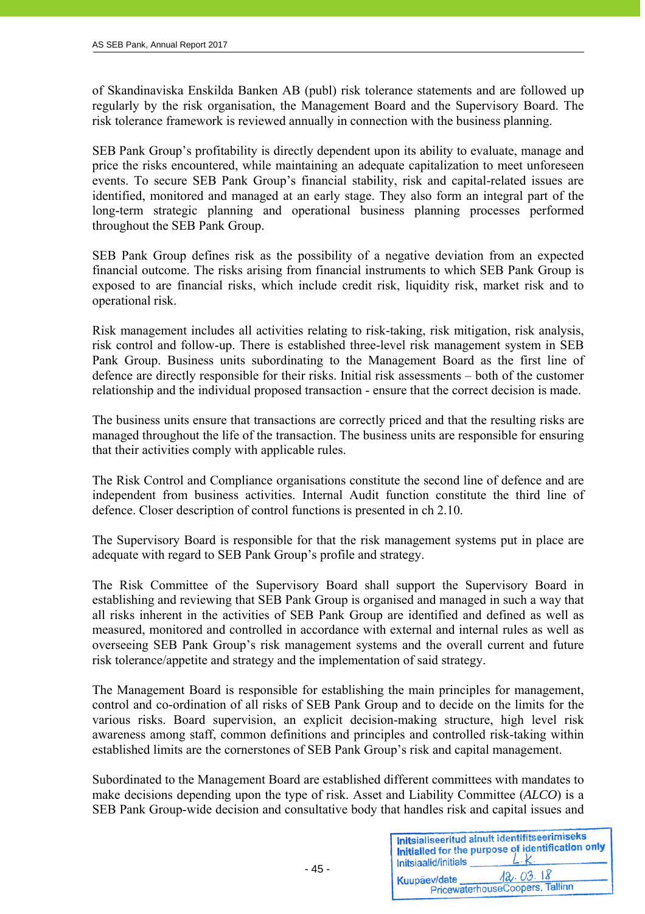of Skandinaviska Enskilda Banken AB (publ) risk tolerance statements and are followed up regularly by the risk organisation, the Management Board and the Supervisory Board. The risk tolerance framework is reviewed annually in connection with the business planning.

SEB Pank Group's profitability is directly dependent upon its ability to evaluate, manage and price the risks encountered, while maintaining an adequate capitalization to meet unforeseen events. To secure SEB Pank Group's financial stability, risk and capital-related issues are identified, monitored and managed at an early stage. They also form an integral part of the long-term strategic planning and operational business planning processes performed throughout the SEB Pank Group.

SEB Pank Group defines risk as the possibility of a negative deviation from an expected financial outcome. The risks arising from financial instruments to which SEB Pank Group is exposed to are financial risks, which include credit risk, liquidity risk, market risk and to operational risk.

Risk management includes all activities relating to risk-taking, risk mitigation, risk analysis, risk control and follow-up. There is established three-level risk management system in SEB Pank Group. Business units subordinating to the Management Board as the first line of defence are directly responsible for their risks. Initial risk assessments – both of the customer relationship and the individual proposed transaction - ensure that the correct decision is made.

The business units ensure that transactions are correctly priced and that the resulting risks are managed throughout the life of the transaction. The business units are responsible for ensuring that their activities comply with applicable rules.

The Risk Control and Compliance organisations constitute the second line of defence and are independent from business activities. Internal Audit function constitute the third line of defence. Closer description of control functions is presented in ch 2.10.

The Supervisory Board is responsible for that the risk management systems put in place are adequate with regard to SEB Pank Group's profile and strategy.

The Risk Committee of the Supervisory Board shall support the Supervisory Board in establishing and reviewing that SEB Pank Group is organised and managed in such a way that all risks inherent in the activities of SEB Pank Group are identified and defined as well as measured, monitored and controlled in accordance with external and internal rules as well as overseeing SEB Pank Group's risk management systems and the overall current and future risk tolerance/appetite and strategy and the implementation of said strategy.

The Management Board is responsible for establishing the main principles for management, control and co-ordination of all risks of SEB Pank Group and to decide on the limits for the various risks. Board supervision, an explicit decision-making structure, high level risk awareness among staff, common definitions and principles and controlled risk-taking within established limits are the cornerstones of SEB Pank Group's risk and capital management.

Subordinated to the Management Board are established different committees with mandates to make decisions depending upon the type of risk. Asset and Liability Committee (*ALCO*) is a SEB Pank Group-wide decision and consultative body that handles risk and capital issues and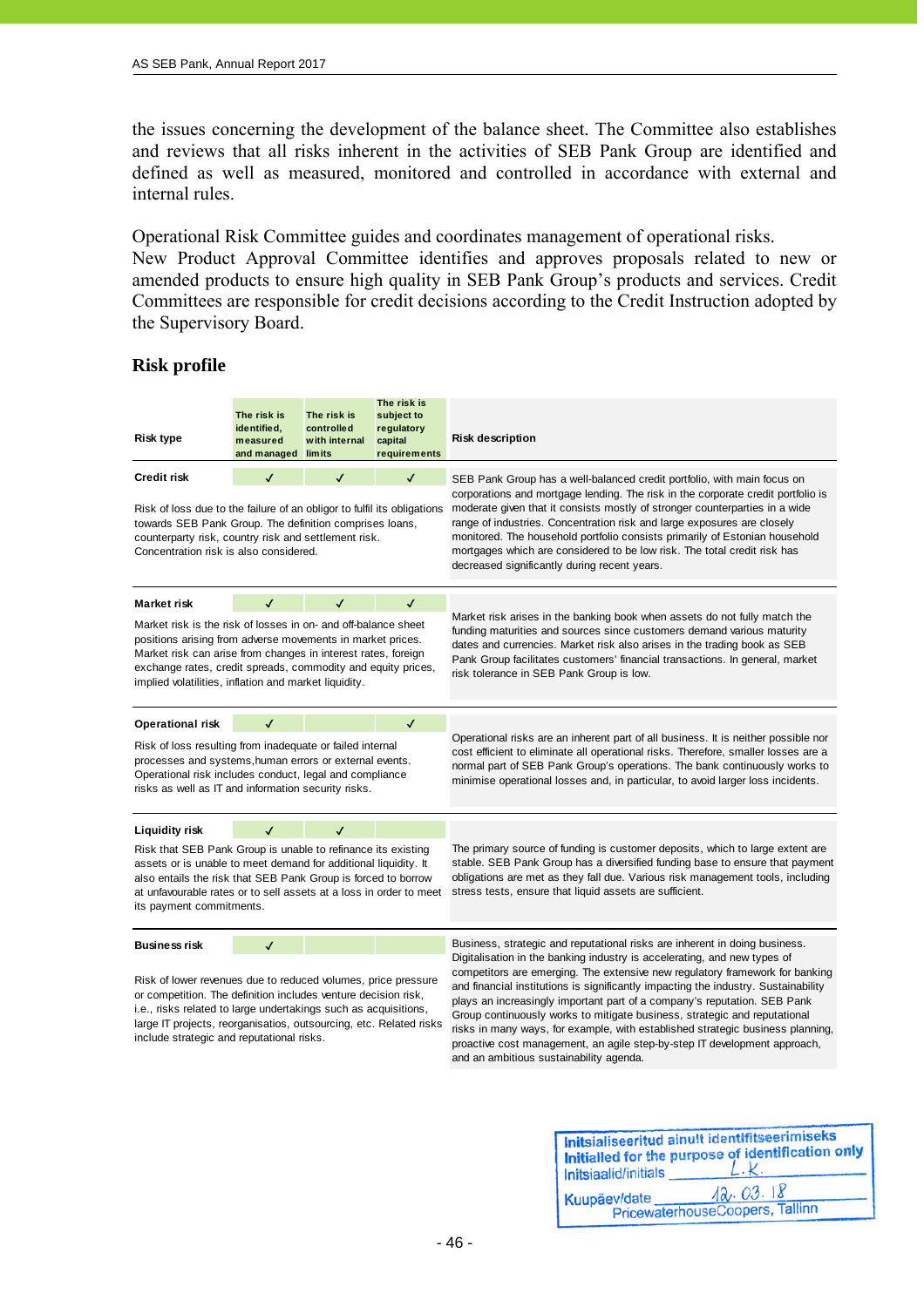the issues concerning the development of the balance sheet. The Committee also establishes and reviews that all risks inherent in the activities of SEB Pank Group are identified and defined as well as measured, monitored and controlled in accordance with external and internal rules.

Operational Risk Committee guides and coordinates management of operational risks.
New Product Approval Committee identifies and approves proposals related to new or amended products to ensure high quality in SEB Pank Group's products and services. Credit Committees are responsible for credit decisions according to the Credit Instruction adopted by the Supervisory Board.

## Risk profile

| Risk type | The risk is identified, measured and managed | The risk is controlled with internal limits | The risk is subject to regulatory capital requirements | Risk description |
|---|---|---|---|---|
| **Credit risk**<br><br>Risk of loss due to the failure of an obligor to fulfil its obligations towards SEB Pank Group. The definition comprises loans, counterparty risk, country risk and settlement risk. Concentration risk is also considered. | ✓ | ✓ | ✓ | SEB Pank Group has a well-balanced credit portfolio, with main focus on corporations and mortgage lending. The risk in the corporate credit portfolio is moderate given that it consists mostly of stronger counterparties in a wide range of industries. Concentration risk and large exposures are closely monitored. The household portfolio consists primarily of Estonian household mortgages which are considered to be low risk. The total credit risk has decreased significantly during recent years. |
| **Market risk**<br><br>Market risk is the risk of losses in on- and off-balance sheet positions arising from adverse movements in market prices. Market risk can arise from changes in interest rates, foreign exchange rates, credit spreads, commodity and equity prices, implied volatilities, inflation and market liquidity. | ✓ | ✓ | ✓ | Market risk arises in the banking book when assets do not fully match the funding maturities and sources since customers demand various maturity dates and currencies. Market risk also arises in the trading book as SEB Pank Group facilitates customers' financial transactions. In general, market risk tolerance in SEB Pank Group is low. |
| **Operational risk**<br><br>Risk of loss resulting from inadequate or failed internal processes and systems,human errors or external events. Operational risk includes conduct, legal and compliance risks as well as IT and information security risks. | ✓ | | ✓ | Operational risks are an inherent part of all business. It is neither possible nor cost efficient to eliminate all operational risks. Therefore, smaller losses are a normal part of SEB Pank Group's operations. The bank continuously works to minimise operational losses and, in particular, to avoid larger loss incidents. |
| **Liquidity risk**<br><br>Risk that SEB Pank Group is unable to refinance its existing assets or is unable to meet demand for additional liquidity. It also entails the risk that SEB Pank Group is forced to borrow at unfavourable rates or to sell assets at a loss in order to meet its payment commitments. | ✓ | ✓ | | The primary source of funding is customer deposits, which to large extent are stable. SEB Pank Group has a diversified funding base to ensure that payment obligations are met as they fall due. Various risk management tools, including stress tests, ensure that liquid assets are sufficient. |
| **Business risk**<br><br>Risk of lower revenues due to reduced volumes, price pressure or competition. The definition includes venture decision risk, i.e., risks related to large undertakings such as acquisitions, large IT projects, reorganisations, outsourcing, etc. Related risks include strategic and reputational risks. | ✓ | | | Business, strategic and reputational risks are inherent in doing business. Digitalisation in the banking industry is accelerating, and new types of competitors are emerging. The extensive new regulatory framework for banking and financial institutions is significantly impacting the industry. Sustainability plays an increasingly important part of a company's reputation. SEB Pank Group continuously works to mitigate business, strategic and reputational risks in many ways, for example, with established strategic business planning, proactive cost management, an agile step-by-step IT development approach, and an ambitious sustainability agenda. |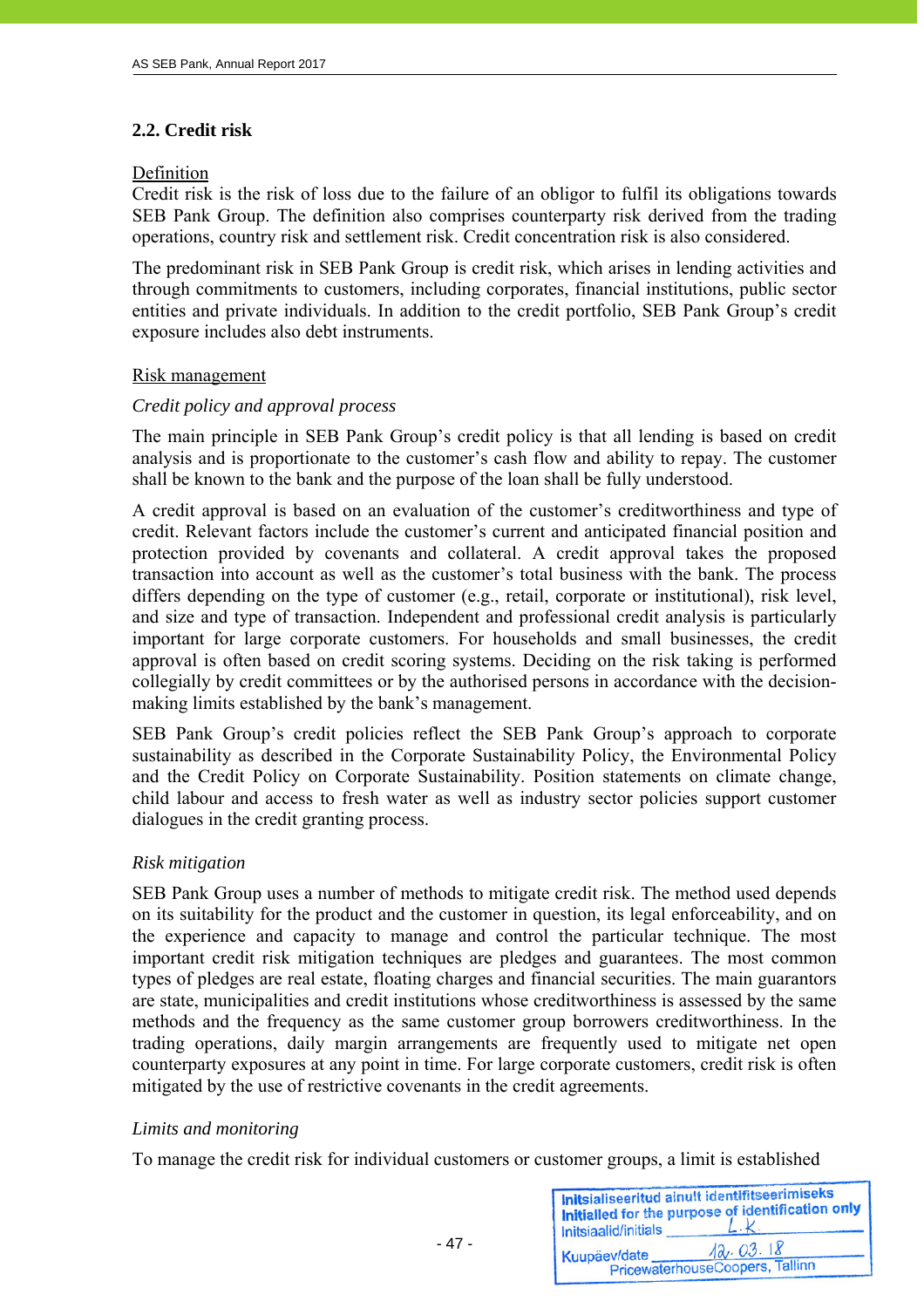## 2.2. Credit risk

Definition

Credit risk is the risk of loss due to the failure of an obligor to fulfil its obligations towards SEB Pank Group. The definition also comprises counterparty risk derived from the trading operations, country risk and settlement risk. Credit concentration risk is also considered.

The predominant risk in SEB Pank Group is credit risk, which arises in lending activities and through commitments to customers, including corporates, financial institutions, public sector entities and private individuals. In addition to the credit portfolio, SEB Pank Group's credit exposure includes also debt instruments.

Risk management

*Credit policy and approval process*

The main principle in SEB Pank Group's credit policy is that all lending is based on credit analysis and is proportionate to the customer's cash flow and ability to repay. The customer shall be known to the bank and the purpose of the loan shall be fully understood.

A credit approval is based on an evaluation of the customer's creditworthiness and type of credit. Relevant factors include the customer's current and anticipated financial position and protection provided by covenants and collateral. A credit approval takes the proposed transaction into account as well as the customer's total business with the bank. The process differs depending on the type of customer (e.g., retail, corporate or institutional), risk level, and size and type of transaction. Independent and professional credit analysis is particularly important for large corporate customers. For households and small businesses, the credit approval is often based on credit scoring systems. Deciding on the risk taking is performed collegially by credit committees or by the authorised persons in accordance with the decision-making limits established by the bank's management.

SEB Pank Group's credit policies reflect the SEB Pank Group's approach to corporate sustainability as described in the Corporate Sustainability Policy, the Environmental Policy and the Credit Policy on Corporate Sustainability. Position statements on climate change, child labour and access to fresh water as well as industry sector policies support customer dialogues in the credit granting process.

*Risk mitigation*

SEB Pank Group uses a number of methods to mitigate credit risk. The method used depends on its suitability for the product and the customer in question, its legal enforceability, and on the experience and capacity to manage and control the particular technique. The most important credit risk mitigation techniques are pledges and guarantees. The most common types of pledges are real estate, floating charges and financial securities. The main guarantors are state, municipalities and credit institutions whose creditworthiness is assessed by the same methods and the frequency as the same customer group borrowers creditworthiness. In the trading operations, daily margin arrangements are frequently used to mitigate net open counterparty exposures at any point in time. For large corporate customers, credit risk is often mitigated by the use of restrictive covenants in the credit agreements.

*Limits and monitoring*

To manage the credit risk for individual customers or customer groups, a limit is established

Initsialiseeritud ainult identifitseerimiseks
Initialled for the purpose of identification only
Initsiaalid/initials L.K.
Kuupäev/date 12.03.18
PricewaterhouseCoopers, Tallinn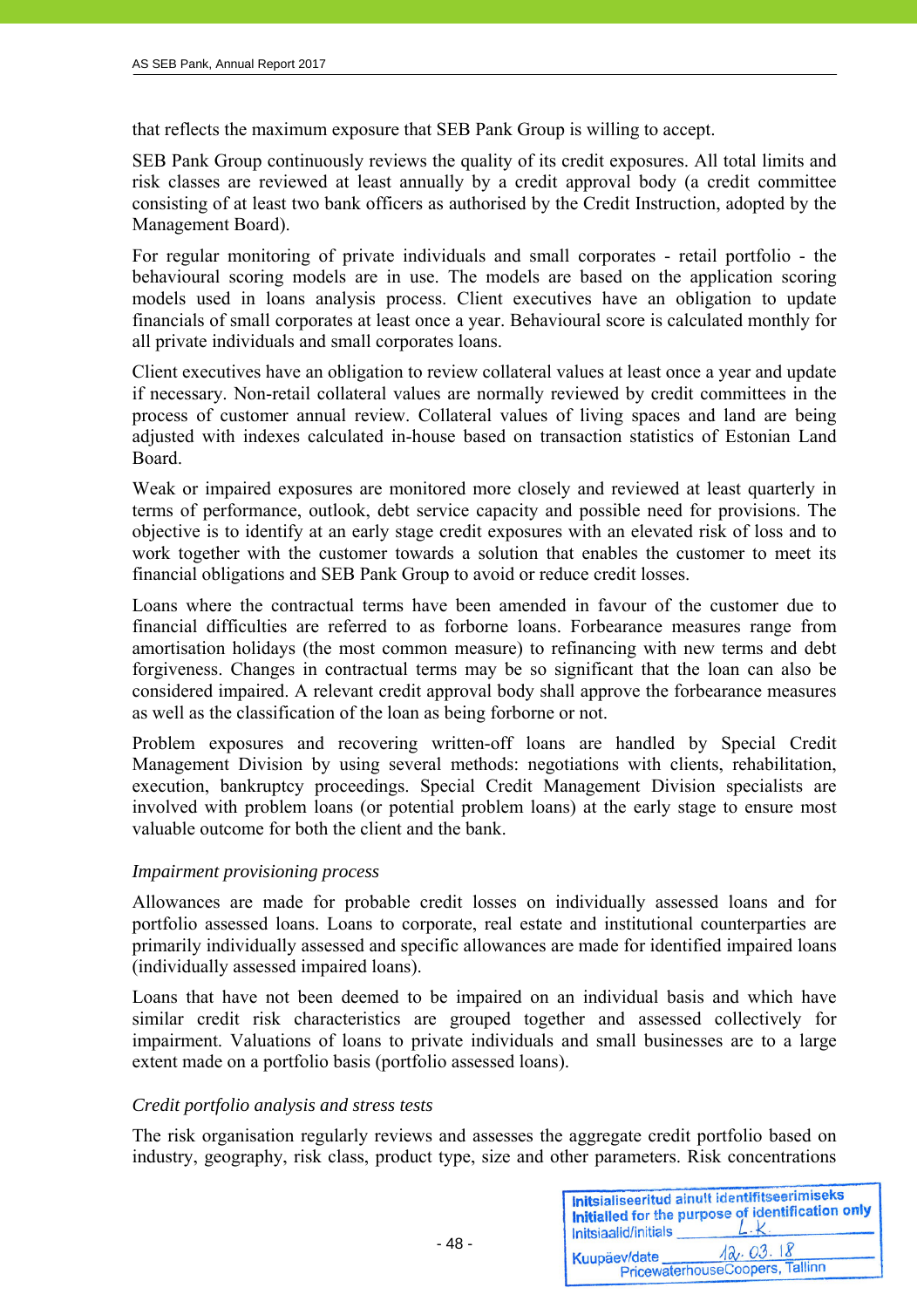that reflects the maximum exposure that SEB Pank Group is willing to accept.

SEB Pank Group continuously reviews the quality of its credit exposures. All total limits and risk classes are reviewed at least annually by a credit approval body (a credit committee consisting of at least two bank officers as authorised by the Credit Instruction, adopted by the Management Board).

For regular monitoring of private individuals and small corporates - retail portfolio - the behavioural scoring models are in use. The models are based on the application scoring models used in loans analysis process. Client executives have an obligation to update financials of small corporates at least once a year. Behavioural score is calculated monthly for all private individuals and small corporates loans.

Client executives have an obligation to review collateral values at least once a year and update if necessary. Non-retail collateral values are normally reviewed by credit committees in the process of customer annual review. Collateral values of living spaces and land are being adjusted with indexes calculated in-house based on transaction statistics of Estonian Land Board.

Weak or impaired exposures are monitored more closely and reviewed at least quarterly in terms of performance, outlook, debt service capacity and possible need for provisions. The objective is to identify at an early stage credit exposures with an elevated risk of loss and to work together with the customer towards a solution that enables the customer to meet its financial obligations and SEB Pank Group to avoid or reduce credit losses.

Loans where the contractual terms have been amended in favour of the customer due to financial difficulties are referred to as forborne loans. Forbearance measures range from amortisation holidays (the most common measure) to refinancing with new terms and debt forgiveness. Changes in contractual terms may be so significant that the loan can also be considered impaired. A relevant credit approval body shall approve the forbearance measures as well as the classification of the loan as being forborne or not.

Problem exposures and recovering written-off loans are handled by Special Credit Management Division by using several methods: negotiations with clients, rehabilitation, execution, bankruptcy proceedings. Special Credit Management Division specialists are involved with problem loans (or potential problem loans) at the early stage to ensure most valuable outcome for both the client and the bank.

*Impairment provisioning process*

Allowances are made for probable credit losses on individually assessed loans and for portfolio assessed loans. Loans to corporate, real estate and institutional counterparties are primarily individually assessed and specific allowances are made for identified impaired loans (individually assessed impaired loans).

Loans that have not been deemed to be impaired on an individual basis and which have similar credit risk characteristics are grouped together and assessed collectively for impairment. Valuations of loans to private individuals and small businesses are to a large extent made on a portfolio basis (portfolio assessed loans).

*Credit portfolio analysis and stress tests*

The risk organisation regularly reviews and assesses the aggregate credit portfolio based on industry, geography, risk class, product type, size and other parameters. Risk concentrations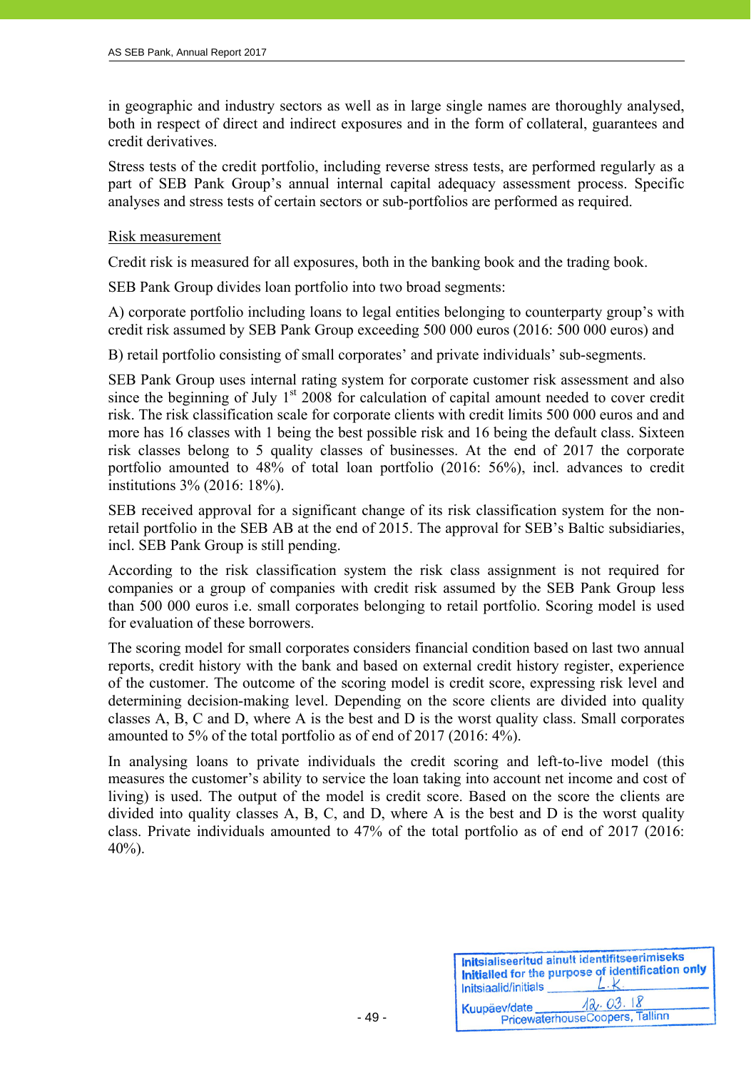in geographic and industry sectors as well as in large single names are thoroughly analysed, both in respect of direct and indirect exposures and in the form of collateral, guarantees and credit derivatives.

Stress tests of the credit portfolio, including reverse stress tests, are performed regularly as a part of SEB Pank Group's annual internal capital adequacy assessment process. Specific analyses and stress tests of certain sectors or sub-portfolios are performed as required.

Risk measurement

Credit risk is measured for all exposures, both in the banking book and the trading book.

SEB Pank Group divides loan portfolio into two broad segments:

A) corporate portfolio including loans to legal entities belonging to counterparty group's with credit risk assumed by SEB Pank Group exceeding 500 000 euros (2016: 500 000 euros) and

B) retail portfolio consisting of small corporates' and private individuals' sub-segments.

SEB Pank Group uses internal rating system for corporate customer risk assessment and also since the beginning of July 1st 2008 for calculation of capital amount needed to cover credit risk. The risk classification scale for corporate clients with credit limits 500 000 euros and and more has 16 classes with 1 being the best possible risk and 16 being the default class. Sixteen risk classes belong to 5 quality classes of businesses. At the end of 2017 the corporate portfolio amounted to 48% of total loan portfolio (2016: 56%), incl. advances to credit institutions 3% (2016: 18%).

SEB received approval for a significant change of its risk classification system for the non-retail portfolio in the SEB AB at the end of 2015. The approval for SEB's Baltic subsidiaries, incl. SEB Pank Group is still pending.

According to the risk classification system the risk class assignment is not required for companies or a group of companies with credit risk assumed by the SEB Pank Group less than 500 000 euros i.e. small corporates belonging to retail portfolio. Scoring model is used for evaluation of these borrowers.

The scoring model for small corporates considers financial condition based on last two annual reports, credit history with the bank and based on external credit history register, experience of the customer. The outcome of the scoring model is credit score, expressing risk level and determining decision-making level. Depending on the score clients are divided into quality classes A, B, C and D, where A is the best and D is the worst quality class. Small corporates amounted to 5% of the total portfolio as of end of 2017 (2016: 4%).

In analysing loans to private individuals the credit scoring and left-to-live model (this measures the customer's ability to service the loan taking into account net income and cost of living) is used. The output of the model is credit score. Based on the score the clients are divided into quality classes A, B, C, and D, where A is the best and D is the worst quality class. Private individuals amounted to 47% of the total portfolio as of end of 2017 (2016: 40%).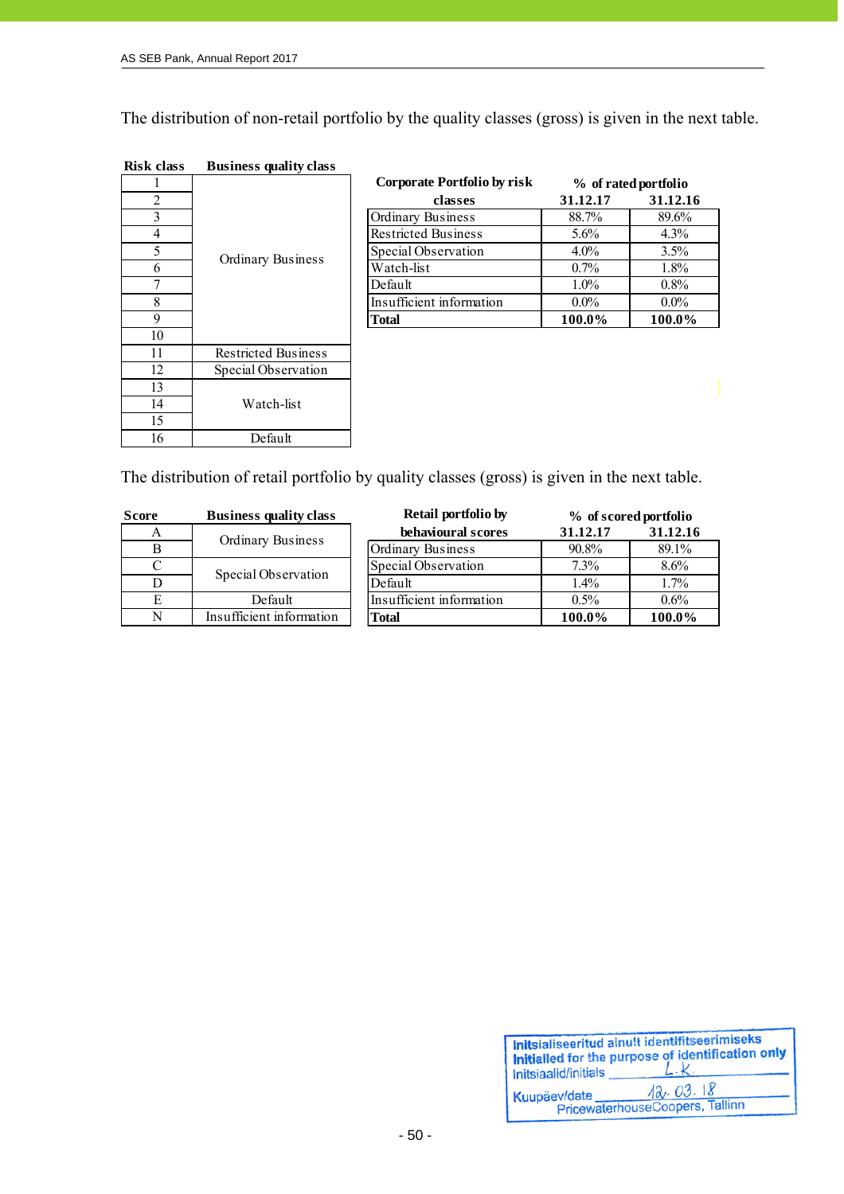The distribution of non-retail portfolio by the quality classes (gross) is given in the next table.

| Risk class | Business quality class |
|---|---|
| 1 | Ordinary Business |
| 2 | Ordinary Business |
| 3 | Ordinary Business |
| 4 | Ordinary Business |
| 5 | Ordinary Business |
| 6 | Ordinary Business |
| 7 | Ordinary Business |
| 8 | Ordinary Business |
| 9 | Ordinary Business |
| 10 | Ordinary Business |
| 11 | Restricted Business |
| 12 | Special Observation |
| 13 | Watch-list |
| 14 | Watch-list |
| 15 | Watch-list |
| 16 | Default |

| Corporate Portfolio by risk classes | % of rated portfolio | |
|---|---|---|
| | 31.12.17 | 31.12.16 |
| Ordinary Business | 88.7% | 89.6% |
| Restricted Business | 5.6% | 4.3% |
| Special Observation | 4.0% | 3.5% |
| Watch-list | 0.7% | 1.8% |
| Default | 1.0% | 0.8% |
| Insufficient information | 0.0% | 0.0% |
| **Total** | **100.0%** | **100.0%** |

The distribution of retail portfolio by quality classes (gross) is given in the next table.

| Score | Business quality class |
|---|---|
| A | Ordinary Business |
| B | Ordinary Business |
| C | Special Observation |
| D | Special Observation |
| E | Default |
| N | Insufficient information |

| Retail portfolio by behavioural scores | % of scored portfolio | |
|---|---|---|
| | 31.12.17 | 31.12.16 |
| Ordinary Business | 90.8% | 89.1% |
| Special Observation | 7.3% | 8.6% |
| Default | 1.4% | 1.7% |
| Insufficient information | 0.5% | 0.6% |
| **Total** | **100.0%** | **100.0%** |

Initsialiseeritud ainult identifitseerimiseks
Initialled for the purpose of identification only
Initsiaalid/initials L.K.
Kuupäev/date 12.03.18
PricewaterhouseCoopers, Tallinn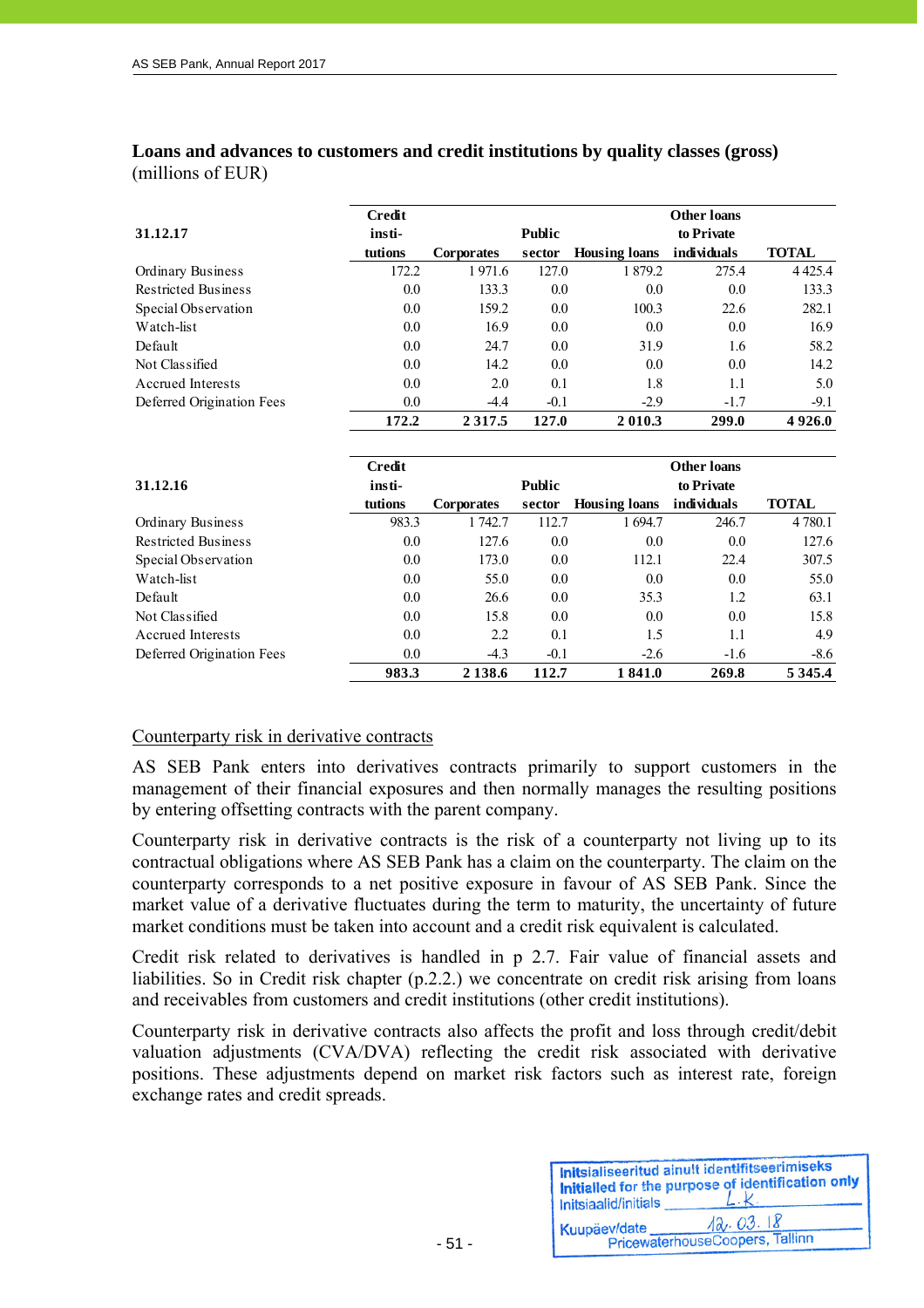**Loans and advances to customers and credit institutions by quality classes (gross)**
(millions of EUR)

| 31.12.17 | Credit insti-tutions | Corporates | Public sector | Housing loans | Other loans to Private individuals | TOTAL |
|---|---|---|---|---|---|---|
| Ordinary Business | 172.2 | 1 971.6 | 127.0 | 1 879.2 | 275.4 | 4 425.4 |
| Restricted Business | 0.0 | 133.3 | 0.0 | 0.0 | 0.0 | 133.3 |
| Special Observation | 0.0 | 159.2 | 0.0 | 100.3 | 22.6 | 282.1 |
| Watch-list | 0.0 | 16.9 | 0.0 | 0.0 | 0.0 | 16.9 |
| Default | 0.0 | 24.7 | 0.0 | 31.9 | 1.6 | 58.2 |
| Not Classified | 0.0 | 14.2 | 0.0 | 0.0 | 0.0 | 14.2 |
| Accrued Interests | 0.0 | 2.0 | 0.1 | 1.8 | 1.1 | 5.0 |
| Deferred Origination Fees | 0.0 | -4.4 | -0.1 | -2.9 | -1.7 | -9.1 |
| | **172.2** | **2 317.5** | **127.0** | **2 010.3** | **299.0** | **4 926.0** |

| 31.12.16 | Credit insti-tutions | Corporates | Public sector | Housing loans | Other loans to Private individuals | TOTAL |
|---|---|---|---|---|---|---|
| Ordinary Business | 983.3 | 1 742.7 | 112.7 | 1 694.7 | 246.7 | 4 780.1 |
| Restricted Business | 0.0 | 127.6 | 0.0 | 0.0 | 0.0 | 127.6 |
| Special Observation | 0.0 | 173.0 | 0.0 | 112.1 | 22.4 | 307.5 |
| Watch-list | 0.0 | 55.0 | 0.0 | 0.0 | 0.0 | 55.0 |
| Default | 0.0 | 26.6 | 0.0 | 35.3 | 1.2 | 63.1 |
| Not Classified | 0.0 | 15.8 | 0.0 | 0.0 | 0.0 | 15.8 |
| Accrued Interests | 0.0 | 2.2 | 0.1 | 1.5 | 1.1 | 4.9 |
| Deferred Origination Fees | 0.0 | -4.3 | -0.1 | -2.6 | -1.6 | -8.6 |
| | **983.3** | **2 138.6** | **112.7** | **1 841.0** | **269.8** | **5 345.4** |

Counterparty risk in derivative contracts

AS SEB Pank enters into derivatives contracts primarily to support customers in the management of their financial exposures and then normally manages the resulting positions by entering offsetting contracts with the parent company.

Counterparty risk in derivative contracts is the risk of a counterparty not living up to its contractual obligations where AS SEB Pank has a claim on the counterparty. The claim on the counterparty corresponds to a net positive exposure in favour of AS SEB Pank. Since the market value of a derivative fluctuates during the term to maturity, the uncertainty of future market conditions must be taken into account and a credit risk equivalent is calculated.

Credit risk related to derivatives is handled in p 2.7. Fair value of financial assets and liabilities. So in Credit risk chapter (p.2.2.) we concentrate on credit risk arising from loans and receivables from customers and credit institutions (other credit institutions).

Counterparty risk in derivative contracts also affects the profit and loss through credit/debit valuation adjustments (CVA/DVA) reflecting the credit risk associated with derivative positions. These adjustments depend on market risk factors such as interest rate, foreign exchange rates and credit spreads.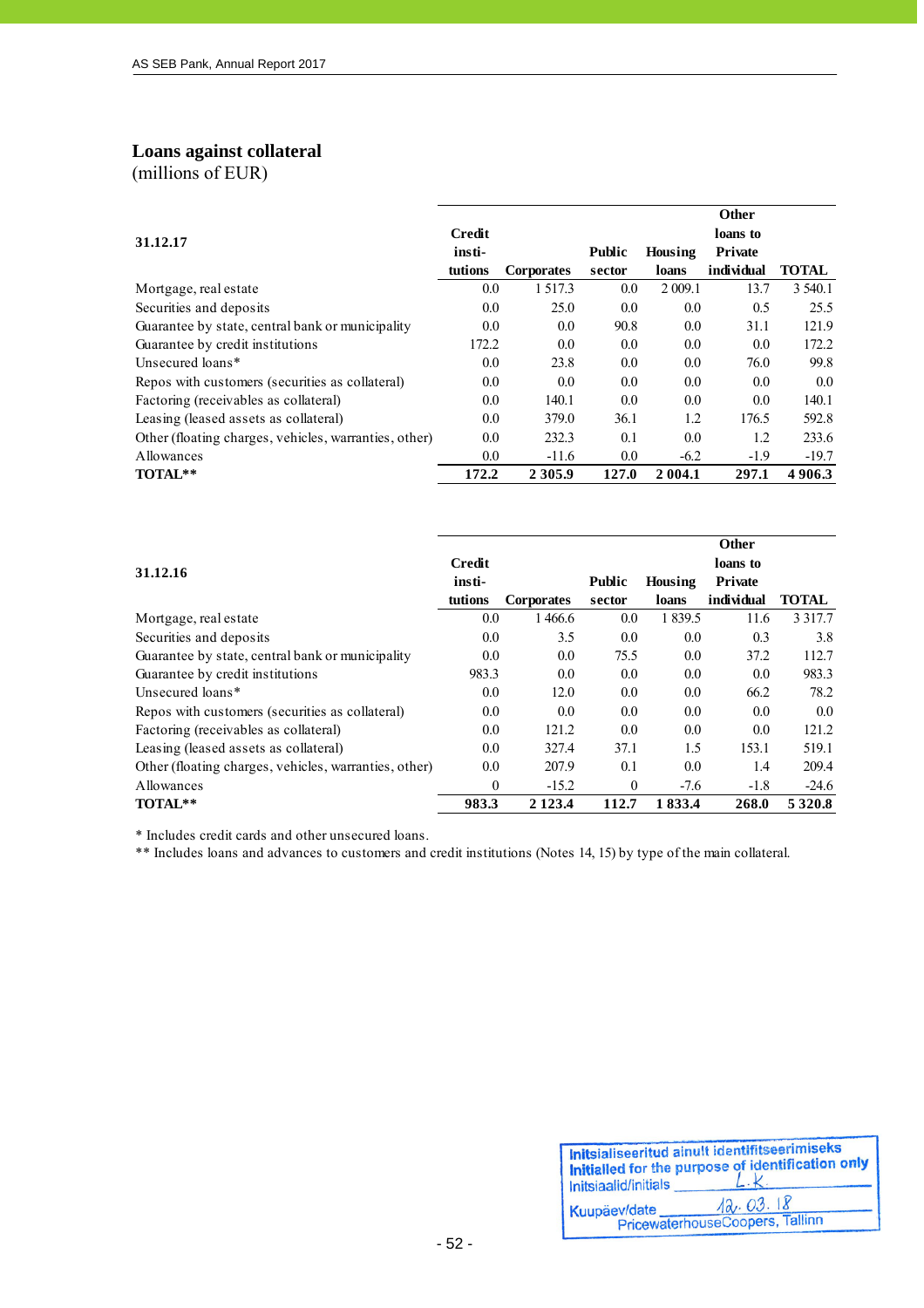## Loans against collateral

(millions of EUR)

| 31.12.17 | Credit insti-tutions | Corporates | Public sector | Housing loans | Other loans to Private individual | TOTAL |
|---|---|---|---|---|---|---|
| Mortgage, real estate | 0.0 | 1 517.3 | 0.0 | 2 009.1 | 13.7 | 3 540.1 |
| Securities and deposits | 0.0 | 25.0 | 0.0 | 0.0 | 0.5 | 25.5 |
| Guarantee by state, central bank or municipality | 0.0 | 0.0 | 90.8 | 0.0 | 31.1 | 121.9 |
| Guarantee by credit institutions | 172.2 | 0.0 | 0.0 | 0.0 | 0.0 | 172.2 |
| Unsecured loans* | 0.0 | 23.8 | 0.0 | 0.0 | 76.0 | 99.8 |
| Repos with customers (securities as collateral) | 0.0 | 0.0 | 0.0 | 0.0 | 0.0 | 0.0 |
| Factoring (receivables as collateral) | 0.0 | 140.1 | 0.0 | 0.0 | 0.0 | 140.1 |
| Leasing (leased assets as collateral) | 0.0 | 379.0 | 36.1 | 1.2 | 176.5 | 592.8 |
| Other (floating charges, vehicles, warranties, other) | 0.0 | 232.3 | 0.1 | 0.0 | 1.2 | 233.6 |
| Allowances | 0.0 | -11.6 | 0.0 | -6.2 | -1.9 | -19.7 |
| **TOTAL**** | **172.2** | **2 305.9** | **127.0** | **2 004.1** | **297.1** | **4 906.3** |

| 31.12.16 | Credit insti-tutions | Corporates | Public sector | Housing loans | Other loans to Private individual | TOTAL |
|---|---|---|---|---|---|---|
| Mortgage, real estate | 0.0 | 1 466.6 | 0.0 | 1 839.5 | 11.6 | 3 317.7 |
| Securities and deposits | 0.0 | 3.5 | 0.0 | 0.0 | 0.3 | 3.8 |
| Guarantee by state, central bank or municipality | 0.0 | 0.0 | 75.5 | 0.0 | 37.2 | 112.7 |
| Guarantee by credit institutions | 983.3 | 0.0 | 0.0 | 0.0 | 0.0 | 983.3 |
| Unsecured loans* | 0.0 | 12.0 | 0.0 | 0.0 | 66.2 | 78.2 |
| Repos with customers (securities as collateral) | 0.0 | 0.0 | 0.0 | 0.0 | 0.0 | 0.0 |
| Factoring (receivables as collateral) | 0.0 | 121.2 | 0.0 | 0.0 | 0.0 | 121.2 |
| Leasing (leased assets as collateral) | 0.0 | 327.4 | 37.1 | 1.5 | 153.1 | 519.1 |
| Other (floating charges, vehicles, warranties, other) | 0.0 | 207.9 | 0.1 | 0.0 | 1.4 | 209.4 |
| Allowances | 0 | -15.2 | 0 | -7.6 | -1.8 | -24.6 |
| **TOTAL**** | **983.3** | **2 123.4** | **112.7** | **1 833.4** | **268.0** | **5 320.8** |

\* Includes credit cards and other unsecured loans.

\*\* Includes loans and advances to customers and credit institutions (Notes 14, 15) by type of the main collateral.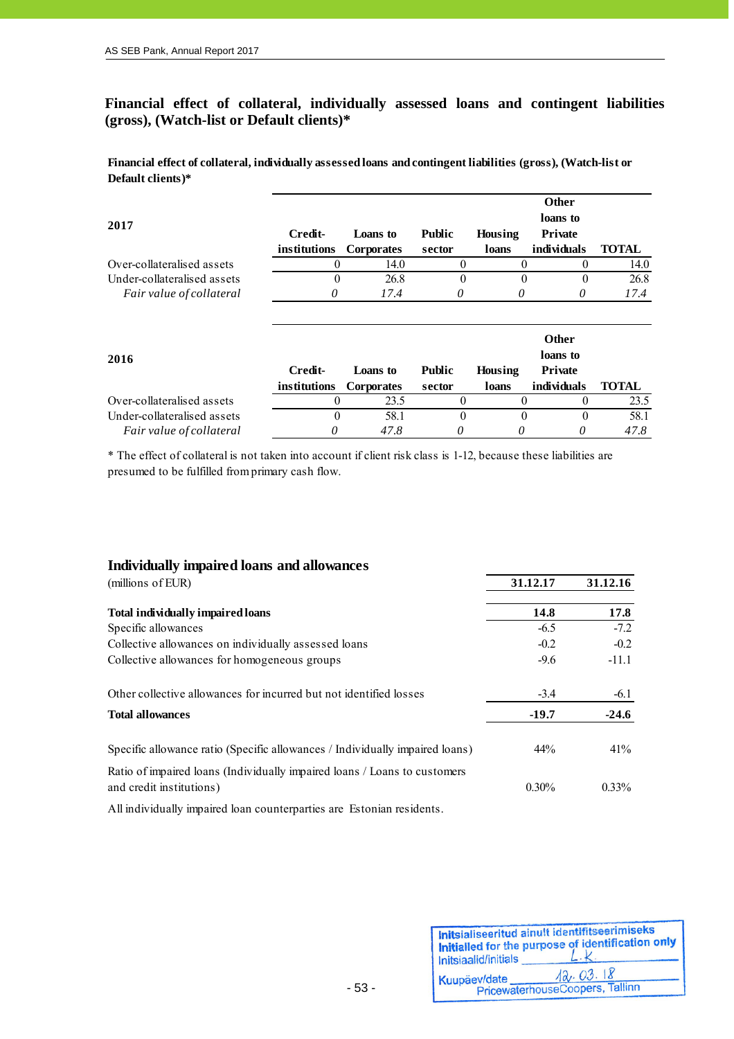## Financial effect of collateral, individually assessed loans and contingent liabilities (gross), (Watch-list or Default clients)*

**Financial effect of collateral, individually assessed loans and contingent liabilities (gross), (Watch-list or Default clients)***

| 2017 | Credit-institutions | Loans to Corporates | Public sector | Housing loans | Other loans to Private individuals | TOTAL |
|---|---|---|---|---|---|---|
| Over-collateralised assets | 0 | 14.0 | 0 | 0 | 0 | 14.0 |
| Under-collateralised assets | 0 | 26.8 | 0 | 0 | 0 | 26.8 |
| *Fair value of collateral* | *0* | *17.4* | *0* | *0* | *0* | *17.4* |

| 2016 | Credit-institutions | Loans to Corporates | Public sector | Housing loans | Other loans to Private individuals | TOTAL |
|---|---|---|---|---|---|---|
| Over-collateralised assets | 0 | 23.5 | 0 | 0 | 0 | 23.5 |
| Under-collateralised assets | 0 | 58.1 | 0 | 0 | 0 | 58.1 |
| *Fair value of collateral* | *0* | *47.8* | *0* | *0* | *0* | *47.8* |

* The effect of collateral is not taken into account if client risk class is 1-12, because these liabilities are presumed to be fulfilled from primary cash flow.

## Individually impaired loans and allowances

| (millions of EUR) | 31.12.17 | 31.12.16 |
|---|---|---|
| **Total individually impaired loans** | **14.8** | **17.8** |
| Specific allowances | -6.5 | -7.2 |
| Collective allowances on individually assessed loans | -0.2 | -0.2 |
| Collective allowances for homogeneous groups | -9.6 | -11.1 |
| Other collective allowances for incurred but not identified losses | -3.4 | -6.1 |
| **Total allowances** | **-19.7** | **-24.6** |
| Specific allowance ratio (Specific allowances / Individually impaired loans) | 44% | 41% |
| Ratio of impaired loans (Individually impaired loans / Loans to customers and credit institutions) | 0.30% | 0.33% |

All individually impaired loan counterparties are Estonian residents.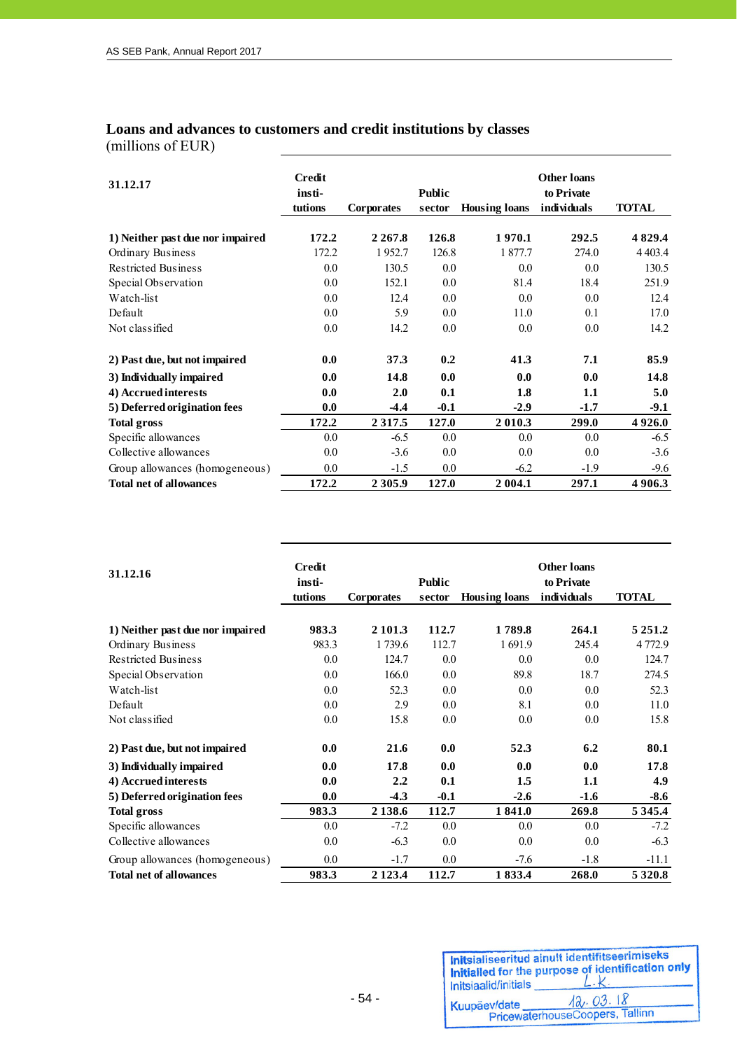## Loans and advances to customers and credit institutions by classes

(millions of EUR)

| 31.12.17 | Credit institutions | Corporates | Public sector | Housing loans | Other loans to Private individuals | TOTAL |
|---|---|---|---|---|---|---|
| **1) Neither past due nor impaired** | **172.2** | **2 267.8** | **126.8** | **1 970.1** | **292.5** | **4 829.4** |
| Ordinary Business | 172.2 | 1 952.7 | 126.8 | 1 877.7 | 274.0 | 4 403.4 |
| Restricted Business | 0.0 | 130.5 | 0.0 | 0.0 | 0.0 | 130.5 |
| Special Observation | 0.0 | 152.1 | 0.0 | 81.4 | 18.4 | 251.9 |
| Watch-list | 0.0 | 12.4 | 0.0 | 0.0 | 0.0 | 12.4 |
| Default | 0.0 | 5.9 | 0.0 | 11.0 | 0.1 | 17.0 |
| Not classified | 0.0 | 14.2 | 0.0 | 0.0 | 0.0 | 14.2 |
| **2) Past due, but not impaired** | **0.0** | **37.3** | **0.2** | **41.3** | **7.1** | **85.9** |
| **3) Individually impaired** | **0.0** | **14.8** | **0.0** | **0.0** | **0.0** | **14.8** |
| **4) Accrued interests** | **0.0** | **2.0** | **0.1** | **1.8** | **1.1** | **5.0** |
| **5) Deferred origination fees** | **0.0** | **-4.4** | **-0.1** | **-2.9** | **-1.7** | **-9.1** |
| **Total gross** | **172.2** | **2 317.5** | **127.0** | **2 010.3** | **299.0** | **4 926.0** |
| Specific allowances | 0.0 | -6.5 | 0.0 | 0.0 | 0.0 | -6.5 |
| Collective allowances | 0.0 | -3.6 | 0.0 | 0.0 | 0.0 | -3.6 |
| Group allowances (homogeneous) | 0.0 | -1.5 | 0.0 | -6.2 | -1.9 | -9.6 |
| **Total net of allowances** | **172.2** | **2 305.9** | **127.0** | **2 004.1** | **297.1** | **4 906.3** |

| 31.12.16 | Credit institutions | Corporates | Public sector | Housing loans | Other loans to Private individuals | TOTAL |
|---|---|---|---|---|---|---|
| **1) Neither past due nor impaired** | **983.3** | **2 101.3** | **112.7** | **1 789.8** | **264.1** | **5 251.2** |
| Ordinary Business | 983.3 | 1 739.6 | 112.7 | 1 691.9 | 245.4 | 4 772.9 |
| Restricted Business | 0.0 | 124.7 | 0.0 | 0.0 | 0.0 | 124.7 |
| Special Observation | 0.0 | 166.0 | 0.0 | 89.8 | 18.7 | 274.5 |
| Watch-list | 0.0 | 52.3 | 0.0 | 0.0 | 0.0 | 52.3 |
| Default | 0.0 | 2.9 | 0.0 | 8.1 | 0.0 | 11.0 |
| Not classified | 0.0 | 15.8 | 0.0 | 0.0 | 0.0 | 15.8 |
| **2) Past due, but not impaired** | **0.0** | **21.6** | **0.0** | **52.3** | **6.2** | **80.1** |
| **3) Individually impaired** | **0.0** | **17.8** | **0.0** | **0.0** | **0.0** | **17.8** |
| **4) Accrued interests** | **0.0** | **2.2** | **0.1** | **1.5** | **1.1** | **4.9** |
| **5) Deferred origination fees** | **0.0** | **-4.3** | **-0.1** | **-2.6** | **-1.6** | **-8.6** |
| **Total gross** | **983.3** | **2 138.6** | **112.7** | **1 841.0** | **269.8** | **5 345.4** |
| Specific allowances | 0.0 | -7.2 | 0.0 | 0.0 | 0.0 | -7.2 |
| Collective allowances | 0.0 | -6.3 | 0.0 | 0.0 | 0.0 | -6.3 |
| Group allowances (homogeneous) | 0.0 | -1.7 | 0.0 | -7.6 | -1.8 | -11.1 |
| **Total net of allowances** | **983.3** | **2 123.4** | **112.7** | **1 833.4** | **268.0** | **5 320.8** |

Initsialiseeritud ainult identifitseerimiseks
Initialled for the purpose of identification only
Initsiaalid/initials L.K.
Kuupäev/date 12.03.18
PricewaterhouseCoopers, Tallinn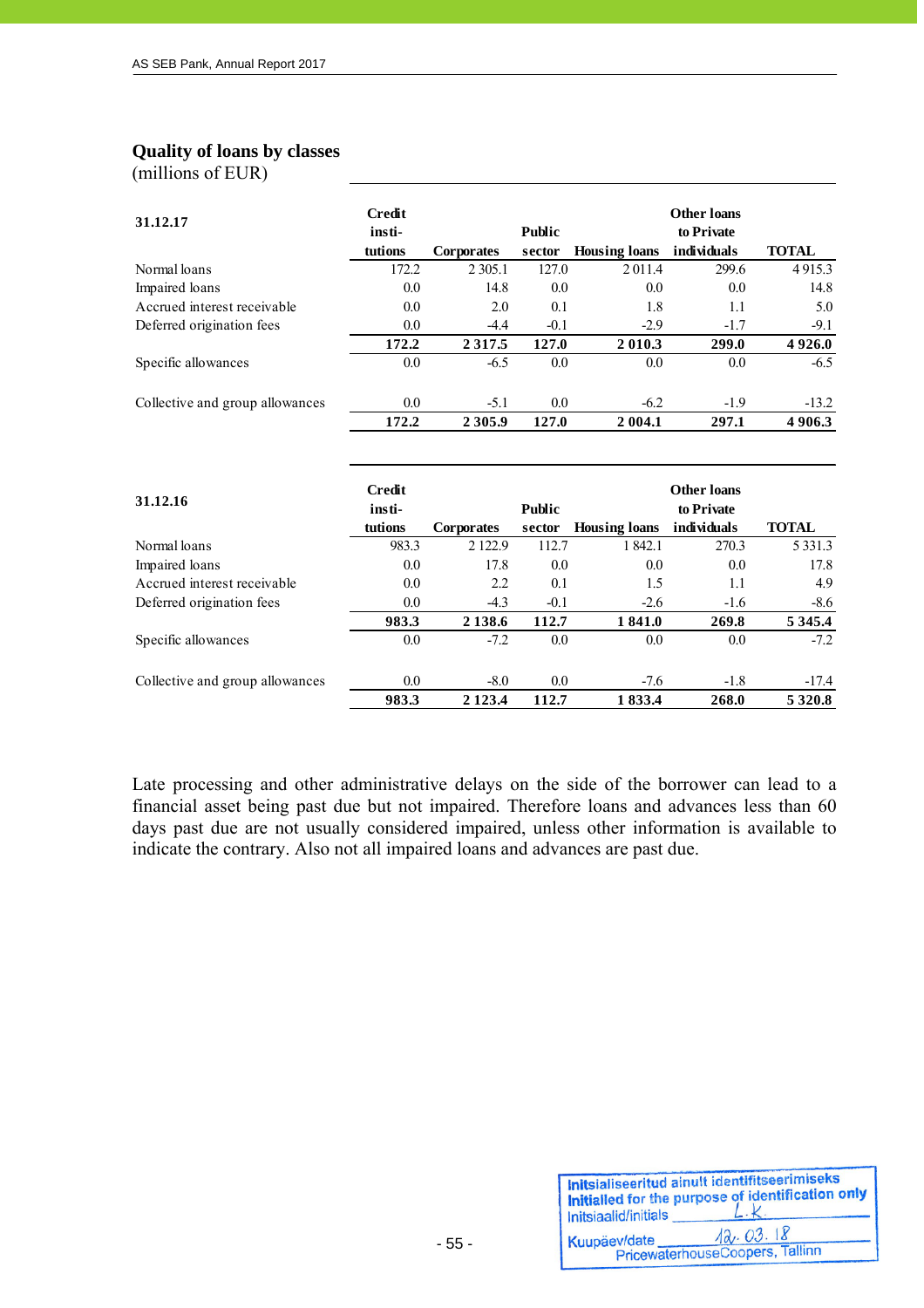### Quality of loans by classes

(millions of EUR)

| 31.12.17 | Credit insti- tutions | Corporates | Public sector | Housing loans | Other loans to Private individuals | TOTAL |
|---|---|---|---|---|---|---|
| Normal loans | 172.2 | 2 305.1 | 127.0 | 2 011.4 | 299.6 | 4 915.3 |
| Impaired loans | 0.0 | 14.8 | 0.0 | 0.0 | 0.0 | 14.8 |
| Accrued interest receivable | 0.0 | 2.0 | 0.1 | 1.8 | 1.1 | 5.0 |
| Deferred origination fees | 0.0 | -4.4 | -0.1 | -2.9 | -1.7 | -9.1 |
| | **172.2** | **2 317.5** | **127.0** | **2 010.3** | **299.0** | **4 926.0** |
| Specific allowances | 0.0 | -6.5 | 0.0 | 0.0 | 0.0 | -6.5 |
| Collective and group allowances | 0.0 | -5.1 | 0.0 | -6.2 | -1.9 | -13.2 |
| | **172.2** | **2 305.9** | **127.0** | **2 004.1** | **297.1** | **4 906.3** |

| 31.12.16 | Credit insti- tutions | Corporates | Public sector | Housing loans | Other loans to Private individuals | TOTAL |
|---|---|---|---|---|---|---|
| Normal loans | 983.3 | 2 122.9 | 112.7 | 1 842.1 | 270.3 | 5 331.3 |
| Impaired loans | 0.0 | 17.8 | 0.0 | 0.0 | 0.0 | 17.8 |
| Accrued interest receivable | 0.0 | 2.2 | 0.1 | 1.5 | 1.1 | 4.9 |
| Deferred origination fees | 0.0 | -4.3 | -0.1 | -2.6 | -1.6 | -8.6 |
| | **983.3** | **2 138.6** | **112.7** | **1 841.0** | **269.8** | **5 345.4** |
| Specific allowances | 0.0 | -7.2 | 0.0 | 0.0 | 0.0 | -7.2 |
| Collective and group allowances | 0.0 | -8.0 | 0.0 | -7.6 | -1.8 | -17.4 |
| | **983.3** | **2 123.4** | **112.7** | **1 833.4** | **268.0** | **5 320.8** |

Late processing and other administrative delays on the side of the borrower can lead to a financial asset being past due but not impaired. Therefore loans and advances less than 60 days past due are not usually considered impaired, unless other information is available to indicate the contrary. Also not all impaired loans and advances are past due.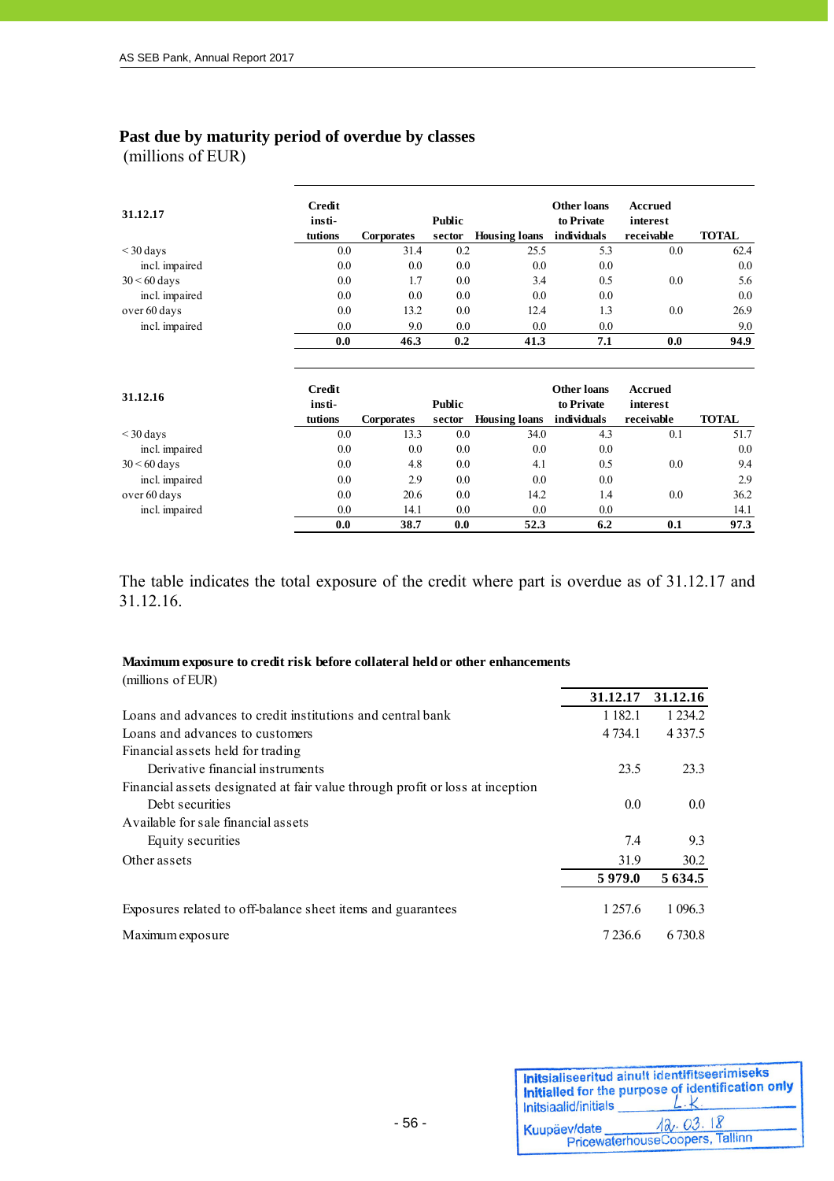## Past due by maturity period of overdue by classes

(millions of EUR)

| 31.12.17 | Credit institutions | Corporates | Public sector | Housing loans | Other loans to Private individuals | Accrued interest receivable | TOTAL |
|---|---|---|---|---|---|---|---|
| < 30 days | 0.0 | 31.4 | 0.2 | 25.5 | 5.3 | 0.0 | 62.4 |
| incl. impaired | 0.0 | 0.0 | 0.0 | 0.0 | 0.0 | | 0.0 |
| 30 < 60 days | 0.0 | 1.7 | 0.0 | 3.4 | 0.5 | 0.0 | 5.6 |
| incl. impaired | 0.0 | 0.0 | 0.0 | 0.0 | 0.0 | | 0.0 |
| over 60 days | 0.0 | 13.2 | 0.0 | 12.4 | 1.3 | 0.0 | 26.9 |
| incl. impaired | 0.0 | 9.0 | 0.0 | 0.0 | 0.0 | | 9.0 |
| | **0.0** | **46.3** | **0.2** | **41.3** | **7.1** | **0.0** | **94.9** |

| 31.12.16 | Credit institutions | Corporates | Public sector | Housing loans | Other loans to Private individuals | Accrued interest receivable | TOTAL |
|---|---|---|---|---|---|---|---|
| < 30 days | 0.0 | 13.3 | 0.0 | 34.0 | 4.3 | 0.1 | 51.7 |
| incl. impaired | 0.0 | 0.0 | 0.0 | 0.0 | 0.0 | | 0.0 |
| 30 < 60 days | 0.0 | 4.8 | 0.0 | 4.1 | 0.5 | 0.0 | 9.4 |
| incl. impaired | 0.0 | 2.9 | 0.0 | 0.0 | 0.0 | | 2.9 |
| over 60 days | 0.0 | 20.6 | 0.0 | 14.2 | 1.4 | 0.0 | 36.2 |
| incl. impaired | 0.0 | 14.1 | 0.0 | 0.0 | 0.0 | | 14.1 |
| | **0.0** | **38.7** | **0.0** | **52.3** | **6.2** | **0.1** | **97.3** |

The table indicates the total exposure of the credit where part is overdue as of 31.12.17 and 31.12.16.

**Maximum exposure to credit risk before collateral held or other enhancements**

(millions of EUR)

| | 31.12.17 | 31.12.16 |
|---|---|---|
| Loans and advances to credit institutions and central bank | 1 182.1 | 1 234.2 |
| Loans and advances to customers | 4 734.1 | 4 337.5 |
| Financial assets held for trading | | |
| Derivative financial instruments | 23.5 | 23.3 |
| Financial assets designated at fair value through profit or loss at inception | | |
| Debt securities | 0.0 | 0.0 |
| Available for sale financial assets | | |
| Equity securities | 7.4 | 9.3 |
| Other assets | 31.9 | 30.2 |
| | **5 979.0** | **5 634.5** |
| Exposures related to off-balance sheet items and guarantees | 1 257.6 | 1 096.3 |
| Maximum exposure | 7 236.6 | 6 730.8 |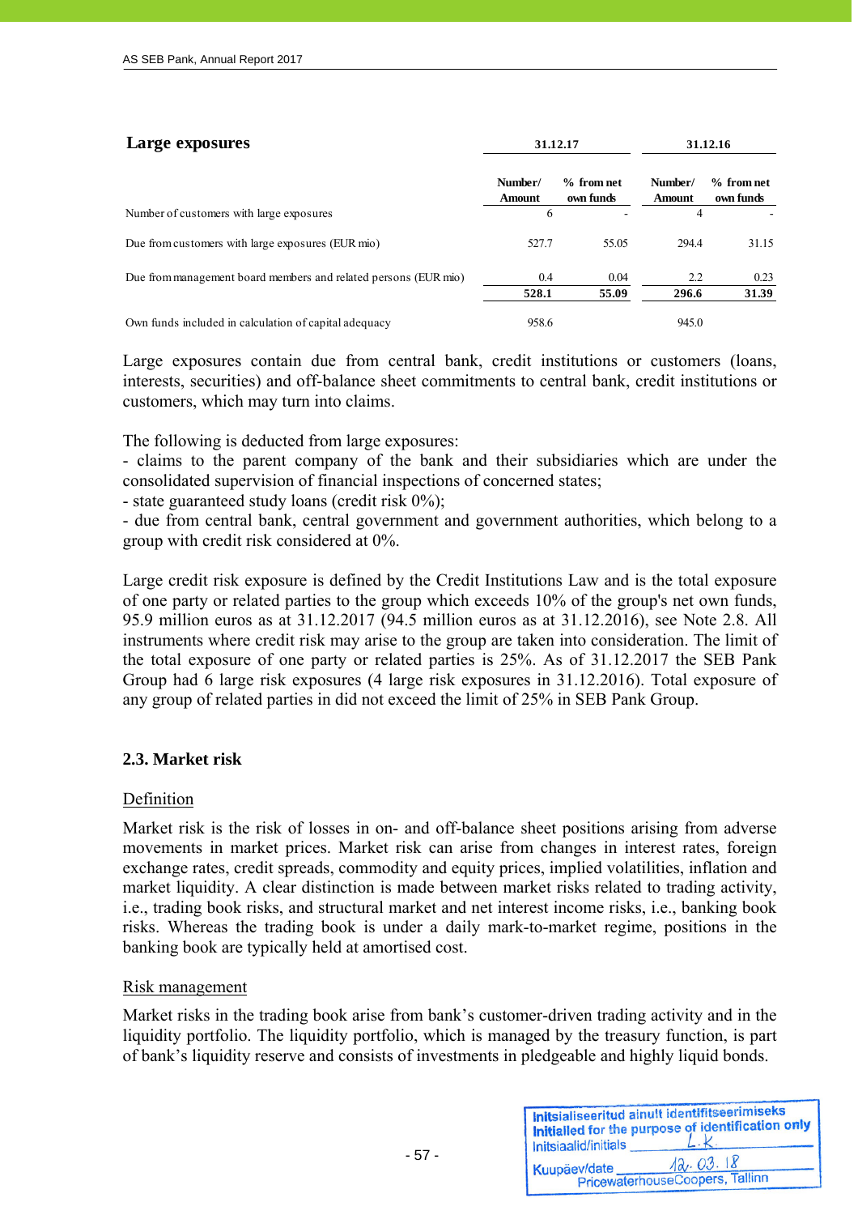## Large exposures

| | 31.12.17 | | 31.12.16 | |
|---|---|---|---|---|
| | Number/ Amount | % from net own funds | Number/ Amount | % from net own funds |
| Number of customers with large exposures | 6 | - | 4 | - |
| Due from customers with large exposures (EUR mio) | 527.7 | 55.05 | 294.4 | 31.15 |
| Due from management board members and related persons (EUR mio) | 0.4 | 0.04 | 2.2 | 0.23 |
| | **528.1** | **55.09** | **296.6** | **31.39** |
| Own funds included in calculation of capital adequacy | 958.6 | | 945.0 | |

Large exposures contain due from central bank, credit institutions or customers (loans, interests, securities) and off-balance sheet commitments to central bank, credit institutions or customers, which may turn into claims.

The following is deducted from large exposures:
- claims to the parent company of the bank and their subsidiaries which are under the consolidated supervision of financial inspections of concerned states;
- state guaranteed study loans (credit risk 0%);
- due from central bank, central government and government authorities, which belong to a group with credit risk considered at 0%.

Large credit risk exposure is defined by the Credit Institutions Law and is the total exposure of one party or related parties to the group which exceeds 10% of the group's net own funds, 95.9 million euros as at 31.12.2017 (94.5 million euros as at 31.12.2016), see Note 2.8. All instruments where credit risk may arise to the group are taken into consideration. The limit of the total exposure of one party or related parties is 25%. As of 31.12.2017 the SEB Pank Group had 6 large risk exposures (4 large risk exposures in 31.12.2016). Total exposure of any group of related parties in did not exceed the limit of 25% in SEB Pank Group.

### 2.3. Market risk

Definition

Market risk is the risk of losses in on- and off-balance sheet positions arising from adverse movements in market prices. Market risk can arise from changes in interest rates, foreign exchange rates, credit spreads, commodity and equity prices, implied volatilities, inflation and market liquidity. A clear distinction is made between market risks related to trading activity, i.e., trading book risks, and structural market and net interest income risks, i.e., banking book risks. Whereas the trading book is under a daily mark-to-market regime, positions in the banking book are typically held at amortised cost.

Risk management

Market risks in the trading book arise from bank's customer-driven trading activity and in the liquidity portfolio. The liquidity portfolio, which is managed by the treasury function, is part of bank's liquidity reserve and consists of investments in pledgeable and highly liquid bonds.

Initsialiseeritud ainult identifitseerimiseks
Initialled for the purpose of identification only
Initsiaalid/initials L.K.
Kuupäev/date 12.03.18
PricewaterhouseCoopers, Tallinn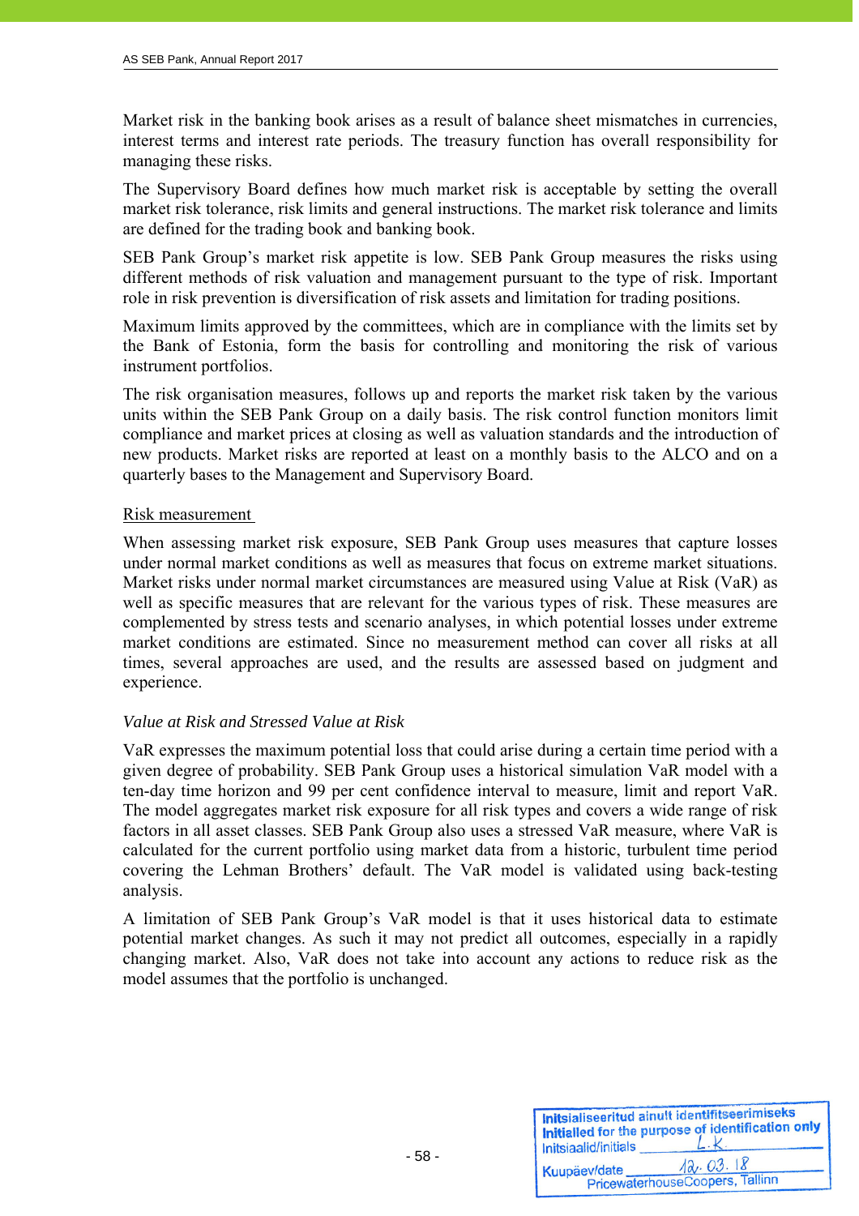Market risk in the banking book arises as a result of balance sheet mismatches in currencies, interest terms and interest rate periods. The treasury function has overall responsibility for managing these risks.

The Supervisory Board defines how much market risk is acceptable by setting the overall market risk tolerance, risk limits and general instructions. The market risk tolerance and limits are defined for the trading book and banking book.

SEB Pank Group's market risk appetite is low. SEB Pank Group measures the risks using different methods of risk valuation and management pursuant to the type of risk. Important role in risk prevention is diversification of risk assets and limitation for trading positions.

Maximum limits approved by the committees, which are in compliance with the limits set by the Bank of Estonia, form the basis for controlling and monitoring the risk of various instrument portfolios.

The risk organisation measures, follows up and reports the market risk taken by the various units within the SEB Pank Group on a daily basis. The risk control function monitors limit compliance and market prices at closing as well as valuation standards and the introduction of new products. Market risks are reported at least on a monthly basis to the ALCO and on a quarterly bases to the Management and Supervisory Board.

Risk measurement

When assessing market risk exposure, SEB Pank Group uses measures that capture losses under normal market conditions as well as measures that focus on extreme market situations. Market risks under normal market circumstances are measured using Value at Risk (VaR) as well as specific measures that are relevant for the various types of risk. These measures are complemented by stress tests and scenario analyses, in which potential losses under extreme market conditions are estimated. Since no measurement method can cover all risks at all times, several approaches are used, and the results are assessed based on judgment and experience.

*Value at Risk and Stressed Value at Risk*

VaR expresses the maximum potential loss that could arise during a certain time period with a given degree of probability. SEB Pank Group uses a historical simulation VaR model with a ten-day time horizon and 99 per cent confidence interval to measure, limit and report VaR. The model aggregates market risk exposure for all risk types and covers a wide range of risk factors in all asset classes. SEB Pank Group also uses a stressed VaR measure, where VaR is calculated for the current portfolio using market data from a historic, turbulent time period covering the Lehman Brothers' default. The VaR model is validated using back-testing analysis.

A limitation of SEB Pank Group's VaR model is that it uses historical data to estimate potential market changes. As such it may not predict all outcomes, especially in a rapidly changing market. Also, VaR does not take into account any actions to reduce risk as the model assumes that the portfolio is unchanged.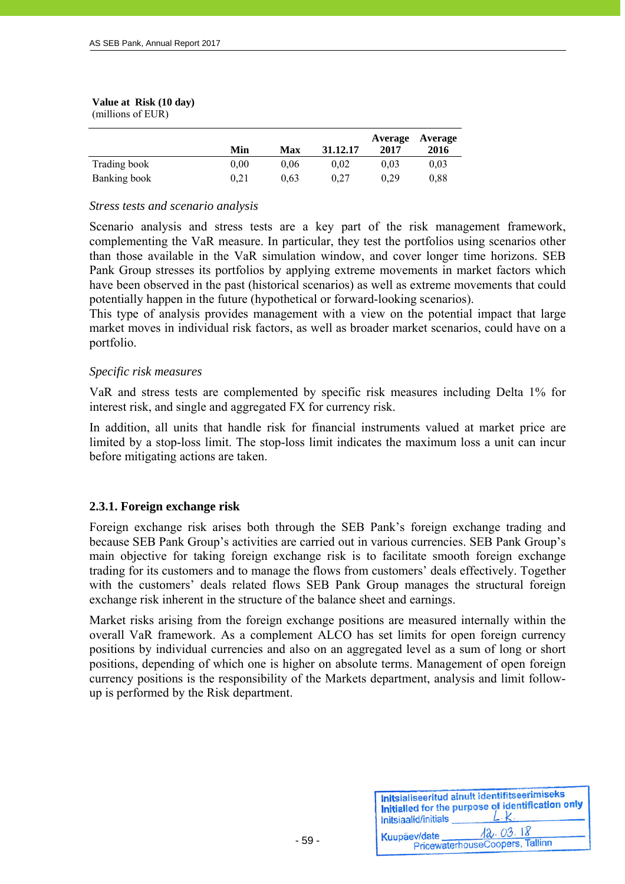**Value at Risk (10 day)**
(millions of EUR)

| | Min | Max | 31.12.17 | Average 2017 | Average 2016 |
|---|---|---|---|---|---|
| Trading book | 0,00 | 0,06 | 0,02 | 0,03 | 0,03 |
| Banking book | 0,21 | 0,63 | 0,27 | 0,29 | 0,88 |

*Stress tests and scenario analysis*

Scenario analysis and stress tests are a key part of the risk management framework, complementing the VaR measure. In particular, they test the portfolios using scenarios other than those available in the VaR simulation window, and cover longer time horizons. SEB Pank Group stresses its portfolios by applying extreme movements in market factors which have been observed in the past (historical scenarios) as well as extreme movements that could potentially happen in the future (hypothetical or forward-looking scenarios).
This type of analysis provides management with a view on the potential impact that large market moves in individual risk factors, as well as broader market scenarios, could have on a portfolio.

*Specific risk measures*

VaR and stress tests are complemented by specific risk measures including Delta 1% for interest risk, and single and aggregated FX for currency risk.

In addition, all units that handle risk for financial instruments valued at market price are limited by a stop-loss limit. The stop-loss limit indicates the maximum loss a unit can incur before mitigating actions are taken.

### 2.3.1. Foreign exchange risk

Foreign exchange risk arises both through the SEB Pank's foreign exchange trading and because SEB Pank Group's activities are carried out in various currencies. SEB Pank Group's main objective for taking foreign exchange risk is to facilitate smooth foreign exchange trading for its customers and to manage the flows from customers' deals effectively. Together with the customers' deals related flows SEB Pank Group manages the structural foreign exchange risk inherent in the structure of the balance sheet and earnings.

Market risks arising from the foreign exchange positions are measured internally within the overall VaR framework. As a complement ALCO has set limits for open foreign currency positions by individual currencies and also on an aggregated level as a sum of long or short positions, depending of which one is higher on absolute terms. Management of open foreign currency positions is the responsibility of the Markets department, analysis and limit follow-up is performed by the Risk department.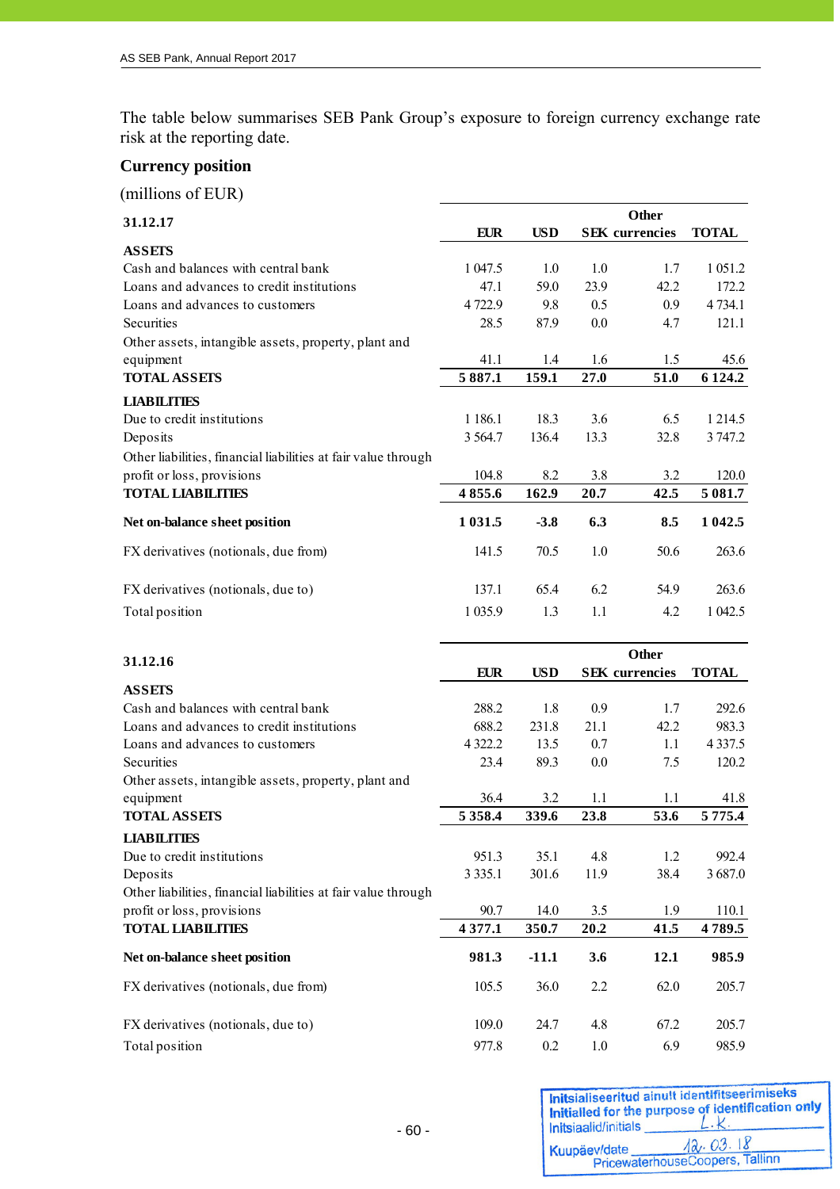The table below summarises SEB Pank Group's exposure to foreign currency exchange rate risk at the reporting date.

**Currency position**

(millions of EUR)

| 31.12.17 | EUR | USD | SEK | Other currencies | TOTAL |
|---|---|---|---|---|---|
| **ASSETS** | | | | | |
| Cash and balances with central bank | 1 047.5 | 1.0 | 1.0 | 1.7 | 1 051.2 |
| Loans and advances to credit institutions | 47.1 | 59.0 | 23.9 | 42.2 | 172.2 |
| Loans and advances to customers | 4 722.9 | 9.8 | 0.5 | 0.9 | 4 734.1 |
| Securities | 28.5 | 87.9 | 0.0 | 4.7 | 121.1 |
| Other assets, intangible assets, property, plant and equipment | 41.1 | 1.4 | 1.6 | 1.5 | 45.6 |
| **TOTAL ASSETS** | **5 887.1** | **159.1** | **27.0** | **51.0** | **6 124.2** |
| **LIABILITIES** | | | | | |
| Due to credit institutions | 1 186.1 | 18.3 | 3.6 | 6.5 | 1 214.5 |
| Deposits | 3 564.7 | 136.4 | 13.3 | 32.8 | 3 747.2 |
| Other liabilities, financial liabilities at fair value through profit or loss, provisions | 104.8 | 8.2 | 3.8 | 3.2 | 120.0 |
| **TOTAL LIABILITIES** | **4 855.6** | **162.9** | **20.7** | **42.5** | **5 081.7** |
| **Net on-balance sheet position** | **1 031.5** | **-3.8** | **6.3** | **8.5** | **1 042.5** |
| FX derivatives (notionals, due from) | 141.5 | 70.5 | 1.0 | 50.6 | 263.6 |
| FX derivatives (notionals, due to) | 137.1 | 65.4 | 6.2 | 54.9 | 263.6 |
| Total position | 1 035.9 | 1.3 | 1.1 | 4.2 | 1 042.5 |

| 31.12.16 | EUR | USD | SEK | Other currencies | TOTAL |
|---|---|---|---|---|---|
| **ASSETS** | | | | | |
| Cash and balances with central bank | 288.2 | 1.8 | 0.9 | 1.7 | 292.6 |
| Loans and advances to credit institutions | 688.2 | 231.8 | 21.1 | 42.2 | 983.3 |
| Loans and advances to customers | 4 322.2 | 13.5 | 0.7 | 1.1 | 4 337.5 |
| Securities | 23.4 | 89.3 | 0.0 | 7.5 | 120.2 |
| Other assets, intangible assets, property, plant and equipment | 36.4 | 3.2 | 1.1 | 1.1 | 41.8 |
| **TOTAL ASSETS** | **5 358.4** | **339.6** | **23.8** | **53.6** | **5 775.4** |
| **LIABILITIES** | | | | | |
| Due to credit institutions | 951.3 | 35.1 | 4.8 | 1.2 | 992.4 |
| Deposits | 3 335.1 | 301.6 | 11.9 | 38.4 | 3 687.0 |
| Other liabilities, financial liabilities at fair value through profit or loss, provisions | 90.7 | 14.0 | 3.5 | 1.9 | 110.1 |
| **TOTAL LIABILITIES** | **4 377.1** | **350.7** | **20.2** | **41.5** | **4 789.5** |
| **Net on-balance sheet position** | **981.3** | **-11.1** | **3.6** | **12.1** | **985.9** |
| FX derivatives (notionals, due from) | 105.5 | 36.0 | 2.2 | 62.0 | 205.7 |
| FX derivatives (notionals, due to) | 109.0 | 24.7 | 4.8 | 67.2 | 205.7 |
| Total position | 977.8 | 0.2 | 1.0 | 6.9 | 985.9 |

Initsialiseeritud ainult identifitseerimiseks
Initialled for the purpose of identification only
Initsiaalid/initials L.K.
Kuupäev/date 12.03.18
PricewaterhouseCoopers, Tallinn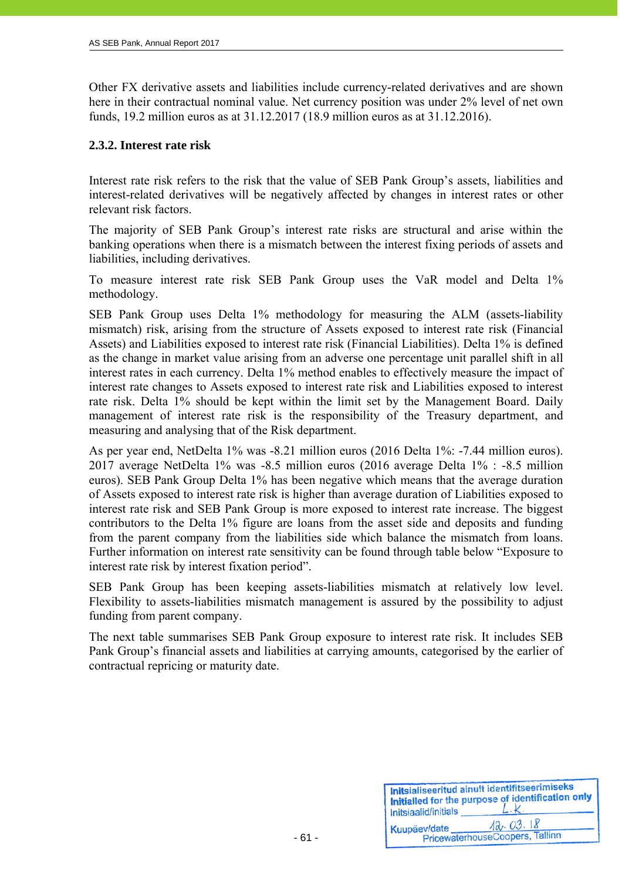Other FX derivative assets and liabilities include currency-related derivatives and are shown here in their contractual nominal value. Net currency position was under 2% level of net own funds, 19.2 million euros as at 31.12.2017 (18.9 million euros as at 31.12.2016).

### 2.3.2. Interest rate risk

Interest rate risk refers to the risk that the value of SEB Pank Group's assets, liabilities and interest-related derivatives will be negatively affected by changes in interest rates or other relevant risk factors.

The majority of SEB Pank Group's interest rate risks are structural and arise within the banking operations when there is a mismatch between the interest fixing periods of assets and liabilities, including derivatives.

To measure interest rate risk SEB Pank Group uses the VaR model and Delta 1% methodology.

SEB Pank Group uses Delta 1% methodology for measuring the ALM (assets-liability mismatch) risk, arising from the structure of Assets exposed to interest rate risk (Financial Assets) and Liabilities exposed to interest rate risk (Financial Liabilities). Delta 1% is defined as the change in market value arising from an adverse one percentage unit parallel shift in all interest rates in each currency. Delta 1% method enables to effectively measure the impact of interest rate changes to Assets exposed to interest rate risk and Liabilities exposed to interest rate risk. Delta 1% should be kept within the limit set by the Management Board. Daily management of interest rate risk is the responsibility of the Treasury department, and measuring and analysing that of the Risk department.

As per year end, NetDelta 1% was -8.21 million euros (2016 Delta 1%: -7.44 million euros). 2017 average NetDelta 1% was -8.5 million euros (2016 average Delta 1% : -8.5 million euros). SEB Pank Group Delta 1% has been negative which means that the average duration of Assets exposed to interest rate risk is higher than average duration of Liabilities exposed to interest rate risk and SEB Pank Group is more exposed to interest rate increase. The biggest contributors to the Delta 1% figure are loans from the asset side and deposits and funding from the parent company from the liabilities side which balance the mismatch from loans. Further information on interest rate sensitivity can be found through table below "Exposure to interest rate risk by interest fixation period".

SEB Pank Group has been keeping assets-liabilities mismatch at relatively low level. Flexibility to assets-liabilities mismatch management is assured by the possibility to adjust funding from parent company.

The next table summarises SEB Pank Group exposure to interest rate risk. It includes SEB Pank Group's financial assets and liabilities at carrying amounts, categorised by the earlier of contractual repricing or maturity date.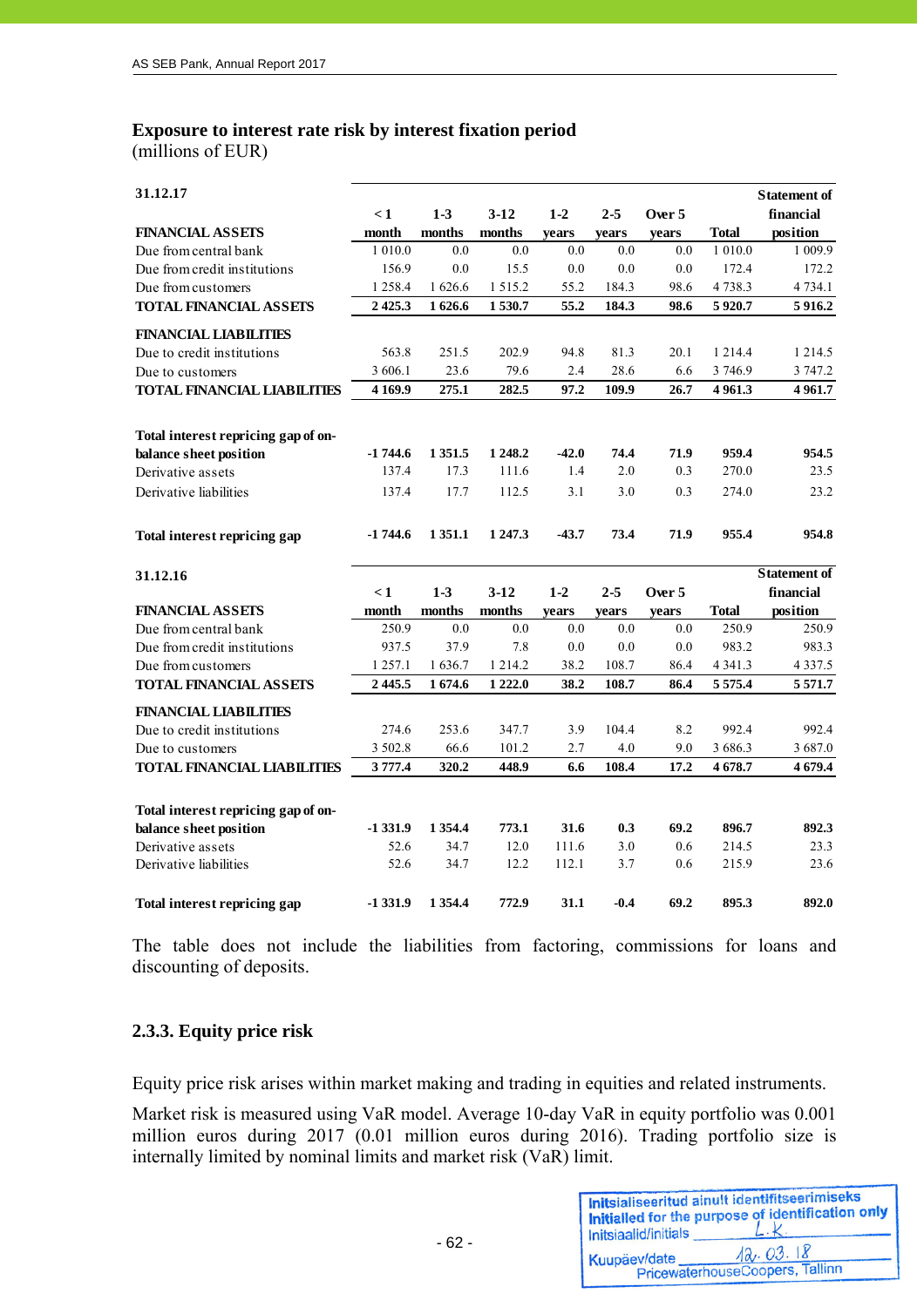## Exposure to interest rate risk by interest fixation period

(millions of EUR)

| 31.12.17 | < 1 month | 1-3 months | 3-12 months | 1-2 years | 2-5 years | Over 5 years | Total | Statement of financial position |
|---|---|---|---|---|---|---|---|---|
| **FINANCIAL ASSETS** | | | | | | | | |
| Due from central bank | 1 010.0 | 0.0 | 0.0 | 0.0 | 0.0 | 0.0 | 1 010.0 | 1 009.9 |
| Due from credit institutions | 156.9 | 0.0 | 15.5 | 0.0 | 0.0 | 0.0 | 172.4 | 172.2 |
| Due from customers | 1 258.4 | 1 626.6 | 1 515.2 | 55.2 | 184.3 | 98.6 | 4 738.3 | 4 734.1 |
| **TOTAL FINANCIAL ASSETS** | **2 425.3** | **1 626.6** | **1 530.7** | **55.2** | **184.3** | **98.6** | **5 920.7** | **5 916.2** |
| **FINANCIAL LIABILITIES** | | | | | | | | |
| Due to credit institutions | 563.8 | 251.5 | 202.9 | 94.8 | 81.3 | 20.1 | 1 214.4 | 1 214.5 |
| Due to customers | 3 606.1 | 23.6 | 79.6 | 2.4 | 28.6 | 6.6 | 3 746.9 | 3 747.2 |
| **TOTAL FINANCIAL LIABILITIES** | **4 169.9** | **275.1** | **282.5** | **97.2** | **109.9** | **26.7** | **4 961.3** | **4 961.7** |
| **Total interest repricing gap of on-balance sheet position** | **-1 744.6** | **1 351.5** | **1 248.2** | **-42.0** | **74.4** | **71.9** | **959.4** | **954.5** |
| Derivative assets | 137.4 | 17.3 | 111.6 | 1.4 | 2.0 | 0.3 | 270.0 | 23.5 |
| Derivative liabilities | 137.4 | 17.7 | 112.5 | 3.1 | 3.0 | 0.3 | 274.0 | 23.2 |
| **Total interest repricing gap** | **-1 744.6** | **1 351.1** | **1 247.3** | **-43.7** | **73.4** | **71.9** | **955.4** | **954.8** |

| 31.12.16 | < 1 month | 1-3 months | 3-12 months | 1-2 years | 2-5 years | Over 5 years | Total | Statement of financial position |
|---|---|---|---|---|---|---|---|---|
| **FINANCIAL ASSETS** | | | | | | | | |
| Due from central bank | 250.9 | 0.0 | 0.0 | 0.0 | 0.0 | 0.0 | 250.9 | 250.9 |
| Due from credit institutions | 937.5 | 37.9 | 7.8 | 0.0 | 0.0 | 0.0 | 983.2 | 983.3 |
| Due from customers | 1 257.1 | 1 636.7 | 1 214.2 | 38.2 | 108.7 | 86.4 | 4 341.3 | 4 337.5 |
| **TOTAL FINANCIAL ASSETS** | **2 445.5** | **1 674.6** | **1 222.0** | **38.2** | **108.7** | **86.4** | **5 575.4** | **5 571.7** |
| **FINANCIAL LIABILITIES** | | | | | | | | |
| Due to credit institutions | 274.6 | 253.6 | 347.7 | 3.9 | 104.4 | 8.2 | 992.4 | 992.4 |
| Due to customers | 3 502.8 | 66.6 | 101.2 | 2.7 | 4.0 | 9.0 | 3 686.3 | 3 687.0 |
| **TOTAL FINANCIAL LIABILITIES** | **3 777.4** | **320.2** | **448.9** | **6.6** | **108.4** | **17.2** | **4 678.7** | **4 679.4** |
| **Total interest repricing gap of on-balance sheet position** | **-1 331.9** | **1 354.4** | **773.1** | **31.6** | **0.3** | **69.2** | **896.7** | **892.3** |
| Derivative assets | 52.6 | 34.7 | 12.0 | 111.6 | 3.0 | 0.6 | 214.5 | 23.3 |
| Derivative liabilities | 52.6 | 34.7 | 12.2 | 112.1 | 3.7 | 0.6 | 215.9 | 23.6 |
| **Total interest repricing gap** | **-1 331.9** | **1 354.4** | **772.9** | **31.1** | **-0.4** | **69.2** | **895.3** | **892.0** |

The table does not include the liabilities from factoring, commissions for loans and discounting of deposits.

### 2.3.3. Equity price risk

Equity price risk arises within market making and trading in equities and related instruments.

Market risk is measured using VaR model. Average 10-day VaR in equity portfolio was 0.001 million euros during 2017 (0.01 million euros during 2016). Trading portfolio size is internally limited by nominal limits and market risk (VaR) limit.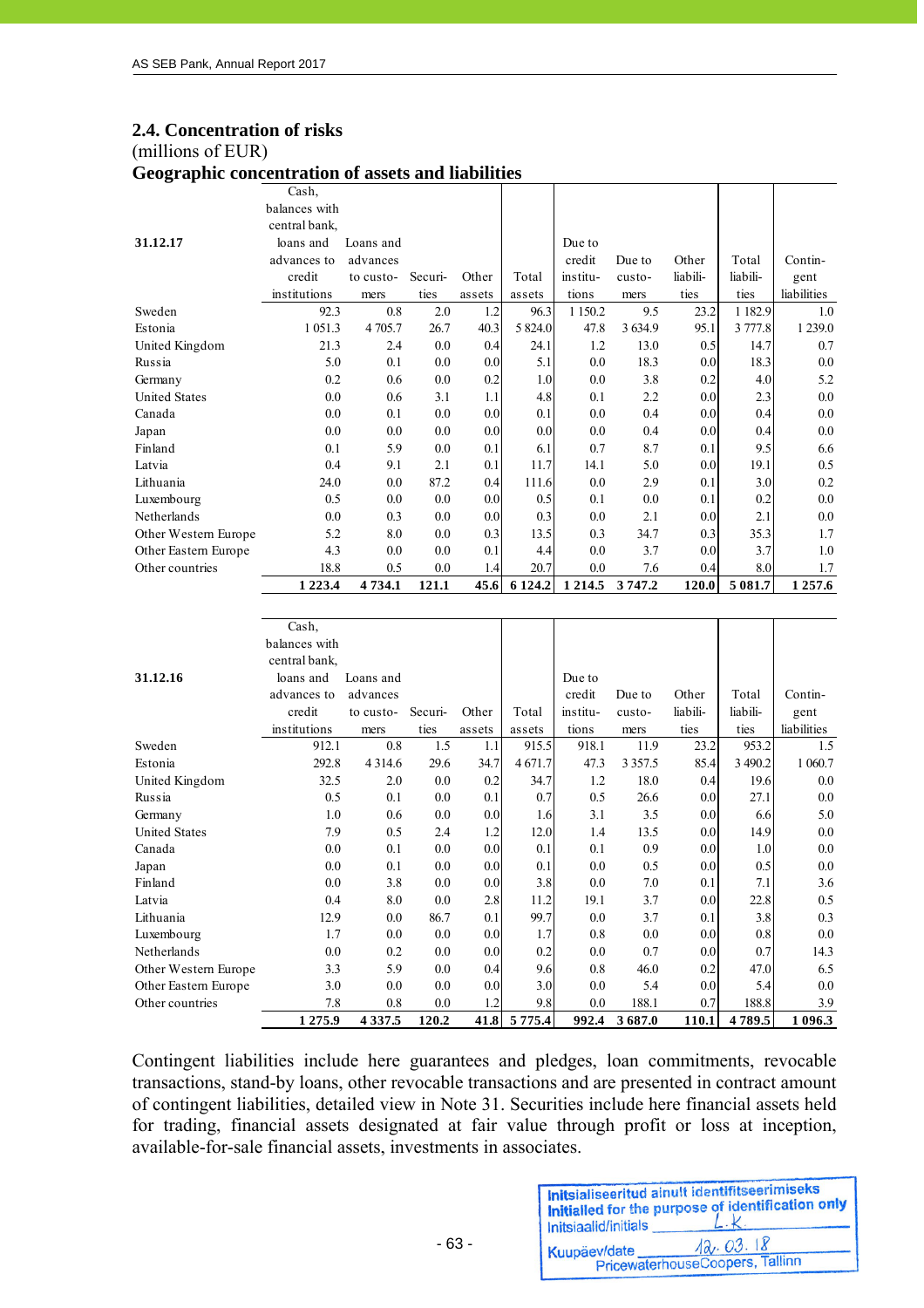## 2.4. Concentration of risks

(millions of EUR)

### Geographic concentration of assets and liabilities

| 31.12.17 | Cash, balances with central bank, loans and advances to credit institutions | Loans and advances to customers | Securities | Other assets | Total assets | Due to credit institutions | Due to customers | Other liabilities | Total liabilities | Contingent liabilities |
|---|---|---|---|---|---|---|---|---|---|---|
| Sweden | 92.3 | 0.8 | 2.0 | 1.2 | 96.3 | 1 150.2 | 9.5 | 23.2 | 1 182.9 | 1.0 |
| Estonia | 1 051.3 | 4 705.7 | 26.7 | 40.3 | 5 824.0 | 47.8 | 3 634.9 | 95.1 | 3 777.8 | 1 239.0 |
| United Kingdom | 21.3 | 2.4 | 0.0 | 0.4 | 24.1 | 1.2 | 13.0 | 0.5 | 14.7 | 0.7 |
| Russia | 5.0 | 0.1 | 0.0 | 0.0 | 5.1 | 0.0 | 18.3 | 0.0 | 18.3 | 0.0 |
| Germany | 0.2 | 0.6 | 0.0 | 0.2 | 1.0 | 0.0 | 3.8 | 0.2 | 4.0 | 5.2 |
| United States | 0.0 | 0.6 | 3.1 | 1.1 | 4.8 | 0.1 | 2.2 | 0.0 | 2.3 | 0.0 |
| Canada | 0.0 | 0.1 | 0.0 | 0.0 | 0.1 | 0.0 | 0.4 | 0.0 | 0.4 | 0.0 |
| Japan | 0.0 | 0.0 | 0.0 | 0.0 | 0.0 | 0.0 | 0.4 | 0.0 | 0.4 | 0.0 |
| Finland | 0.1 | 5.9 | 0.0 | 0.1 | 6.1 | 0.7 | 8.7 | 0.1 | 9.5 | 6.6 |
| Latvia | 0.4 | 9.1 | 2.1 | 0.1 | 11.7 | 14.1 | 5.0 | 0.0 | 19.1 | 0.5 |
| Lithuania | 24.0 | 0.0 | 87.2 | 0.4 | 111.6 | 0.0 | 2.9 | 0.1 | 3.0 | 0.2 |
| Luxembourg | 0.5 | 0.0 | 0.0 | 0.0 | 0.5 | 0.1 | 0.0 | 0.1 | 0.2 | 0.0 |
| Netherlands | 0.0 | 0.3 | 0.0 | 0.0 | 0.3 | 0.0 | 2.1 | 0.0 | 2.1 | 0.0 |
| Other Western Europe | 5.2 | 8.0 | 0.0 | 0.3 | 13.5 | 0.3 | 34.7 | 0.3 | 35.3 | 1.7 |
| Other Eastern Europe | 4.3 | 0.0 | 0.0 | 0.1 | 4.4 | 0.0 | 3.7 | 0.0 | 3.7 | 1.0 |
| Other countries | 18.8 | 0.5 | 0.0 | 1.4 | 20.7 | 0.0 | 7.6 | 0.4 | 8.0 | 1.7 |
| | **1 223.4** | **4 734.1** | **121.1** | **45.6** | **6 124.2** | **1 214.5** | **3 747.2** | **120.0** | **5 081.7** | **1 257.6** |

| 31.12.16 | Cash, balances with central bank, loans and advances to credit institutions | Loans and advances to customers | Securities | Other assets | Total assets | Due to credit institutions | Due to customers | Other liabilities | Total liabilities | Contingent liabilities |
|---|---|---|---|---|---|---|---|---|---|---|
| Sweden | 912.1 | 0.8 | 1.5 | 1.1 | 915.5 | 918.1 | 11.9 | 23.2 | 953.2 | 1.5 |
| Estonia | 292.8 | 4 314.6 | 29.6 | 34.7 | 4 671.7 | 47.3 | 3 357.5 | 85.4 | 3 490.2 | 1 060.7 |
| United Kingdom | 32.5 | 2.0 | 0.0 | 0.2 | 34.7 | 1.2 | 18.0 | 0.4 | 19.6 | 0.0 |
| Russia | 0.5 | 0.1 | 0.0 | 0.1 | 0.7 | 0.5 | 26.6 | 0.0 | 27.1 | 0.0 |
| Germany | 1.0 | 0.6 | 0.0 | 0.0 | 1.6 | 3.1 | 3.5 | 0.0 | 6.6 | 5.0 |
| United States | 7.9 | 0.5 | 2.4 | 1.2 | 12.0 | 1.4 | 13.5 | 0.0 | 14.9 | 0.0 |
| Canada | 0.0 | 0.1 | 0.0 | 0.0 | 0.1 | 0.1 | 0.9 | 0.0 | 1.0 | 0.0 |
| Japan | 0.0 | 0.1 | 0.0 | 0.0 | 0.1 | 0.0 | 0.5 | 0.0 | 0.5 | 0.0 |
| Finland | 0.0 | 3.8 | 0.0 | 0.0 | 3.8 | 0.0 | 7.0 | 0.1 | 7.1 | 3.6 |
| Latvia | 0.4 | 8.0 | 0.0 | 2.8 | 11.2 | 19.1 | 3.7 | 0.0 | 22.8 | 0.5 |
| Lithuania | 12.9 | 0.0 | 86.7 | 0.1 | 99.7 | 0.0 | 3.7 | 0.1 | 3.8 | 0.3 |
| Luxembourg | 1.7 | 0.0 | 0.0 | 0.0 | 1.7 | 0.8 | 0.0 | 0.0 | 0.8 | 0.0 |
| Netherlands | 0.0 | 0.2 | 0.0 | 0.0 | 0.2 | 0.0 | 0.7 | 0.0 | 0.7 | 14.3 |
| Other Western Europe | 3.3 | 5.9 | 0.0 | 0.4 | 9.6 | 0.8 | 46.0 | 0.2 | 47.0 | 6.5 |
| Other Eastern Europe | 3.0 | 0.0 | 0.0 | 0.0 | 3.0 | 0.0 | 5.4 | 0.0 | 5.4 | 0.0 |
| Other countries | 7.8 | 0.8 | 0.0 | 1.2 | 9.8 | 0.0 | 188.1 | 0.7 | 188.8 | 3.9 |
| | **1 275.9** | **4 337.5** | **120.2** | **41.8** | **5 775.4** | **992.4** | **3 687.0** | **110.1** | **4 789.5** | **1 096.3** |

Contingent liabilities include here guarantees and pledges, loan commitments, revocable transactions, stand-by loans, other revocable transactions and are presented in contract amount of contingent liabilities, detailed view in Note 31. Securities include here financial assets held for trading, financial assets designated at fair value through profit or loss at inception, available-for-sale financial assets, investments in associates.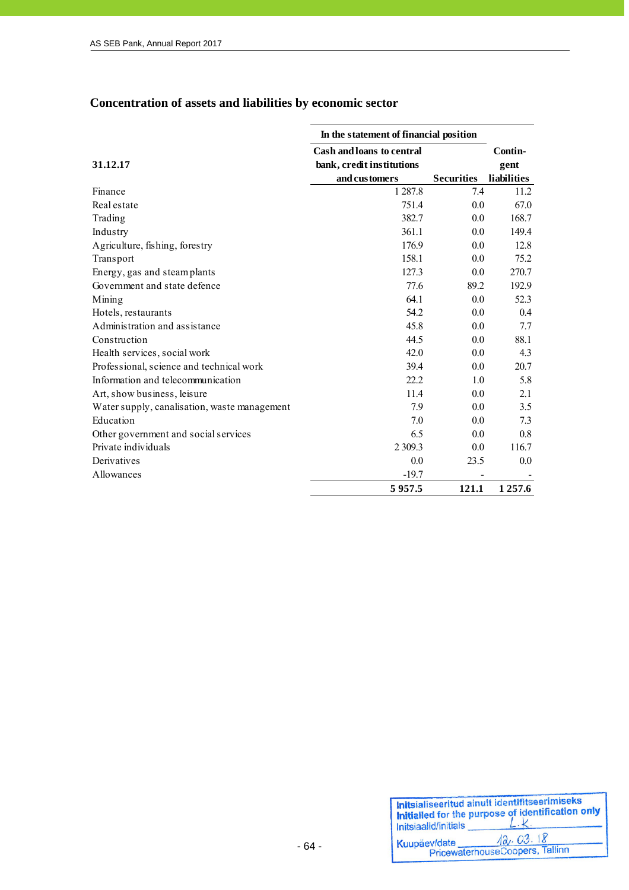## Concentration of assets and liabilities by economic sector

| 31.12.17 | In the statement of financial position | | |
|---|---|---|---|
| | Cash and loans to central bank, credit institutions and customers | Securities | Contin-gent liabilities |
| Finance | 1 287.8 | 7.4 | 11.2 |
| Real estate | 751.4 | 0.0 | 67.0 |
| Trading | 382.7 | 0.0 | 168.7 |
| Industry | 361.1 | 0.0 | 149.4 |
| Agriculture, fishing, forestry | 176.9 | 0.0 | 12.8 |
| Transport | 158.1 | 0.0 | 75.2 |
| Energy, gas and steam plants | 127.3 | 0.0 | 270.7 |
| Government and state defence | 77.6 | 89.2 | 192.9 |
| Mining | 64.1 | 0.0 | 52.3 |
| Hotels, restaurants | 54.2 | 0.0 | 0.4 |
| Administration and assistance | 45.8 | 0.0 | 7.7 |
| Construction | 44.5 | 0.0 | 88.1 |
| Health services, social work | 42.0 | 0.0 | 4.3 |
| Professional, science and technical work | 39.4 | 0.0 | 20.7 |
| Information and telecommunication | 22.2 | 1.0 | 5.8 |
| Art, show business, leisure | 11.4 | 0.0 | 2.1 |
| Water supply, canalisation, waste management | 7.9 | 0.0 | 3.5 |
| Education | 7.0 | 0.0 | 7.3 |
| Other government and social services | 6.5 | 0.0 | 0.8 |
| Private individuals | 2 309.3 | 0.0 | 116.7 |
| Derivatives | 0.0 | 23.5 | 0.0 |
| Allowances | -19.7 | - | - |
| | **5 957.5** | **121.1** | **1 257.6** |

Initsialiseeritud ainult identifitseerimiseks
Initialled for the purpose of identification only
Initsiaalid/initials L.K.
Kuupäev/date 12.03.18
PricewaterhouseCoopers, Tallinn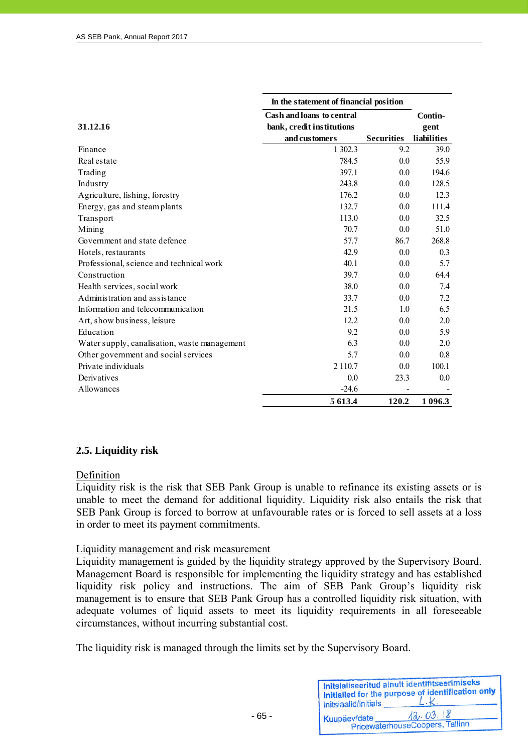| 31.12.16 | In the statement of financial position | | |
|---|---|---|---|
| | Cash and loans to central bank, credit institutions and customers | Securities | Contin-gent liabilities |
| Finance | 1 302.3 | 9.2 | 39.0 |
| Real estate | 784.5 | 0.0 | 55.9 |
| Trading | 397.1 | 0.0 | 194.6 |
| Industry | 243.8 | 0.0 | 128.5 |
| Agriculture, fishing, forestry | 176.2 | 0.0 | 12.3 |
| Energy, gas and steam plants | 132.7 | 0.0 | 111.4 |
| Transport | 113.0 | 0.0 | 32.5 |
| Mining | 70.7 | 0.0 | 51.0 |
| Government and state defence | 57.7 | 86.7 | 268.8 |
| Hotels, restaurants | 42.9 | 0.0 | 0.3 |
| Professional, science and technical work | 40.1 | 0.0 | 5.7 |
| Construction | 39.7 | 0.0 | 64.4 |
| Health services, social work | 38.0 | 0.0 | 7.4 |
| Administration and assistance | 33.7 | 0.0 | 7.2 |
| Information and telecommunication | 21.5 | 1.0 | 6.5 |
| Art, show business, leisure | 12.2 | 0.0 | 2.0 |
| Education | 9.2 | 0.0 | 5.9 |
| Water supply, canalisation, waste management | 6.3 | 0.0 | 2.0 |
| Other government and social services | 5.7 | 0.0 | 0.8 |
| Private individuals | 2 110.7 | 0.0 | 100.1 |
| Derivatives | 0.0 | 23.3 | 0.0 |
| Allowances | -24.6 | - | - |
| | **5 613.4** | **120.2** | **1 096.3** |

## 2.5. Liquidity risk

Definition

Liquidity risk is the risk that SEB Pank Group is unable to refinance its existing assets or is unable to meet the demand for additional liquidity. Liquidity risk also entails the risk that SEB Pank Group is forced to borrow at unfavourable rates or is forced to sell assets at a loss in order to meet its payment commitments.

Liquidity management and risk measurement

Liquidity management is guided by the liquidity strategy approved by the Supervisory Board. Management Board is responsible for implementing the liquidity strategy and has established liquidity risk policy and instructions. The aim of SEB Pank Group's liquidity risk management is to ensure that SEB Pank Group has a controlled liquidity risk situation, with adequate volumes of liquid assets to meet its liquidity requirements in all foreseeable circumstances, without incurring substantial cost.

The liquidity risk is managed through the limits set by the Supervisory Board.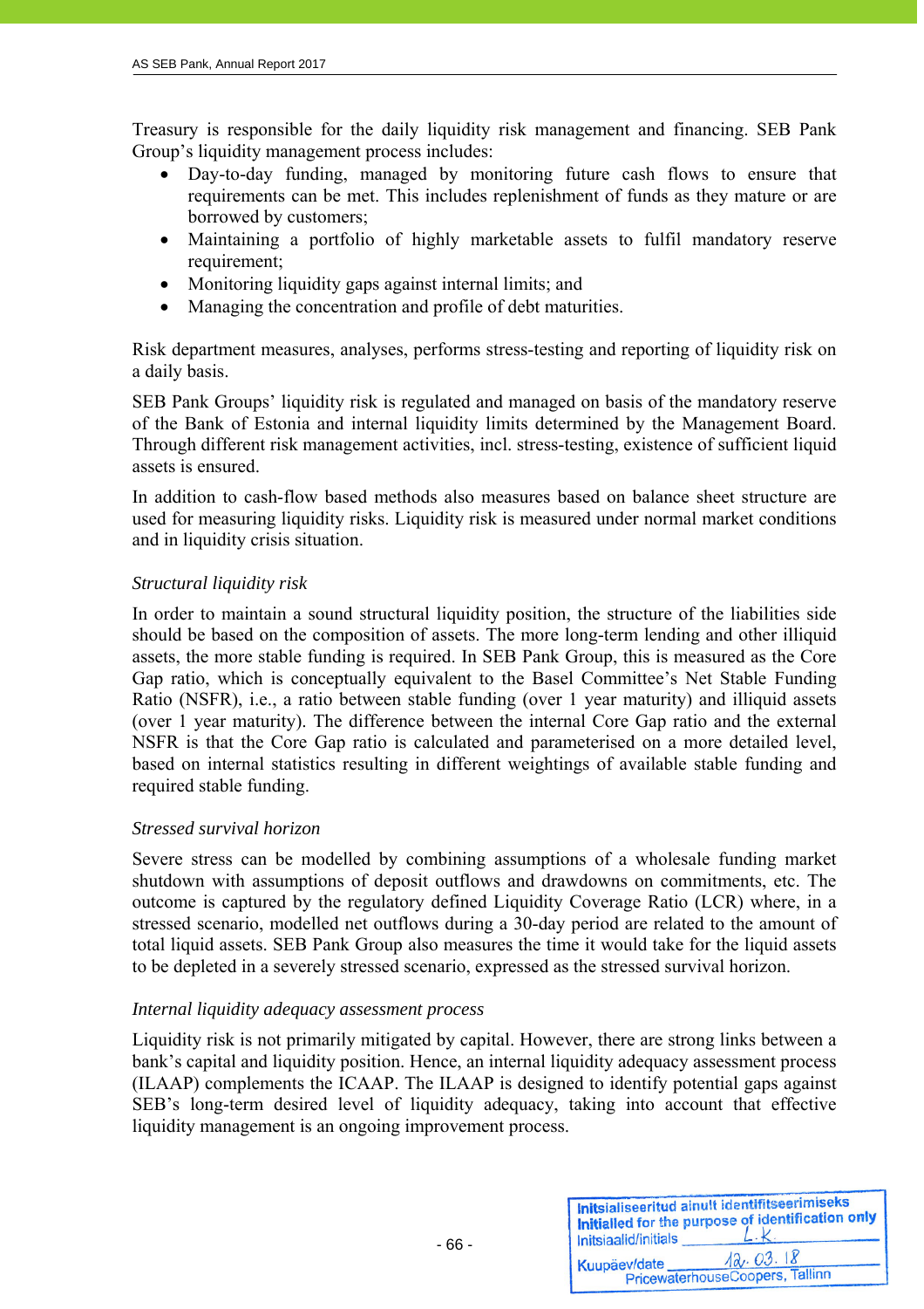Treasury is responsible for the daily liquidity risk management and financing. SEB Pank Group's liquidity management process includes:

- Day-to-day funding, managed by monitoring future cash flows to ensure that requirements can be met. This includes replenishment of funds as they mature or are borrowed by customers;
- Maintaining a portfolio of highly marketable assets to fulfil mandatory reserve requirement;
- Monitoring liquidity gaps against internal limits; and
- Managing the concentration and profile of debt maturities.

Risk department measures, analyses, performs stress-testing and reporting of liquidity risk on a daily basis.

SEB Pank Groups' liquidity risk is regulated and managed on basis of the mandatory reserve of the Bank of Estonia and internal liquidity limits determined by the Management Board. Through different risk management activities, incl. stress-testing, existence of sufficient liquid assets is ensured.

In addition to cash-flow based methods also measures based on balance sheet structure are used for measuring liquidity risks. Liquidity risk is measured under normal market conditions and in liquidity crisis situation.

*Structural liquidity risk*

In order to maintain a sound structural liquidity position, the structure of the liabilities side should be based on the composition of assets. The more long-term lending and other illiquid assets, the more stable funding is required. In SEB Pank Group, this is measured as the Core Gap ratio, which is conceptually equivalent to the Basel Committee's Net Stable Funding Ratio (NSFR), i.e., a ratio between stable funding (over 1 year maturity) and illiquid assets (over 1 year maturity). The difference between the internal Core Gap ratio and the external NSFR is that the Core Gap ratio is calculated and parameterised on a more detailed level, based on internal statistics resulting in different weightings of available stable funding and required stable funding.

*Stressed survival horizon*

Severe stress can be modelled by combining assumptions of a wholesale funding market shutdown with assumptions of deposit outflows and drawdowns on commitments, etc. The outcome is captured by the regulatory defined Liquidity Coverage Ratio (LCR) where, in a stressed scenario, modelled net outflows during a 30-day period are related to the amount of total liquid assets. SEB Pank Group also measures the time it would take for the liquid assets to be depleted in a severely stressed scenario, expressed as the stressed survival horizon.

*Internal liquidity adequacy assessment process*

Liquidity risk is not primarily mitigated by capital. However, there are strong links between a bank's capital and liquidity position. Hence, an internal liquidity adequacy assessment process (ILAAP) complements the ICAAP. The ILAAP is designed to identify potential gaps against SEB's long-term desired level of liquidity adequacy, taking into account that effective liquidity management is an ongoing improvement process.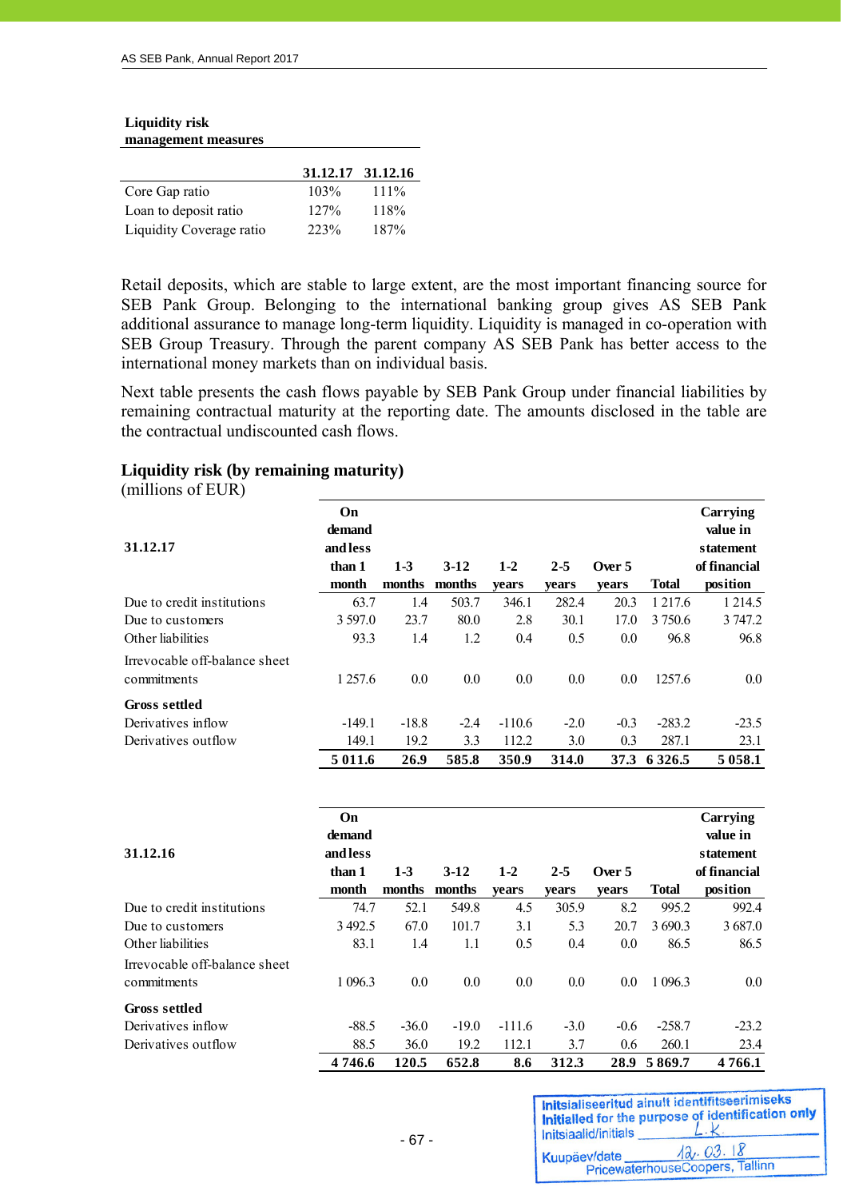**Liquidity risk management measures**

| | 31.12.17 | 31.12.16 |
|---|---|---|
| Core Gap ratio | 103% | 111% |
| Loan to deposit ratio | 127% | 118% |
| Liquidity Coverage ratio | 223% | 187% |

Retail deposits, which are stable to large extent, are the most important financing source for SEB Pank Group. Belonging to the international banking group gives AS SEB Pank additional assurance to manage long-term liquidity. Liquidity is managed in co-operation with SEB Group Treasury. Through the parent company AS SEB Pank has better access to the international money markets than on individual basis.

Next table presents the cash flows payable by SEB Pank Group under financial liabilities by remaining contractual maturity at the reporting date. The amounts disclosed in the table are the contractual undiscounted cash flows.

### Liquidity risk (by remaining maturity)

(millions of EUR)

| 31.12.17 | On demand and less than 1 month | 1-3 months | 3-12 months | 1-2 years | 2-5 years | Over 5 years | Total | Carrying value in statement of financial position |
|---|---|---|---|---|---|---|---|---|
| Due to credit institutions | 63.7 | 1.4 | 503.7 | 346.1 | 282.4 | 20.3 | 1 217.6 | 1 214.5 |
| Due to customers | 3 597.0 | 23.7 | 80.0 | 2.8 | 30.1 | 17.0 | 3 750.6 | 3 747.2 |
| Other liabilities | 93.3 | 1.4 | 1.2 | 0.4 | 0.5 | 0.0 | 96.8 | 96.8 |
| Irrevocable off-balance sheet commitments | 1 257.6 | 0.0 | 0.0 | 0.0 | 0.0 | 0.0 | 1257.6 | 0.0 |
| **Gross settled** | | | | | | | | |
| Derivatives inflow | -149.1 | -18.8 | -2.4 | -110.6 | -2.0 | -0.3 | -283.2 | -23.5 |
| Derivatives outflow | 149.1 | 19.2 | 3.3 | 112.2 | 3.0 | 0.3 | 287.1 | 23.1 |
| | **5 011.6** | **26.9** | **585.8** | **350.9** | **314.0** | **37.3** | **6 326.5** | **5 058.1** |

| 31.12.16 | On demand and less than 1 month | 1-3 months | 3-12 months | 1-2 years | 2-5 years | Over 5 years | Total | Carrying value in statement of financial position |
|---|---|---|---|---|---|---|---|---|
| Due to credit institutions | 74.7 | 52.1 | 549.8 | 4.5 | 305.9 | 8.2 | 995.2 | 992.4 |
| Due to customers | 3 492.5 | 67.0 | 101.7 | 3.1 | 5.3 | 20.7 | 3 690.3 | 3 687.0 |
| Other liabilities | 83.1 | 1.4 | 1.1 | 0.5 | 0.4 | 0.0 | 86.5 | 86.5 |
| Irrevocable off-balance sheet commitments | 1 096.3 | 0.0 | 0.0 | 0.0 | 0.0 | 0.0 | 1 096.3 | 0.0 |
| **Gross settled** | | | | | | | | |
| Derivatives inflow | -88.5 | -36.0 | -19.0 | -111.6 | -3.0 | -0.6 | -258.7 | -23.2 |
| Derivatives outflow | 88.5 | 36.0 | 19.2 | 112.1 | 3.7 | 0.6 | 260.1 | 23.4 |
| | **4 746.6** | **120.5** | **652.8** | **8.6** | **312.3** | **28.9** | **5 869.7** | **4 766.1** |

Initsialiseeritud ainult identifitseerimiseks
Initialled for the purpose of identification only
Initsiaalid/initials L.K.
Kuupäev/date 12.03.18
PricewaterhouseCoopers, Tallinn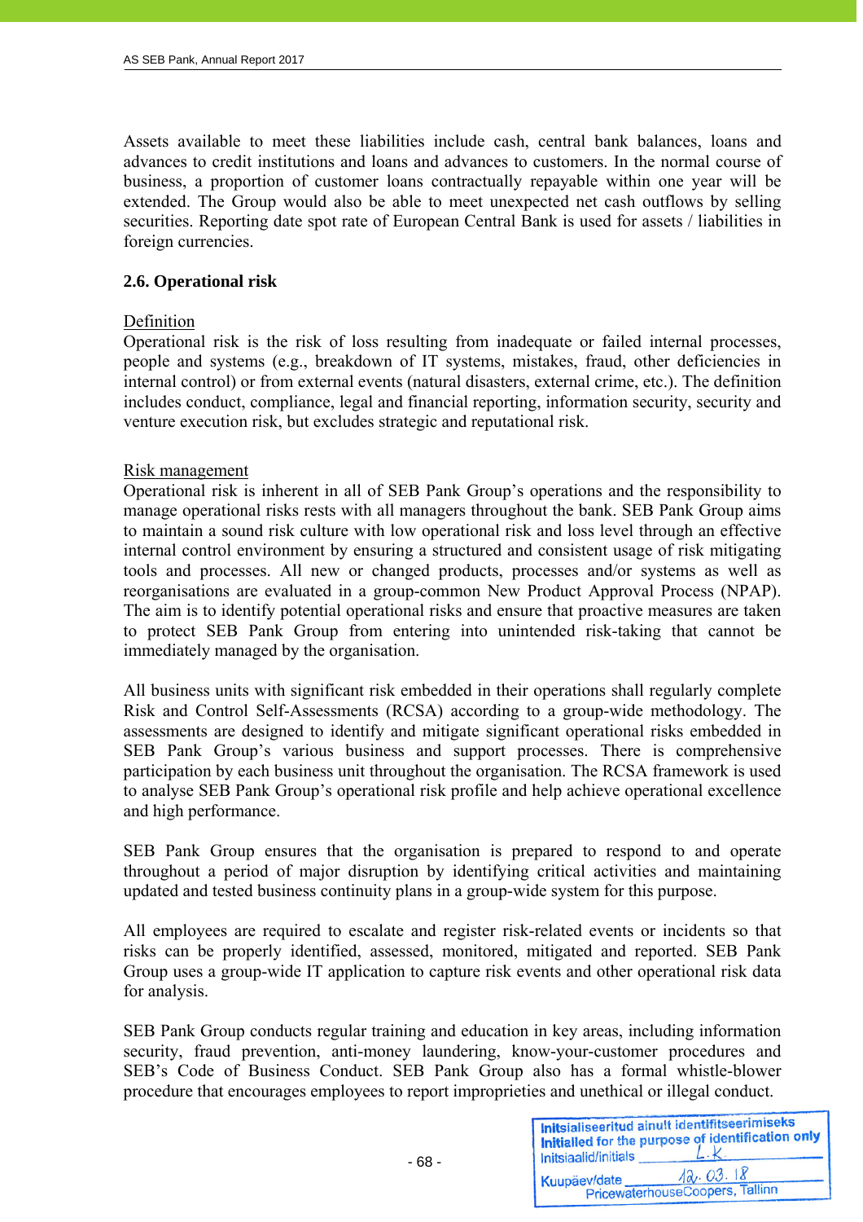Assets available to meet these liabilities include cash, central bank balances, loans and advances to credit institutions and loans and advances to customers. In the normal course of business, a proportion of customer loans contractually repayable within one year will be extended. The Group would also be able to meet unexpected net cash outflows by selling securities. Reporting date spot rate of European Central Bank is used for assets / liabilities in foreign currencies.

### 2.6. Operational risk

Definition

Operational risk is the risk of loss resulting from inadequate or failed internal processes, people and systems (e.g., breakdown of IT systems, mistakes, fraud, other deficiencies in internal control) or from external events (natural disasters, external crime, etc.). The definition includes conduct, compliance, legal and financial reporting, information security, security and venture execution risk, but excludes strategic and reputational risk.

Risk management

Operational risk is inherent in all of SEB Pank Group's operations and the responsibility to manage operational risks rests with all managers throughout the bank. SEB Pank Group aims to maintain a sound risk culture with low operational risk and loss level through an effective internal control environment by ensuring a structured and consistent usage of risk mitigating tools and processes. All new or changed products, processes and/or systems as well as reorganisations are evaluated in a group-common New Product Approval Process (NPAP). The aim is to identify potential operational risks and ensure that proactive measures are taken to protect SEB Pank Group from entering into unintended risk-taking that cannot be immediately managed by the organisation.

All business units with significant risk embedded in their operations shall regularly complete Risk and Control Self-Assessments (RCSA) according to a group-wide methodology. The assessments are designed to identify and mitigate significant operational risks embedded in SEB Pank Group's various business and support processes. There is comprehensive participation by each business unit throughout the organisation. The RCSA framework is used to analyse SEB Pank Group's operational risk profile and help achieve operational excellence and high performance.

SEB Pank Group ensures that the organisation is prepared to respond to and operate throughout a period of major disruption by identifying critical activities and maintaining updated and tested business continuity plans in a group-wide system for this purpose.

All employees are required to escalate and register risk-related events or incidents so that risks can be properly identified, assessed, monitored, mitigated and reported. SEB Pank Group uses a group-wide IT application to capture risk events and other operational risk data for analysis.

SEB Pank Group conducts regular training and education in key areas, including information security, fraud prevention, anti-money laundering, know-your-customer procedures and SEB's Code of Business Conduct. SEB Pank Group also has a formal whistle-blower procedure that encourages employees to report improprieties and unethical or illegal conduct.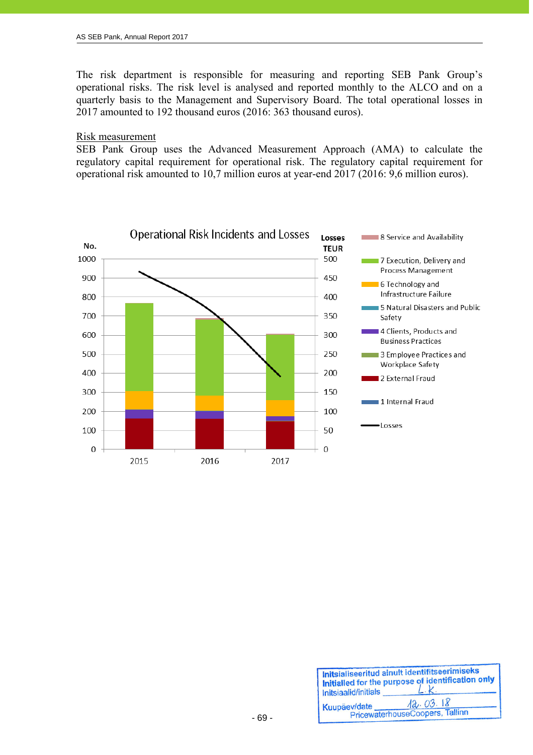The risk department is responsible for measuring and reporting SEB Pank Group's operational risks. The risk level is analysed and reported monthly to the ALCO and on a quarterly basis to the Management and Supervisory Board. The total operational losses in 2017 amounted to 192 thousand euros (2016: 363 thousand euros).

## Risk measurement

SEB Pank Group uses the Advanced Measurement Approach (AMA) to calculate the regulatory capital requirement for operational risk. The regulatory capital requirement for operational risk amounted to 10,7 million euros at year-end 2017 (2016: 9,6 million euros).

**Operational Risk Incidents and Losses**

No. (left axis: 0–1000); Losses TEUR (right axis: 0–500); years: 2015, 2016, 2017

Legend:
- 8 Service and Availability
- 7 Execution, Delivery and Process Management
- 6 Technology and Infrastructure Failure
- 5 Natural Disasters and Public Safety
- 4 Clients, Products and Business Practices
- 3 Employee Practices and Workplace Safety
- 2 External Fraud
- 1 Internal Fraud
- Losses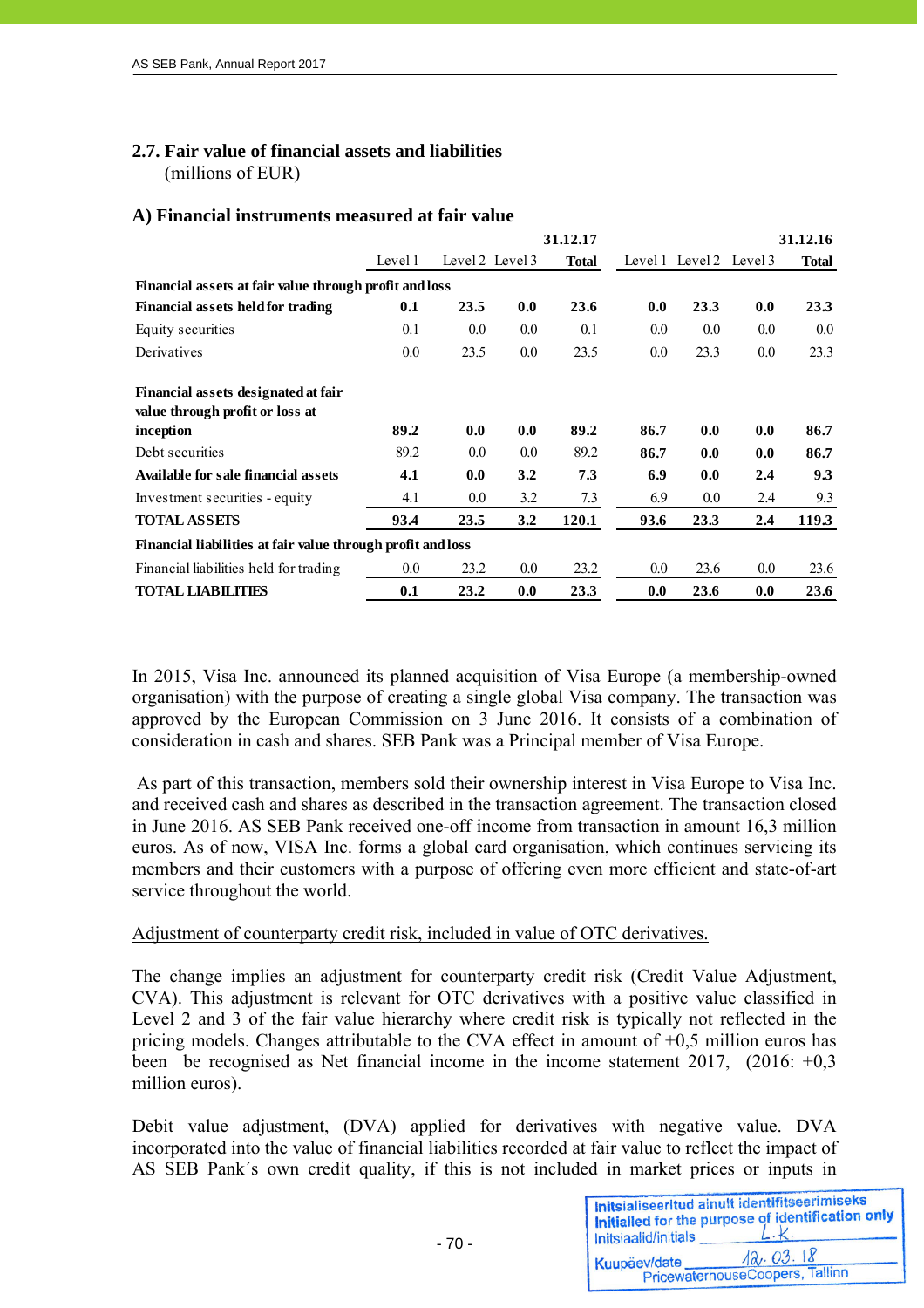## 2.7. Fair value of financial assets and liabilities
(millions of EUR)

### A) Financial instruments measured at fair value

| | 31.12.17 | | | | 31.12.16 | | | |
|---|---|---|---|---|---|---|---|---|
| | Level 1 | Level 2 | Level 3 | Total | Level 1 | Level 2 | Level 3 | Total |
| **Financial assets at fair value through profit and loss** | | | | | | | | |
| **Financial assets held for trading** | **0.1** | **23.5** | **0.0** | **23.6** | **0.0** | **23.3** | **0.0** | **23.3** |
| Equity securities | 0.1 | 0.0 | 0.0 | 0.1 | 0.0 | 0.0 | 0.0 | 0.0 |
| Derivatives | 0.0 | 23.5 | 0.0 | 23.5 | 0.0 | 23.3 | 0.0 | 23.3 |
| **Financial assets designated at fair value through profit or loss at inception** | **89.2** | **0.0** | **0.0** | **89.2** | **86.7** | **0.0** | **0.0** | **86.7** |
| Debt securities | 89.2 | 0.0 | 0.0 | 89.2 | **86.7** | **0.0** | **0.0** | **86.7** |
| **Available for sale financial assets** | **4.1** | **0.0** | **3.2** | **7.3** | **6.9** | **0.0** | **2.4** | **9.3** |
| Investment securities - equity | 4.1 | 0.0 | 3.2 | 7.3 | 6.9 | 0.0 | 2.4 | 9.3 |
| **TOTAL ASSETS** | **93.4** | **23.5** | **3.2** | **120.1** | **93.6** | **23.3** | **2.4** | **119.3** |
| **Financial liabilities at fair value through profit and loss** | | | | | | | | |
| Financial liabilities held for trading | 0.0 | 23.2 | 0.0 | 23.2 | 0.0 | 23.6 | 0.0 | 23.6 |
| **TOTAL LIABILITIES** | **0.1** | **23.2** | **0.0** | **23.3** | **0.0** | **23.6** | **0.0** | **23.6** |

In 2015, Visa Inc. announced its planned acquisition of Visa Europe (a membership-owned organisation) with the purpose of creating a single global Visa company. The transaction was approved by the European Commission on 3 June 2016. It consists of a combination of consideration in cash and shares. SEB Pank was a Principal member of Visa Europe.

As part of this transaction, members sold their ownership interest in Visa Europe to Visa Inc. and received cash and shares as described in the transaction agreement. The transaction closed in June 2016. AS SEB Pank received one-off income from transaction in amount 16,3 million euros. As of now, VISA Inc. forms a global card organisation, which continues servicing its members and their customers with a purpose of offering even more efficient and state-of-art service throughout the world.

Adjustment of counterparty credit risk, included in value of OTC derivatives.

The change implies an adjustment for counterparty credit risk (Credit Value Adjustment, CVA). This adjustment is relevant for OTC derivatives with a positive value classified in Level 2 and 3 of the fair value hierarchy where credit risk is typically not reflected in the pricing models. Changes attributable to the CVA effect in amount of +0,5 million euros has been be recognised as Net financial income in the income statement 2017, (2016: +0,3 million euros).

Debit value adjustment, (DVA) applied for derivatives with negative value. DVA incorporated into the value of financial liabilities recorded at fair value to reflect the impact of AS SEB Pank´s own credit quality, if this is not included in market prices or inputs in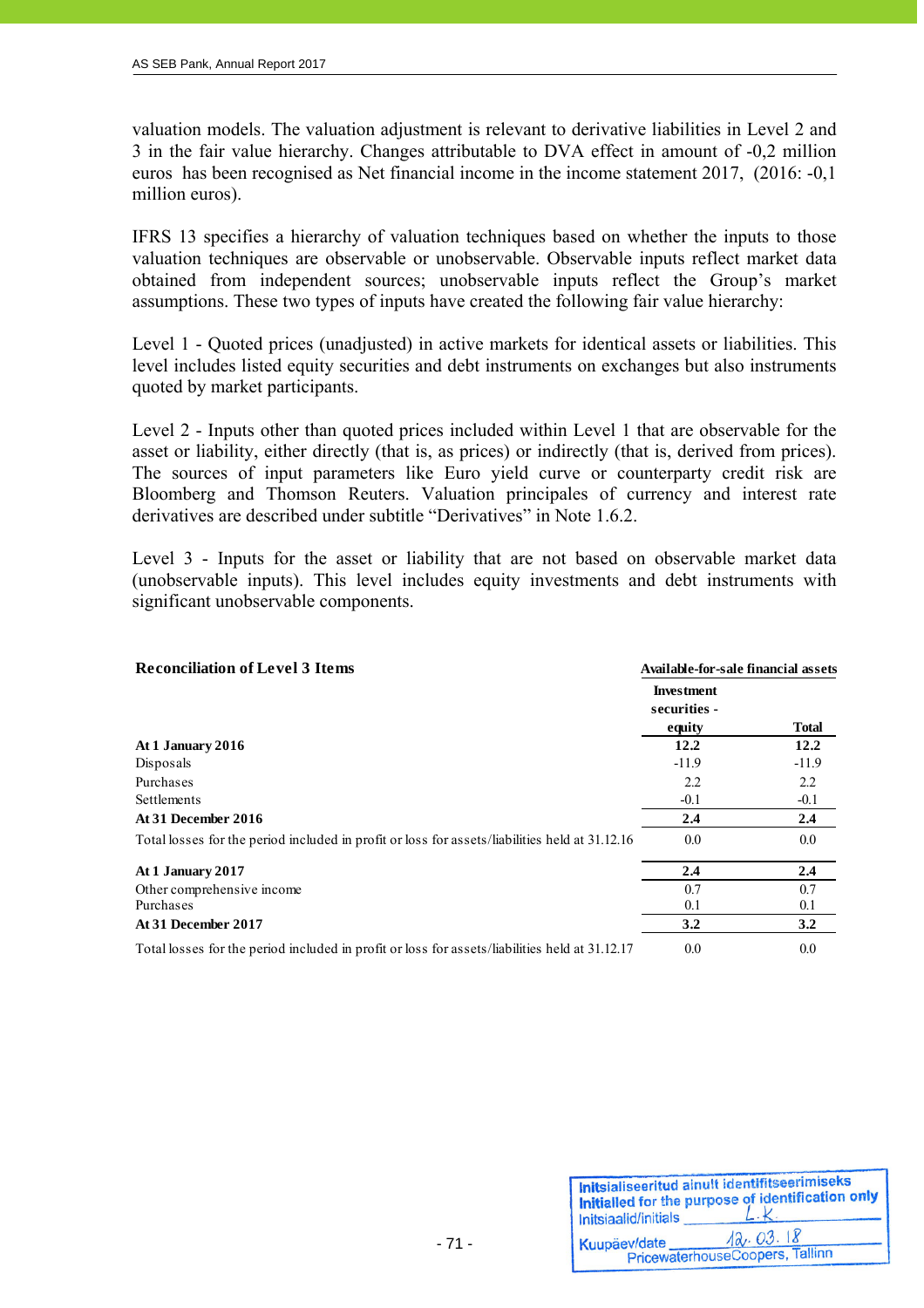valuation models. The valuation adjustment is relevant to derivative liabilities in Level 2 and 3 in the fair value hierarchy. Changes attributable to DVA effect in amount of -0,2 million euros has been recognised as Net financial income in the income statement 2017, (2016: -0,1 million euros).

IFRS 13 specifies a hierarchy of valuation techniques based on whether the inputs to those valuation techniques are observable or unobservable. Observable inputs reflect market data obtained from independent sources; unobservable inputs reflect the Group's market assumptions. These two types of inputs have created the following fair value hierarchy:

Level 1 - Quoted prices (unadjusted) in active markets for identical assets or liabilities. This level includes listed equity securities and debt instruments on exchanges but also instruments quoted by market participants.

Level 2 - Inputs other than quoted prices included within Level 1 that are observable for the asset or liability, either directly (that is, as prices) or indirectly (that is, derived from prices). The sources of input parameters like Euro yield curve or counterparty credit risk are Bloomberg and Thomson Reuters. Valuation principales of currency and interest rate derivatives are described under subtitle "Derivatives" in Note 1.6.2.

Level 3 - Inputs for the asset or liability that are not based on observable market data (unobservable inputs). This level includes equity investments and debt instruments with significant unobservable components.

| **Reconciliation of Level 3 Items** | **Available-for-sale financial assets** | |
|---|---|---|
| | **Investment securities - equity** | **Total** |
| **At 1 January 2016** | **12.2** | **12.2** |
| Disposals | -11.9 | -11.9 |
| Purchases | 2.2 | 2.2 |
| Settlements | -0.1 | -0.1 |
| **At 31 December 2016** | **2.4** | **2.4** |
| Total losses for the period included in profit or loss for assets/liabilities held at 31.12.16 | 0.0 | 0.0 |
| **At 1 January 2017** | **2.4** | **2.4** |
| Other comprehensive income | 0.7 | 0.7 |
| Purchases | 0.1 | 0.1 |
| **At 31 December 2017** | **3.2** | **3.2** |
| Total losses for the period included in profit or loss for assets/liabilities held at 31.12.17 | 0.0 | 0.0 |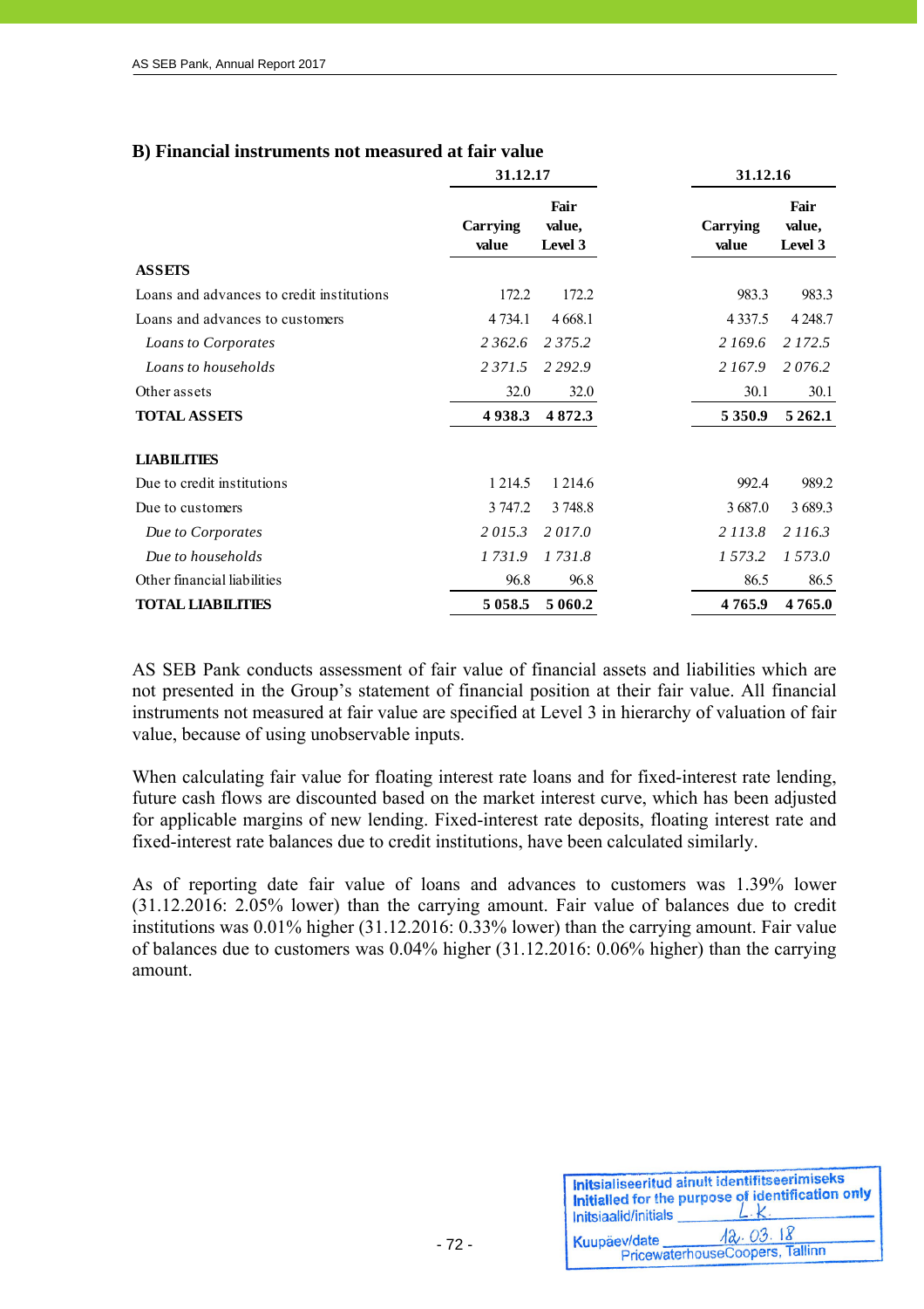### B) Financial instruments not measured at fair value

| | 31.12.17 | | 31.12.16 | |
|---|---|---|---|---|
| | Carrying value | Fair value, Level 3 | Carrying value | Fair value, Level 3 |
| **ASSETS** | | | | |
| Loans and advances to credit institutions | 172.2 | 172.2 | 983.3 | 983.3 |
| Loans and advances to customers | 4 734.1 | 4 668.1 | 4 337.5 | 4 248.7 |
| *Loans to Corporates* | *2 362.6* | *2 375.2* | *2 169.6* | *2 172.5* |
| *Loans to households* | *2 371.5* | *2 292.9* | *2 167.9* | *2 076.2* |
| Other assets | 32.0 | 32.0 | 30.1 | 30.1 |
| **TOTAL ASSETS** | **4 938.3** | **4 872.3** | **5 350.9** | **5 262.1** |
| | | | | |
| **LIABILITIES** | | | | |
| Due to credit institutions | 1 214.5 | 1 214.6 | 992.4 | 989.2 |
| Due to customers | 3 747.2 | 3 748.8 | 3 687.0 | 3 689.3 |
| *Due to Corporates* | *2 015.3* | *2 017.0* | *2 113.8* | *2 116.3* |
| *Due to households* | *1 731.9* | *1 731.8* | *1 573.2* | *1 573.0* |
| Other financial liabilities | 96.8 | 96.8 | 86.5 | 86.5 |
| **TOTAL LIABILITIES** | **5 058.5** | **5 060.2** | **4 765.9** | **4 765.0** |

AS SEB Pank conducts assessment of fair value of financial assets and liabilities which are not presented in the Group's statement of financial position at their fair value. All financial instruments not measured at fair value are specified at Level 3 in hierarchy of valuation of fair value, because of using unobservable inputs.

When calculating fair value for floating interest rate loans and for fixed-interest rate lending, future cash flows are discounted based on the market interest curve, which has been adjusted for applicable margins of new lending. Fixed-interest rate deposits, floating interest rate and fixed-interest rate balances due to credit institutions, have been calculated similarly.

As of reporting date fair value of loans and advances to customers was 1.39% lower (31.12.2016: 2.05% lower) than the carrying amount. Fair value of balances due to credit institutions was 0.01% higher (31.12.2016: 0.33% lower) than the carrying amount. Fair value of balances due to customers was 0.04% higher (31.12.2016: 0.06% higher) than the carrying amount.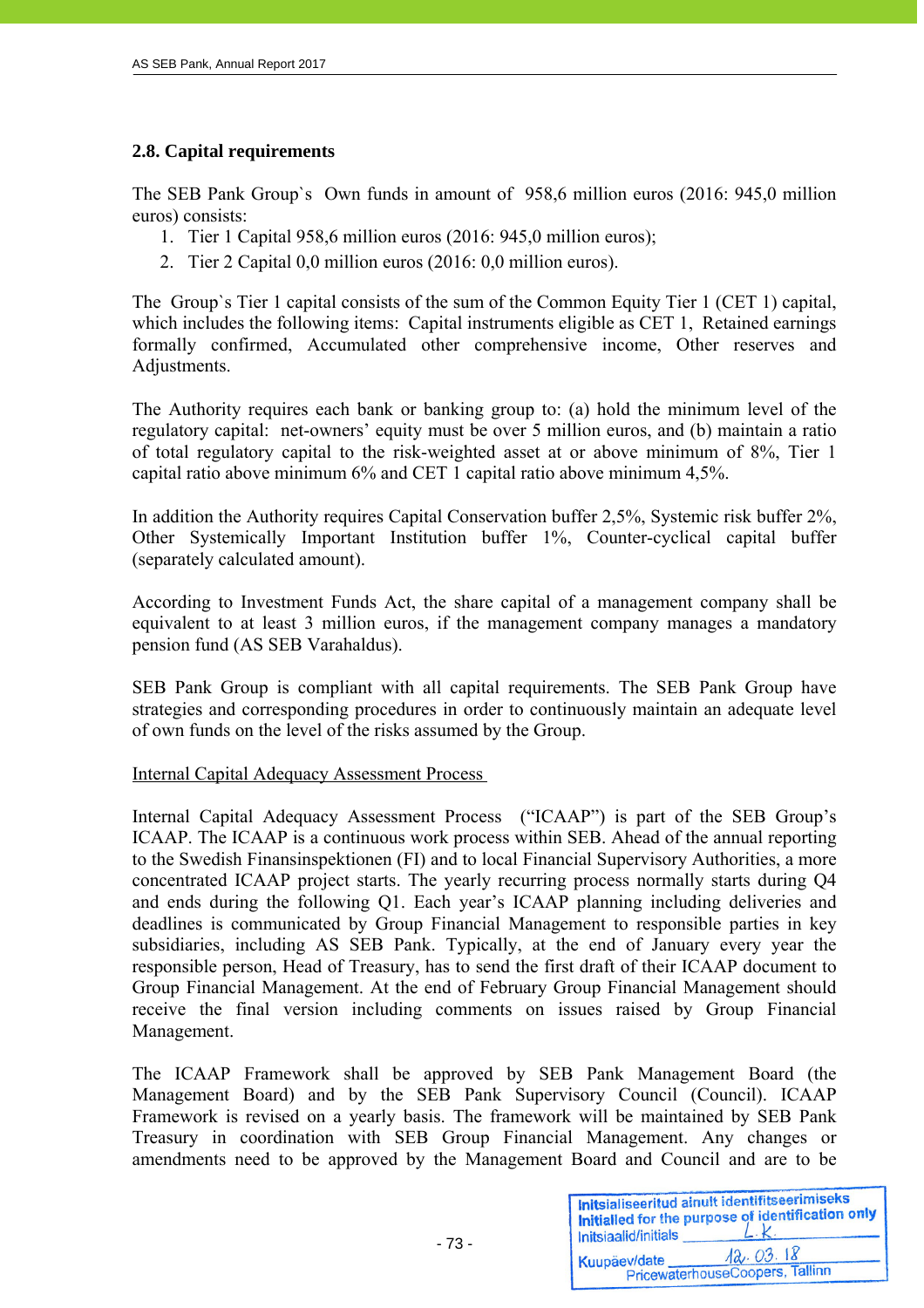## 2.8. Capital requirements

The SEB Pank Group`s Own funds in amount of 958,6 million euros (2016: 945,0 million euros) consists:

1. Tier 1 Capital 958,6 million euros (2016: 945,0 million euros);
2. Tier 2 Capital 0,0 million euros (2016: 0,0 million euros).

The Group`s Tier 1 capital consists of the sum of the Common Equity Tier 1 (CET 1) capital, which includes the following items: Capital instruments eligible as CET 1, Retained earnings formally confirmed, Accumulated other comprehensive income, Other reserves and Adjustments.

The Authority requires each bank or banking group to: (a) hold the minimum level of the regulatory capital: net-owners' equity must be over 5 million euros, and (b) maintain a ratio of total regulatory capital to the risk-weighted asset at or above minimum of 8%, Tier 1 capital ratio above minimum 6% and CET 1 capital ratio above minimum 4,5%.

In addition the Authority requires Capital Conservation buffer 2,5%, Systemic risk buffer 2%, Other Systemically Important Institution buffer 1%, Counter-cyclical capital buffer (separately calculated amount).

According to Investment Funds Act, the share capital of a management company shall be equivalent to at least 3 million euros, if the management company manages a mandatory pension fund (AS SEB Varahaldus).

SEB Pank Group is compliant with all capital requirements. The SEB Pank Group have strategies and corresponding procedures in order to continuously maintain an adequate level of own funds on the level of the risks assumed by the Group.

Internal Capital Adequacy Assessment Process

Internal Capital Adequacy Assessment Process ("ICAAP") is part of the SEB Group's ICAAP. The ICAAP is a continuous work process within SEB. Ahead of the annual reporting to the Swedish Finansinspektionen (FI) and to local Financial Supervisory Authorities, a more concentrated ICAAP project starts. The yearly recurring process normally starts during Q4 and ends during the following Q1. Each year's ICAAP planning including deliveries and deadlines is communicated by Group Financial Management to responsible parties in key subsidiaries, including AS SEB Pank. Typically, at the end of January every year the responsible person, Head of Treasury, has to send the first draft of their ICAAP document to Group Financial Management. At the end of February Group Financial Management should receive the final version including comments on issues raised by Group Financial Management.

The ICAAP Framework shall be approved by SEB Pank Management Board (the Management Board) and by the SEB Pank Supervisory Council (Council). ICAAP Framework is revised on a yearly basis. The framework will be maintained by SEB Pank Treasury in coordination with SEB Group Financial Management. Any changes or amendments need to be approved by the Management Board and Council and are to be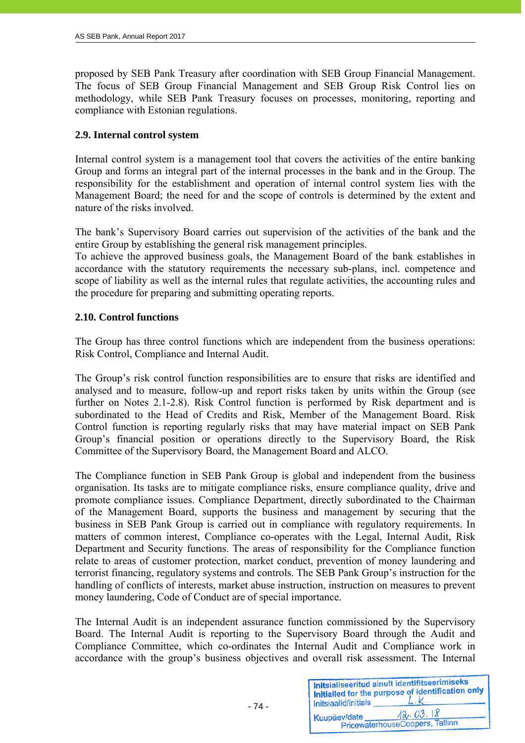proposed by SEB Pank Treasury after coordination with SEB Group Financial Management. The focus of SEB Group Financial Management and SEB Group Risk Control lies on methodology, while SEB Pank Treasury focuses on processes, monitoring, reporting and compliance with Estonian regulations.

### 2.9. Internal control system

Internal control system is a management tool that covers the activities of the entire banking Group and forms an integral part of the internal processes in the bank and in the Group. The responsibility for the establishment and operation of internal control system lies with the Management Board; the need for and the scope of controls is determined by the extent and nature of the risks involved.

The bank's Supervisory Board carries out supervision of the activities of the bank and the entire Group by establishing the general risk management principles.
To achieve the approved business goals, the Management Board of the bank establishes in accordance with the statutory requirements the necessary sub-plans, incl. competence and scope of liability as well as the internal rules that regulate activities, the accounting rules and the procedure for preparing and submitting operating reports.

### 2.10. Control functions

The Group has three control functions which are independent from the business operations: Risk Control, Compliance and Internal Audit.

The Group's risk control function responsibilities are to ensure that risks are identified and analysed and to measure, follow-up and report risks taken by units within the Group (see further on Notes 2.1-2.8). Risk Control function is performed by Risk department and is subordinated to the Head of Credits and Risk, Member of the Management Board. Risk Control function is reporting regularly risks that may have material impact on SEB Pank Group's financial position or operations directly to the Supervisory Board, the Risk Committee of the Supervisory Board, the Management Board and ALCO.

The Compliance function in SEB Pank Group is global and independent from the business organisation. Its tasks are to mitigate compliance risks, ensure compliance quality, drive and promote compliance issues. Compliance Department, directly subordinated to the Chairman of the Management Board, supports the business and management by securing that the business in SEB Pank Group is carried out in compliance with regulatory requirements. In matters of common interest, Compliance co-operates with the Legal, Internal Audit, Risk Department and Security functions. The areas of responsibility for the Compliance function relate to areas of customer protection, market conduct, prevention of money laundering and terrorist financing, regulatory systems and controls. The SEB Pank Group's instruction for the handling of conflicts of interests, market abuse instruction, instruction on measures to prevent money laundering, Code of Conduct are of special importance.

The Internal Audit is an independent assurance function commissioned by the Supervisory Board. The Internal Audit is reporting to the Supervisory Board through the Audit and Compliance Committee, which co-ordinates the Internal Audit and Compliance work in accordance with the group's business objectives and overall risk assessment. The Internal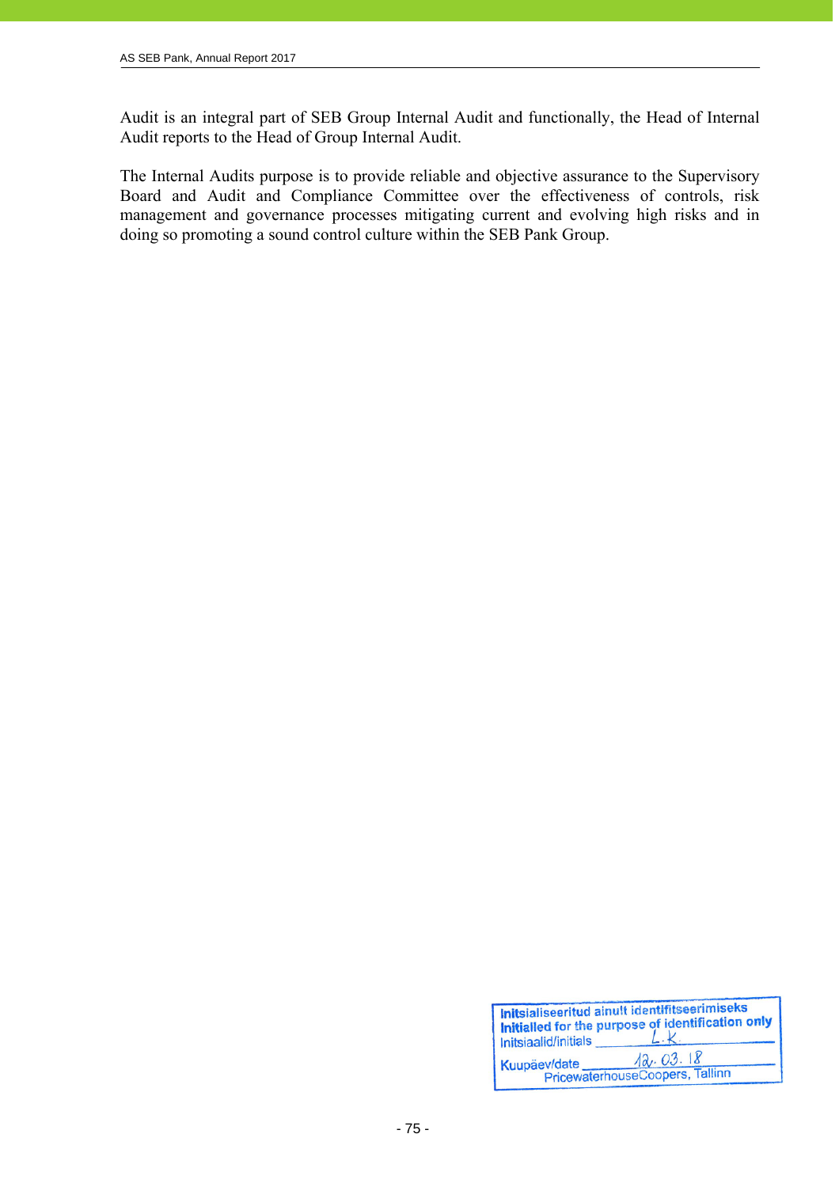Audit is an integral part of SEB Group Internal Audit and functionally, the Head of Internal Audit reports to the Head of Group Internal Audit.

The Internal Audits purpose is to provide reliable and objective assurance to the Supervisory Board and Audit and Compliance Committee over the effectiveness of controls, risk management and governance processes mitigating current and evolving high risks and in doing so promoting a sound control culture within the SEB Pank Group.

Initsialiseeritud ainult identifitseerimiseks
Initialled for the purpose of identification only
Initsiaalid/initials L.K.
Kuupäev/date 12.03.18
PricewaterhouseCoopers, Tallinn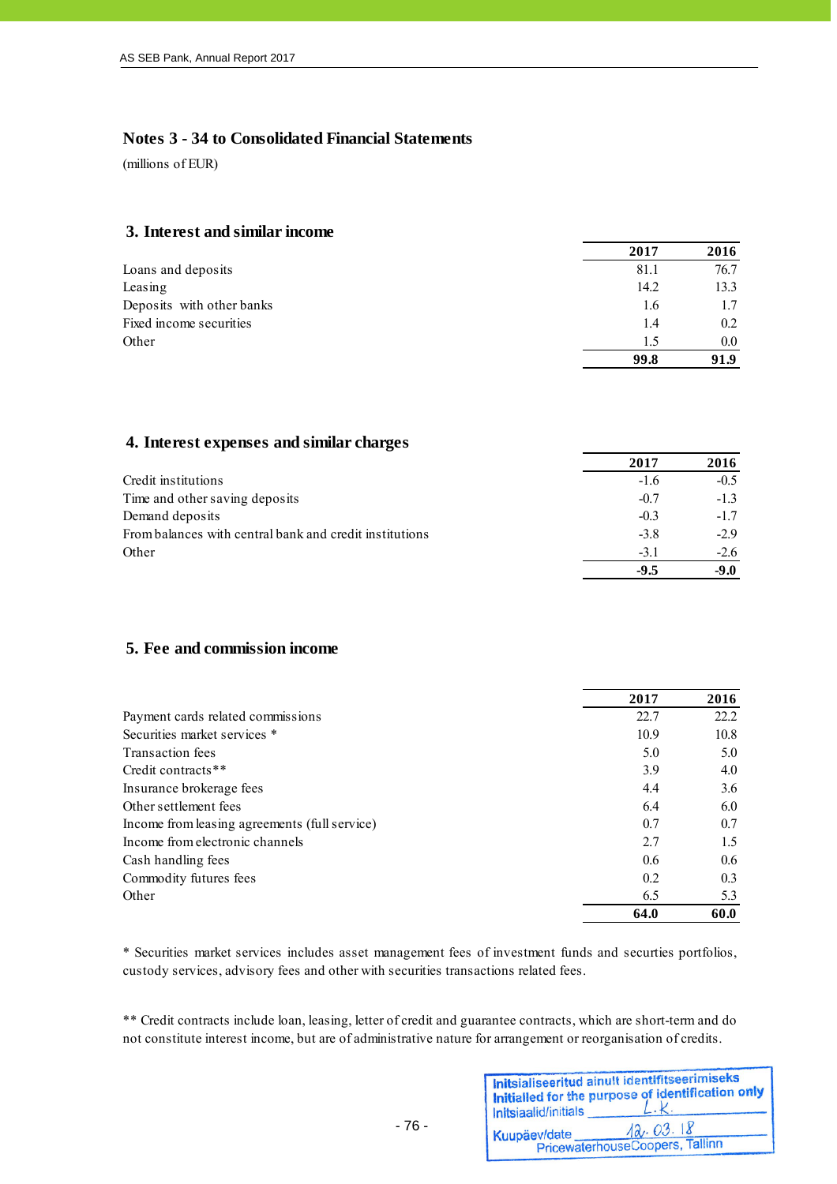# Notes 3 - 34 to Consolidated Financial Statements

(millions of EUR)

## 3. Interest and similar income

| | 2017 | 2016 |
|---|---|---|
| Loans and deposits | 81.1 | 76.7 |
| Leasing | 14.2 | 13.3 |
| Deposits with other banks | 1.6 | 1.7 |
| Fixed income securities | 1.4 | 0.2 |
| Other | 1.5 | 0.0 |
| | **99.8** | **91.9** |

## 4. Interest expenses and similar charges

| | 2017 | 2016 |
|---|---|---|
| Credit institutions | -1.6 | -0.5 |
| Time and other saving deposits | -0.7 | -1.3 |
| Demand deposits | -0.3 | -1.7 |
| From balances with central bank and credit institutions | -3.8 | -2.9 |
| Other | -3.1 | -2.6 |
| | **-9.5** | **-9.0** |

## 5. Fee and commission income

| | 2017 | 2016 |
|---|---|---|
| Payment cards related commissions | 22.7 | 22.2 |
| Securities market services * | 10.9 | 10.8 |
| Transaction fees | 5.0 | 5.0 |
| Credit contracts** | 3.9 | 4.0 |
| Insurance brokerage fees | 4.4 | 3.6 |
| Other settlement fees | 6.4 | 6.0 |
| Income from leasing agreements (full service) | 0.7 | 0.7 |
| Income from electronic channels | 2.7 | 1.5 |
| Cash handling fees | 0.6 | 0.6 |
| Commodity futures fees | 0.2 | 0.3 |
| Other | 6.5 | 5.3 |
| | **64.0** | **60.0** |

* Securities market services includes asset management fees of investment funds and securties portfolios, custody services, advisory fees and other with securities transactions related fees.

** Credit contracts include loan, leasing, letter of credit and guarantee contracts, which are short-term and do not constitute interest income, but are of administrative nature for arrangement or reorganisation of credits.

Initsialiseeritud ainult identifitseerimiseks
Initialled for the purpose of identification only
Initsiaalid/initials L.K.
Kuupäev/date 12.03.18
PricewaterhouseCoopers, Tallinn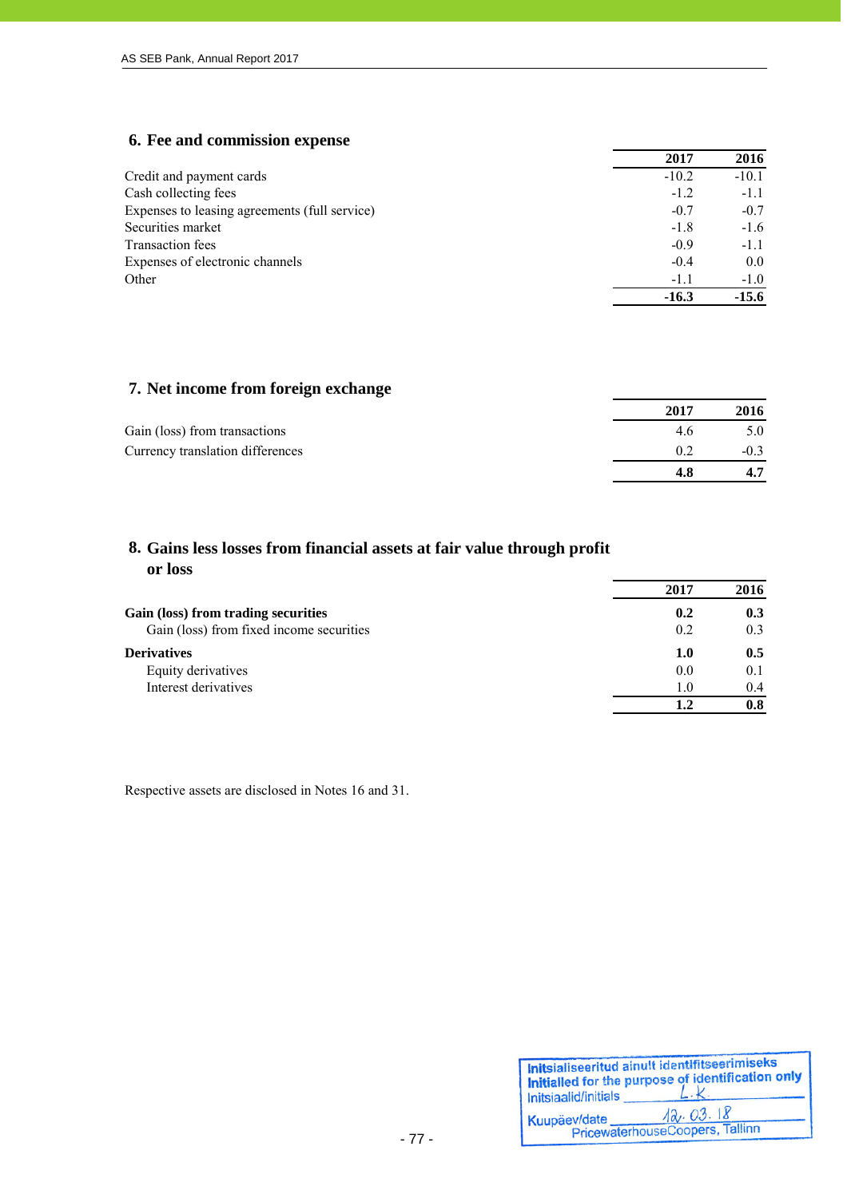## 6. Fee and commission expense

| | 2017 | 2016 |
|---|---|---|
| Credit and payment cards | -10.2 | -10.1 |
| Cash collecting fees | -1.2 | -1.1 |
| Expenses to leasing agreements (full service) | -0.7 | -0.7 |
| Securities market | -1.8 | -1.6 |
| Transaction fees | -0.9 | -1.1 |
| Expenses of electronic channels | -0.4 | 0.0 |
| Other | -1.1 | -1.0 |
| | **-16.3** | **-15.6** |

## 7. Net income from foreign exchange

| | 2017 | 2016 |
|---|---|---|
| Gain (loss) from transactions | 4.6 | 5.0 |
| Currency translation differences | 0.2 | -0.3 |
| | **4.8** | **4.7** |

## 8. Gains less losses from financial assets at fair value through profit or loss

| | 2017 | 2016 |
|---|---|---|
| **Gain (loss) from trading securities** | **0.2** | **0.3** |
| Gain (loss) from fixed income securities | 0.2 | 0.3 |
| **Derivatives** | **1.0** | **0.5** |
| Equity derivatives | 0.0 | 0.1 |
| Interest derivatives | 1.0 | 0.4 |
| | **1.2** | **0.8** |

Respective assets are disclosed in Notes 16 and 31.

Initsialiseeritud ainult identifitseerimiseks
Initialled for the purpose of identification only
Initsiaalid/initials L.K.
Kuupäev/date 12.03.18
PricewaterhouseCoopers, Tallinn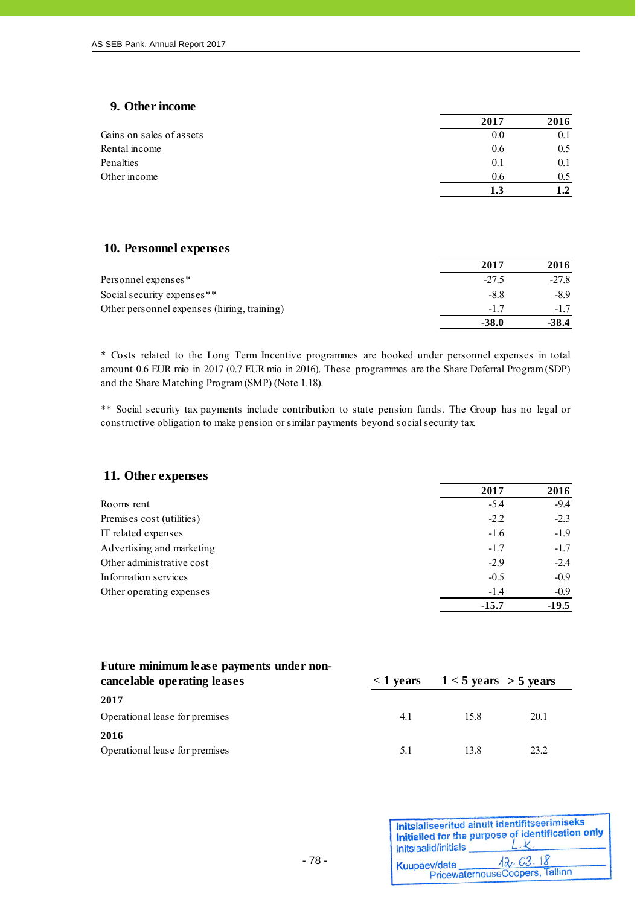## 9. Other income

| | 2017 | 2016 |
|---|---|---|
| Gains on sales of assets | 0.0 | 0.1 |
| Rental income | 0.6 | 0.5 |
| Penalties | 0.1 | 0.1 |
| Other income | 0.6 | 0.5 |
| | **1.3** | **1.2** |

## 10. Personnel expenses

| | 2017 | 2016 |
|---|---|---|
| Personnel expenses* | -27.5 | -27.8 |
| Social security expenses** | -8.8 | -8.9 |
| Other personnel expenses (hiring, training) | -1.7 | -1.7 |
| | **-38.0** | **-38.4** |

* Costs related to the Long Term Incentive programmes are booked under personnel expenses in total amount 0.6 EUR mio in 2017 (0.7 EUR mio in 2016). These programmes are the Share Deferral Program (SDP) and the Share Matching Program (SMP) (Note 1.18).

** Social security tax payments include contribution to state pension funds. The Group has no legal or constructive obligation to make pension or similar payments beyond social security tax.

## 11. Other expenses

| | 2017 | 2016 |
|---|---|---|
| Rooms rent | -5.4 | -9.4 |
| Premises cost (utilities) | -2.2 | -2.3 |
| IT related expenses | -1.6 | -1.9 |
| Advertising and marketing | -1.7 | -1.7 |
| Other administrative cost | -2.9 | -2.4 |
| Information services | -0.5 | -0.9 |
| Other operating expenses | -1.4 | -0.9 |
| | **-15.7** | **-19.5** |

| **Future minimum lease payments under non-cancelable operating leases** | **< 1 years** | **1 < 5 years** | **> 5 years** |
|---|---|---|---|
| **2017** | | | |
| Operational lease for premises | 4.1 | 15.8 | 20.1 |
| **2016** | | | |
| Operational lease for premises | 5.1 | 13.8 | 23.2 |

Initsialiseeritud ainult identifitseerimiseks
Initialled for the purpose of identification only
Initsiaalid/initials L.K.
Kuupäev/date 12.03.18
PricewaterhouseCoopers, Tallinn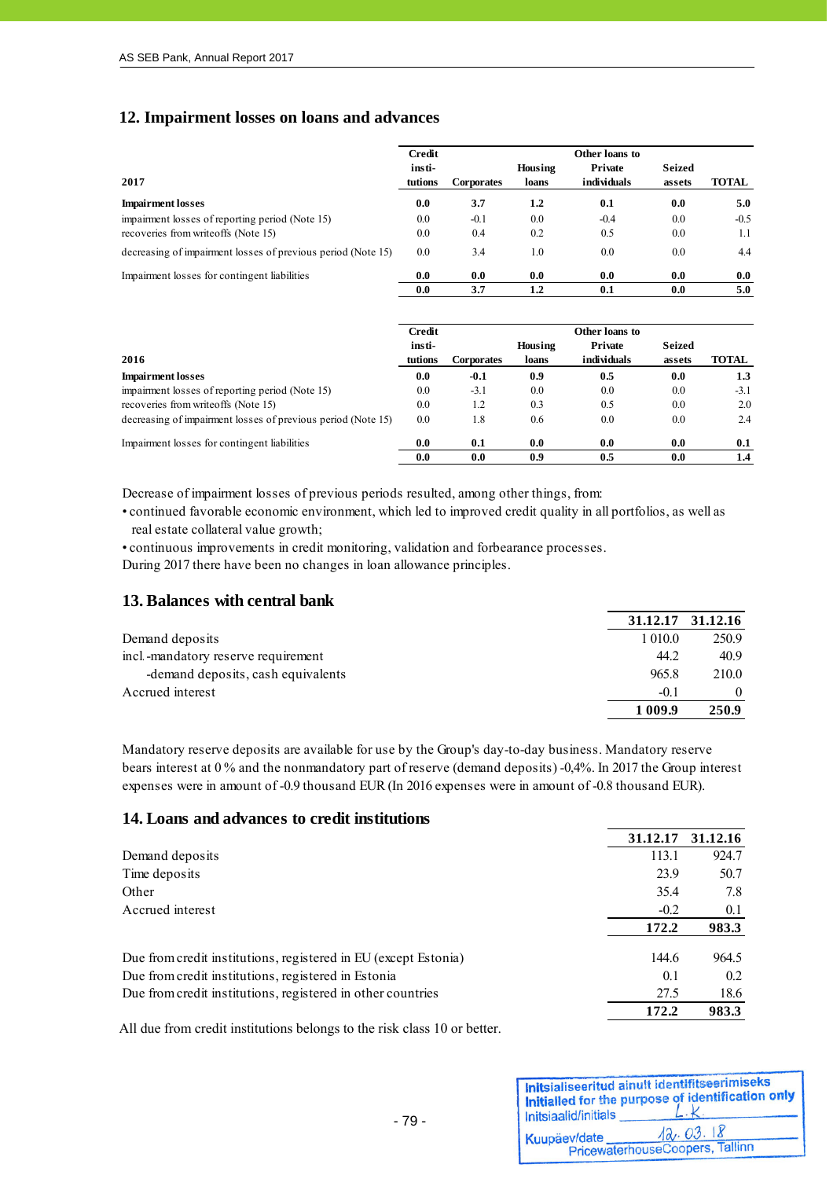## 12. Impairment losses on loans and advances

| 2017 | Credit insti-tutions | Corporates | Housing loans | Other loans to Private individuals | Seized assets | TOTAL |
|---|---|---|---|---|---|---|
| **Impairment losses** | **0.0** | **3.7** | **1.2** | **0.1** | **0.0** | **5.0** |
| impairment losses of reporting period (Note 15) | 0.0 | -0.1 | 0.0 | -0.4 | 0.0 | -0.5 |
| recoveries from writeoffs (Note 15) | 0.0 | 0.4 | 0.2 | 0.5 | 0.0 | 1.1 |
| decreasing of impairment losses of previous period (Note 15) | 0.0 | 3.4 | 1.0 | 0.0 | 0.0 | 4.4 |
| Impairment losses for contingent liabilities | **0.0** | **0.0** | **0.0** | **0.0** | **0.0** | **0.0** |
| | **0.0** | **3.7** | **1.2** | **0.1** | **0.0** | **5.0** |

| 2016 | Credit insti-tutions | Corporates | Housing loans | Other loans to Private individuals | Seized assets | TOTAL |
|---|---|---|---|---|---|---|
| **Impairment losses** | **0.0** | **-0.1** | **0.9** | **0.5** | **0.0** | **1.3** |
| impairment losses of reporting period (Note 15) | 0.0 | -3.1 | 0.0 | 0.0 | 0.0 | -3.1 |
| recoveries from writeoffs (Note 15) | 0.0 | 1.2 | 0.3 | 0.5 | 0.0 | 2.0 |
| decreasing of impairment losses of previous period (Note 15) | 0.0 | 1.8 | 0.6 | 0.0 | 0.0 | 2.4 |
| Impairment losses for contingent liabilities | **0.0** | **0.1** | **0.0** | **0.0** | **0.0** | **0.1** |
| | **0.0** | **0.0** | **0.9** | **0.5** | **0.0** | **1.4** |

Decrease of impairment losses of previous periods resulted, among other things, from:

- continued favorable economic environment, which led to improved credit quality in all portfolios, as well as real estate collateral value growth;
- continuous improvements in credit monitoring, validation and forbearance processes.

During 2017 there have been no changes in loan allowance principles.

## 13. Balances with central bank

| | 31.12.17 | 31.12.16 |
|---|---|---|
| Demand deposits | 1 010.0 | 250.9 |
| incl. -mandatory reserve requirement | 44.2 | 40.9 |
| -demand deposits, cash equivalents | 965.8 | 210.0 |
| Accrued interest | -0.1 | 0 |
| | **1 009.9** | **250.9** |

Mandatory reserve deposits are available for use by the Group's day-to-day business. Mandatory reserve bears interest at 0 % and the nonmandatory part of reserve (demand deposits) -0,4%. In 2017 the Group interest expenses were in amount of -0.9 thousand EUR (In 2016 expenses were in amount of -0.8 thousand EUR).

## 14. Loans and advances to credit institutions

| | 31.12.17 | 31.12.16 |
|---|---|---|
| Demand deposits | 113.1 | 924.7 |
| Time deposits | 23.9 | 50.7 |
| Other | 35.4 | 7.8 |
| Accrued interest | -0.2 | 0.1 |
| | **172.2** | **983.3** |
| Due from credit institutions, registered in EU (except Estonia) | 144.6 | 964.5 |
| Due from credit institutions, registered in Estonia | 0.1 | 0.2 |
| Due from credit institutions, registered in other countries | 27.5 | 18.6 |
| | **172.2** | **983.3** |

All due from credit institutions belongs to the risk class 10 or better.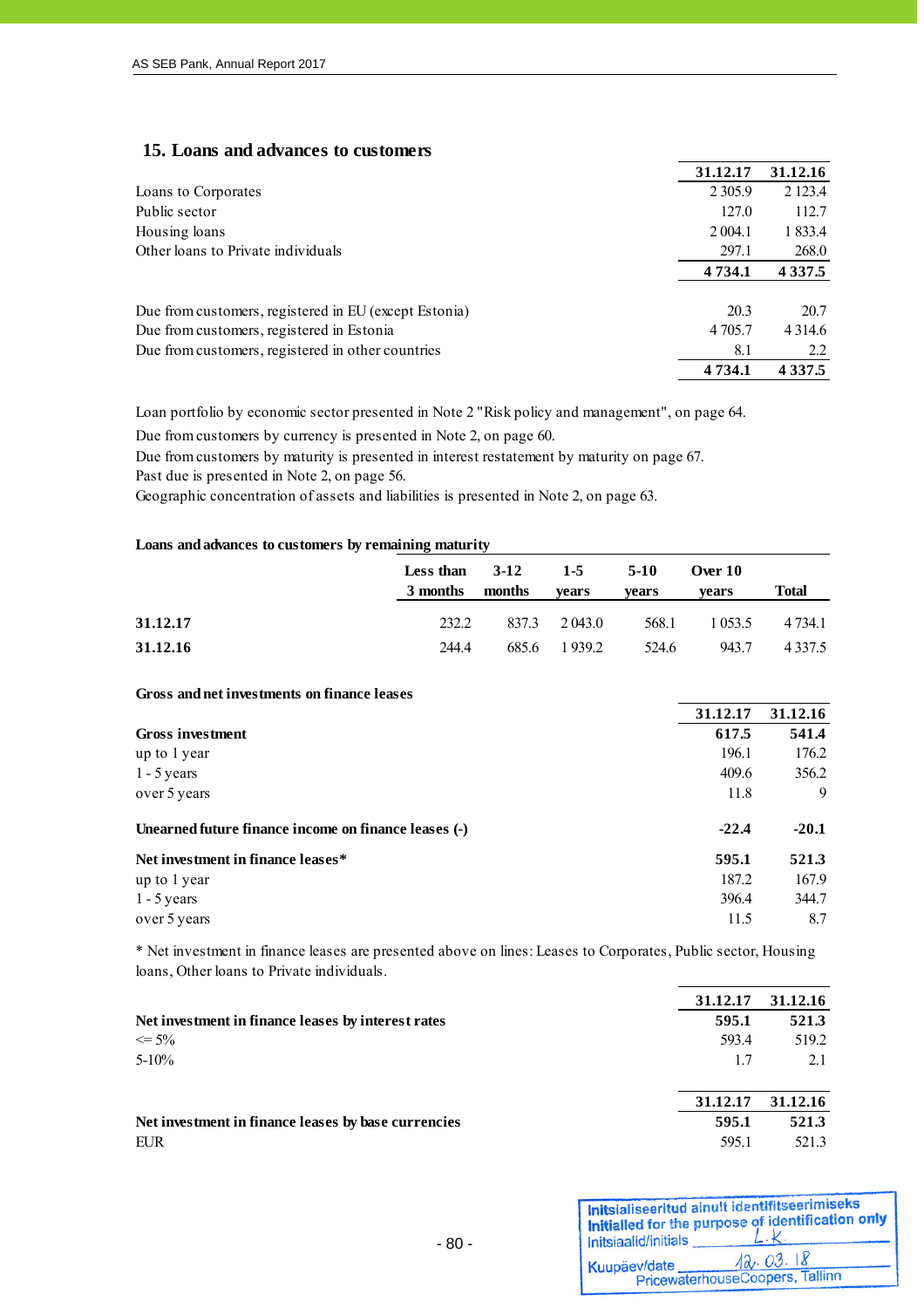## 15. Loans and advances to customers

| | 31.12.17 | 31.12.16 |
|---|---|---|
| Loans to Corporates | 2 305.9 | 2 123.4 |
| Public sector | 127.0 | 112.7 |
| Housing loans | 2 004.1 | 1 833.4 |
| Other loans to Private individuals | 297.1 | 268.0 |
| | **4 734.1** | **4 337.5** |
| | | |
| Due from customers, registered in EU (except Estonia) | 20.3 | 20.7 |
| Due from customers, registered in Estonia | 4 705.7 | 4 314.6 |
| Due from customers, registered in other countries | 8.1 | 2.2 |
| | **4 734.1** | **4 337.5** |

Loan portfolio by economic sector presented in Note 2 "Risk policy and management", on page 64.

Due from customers by currency is presented in Note 2, on page 60.

Due from customers by maturity is presented in interest restatement by maturity on page 67.

Past due is presented in Note 2, on page 56.

Geographic concentration of assets and liabilities is presented in Note 2, on page 63.

**Loans and advances to customers by remaining maturity**

| | Less than 3 months | 3-12 months | 1-5 years | 5-10 years | Over 10 years | Total |
|---|---|---|---|---|---|---|
| **31.12.17** | 232.2 | 837.3 | 2 043.0 | 568.1 | 1 053.5 | 4 734.1 |
| **31.12.16** | 244.4 | 685.6 | 1 939.2 | 524.6 | 943.7 | 4 337.5 |

**Gross and net investments on finance leases**

| | 31.12.17 | 31.12.16 |
|---|---|---|
| **Gross investment** | **617.5** | **541.4** |
| up to 1 year | 196.1 | 176.2 |
| 1 - 5 years | 409.6 | 356.2 |
| over 5 years | 11.8 | 9 |
| | | |
| **Unearned future finance income on finance leases (-)** | **-22.4** | **-20.1** |
| | | |
| **Net investment in finance leases*** | **595.1** | **521.3** |
| up to 1 year | 187.2 | 167.9 |
| 1 - 5 years | 396.4 | 344.7 |
| over 5 years | 11.5 | 8.7 |

* Net investment in finance leases are presented above on lines: Leases to Corporates, Public sector, Housing loans, Other loans to Private individuals.

| | 31.12.17 | 31.12.16 |
|---|---|---|
| **Net investment in finance leases by interest rates** | **595.1** | **521.3** |
| <= 5% | 593.4 | 519.2 |
| 5-10% | 1.7 | 2.1 |

| | 31.12.17 | 31.12.16 |
|---|---|---|
| **Net investment in finance leases by base currencies** | **595.1** | **521.3** |
| EUR | 595.1 | 521.3 |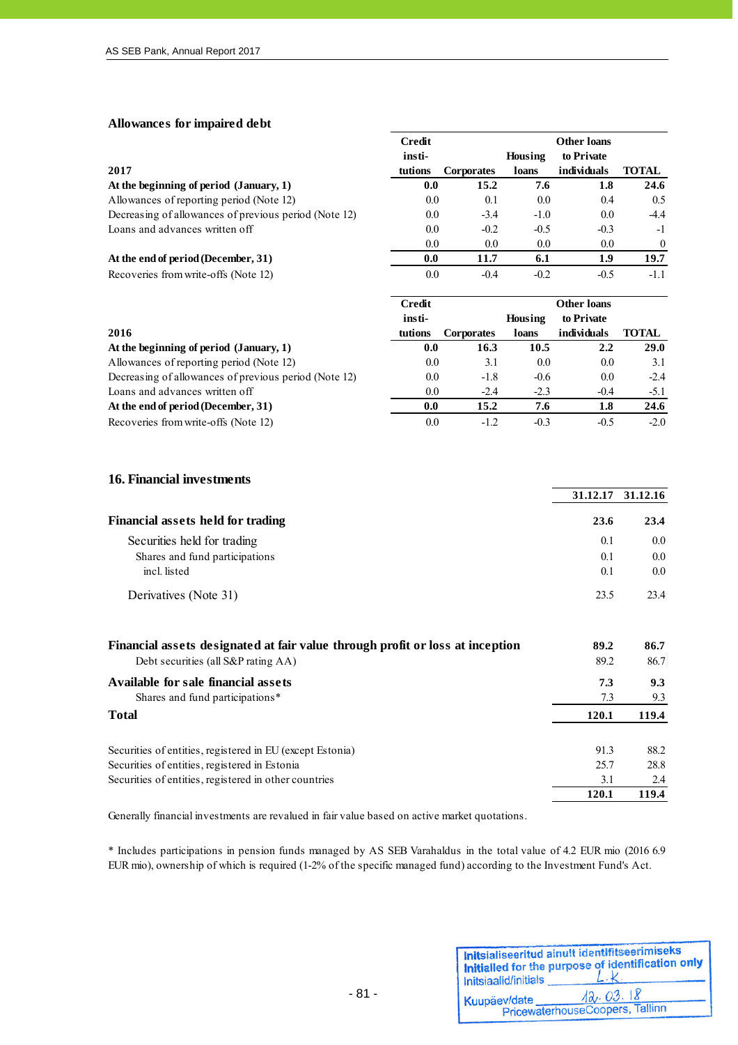### Allowances for impaired debt

| 2017 | Credit institutions | Corporates | Housing loans | Other loans to Private individuals | TOTAL |
|---|---|---|---|---|---|
| **At the beginning of period (January, 1)** | **0.0** | **15.2** | **7.6** | **1.8** | **24.6** |
| Allowances of reporting period (Note 12) | 0.0 | 0.1 | 0.0 | 0.4 | 0.5 |
| Decreasing of allowances of previous period (Note 12) | 0.0 | -3.4 | -1.0 | 0.0 | -4.4 |
| Loans and advances written off | 0.0 | -0.2 | -0.5 | -0.3 | -1 |
| | 0.0 | 0.0 | 0.0 | 0.0 | 0 |
| **At the end of period (December, 31)** | **0.0** | **11.7** | **6.1** | **1.9** | **19.7** |
| Recoveries from write-offs (Note 12) | 0.0 | -0.4 | -0.2 | -0.5 | -1.1 |

| 2016 | Credit institutions | Corporates | Housing loans | Other loans to Private individuals | TOTAL |
|---|---|---|---|---|---|
| **At the beginning of period (January, 1)** | **0.0** | **16.3** | **10.5** | **2.2** | **29.0** |
| Allowances of reporting period (Note 12) | 0.0 | 3.1 | 0.0 | 0.0 | 3.1 |
| Decreasing of allowances of previous period (Note 12) | 0.0 | -1.8 | -0.6 | 0.0 | -2.4 |
| Loans and advances written off | 0.0 | -2.4 | -2.3 | -0.4 | -5.1 |
| **At the end of period (December, 31)** | **0.0** | **15.2** | **7.6** | **1.8** | **24.6** |
| Recoveries from write-offs (Note 12) | 0.0 | -1.2 | -0.3 | -0.5 | -2.0 |

## 16. Financial investments

| | 31.12.17 | 31.12.16 |
|---|---|---|
| **Financial assets held for trading** | **23.6** | **23.4** |
| Securities held for trading | 0.1 | 0.0 |
| Shares and fund participations | 0.1 | 0.0 |
| incl. listed | 0.1 | 0.0 |
| Derivatives (Note 31) | 23.5 | 23.4 |
| **Financial assets designated at fair value through profit or loss at inception** | **89.2** | **86.7** |
| Debt securities (all S&P rating AA) | 89.2 | 86.7 |
| **Available for sale financial assets** | **7.3** | **9.3** |
| Shares and fund participations* | 7.3 | 9.3 |
| **Total** | **120.1** | **119.4** |

| | | |
|---|---|---|
| Securities of entities, registered in EU (except Estonia) | 91.3 | 88.2 |
| Securities of entities, registered in Estonia | 25.7 | 28.8 |
| Securities of entities, registered in other countries | 3.1 | 2.4 |
| | **120.1** | **119.4** |

Generally financial investments are revalued in fair value based on active market quotations.

* Includes participations in pension funds managed by AS SEB Varahaldus in the total value of 4.2 EUR mio (2016 6.9 EUR mio), ownership of which is required (1-2% of the specific managed fund) according to the Investment Fund's Act.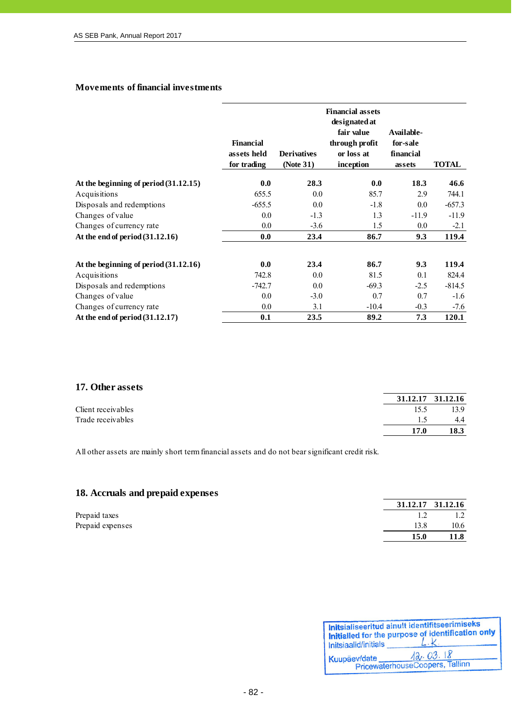### Movements of financial investments

| | Financial assets held for trading | Derivatives (Note 31) | Financial assets designated at fair value through profit or loss at inception | Available-for-sale financial assets | TOTAL |
|---|---|---|---|---|---|
| **At the beginning of period (31.12.15)** | **0.0** | **28.3** | **0.0** | **18.3** | **46.6** |
| Acquisitions | 655.5 | 0.0 | 85.7 | 2.9 | 744.1 |
| Disposals and redemptions | -655.5 | 0.0 | -1.8 | 0.0 | -657.3 |
| Changes of value | 0.0 | -1.3 | 1.3 | -11.9 | -11.9 |
| Changes of currency rate | 0.0 | -3.6 | 1.5 | 0.0 | -2.1 |
| **At the end of period (31.12.16)** | **0.0** | **23.4** | **86.7** | **9.3** | **119.4** |
| | | | | | |
| **At the beginning of period (31.12.16)** | **0.0** | **23.4** | **86.7** | **9.3** | **119.4** |
| Acquisitions | 742.8 | 0.0 | 81.5 | 0.1 | 824.4 |
| Disposals and redemptions | -742.7 | 0.0 | -69.3 | -2.5 | -814.5 |
| Changes of value | 0.0 | -3.0 | 0.7 | 0.7 | -1.6 |
| Changes of currency rate | 0.0 | 3.1 | -10.4 | -0.3 | -7.6 |
| **At the end of period (31.12.17)** | **0.1** | **23.5** | **89.2** | **7.3** | **120.1** |

## 17. Other assets

| | 31.12.17 | 31.12.16 |
|---|---|---|
| Client receivables | 15.5 | 13.9 |
| Trade receivables | 1.5 | 4.4 |
| | **17.0** | **18.3** |

All other assets are mainly short term financial assets and do not bear significant credit risk.

## 18. Accruals and prepaid expenses

| | 31.12.17 | 31.12.16 |
|---|---|---|
| Prepaid taxes | 1.2 | 1.2 |
| Prepaid expenses | 13.8 | 10.6 |
| | **15.0** | **11.8** |

Initsialiseeritud ainult identifitseerimiseks
Initialled for the purpose of identification only
Initsiaalid/initials L.K.
Kuupäev/date 12.03.18
PricewaterhouseCoopers, Tallinn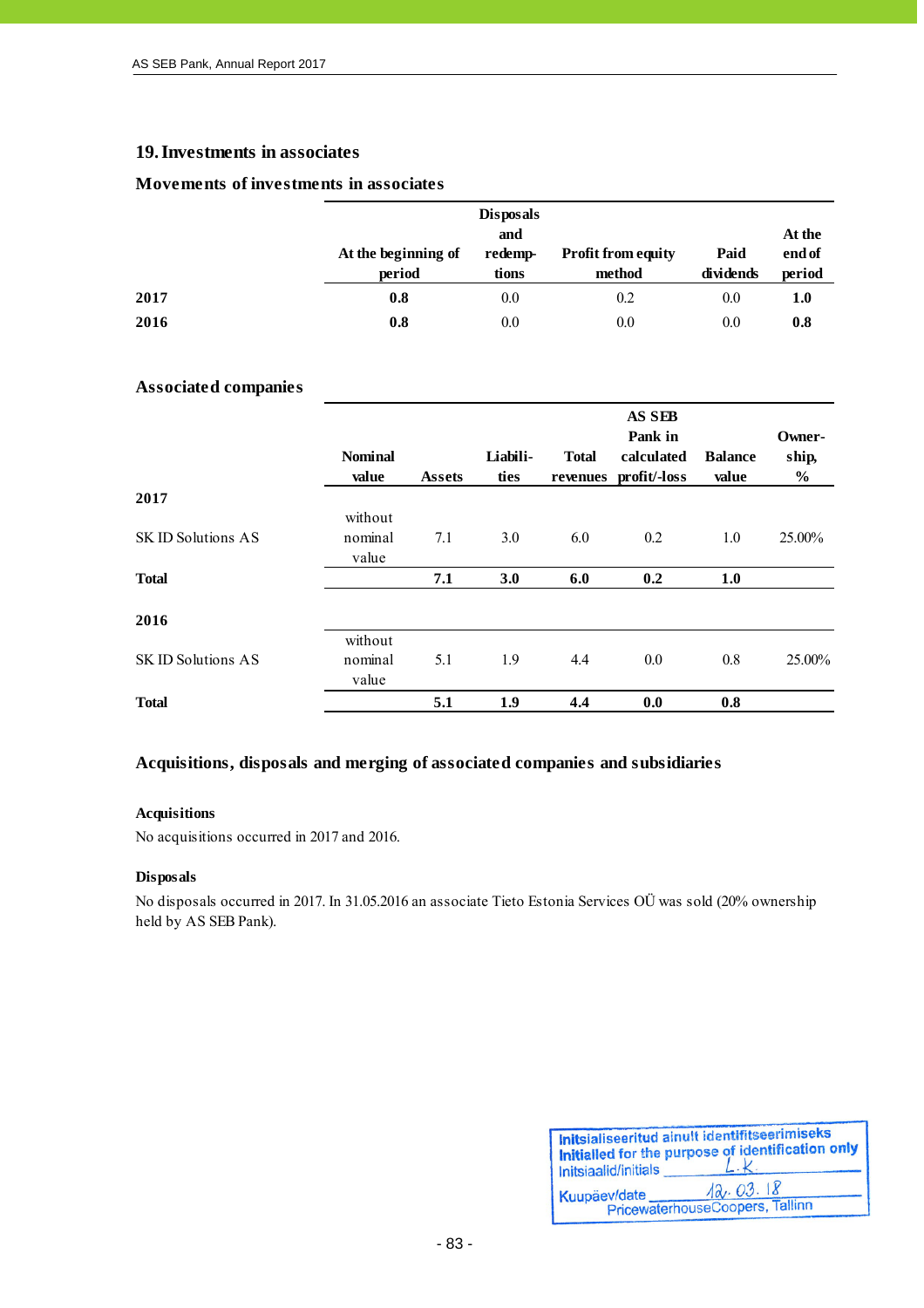## 19. Investments in associates

### Movements of investments in associates

| | At the beginning of period | Disposals and redemp-tions | Profit from equity method | Paid dividends | At the end of period |
|---|---|---|---|---|---|
| **2017** | **0.8** | 0.0 | 0.2 | 0.0 | **1.0** |
| **2016** | **0.8** | 0.0 | 0.0 | 0.0 | **0.8** |

### Associated companies

| | Nominal value | Assets | Liabili-ties | Total revenues | AS SEB Pank in calculated profit/-loss | Balance value | Owner-ship, % |
|---|---|---|---|---|---|---|---|
| **2017** | | | | | | | |
| SK ID Solutions AS | without nominal value | 7.1 | 3.0 | 6.0 | 0.2 | 1.0 | 25.00% |
| **Total** | | **7.1** | **3.0** | **6.0** | **0.2** | **1.0** | |
| **2016** | | | | | | | |
| SK ID Solutions AS | without nominal value | 5.1 | 1.9 | 4.4 | 0.0 | 0.8 | 25.00% |
| **Total** | | **5.1** | **1.9** | **4.4** | **0.0** | **0.8** | |

### Acquisitions, disposals and merging of associated companies and subsidiaries

**Acquisitions**

No acquisitions occurred in 2017 and 2016.

**Disposals**

No disposals occurred in 2017. In 31.05.2016 an associate Tieto Estonia Services OÜ was sold (20% ownership held by AS SEB Pank).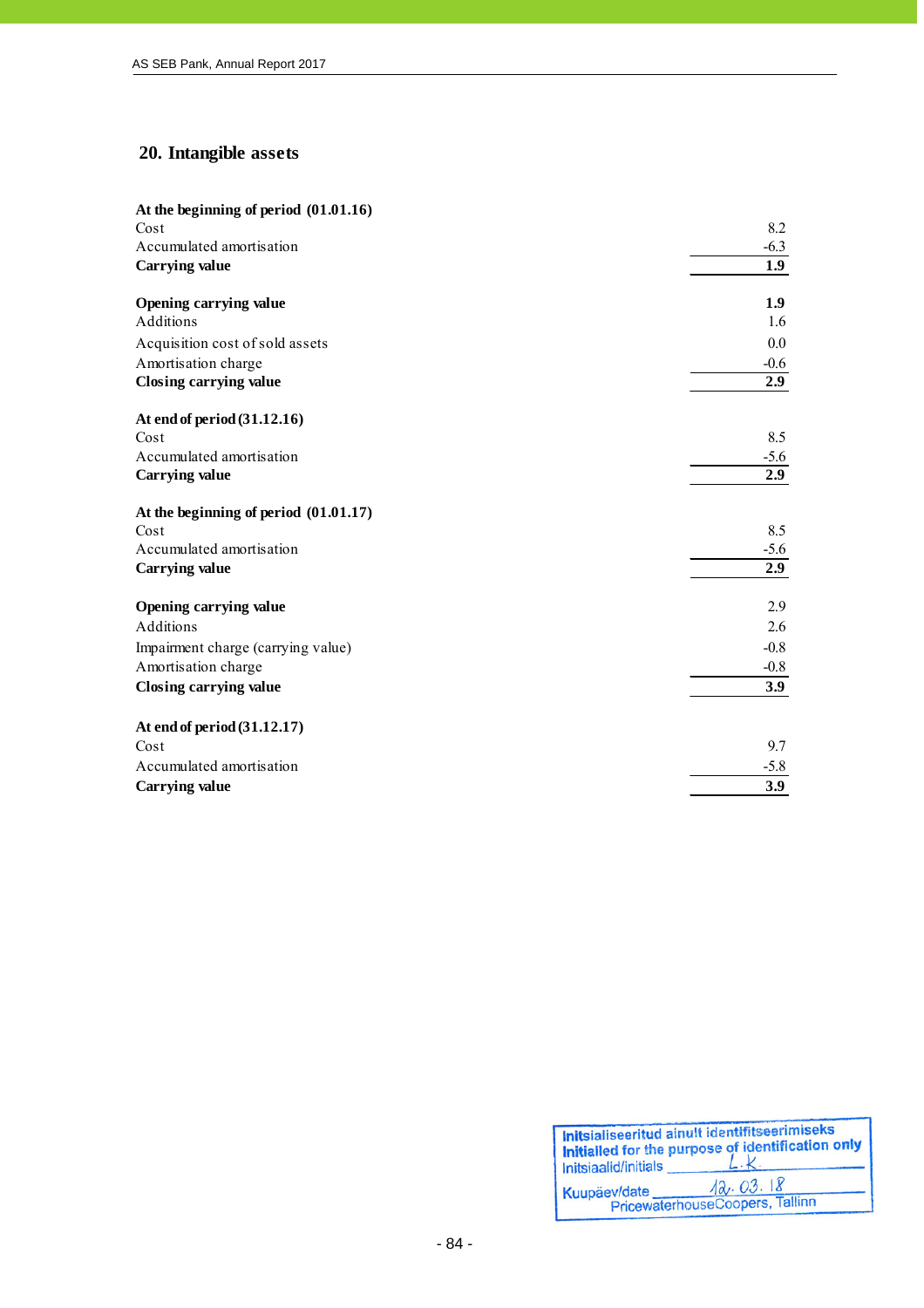## 20. Intangible assets

| | |
|---|---|
| **At the beginning of period (01.01.16)** | |
| Cost | 8.2 |
| Accumulated amortisation | -6.3 |
| **Carrying value** | **1.9** |
| | |
| **Opening carrying value** | **1.9** |
| Additions | 1.6 |
| Acquisition cost of sold assets | 0.0 |
| Amortisation charge | -0.6 |
| **Closing carrying value** | **2.9** |
| | |
| **At end of period (31.12.16)** | |
| Cost | 8.5 |
| Accumulated amortisation | -5.6 |
| **Carrying value** | **2.9** |
| | |
| **At the beginning of period (01.01.17)** | |
| Cost | 8.5 |
| Accumulated amortisation | -5.6 |
| **Carrying value** | **2.9** |
| | |
| **Opening carrying value** | 2.9 |
| Additions | 2.6 |
| Impairment charge (carrying value) | -0.8 |
| Amortisation charge | -0.8 |
| **Closing carrying value** | **3.9** |
| | |
| **At end of period (31.12.17)** | |
| Cost | 9.7 |
| Accumulated amortisation | -5.8 |
| **Carrying value** | **3.9** |

Initsialiseeritud ainult identifitseerimiseks
Initialled for the purpose of identification only
Initsiaalid/initials L.K.
Kuupäev/date 12.03.18
PricewaterhouseCoopers, Tallinn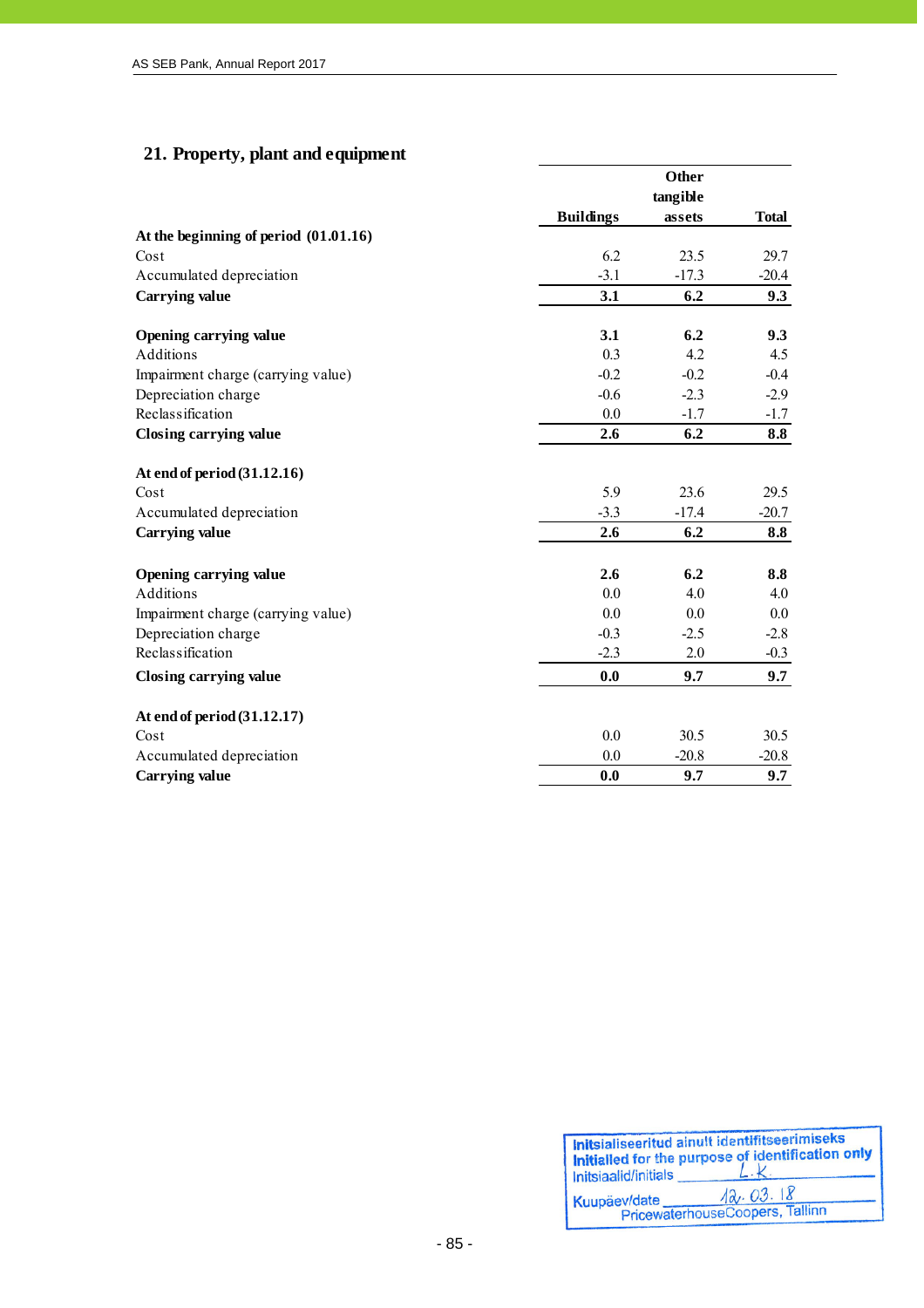## 21. Property, plant and equipment

| | Buildings | Other tangible assets | Total |
|---|---|---|---|
| **At the beginning of period (01.01.16)** | | | |
| Cost | 6.2 | 23.5 | 29.7 |
| Accumulated depreciation | -3.1 | -17.3 | -20.4 |
| **Carrying value** | **3.1** | **6.2** | **9.3** |
| | | | |
| **Opening carrying value** | **3.1** | **6.2** | **9.3** |
| Additions | 0.3 | 4.2 | 4.5 |
| Impairment charge (carrying value) | -0.2 | -0.2 | -0.4 |
| Depreciation charge | -0.6 | -2.3 | -2.9 |
| Reclassification | 0.0 | -1.7 | -1.7 |
| **Closing carrying value** | **2.6** | **6.2** | **8.8** |
| | | | |
| **At end of period (31.12.16)** | | | |
| Cost | 5.9 | 23.6 | 29.5 |
| Accumulated depreciation | -3.3 | -17.4 | -20.7 |
| **Carrying value** | **2.6** | **6.2** | **8.8** |
| | | | |
| **Opening carrying value** | **2.6** | **6.2** | **8.8** |
| Additions | 0.0 | 4.0 | 4.0 |
| Impairment charge (carrying value) | 0.0 | 0.0 | 0.0 |
| Depreciation charge | -0.3 | -2.5 | -2.8 |
| Reclassification | -2.3 | 2.0 | -0.3 |
| **Closing carrying value** | **0.0** | **9.7** | **9.7** |
| | | | |
| **At end of period (31.12.17)** | | | |
| Cost | 0.0 | 30.5 | 30.5 |
| Accumulated depreciation | 0.0 | -20.8 | -20.8 |
| **Carrying value** | **0.0** | **9.7** | **9.7** |

Initsialiseeritud ainult identifitseerimiseks
Initialled for the purpose of identification only
Initsiaalid/initials L.K.
Kuupäev/date 12.03.18
PricewaterhouseCoopers, Tallinn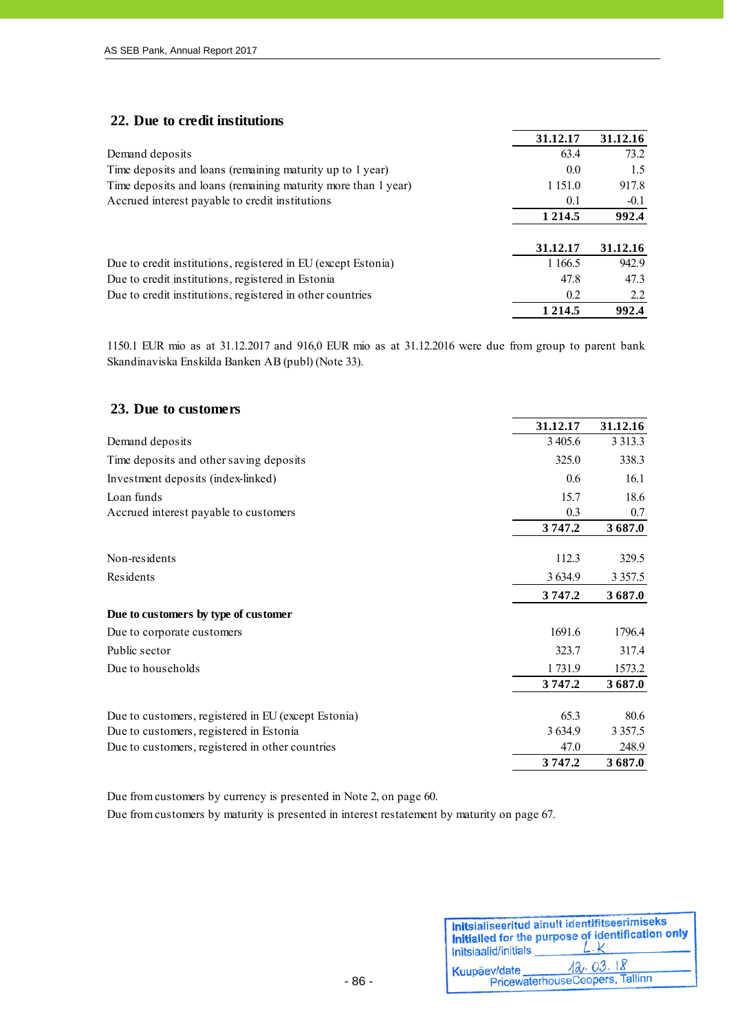## 22. Due to credit institutions

| | 31.12.17 | 31.12.16 |
|---|---|---|
| Demand deposits | 63.4 | 73.2 |
| Time deposits and loans (remaining maturity up to 1 year) | 0.0 | 1.5 |
| Time deposits and loans (remaining maturity more than 1 year) | 1 151.0 | 917.8 |
| Accrued interest payable to credit institutions | 0.1 | -0.1 |
| | **1 214.5** | **992.4** |

| | 31.12.17 | 31.12.16 |
|---|---|---|
| Due to credit institutions, registered in EU (except Estonia) | 1 166.5 | 942.9 |
| Due to credit institutions, registered in Estonia | 47.8 | 47.3 |
| Due to credit institutions, registered in other countries | 0.2 | 2.2 |
| | **1 214.5** | **992.4** |

1150.1 EUR mio as at 31.12.2017 and 916,0 EUR mio as at 31.12.2016 were due from group to parent bank Skandinaviska Enskilda Banken AB (publ) (Note 33).

## 23. Due to customers

| | 31.12.17 | 31.12.16 |
|---|---|---|
| Demand deposits | 3 405.6 | 3 313.3 |
| Time deposits and other saving deposits | 325.0 | 338.3 |
| Investment deposits (index-linked) | 0.6 | 16.1 |
| Loan funds | 15.7 | 18.6 |
| Accrued interest payable to customers | 0.3 | 0.7 |
| | **3 747.2** | **3 687.0** |
| | | |
| Non-residents | 112.3 | 329.5 |
| Residents | 3 634.9 | 3 357.5 |
| | **3 747.2** | **3 687.0** |
| **Due to customers by type of customer** | | |
| Due to corporate customers | 1691.6 | 1796.4 |
| Public sector | 323.7 | 317.4 |
| Due to households | 1 731.9 | 1573.2 |
| | **3 747.2** | **3 687.0** |
| | | |
| Due to customers, registered in EU (except Estonia) | 65.3 | 80.6 |
| Due to customers, registered in Estonia | 3 634.9 | 3 357.5 |
| Due to customers, registered in other countries | 47.0 | 248.9 |
| | **3 747.2** | **3 687.0** |

Due from customers by currency is presented in Note 2, on page 60.

Due from customers by maturity is presented in interest restatement by maturity on page 67.

Initsialiseeritud ainult identifitseerimiseks
Initialled for the purpose of identification only
Initsiaalid/initials L.K.
Kuupäev/date 12.03.18
PricewaterhouseCoopers, Tallinn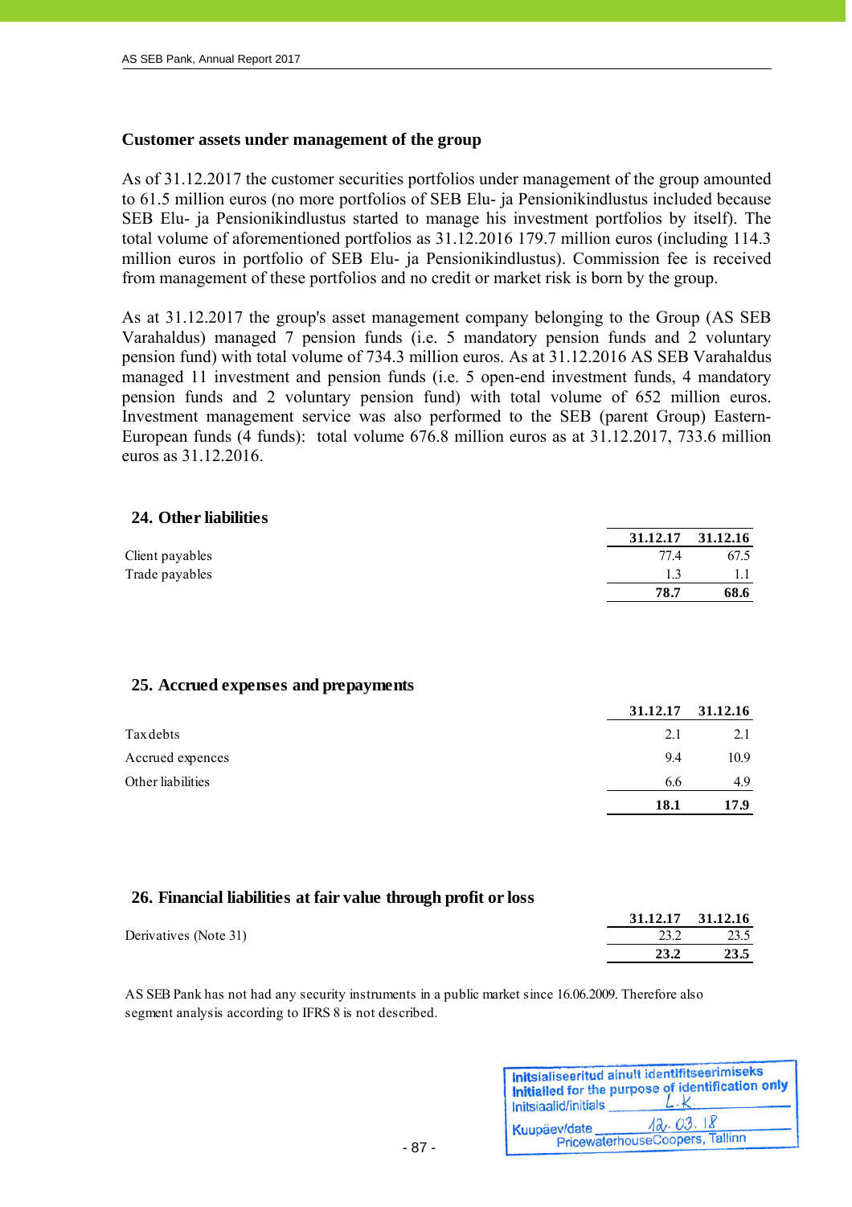### Customer assets under management of the group

As of 31.12.2017 the customer securities portfolios under management of the group amounted to 61.5 million euros (no more portfolios of SEB Elu- ja Pensionikindlustus included because SEB Elu- ja Pensionikindlustus started to manage his investment portfolios by itself). The total volume of aforementioned portfolios as 31.12.2016 179.7 million euros (including 114.3 million euros in portfolio of SEB Elu- ja Pensionikindlustus). Commission fee is received from management of these portfolios and no credit or market risk is born by the group.

As at 31.12.2017 the group's asset management company belonging to the Group (AS SEB Varahaldus) managed 7 pension funds (i.e. 5 mandatory pension funds and 2 voluntary pension fund) with total volume of 734.3 million euros. As at 31.12.2016 AS SEB Varahaldus managed 11 investment and pension funds (i.e. 5 open-end investment funds, 4 mandatory pension funds and 2 voluntary pension fund) with total volume of 652 million euros. Investment management service was also performed to the SEB (parent Group) Eastern-European funds (4 funds): total volume 676.8 million euros as at 31.12.2017, 733.6 million euros as 31.12.2016.

## 24. Other liabilities

| | 31.12.17 | 31.12.16 |
|---|---|---|
| Client payables | 77.4 | 67.5 |
| Trade payables | 1.3 | 1.1 |
| | **78.7** | **68.6** |

## 25. Accrued expenses and prepayments

| | 31.12.17 | 31.12.16 |
|---|---|---|
| Tax debts | 2.1 | 2.1 |
| Accrued expences | 9.4 | 10.9 |
| Other liabilities | 6.6 | 4.9 |
| | **18.1** | **17.9** |

## 26. Financial liabilities at fair value through profit or loss

| | 31.12.17 | 31.12.16 |
|---|---|---|
| Derivatives (Note 31) | 23.2 | 23.5 |
| | **23.2** | **23.5** |

AS SEB Pank has not had any security instruments in a public market since 16.06.2009. Therefore also segment analysis according to IFRS 8 is not described.

Initsialiseeritud ainult identifitseerimiseks
Initialled for the purpose of identification only
Initsiaalid/initials L.K.
Kuupäev/date 12.03.18
PricewaterhouseCoopers, Tallinn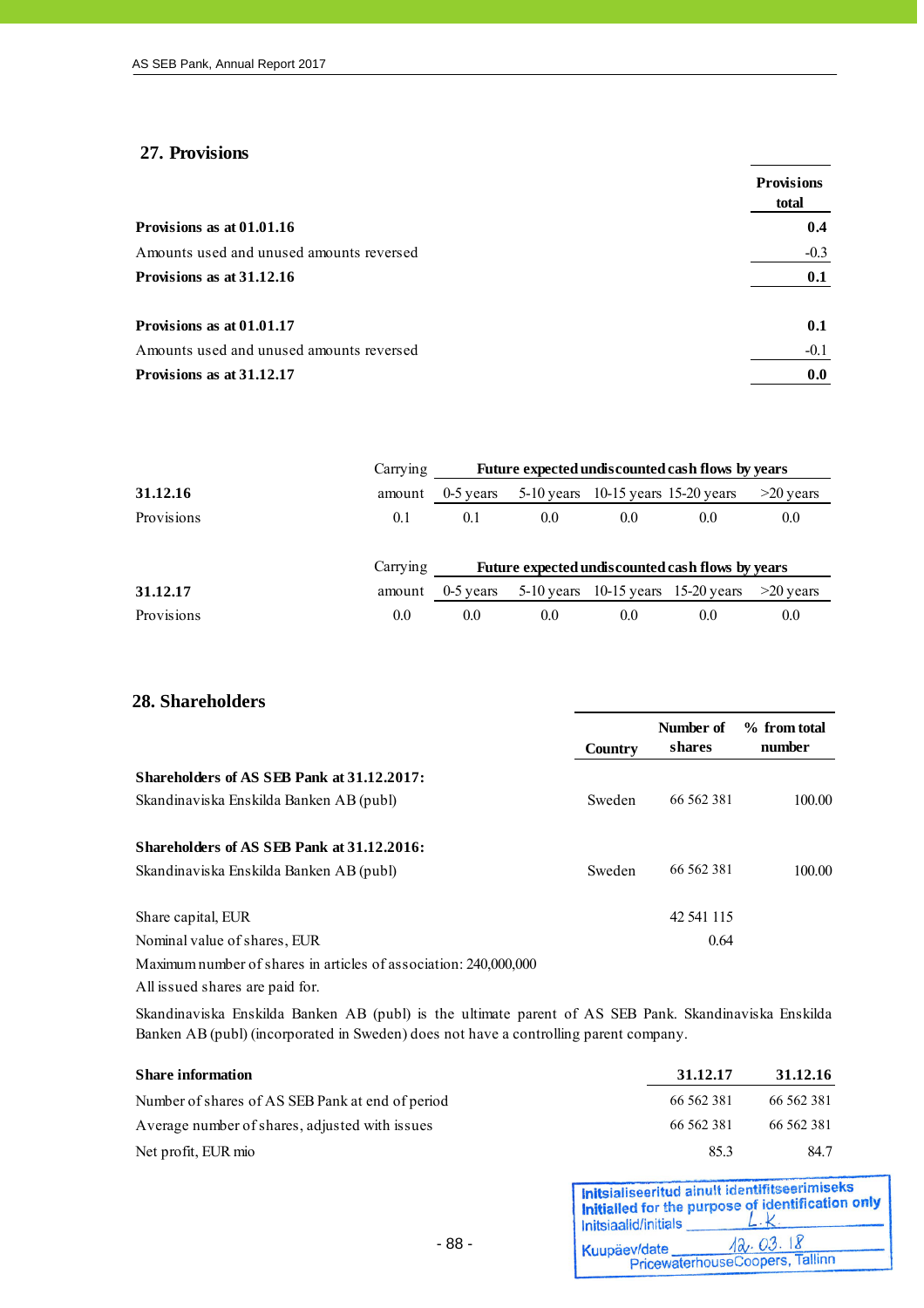## 27. Provisions

| | Provisions total |
|---|---|
| **Provisions as at 01.01.16** | **0.4** |
| Amounts used and unused amounts reversed | -0.3 |
| **Provisions as at 31.12.16** | **0.1** |
| | |
| **Provisions as at 01.01.17** | **0.1** |
| Amounts used and unused amounts reversed | -0.1 |
| **Provisions as at 31.12.17** | **0.0** |

| **31.12.16** | Carrying amount | Future expected undiscounted cash flows by years: 0-5 years | 5-10 years | 10-15 years | 15-20 years | >20 years |
|---|---|---|---|---|---|---|
| Provisions | 0.1 | 0.1 | 0.0 | 0.0 | 0.0 | 0.0 |

| **31.12.17** | Carrying amount | Future expected undiscounted cash flows by years: 0-5 years | 5-10 years | 10-15 years | 15-20 years | >20 years |
|---|---|---|---|---|---|---|
| Provisions | 0.0 | 0.0 | 0.0 | 0.0 | 0.0 | 0.0 |

## 28. Shareholders

| | Country | Number of shares | % from total number |
|---|---|---|---|
| **Shareholders of AS SEB Pank at 31.12.2017:** | | | |
| Skandinaviska Enskilda Banken AB (publ) | Sweden | 66 562 381 | 100.00 |
| | | | |
| **Shareholders of AS SEB Pank at 31.12.2016:** | | | |
| Skandinaviska Enskilda Banken AB (publ) | Sweden | 66 562 381 | 100.00 |

| | |
|---|---|
| Share capital, EUR | 42 541 115 |
| Nominal value of shares, EUR | 0.64 |

Maximum number of shares in articles of association: 240,000,000

All issued shares are paid for.

Skandinaviska Enskilda Banken AB (publ) is the ultimate parent of AS SEB Pank. Skandinaviska Enskilda Banken AB (publ) (incorporated in Sweden) does not have a controlling parent company.

| **Share information** | **31.12.17** | **31.12.16** |
|---|---|---|
| Number of shares of AS SEB Pank at end of period | 66 562 381 | 66 562 381 |
| Average number of shares, adjusted with issues | 66 562 381 | 66 562 381 |
| Net profit, EUR mio | 85.3 | 84.7 |

Initsialiseeritud ainult identifitseerimiseks
Initialled for the purpose of identification only
Initsiaalid/initials L.K.
Kuupäev/date 12.03.18
PricewaterhouseCoopers, Tallinn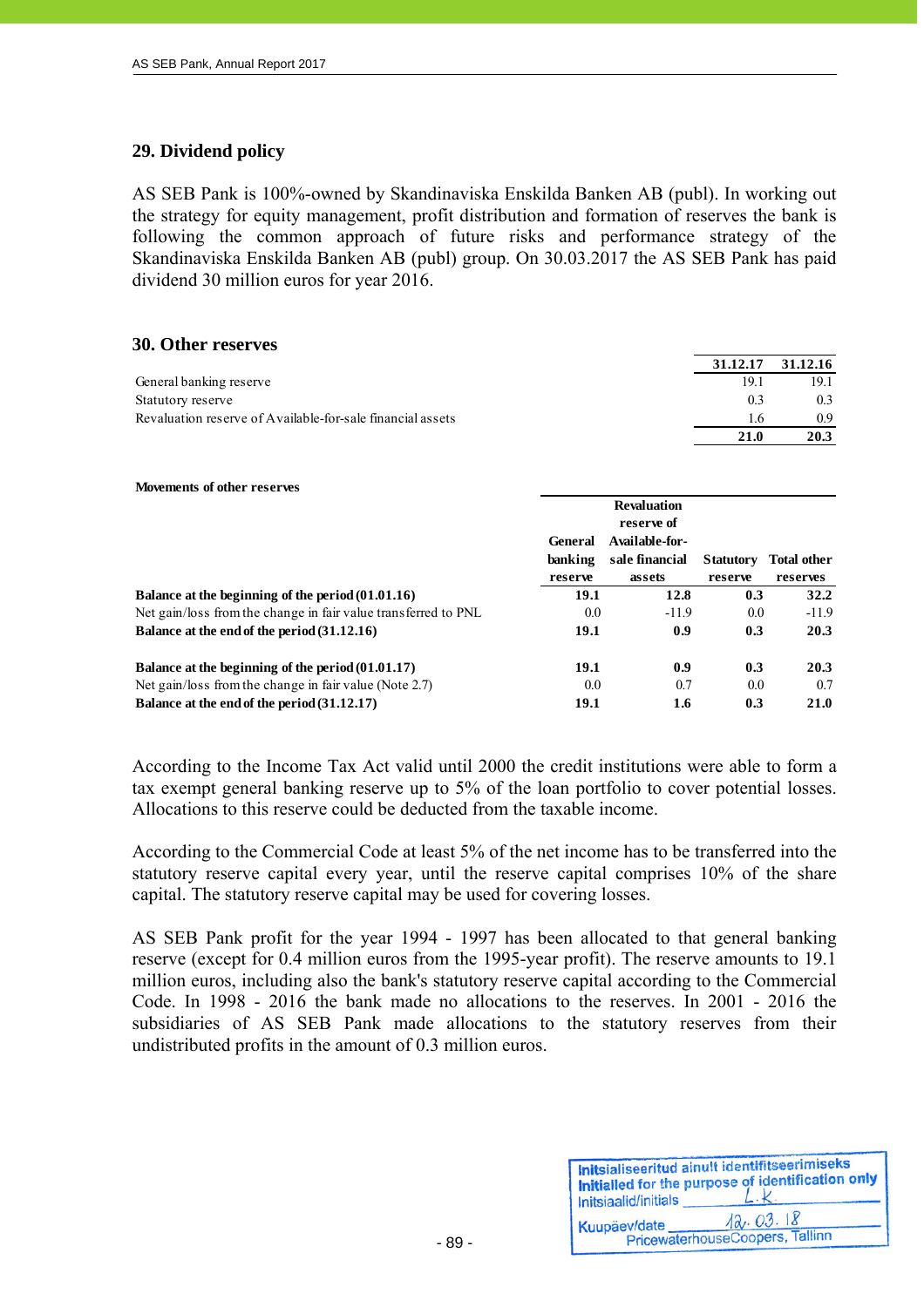## 29. Dividend policy

AS SEB Pank is 100%-owned by Skandinaviska Enskilda Banken AB (publ). In working out the strategy for equity management, profit distribution and formation of reserves the bank is following the common approach of future risks and performance strategy of the Skandinaviska Enskilda Banken AB (publ) group. On 30.03.2017 the AS SEB Pank has paid dividend 30 million euros for year 2016.

## 30. Other reserves

| | 31.12.17 | 31.12.16 |
|---|---|---|
| General banking reserve | 19.1 | 19.1 |
| Statutory reserve | 0.3 | 0.3 |
| Revaluation reserve of Available-for-sale financial assets | 1.6 | 0.9 |
| | **21.0** | **20.3** |

**Movements of other reserves**

| | General banking reserve | Revaluation reserve of Available-for-sale financial assets | Statutory reserve | Total other reserves |
|---|---|---|---|---|
| **Balance at the beginning of the period (01.01.16)** | **19.1** | **12.8** | **0.3** | **32.2** |
| Net gain/loss from the change in fair value transferred to PNL | 0.0 | -11.9 | 0.0 | -11.9 |
| **Balance at the end of the period (31.12.16)** | **19.1** | **0.9** | **0.3** | **20.3** |
| | | | | |
| **Balance at the beginning of the period (01.01.17)** | **19.1** | **0.9** | **0.3** | **20.3** |
| Net gain/loss from the change in fair value (Note 2.7) | 0.0 | 0.7 | 0.0 | 0.7 |
| **Balance at the end of the period (31.12.17)** | **19.1** | **1.6** | **0.3** | **21.0** |

According to the Income Tax Act valid until 2000 the credit institutions were able to form a tax exempt general banking reserve up to 5% of the loan portfolio to cover potential losses. Allocations to this reserve could be deducted from the taxable income.

According to the Commercial Code at least 5% of the net income has to be transferred into the statutory reserve capital every year, until the reserve capital comprises 10% of the share capital. The statutory reserve capital may be used for covering losses.

AS SEB Pank profit for the year 1994 - 1997 has been allocated to that general banking reserve (except for 0.4 million euros from the 1995-year profit). The reserve amounts to 19.1 million euros, including also the bank's statutory reserve capital according to the Commercial Code. In 1998 - 2016 the bank made no allocations to the reserves. In 2001 - 2016 the subsidiaries of AS SEB Pank made allocations to the statutory reserves from their undistributed profits in the amount of 0.3 million euros.

Initsialiseeritud ainult identifitseerimiseks
Initialled for the purpose of identification only
Initsiaalid/initials L.K.
Kuupäev/date 12.03.18
PricewaterhouseCoopers, Tallinn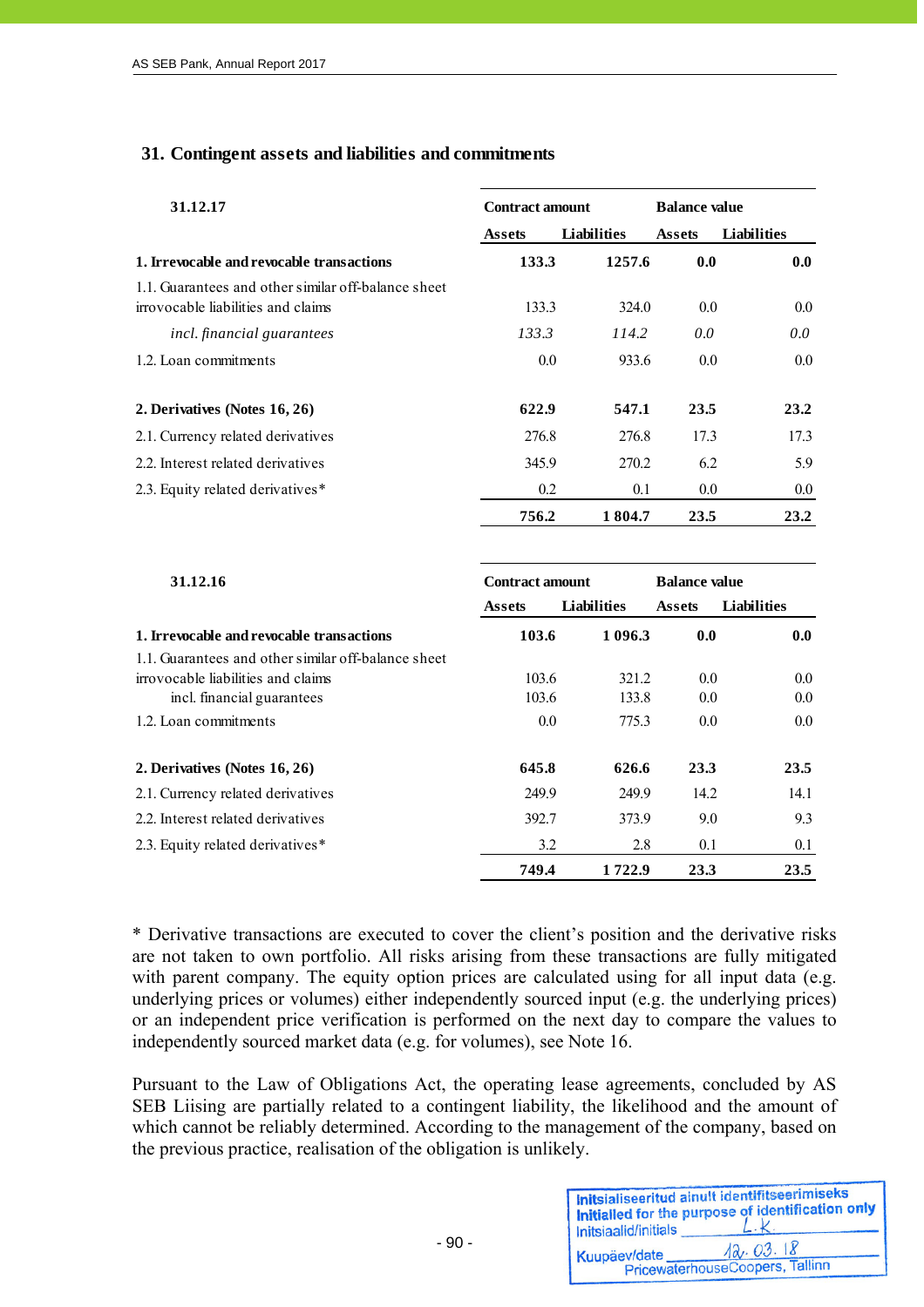## 31. Contingent assets and liabilities and commitments

| 31.12.17 | Contract amount | | Balance value | |
|---|---|---|---|---|
| | Assets | Liabilities | Assets | Liabilities |
| **1. Irrevocable and revocable transactions** | **133.3** | **1257.6** | **0.0** | **0.0** |
| 1.1. Guarantees and other similar off-balance sheet irrovocable liabilities and claims | 133.3 | 324.0 | 0.0 | 0.0 |
| *incl. financial guarantees* | *133.3* | *114.2* | *0.0* | *0.0* |
| 1.2. Loan commitments | 0.0 | 933.6 | 0.0 | 0.0 |
| **2. Derivatives (Notes 16, 26)** | **622.9** | **547.1** | **23.5** | **23.2** |
| 2.1. Currency related derivatives | 276.8 | 276.8 | 17.3 | 17.3 |
| 2.2. Interest related derivatives | 345.9 | 270.2 | 6.2 | 5.9 |
| 2.3. Equity related derivatives* | 0.2 | 0.1 | 0.0 | 0.0 |
| | **756.2** | **1 804.7** | **23.5** | **23.2** |

| 31.12.16 | Contract amount | | Balance value | |
|---|---|---|---|---|
| | Assets | Liabilities | Assets | Liabilities |
| **1. Irrevocable and revocable transactions** | **103.6** | **1 096.3** | **0.0** | **0.0** |
| 1.1. Guarantees and other similar off-balance sheet irrovocable liabilities and claims | 103.6 | 321.2 | 0.0 | 0.0 |
| incl. financial guarantees | 103.6 | 133.8 | 0.0 | 0.0 |
| 1.2. Loan commitments | 0.0 | 775.3 | 0.0 | 0.0 |
| **2. Derivatives (Notes 16, 26)** | **645.8** | **626.6** | **23.3** | **23.5** |
| 2.1. Currency related derivatives | 249.9 | 249.9 | 14.2 | 14.1 |
| 2.2. Interest related derivatives | 392.7 | 373.9 | 9.0 | 9.3 |
| 2.3. Equity related derivatives* | 3.2 | 2.8 | 0.1 | 0.1 |
| | **749.4** | **1 722.9** | **23.3** | **23.5** |

* Derivative transactions are executed to cover the client's position and the derivative risks are not taken to own portfolio. All risks arising from these transactions are fully mitigated with parent company. The equity option prices are calculated using for all input data (e.g. underlying prices or volumes) either independently sourced input (e.g. the underlying prices) or an independent price verification is performed on the next day to compare the values to independently sourced market data (e.g. for volumes), see Note 16.

Pursuant to the Law of Obligations Act, the operating lease agreements, concluded by AS SEB Liising are partially related to a contingent liability, the likelihood and the amount of which cannot be reliably determined. According to the management of the company, based on the previous practice, realisation of the obligation is unlikely.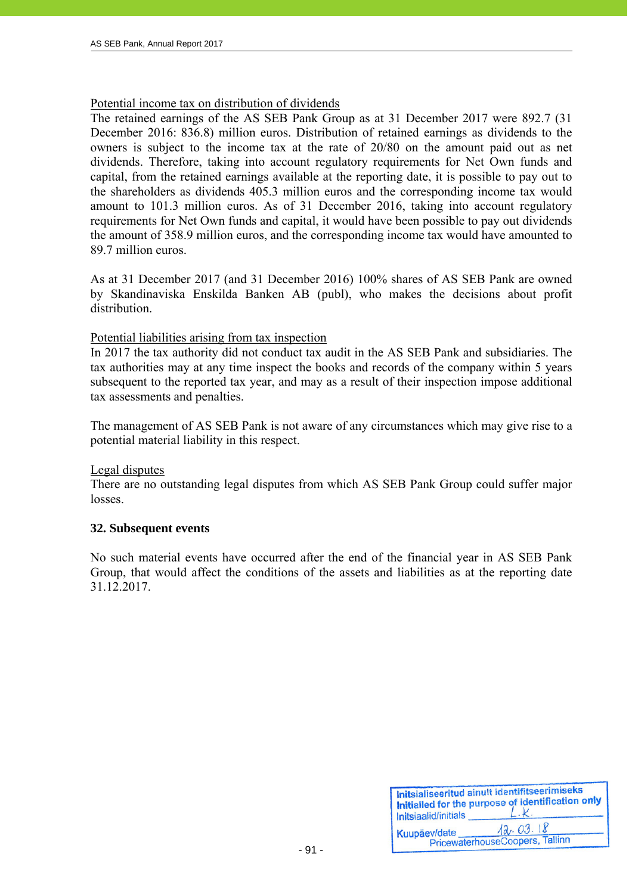Potential income tax on distribution of dividends

The retained earnings of the AS SEB Pank Group as at 31 December 2017 were 892.7 (31 December 2016: 836.8) million euros. Distribution of retained earnings as dividends to the owners is subject to the income tax at the rate of 20/80 on the amount paid out as net dividends. Therefore, taking into account regulatory requirements for Net Own funds and capital, from the retained earnings available at the reporting date, it is possible to pay out to the shareholders as dividends 405.3 million euros and the corresponding income tax would amount to 101.3 million euros. As of 31 December 2016, taking into account regulatory requirements for Net Own funds and capital, it would have been possible to pay out dividends the amount of 358.9 million euros, and the corresponding income tax would have amounted to 89.7 million euros.

As at 31 December 2017 (and 31 December 2016) 100% shares of AS SEB Pank are owned by Skandinaviska Enskilda Banken AB (publ), who makes the decisions about profit distribution.

Potential liabilities arising from tax inspection

In 2017 the tax authority did not conduct tax audit in the AS SEB Pank and subsidiaries. The tax authorities may at any time inspect the books and records of the company within 5 years subsequent to the reported tax year, and may as a result of their inspection impose additional tax assessments and penalties.

The management of AS SEB Pank is not aware of any circumstances which may give rise to a potential material liability in this respect.

Legal disputes

There are no outstanding legal disputes from which AS SEB Pank Group could suffer major losses.

## 32. Subsequent events

No such material events have occurred after the end of the financial year in AS SEB Pank Group, that would affect the conditions of the assets and liabilities as at the reporting date 31.12.2017.

Initsialiseeritud ainult identifitseerimiseks
Initialled for the purpose of identification only
Initsiaalid/initials L.K.
Kuupäev/date 12.03.18
PricewaterhouseCoopers, Tallinn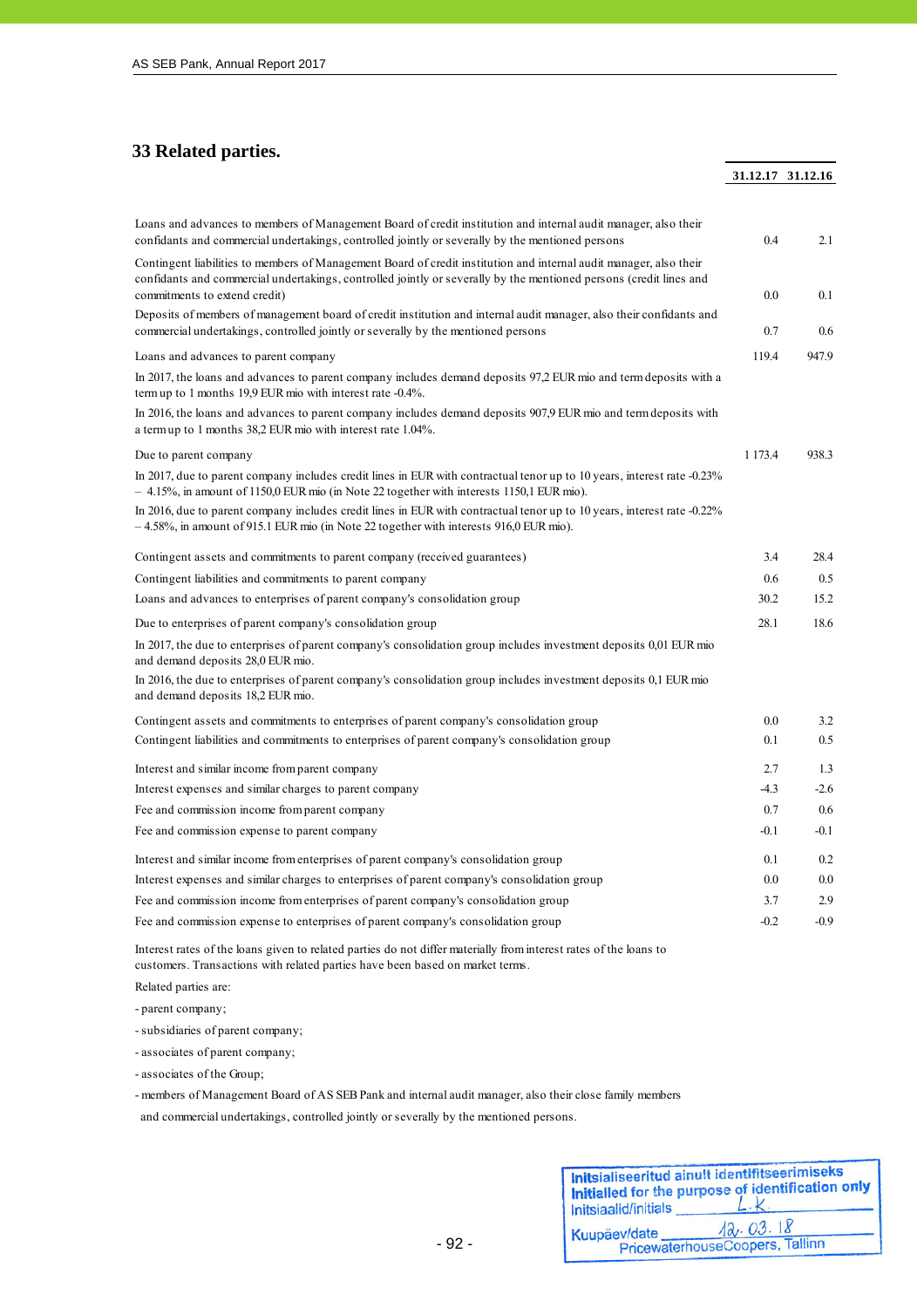# 33 Related parties.

| | 31.12.17 | 31.12.16 |
|---|---|---|
| Loans and advances to members of Management Board of credit institution and internal audit manager, also their confidants and commercial undertakings, controlled jointly or severally by the mentioned persons | 0.4 | 2.1 |
| Contingent liabilities to members of Management Board of credit institution and internal audit manager, also their confidants and commercial undertakings, controlled jointly or severally by the mentioned persons (credit lines and commitments to extend credit) | 0.0 | 0.1 |
| Deposits of members of management board of credit institution and internal audit manager, also their confidants and commercial undertakings, controlled jointly or severally by the mentioned persons | 0.7 | 0.6 |
| Loans and advances to parent company | 119.4 | 947.9 |
| In 2017, the loans and advances to parent company includes demand deposits 97,2 EUR mio and term deposits with a term up to 1 months 19,9 EUR mio with interest rate -0.4%. | | |
| In 2016, the loans and advances to parent company includes demand deposits 907,9 EUR mio and term deposits with a term up to 1 months 38,2 EUR mio with interest rate 1.04%. | | |
| Due to parent company | 1 173.4 | 938.3 |
| In 2017, due to parent company includes credit lines in EUR with contractual tenor up to 10 years, interest rate -0.23% – 4.15%, in amount of 1150,0 EUR mio (in Note 22 together with interests 1150,1 EUR mio). | | |
| In 2016, due to parent company includes credit lines in EUR with contractual tenor up to 10 years, interest rate -0.22% – 4.58%, in amount of 915.1 EUR mio (in Note 22 together with interests 916,0 EUR mio). | | |
| Contingent assets and commitments to parent company (received guarantees) | 3.4 | 28.4 |
| Contingent liabilities and commitments to parent company | 0.6 | 0.5 |
| Loans and advances to enterprises of parent company's consolidation group | 30.2 | 15.2 |
| Due to enterprises of parent company's consolidation group | 28.1 | 18.6 |
| In 2017, the due to enterprises of parent company's consolidation group includes investment deposits 0,01 EUR mio and demand deposits 28,0 EUR mio. | | |
| In 2016, the due to enterprises of parent company's consolidation group includes investment deposits 0,1 EUR mio and demand deposits 18,2 EUR mio. | | |
| Contingent assets and commitments to enterprises of parent company's consolidation group | 0.0 | 3.2 |
| Contingent liabilities and commitments to enterprises of parent company's consolidation group | 0.1 | 0.5 |
| Interest and similar income from parent company | 2.7 | 1.3 |
| Interest expenses and similar charges to parent company | -4.3 | -2.6 |
| Fee and commission income from parent company | 0.7 | 0.6 |
| Fee and commission expense to parent company | -0.1 | -0.1 |
| Interest and similar income from enterprises of parent company's consolidation group | 0.1 | 0.2 |
| Interest expenses and similar charges to enterprises of parent company's consolidation group | 0.0 | 0.0 |
| Fee and commission income from enterprises of parent company's consolidation group | 3.7 | 2.9 |
| Fee and commission expense to enterprises of parent company's consolidation group | -0.2 | -0.9 |

Interest rates of the loans given to related parties do not differ materially from interest rates of the loans to customers. Transactions with related parties have been based on market terms.

Related parties are:

- parent company;
- subsidiaries of parent company;
- associates of parent company;
- associates of the Group;
- members of Management Board of AS SEB Pank and internal audit manager, also their close family members and commercial undertakings, controlled jointly or severally by the mentioned persons.

Initsialiseeritud ainult identifitseerimiseks
Initialled for the purpose of identification only
Initsiaalid/initials L.K.
Kuupäev/date 12.03.18
PricewaterhouseCoopers, Tallinn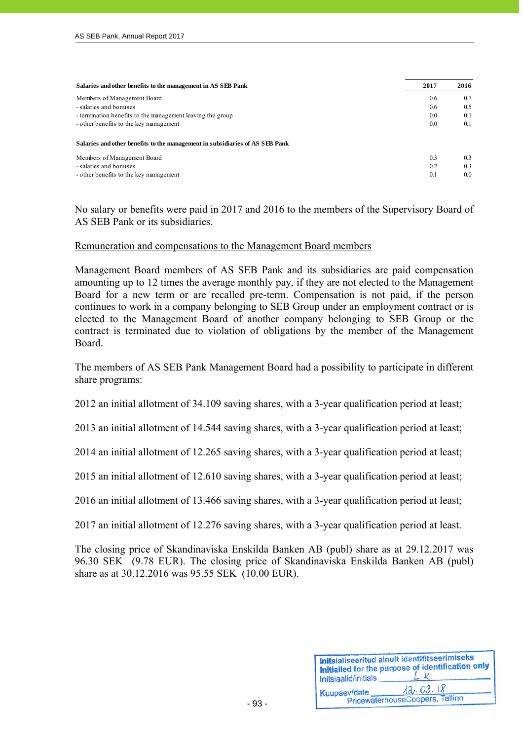| Salaries and other benefits to the management in AS SEB Pank | 2017 | 2016 |
|---|---|---|
| Members of Management Board | 0.6 | 0.7 |
| - salaries and bonuses | 0.6 | 0.5 |
| - termination benefits to the management leaving the group | 0.0 | 0.1 |
| - other benefits to the key management | 0.0 | 0.1 |
| **Salaries and other benefits to the management in subsidiaries of AS SEB Pank** | | |
| Members of Management Board | 0.3 | 0.3 |
| - salaries and bonuses | 0.2 | 0.3 |
| - other benefits to the key management | 0.1 | 0.0 |

No salary or benefits were paid in 2017 and 2016 to the members of the Supervisory Board of AS SEB Pank or its subsidiaries.

Remuneration and compensations to the Management Board members

Management Board members of AS SEB Pank and its subsidiaries are paid compensation amounting up to 12 times the average monthly pay, if they are not elected to the Management Board for a new term or are recalled pre-term. Compensation is not paid, if the person continues to work in a company belonging to SEB Group under an employment contract or is elected to the Management Board of another company belonging to SEB Group or the contract is terminated due to violation of obligations by the member of the Management Board.

The members of AS SEB Pank Management Board had a possibility to participate in different share programs:

2012 an initial allotment of 34.109 saving shares, with a 3-year qualification period at least;

2013 an initial allotment of 14.544 saving shares, with a 3-year qualification period at least;

2014 an initial allotment of 12.265 saving shares, with a 3-year qualification period at least;

2015 an initial allotment of 12.610 saving shares, with a 3-year qualification period at least;

2016 an initial allotment of 13.466 saving shares, with a 3-year qualification period at least;

2017 an initial allotment of 12.276 saving shares, with a 3-year qualification period at least.

The closing price of Skandinaviska Enskilda Banken AB (publ) share as at 29.12.2017 was 96.30 SEK (9.78 EUR). The closing price of Skandinaviska Enskilda Banken AB (publ) share as at 30.12.2016 was 95.55 SEK (10.00 EUR).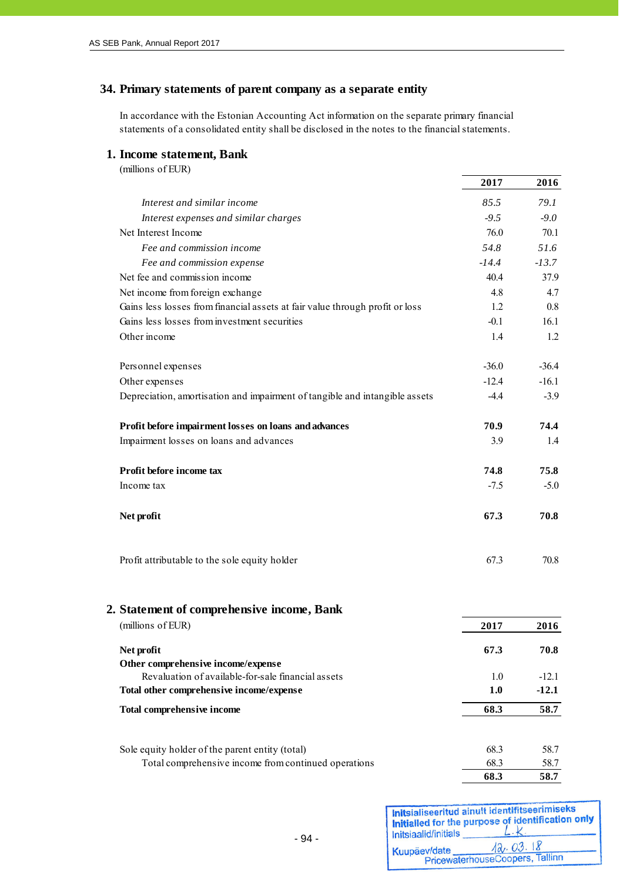## 34. Primary statements of parent company as a separate entity

In accordance with the Estonian Accounting Act information on the separate primary financial statements of a consolidated entity shall be disclosed in the notes to the financial statements.

### 1. Income statement, Bank

(millions of EUR)

| | 2017 | 2016 |
|---|---|---|
| *Interest and similar income* | *85.5* | *79.1* |
| *Interest expenses and similar charges* | *-9.5* | *-9.0* |
| Net Interest Income | 76.0 | 70.1 |
| *Fee and commission income* | *54.8* | *51.6* |
| *Fee and commission expense* | *-14.4* | *-13.7* |
| Net fee and commission income | 40.4 | 37.9 |
| Net income from foreign exchange | 4.8 | 4.7 |
| Gains less losses from financial assets at fair value through profit or loss | 1.2 | 0.8 |
| Gains less losses from investment securities | -0.1 | 16.1 |
| Other income | 1.4 | 1.2 |
| Personnel expenses | -36.0 | -36.4 |
| Other expenses | -12.4 | -16.1 |
| Depreciation, amortisation and impairment of tangible and intangible assets | -4.4 | -3.9 |
| **Profit before impairment losses on loans and advances** | **70.9** | **74.4** |
| Impairment losses on loans and advances | 3.9 | 1.4 |
| **Profit before income tax** | **74.8** | **75.8** |
| Income tax | -7.5 | -5.0 |
| **Net profit** | **67.3** | **70.8** |
| Profit attributable to the sole equity holder | 67.3 | 70.8 |

### 2. Statement of comprehensive income, Bank

(millions of EUR)

| | 2017 | 2016 |
|---|---|---|
| **Net profit** | **67.3** | **70.8** |
| **Other comprehensive income/expense** | | |
| Revaluation of available-for-sale financial assets | 1.0 | -12.1 |
| **Total other comprehensive income/expense** | **1.0** | **-12.1** |
| **Total comprehensive income** | **68.3** | **58.7** |
| Sole equity holder of the parent entity (total) | 68.3 | 58.7 |
| Total comprehensive income from continued operations | 68.3 | 58.7 |
| | **68.3** | **58.7** |

Initsialiseeritud ainult identifitseerimiseks
Initialled for the purpose of identification only
Initsiaalid/initials L.K.
Kuupäev/date 12.03.18
PricewaterhouseCoopers, Tallinn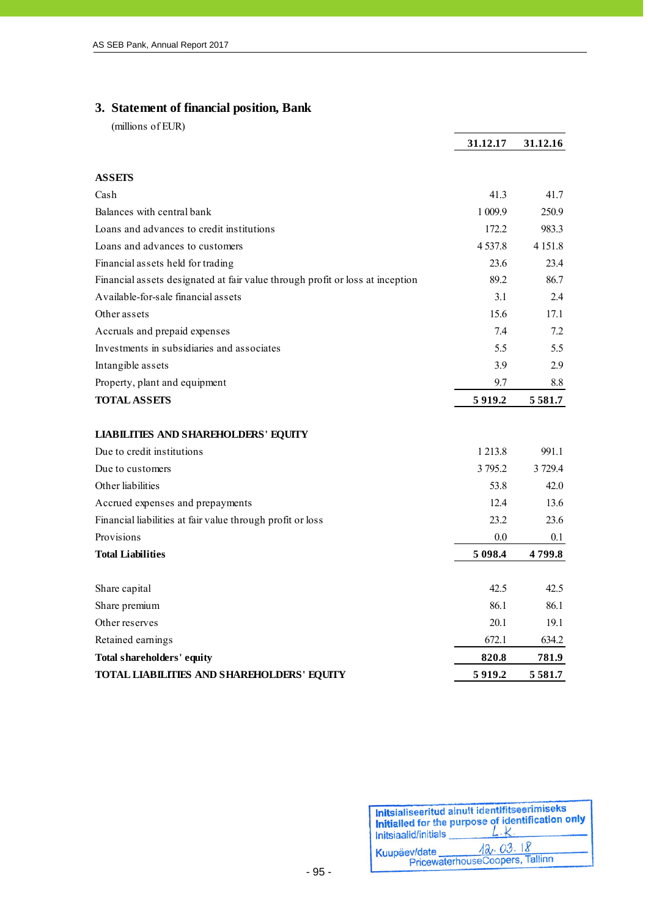## 3. Statement of financial position, Bank

(millions of EUR)

| | 31.12.17 | 31.12.16 |
|---|---|---|
| **ASSETS** | | |
| Cash | 41.3 | 41.7 |
| Balances with central bank | 1 009.9 | 250.9 |
| Loans and advances to credit institutions | 172.2 | 983.3 |
| Loans and advances to customers | 4 537.8 | 4 151.8 |
| Financial assets held for trading | 23.6 | 23.4 |
| Financial assets designated at fair value through profit or loss at inception | 89.2 | 86.7 |
| Available-for-sale financial assets | 3.1 | 2.4 |
| Other assets | 15.6 | 17.1 |
| Accruals and prepaid expenses | 7.4 | 7.2 |
| Investments in subsidiaries and associates | 5.5 | 5.5 |
| Intangible assets | 3.9 | 2.9 |
| Property, plant and equipment | 9.7 | 8.8 |
| **TOTAL ASSETS** | **5 919.2** | **5 581.7** |
| | | |
| **LIABILITIES AND SHAREHOLDERS' EQUITY** | | |
| Due to credit institutions | 1 213.8 | 991.1 |
| Due to customers | 3 795.2 | 3 729.4 |
| Other liabilities | 53.8 | 42.0 |
| Accrued expenses and prepayments | 12.4 | 13.6 |
| Financial liabilities at fair value through profit or loss | 23.2 | 23.6 |
| Provisions | 0.0 | 0.1 |
| **Total Liabilities** | **5 098.4** | **4 799.8** |
| | | |
| Share capital | 42.5 | 42.5 |
| Share premium | 86.1 | 86.1 |
| Other reserves | 20.1 | 19.1 |
| Retained earnings | 672.1 | 634.2 |
| **Total shareholders' equity** | **820.8** | **781.9** |
| **TOTAL LIABILITIES AND SHAREHOLDERS' EQUITY** | **5 919.2** | **5 581.7** |

Initsialiseeritud ainult identifitseerimiseks
Initialled for the purpose of identification only
Initsiaalid/initials L.K.
Kuupäev/date 12.03.18
PricewaterhouseCoopers, Tallinn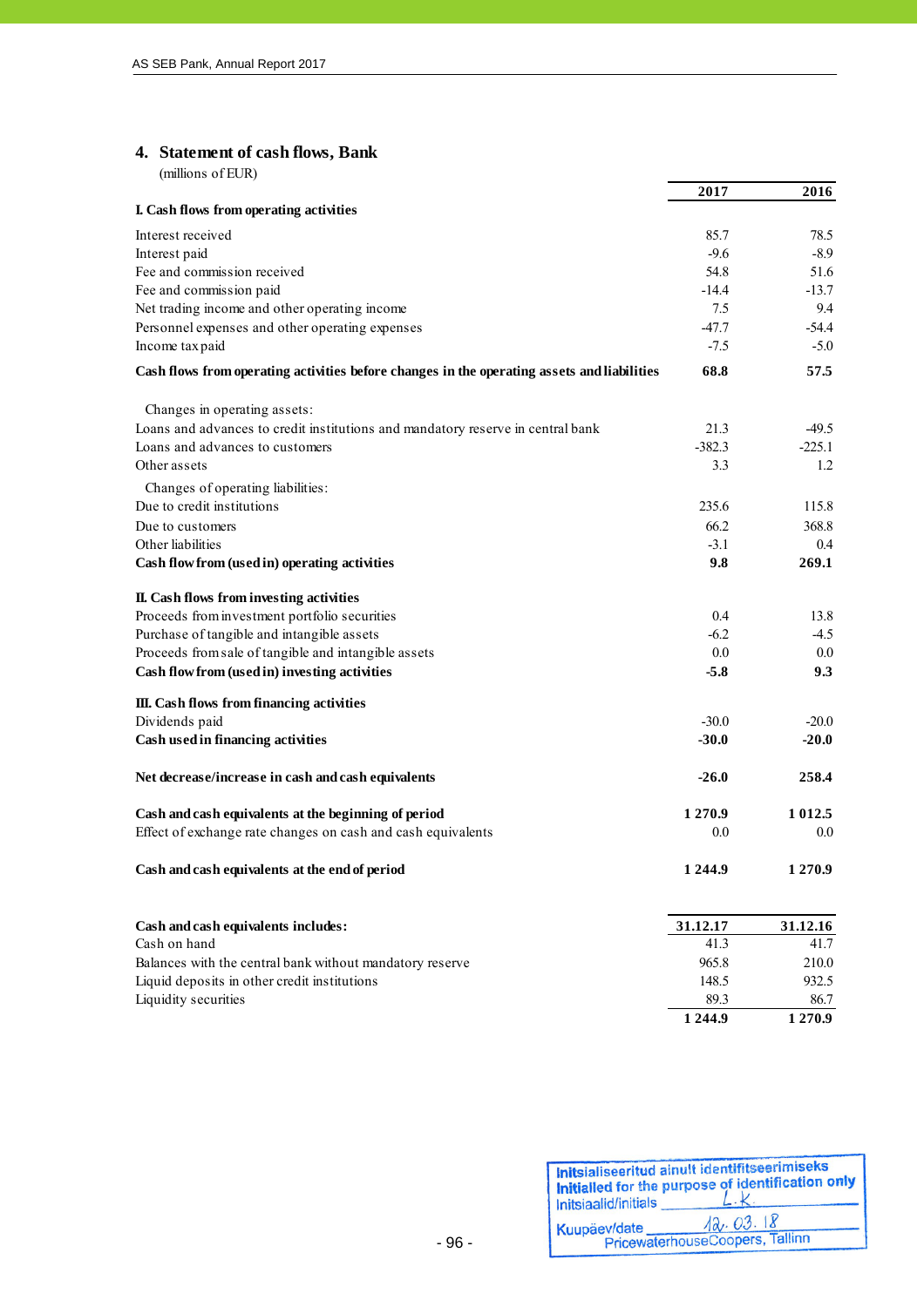## 4. Statement of cash flows, Bank

(millions of EUR)

| | 2017 | 2016 |
|---|---|---|
| **I. Cash flows from operating activities** | | |
| Interest received | 85.7 | 78.5 |
| Interest paid | -9.6 | -8.9 |
| Fee and commission received | 54.8 | 51.6 |
| Fee and commission paid | -14.4 | -13.7 |
| Net trading income and other operating income | 7.5 | 9.4 |
| Personnel expenses and other operating expenses | -47.7 | -54.4 |
| Income tax paid | -7.5 | -5.0 |
| **Cash flows from operating activities before changes in the operating assets and liabilities** | **68.8** | **57.5** |
| Changes in operating assets: | | |
| Loans and advances to credit institutions and mandatory reserve in central bank | 21.3 | -49.5 |
| Loans and advances to customers | -382.3 | -225.1 |
| Other assets | 3.3 | 1.2 |
| Changes of operating liabilities: | | |
| Due to credit institutions | 235.6 | 115.8 |
| Due to customers | 66.2 | 368.8 |
| Other liabilities | -3.1 | 0.4 |
| **Cash flow from (used in) operating activities** | **9.8** | **269.1** |
| **II. Cash flows from investing activities** | | |
| Proceeds from investment portfolio securities | 0.4 | 13.8 |
| Purchase of tangible and intangible assets | -6.2 | -4.5 |
| Proceeds from sale of tangible and intangible assets | 0.0 | 0.0 |
| **Cash flow from (used in) investing activities** | **-5.8** | **9.3** |
| **III. Cash flows from financing activities** | | |
| Dividends paid | -30.0 | -20.0 |
| **Cash used in financing activities** | **-30.0** | **-20.0** |
| **Net decrease/increase in cash and cash equivalents** | **-26.0** | **258.4** |
| **Cash and cash equivalents at the beginning of period** | **1 270.9** | **1 012.5** |
| Effect of exchange rate changes on cash and cash equivalents | 0.0 | 0.0 |
| **Cash and cash equivalents at the end of period** | **1 244.9** | **1 270.9** |

| **Cash and cash equivalents includes:** | **31.12.17** | **31.12.16** |
|---|---|---|
| Cash on hand | 41.3 | 41.7 |
| Balances with the central bank without mandatory reserve | 965.8 | 210.0 |
| Liquid deposits in other credit institutions | 148.5 | 932.5 |
| Liquidity securities | 89.3 | 86.7 |
| | **1 244.9** | **1 270.9** |

Initsialiseeritud ainult identifitseerimiseks
Initialled for the purpose of identification only
Initsiaalid/initials L.K.
Kuupäev/date 12.03.18
PricewaterhouseCoopers, Tallinn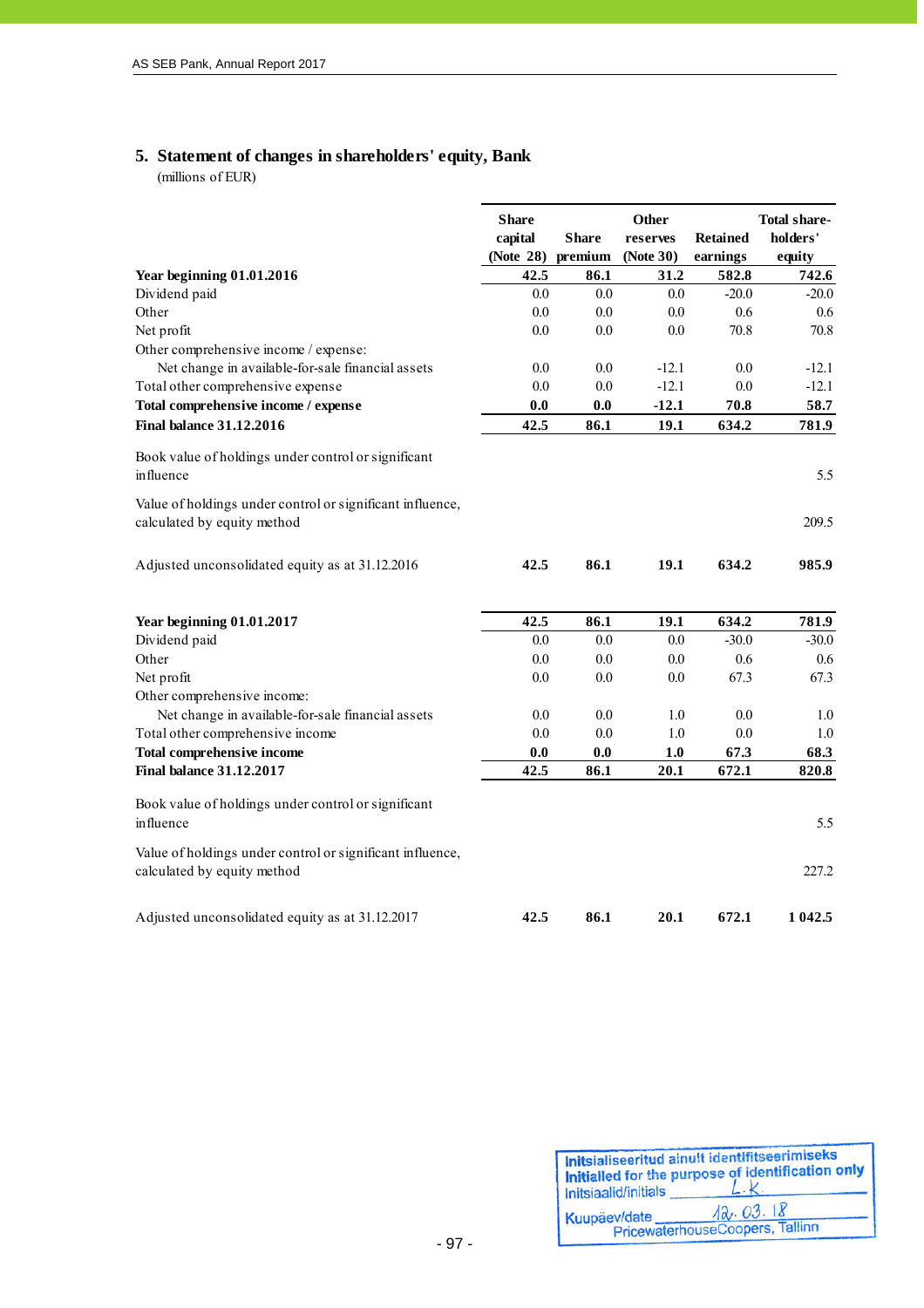## 5. Statement of changes in shareholders' equity, Bank

(millions of EUR)

| | Share capital (Note 28) | Share premium | Other reserves (Note 30) | Retained earnings | Total shareholders' equity |
|---|---|---|---|---|---|
| **Year beginning 01.01.2016** | **42.5** | **86.1** | **31.2** | **582.8** | **742.6** |
| Dividend paid | 0.0 | 0.0 | 0.0 | -20.0 | -20.0 |
| Other | 0.0 | 0.0 | 0.0 | 0.6 | 0.6 |
| Net profit | 0.0 | 0.0 | 0.0 | 70.8 | 70.8 |
| Other comprehensive income / expense: | | | | | |
| Net change in available-for-sale financial assets | 0.0 | 0.0 | -12.1 | 0.0 | -12.1 |
| Total other comprehensive expense | 0.0 | 0.0 | -12.1 | 0.0 | -12.1 |
| **Total comprehensive income / expense** | **0.0** | **0.0** | **-12.1** | **70.8** | **58.7** |
| **Final balance 31.12.2016** | **42.5** | **86.1** | **19.1** | **634.2** | **781.9** |
| Book value of holdings under control or significant influence | | | | | 5.5 |
| Value of holdings under control or significant influence, calculated by equity method | | | | | 209.5 |
| Adjusted unconsolidated equity as at 31.12.2016 | **42.5** | **86.1** | **19.1** | **634.2** | **985.9** |
| | | | | | |
| **Year beginning 01.01.2017** | **42.5** | **86.1** | **19.1** | **634.2** | **781.9** |
| Dividend paid | 0.0 | 0.0 | 0.0 | -30.0 | -30.0 |
| Other | 0.0 | 0.0 | 0.0 | 0.6 | 0.6 |
| Net profit | 0.0 | 0.0 | 0.0 | 67.3 | 67.3 |
| Other comprehensive income: | | | | | |
| Net change in available-for-sale financial assets | 0.0 | 0.0 | 1.0 | 0.0 | 1.0 |
| Total other comprehensive income | 0.0 | 0.0 | 1.0 | 0.0 | 1.0 |
| **Total comprehensive income** | **0.0** | **0.0** | **1.0** | **67.3** | **68.3** |
| **Final balance 31.12.2017** | **42.5** | **86.1** | **20.1** | **672.1** | **820.8** |
| Book value of holdings under control or significant influence | | | | | 5.5 |
| Value of holdings under control or significant influence, calculated by equity method | | | | | 227.2 |
| Adjusted unconsolidated equity as at 31.12.2017 | **42.5** | **86.1** | **20.1** | **672.1** | **1 042.5** |

Initsialiseeritud ainult identifitseerimiseks
Initialled for the purpose of identification only
Initsiaalid/initials L.K.
Kuupäev/date 12.03.18
PricewaterhouseCoopers, Tallinn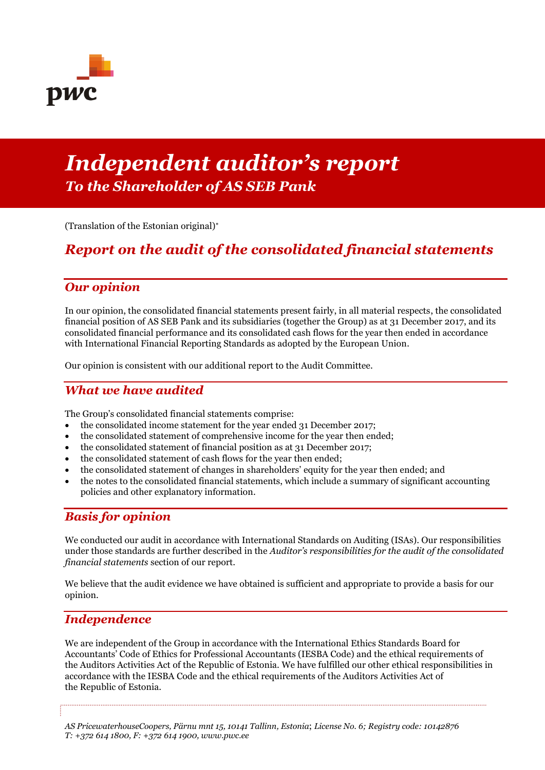# Independent auditor's report

## To the Shareholder of AS SEB Pank

(Translation of the Estonian original)*

## Report on the audit of the consolidated financial statements

### Our opinion

In our opinion, the consolidated financial statements present fairly, in all material respects, the consolidated financial position of AS SEB Pank and its subsidiaries (together the Group) as at 31 December 2017, and its consolidated financial performance and its consolidated cash flows for the year then ended in accordance with International Financial Reporting Standards as adopted by the European Union.

Our opinion is consistent with our additional report to the Audit Committee.

### What we have audited

The Group's consolidated financial statements comprise:

- the consolidated income statement for the year ended 31 December 2017;
- the consolidated statement of comprehensive income for the year then ended;
- the consolidated statement of financial position as at 31 December 2017;
- the consolidated statement of cash flows for the year then ended;
- the consolidated statement of changes in shareholders' equity for the year then ended; and
- the notes to the consolidated financial statements, which include a summary of significant accounting policies and other explanatory information.

### Basis for opinion

We conducted our audit in accordance with International Standards on Auditing (ISAs). Our responsibilities under those standards are further described in the *Auditor's responsibilities for the audit of the consolidated financial statements* section of our report.

We believe that the audit evidence we have obtained is sufficient and appropriate to provide a basis for our opinion.

### Independence

We are independent of the Group in accordance with the International Ethics Standards Board for Accountants' Code of Ethics for Professional Accountants (IESBA Code) and the ethical requirements of the Auditors Activities Act of the Republic of Estonia. We have fulfilled our other ethical responsibilities in accordance with the IESBA Code and the ethical requirements of the Auditors Activities Act of the Republic of Estonia.

*AS PricewaterhouseCoopers, Pärnu mnt 15, 10141 Tallinn, Estonia; License No. 6; Registry code: 10142876*
*T: +372 614 1800, F: +372 614 1900, www.pwc.ee*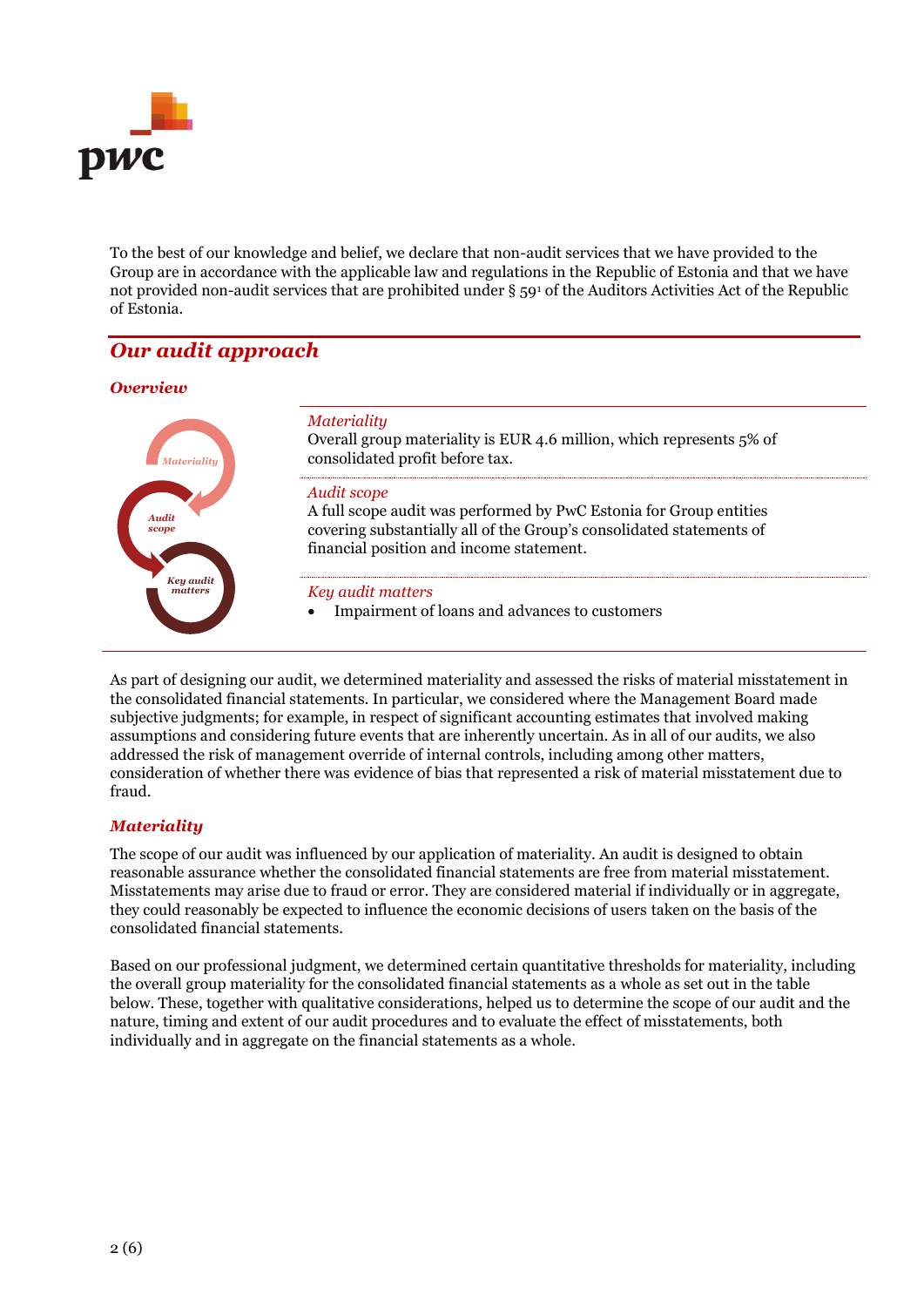To the best of our knowledge and belief, we declare that non-audit services that we have provided to the Group are in accordance with the applicable law and regulations in the Republic of Estonia and that we have not provided non-audit services that are prohibited under § 59[1] of the Auditors Activities Act of the Republic of Estonia.

## *Our audit approach*

### *Overview*

| | |
|---|---|
| Materiality | *Materiality* <br> Overall group materiality is EUR 4.6 million, which represents 5% of consolidated profit before tax. |
| Audit scope | *Audit scope* <br> A full scope audit was performed by PwC Estonia for Group entities covering substantially all of the Group's consolidated statements of financial position and income statement. |
| Key audit matters | *Key audit matters* <br> • Impairment of loans and advances to customers |

As part of designing our audit, we determined materiality and assessed the risks of material misstatement in the consolidated financial statements. In particular, we considered where the Management Board made subjective judgments; for example, in respect of significant accounting estimates that involved making assumptions and considering future events that are inherently uncertain. As in all of our audits, we also addressed the risk of management override of internal controls, including among other matters, consideration of whether there was evidence of bias that represented a risk of material misstatement due to fraud.

### *Materiality*

The scope of our audit was influenced by our application of materiality. An audit is designed to obtain reasonable assurance whether the consolidated financial statements are free from material misstatement. Misstatements may arise due to fraud or error. They are considered material if individually or in aggregate, they could reasonably be expected to influence the economic decisions of users taken on the basis of the consolidated financial statements.

Based on our professional judgment, we determined certain quantitative thresholds for materiality, including the overall group materiality for the consolidated financial statements as a whole as set out in the table below. These, together with qualitative considerations, helped us to determine the scope of our audit and the nature, timing and extent of our audit procedures and to evaluate the effect of misstatements, both individually and in aggregate on the financial statements as a whole.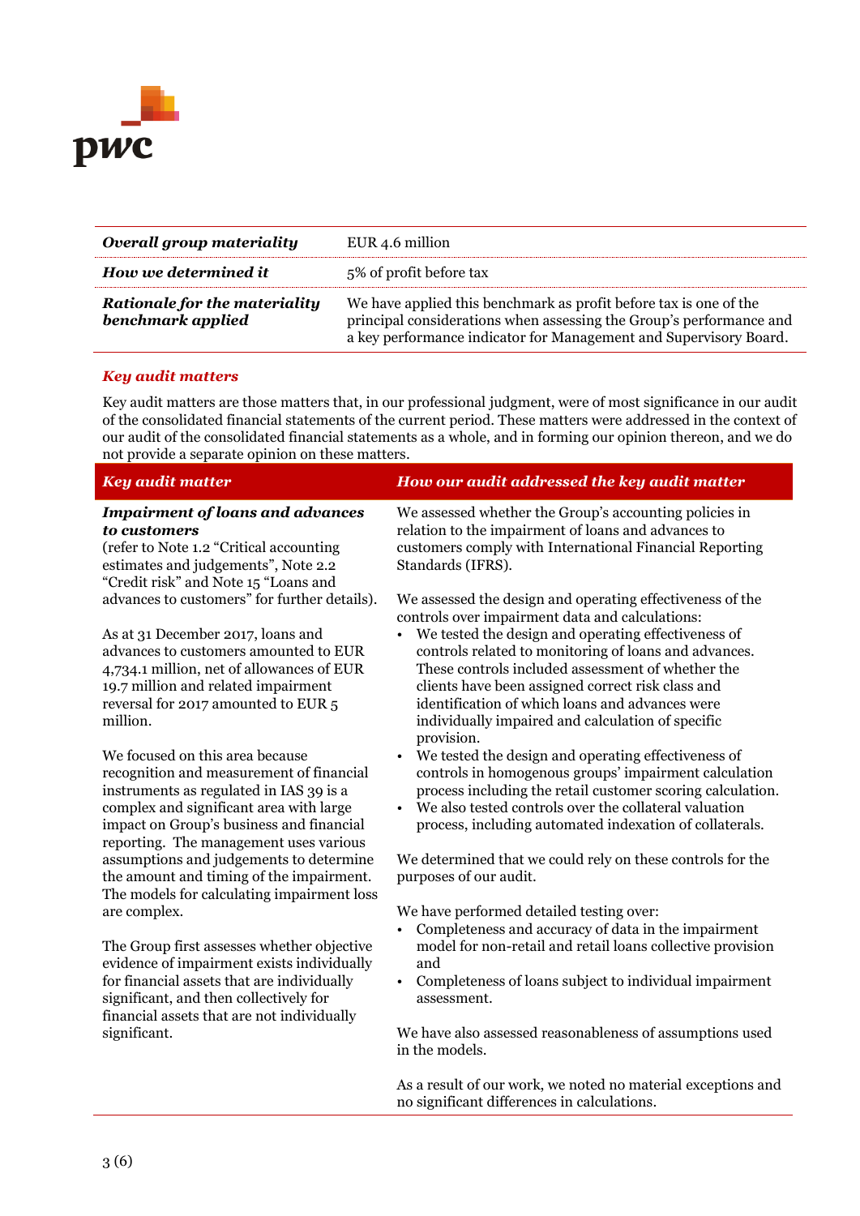| *Overall group materiality* | EUR 4.6 million |
|---|---|
| *How we determined it* | 5% of profit before tax |
| *Rationale for the materiality benchmark applied* | We have applied this benchmark as profit before tax is one of the principal considerations when assessing the Group's performance and a key performance indicator for Management and Supervisory Board. |

### *Key audit matters*

Key audit matters are those matters that, in our professional judgment, were of most significance in our audit of the consolidated financial statements of the current period. These matters were addressed in the context of our audit of the consolidated financial statements as a whole, and in forming our opinion thereon, and we do not provide a separate opinion on these matters.

| *Key audit matter* | *How our audit addressed the key audit matter* |
|---|---|
| ***Impairment of loans and advances to customers*** (refer to Note 1.2 "Critical accounting estimates and judgements", Note 2.2 "Credit risk" and Note 15 "Loans and advances to customers" for further details).<br><br>As at 31 December 2017, loans and advances to customers amounted to EUR 4,734.1 million, net of allowances of EUR 19.7 million and related impairment reversal for 2017 amounted to EUR 5 million.<br><br>We focused on this area because recognition and measurement of financial instruments as regulated in IAS 39 is a complex and significant area with large impact on Group's business and financial reporting. The management uses various assumptions and judgements to determine the amount and timing of the impairment. The models for calculating impairment loss are complex.<br><br>The Group first assesses whether objective evidence of impairment exists individually for financial assets that are individually significant, and then collectively for financial assets that are not individually significant. | We assessed whether the Group's accounting policies in relation to the impairment of loans and advances to customers comply with International Financial Reporting Standards (IFRS).<br><br>We assessed the design and operating effectiveness of the controls over impairment data and calculations:<br>• We tested the design and operating effectiveness of controls related to monitoring of loans and advances. These controls included assessment of whether the clients have been assigned correct risk class and identification of which loans and advances were individually impaired and calculation of specific provision.<br>• We tested the design and operating effectiveness of controls in homogenous groups' impairment calculation process including the retail customer scoring calculation.<br>• We also tested controls over the collateral valuation process, including automated indexation of collaterals.<br><br>We determined that we could rely on these controls for the purposes of our audit.<br><br>We have performed detailed testing over:<br>• Completeness and accuracy of data in the impairment model for non-retail and retail loans collective provision and<br>• Completeness of loans subject to individual impairment assessment.<br><br>We have also assessed reasonableness of assumptions used in the models.<br><br>As a result of our work, we noted no material exceptions and no significant differences in calculations. |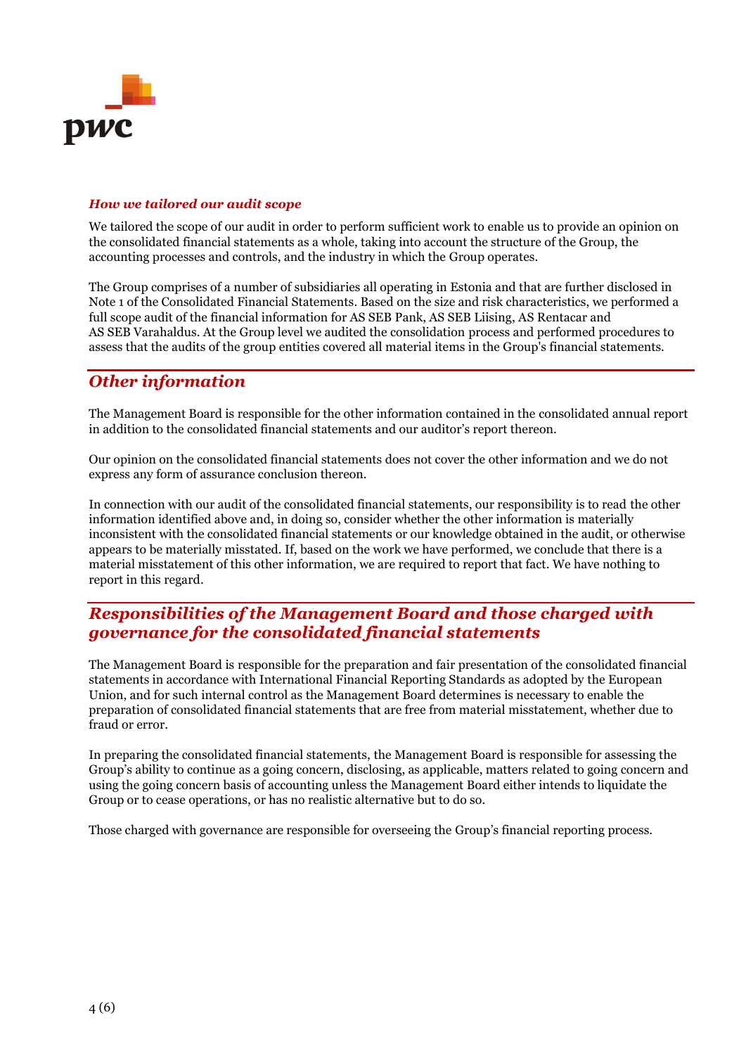### *How we tailored our audit scope*

We tailored the scope of our audit in order to perform sufficient work to enable us to provide an opinion on the consolidated financial statements as a whole, taking into account the structure of the Group, the accounting processes and controls, and the industry in which the Group operates.

The Group comprises of a number of subsidiaries all operating in Estonia and that are further disclosed in Note 1 of the Consolidated Financial Statements. Based on the size and risk characteristics, we performed a full scope audit of the financial information for AS SEB Pank, AS SEB Liising, AS Rentacar and AS SEB Varahaldus. At the Group level we audited the consolidation process and performed procedures to assess that the audits of the group entities covered all material items in the Group's financial statements.

## *Other information*

The Management Board is responsible for the other information contained in the consolidated annual report in addition to the consolidated financial statements and our auditor's report thereon.

Our opinion on the consolidated financial statements does not cover the other information and we do not express any form of assurance conclusion thereon.

In connection with our audit of the consolidated financial statements, our responsibility is to read the other information identified above and, in doing so, consider whether the other information is materially inconsistent with the consolidated financial statements or our knowledge obtained in the audit, or otherwise appears to be materially misstated. If, based on the work we have performed, we conclude that there is a material misstatement of this other information, we are required to report that fact. We have nothing to report in this regard.

## *Responsibilities of the Management Board and those charged with governance for the consolidated financial statements*

The Management Board is responsible for the preparation and fair presentation of the consolidated financial statements in accordance with International Financial Reporting Standards as adopted by the European Union, and for such internal control as the Management Board determines is necessary to enable the preparation of consolidated financial statements that are free from material misstatement, whether due to fraud or error.

In preparing the consolidated financial statements, the Management Board is responsible for assessing the Group's ability to continue as a going concern, disclosing, as applicable, matters related to going concern and using the going concern basis of accounting unless the Management Board either intends to liquidate the Group or to cease operations, or has no realistic alternative but to do so.

Those charged with governance are responsible for overseeing the Group's financial reporting process.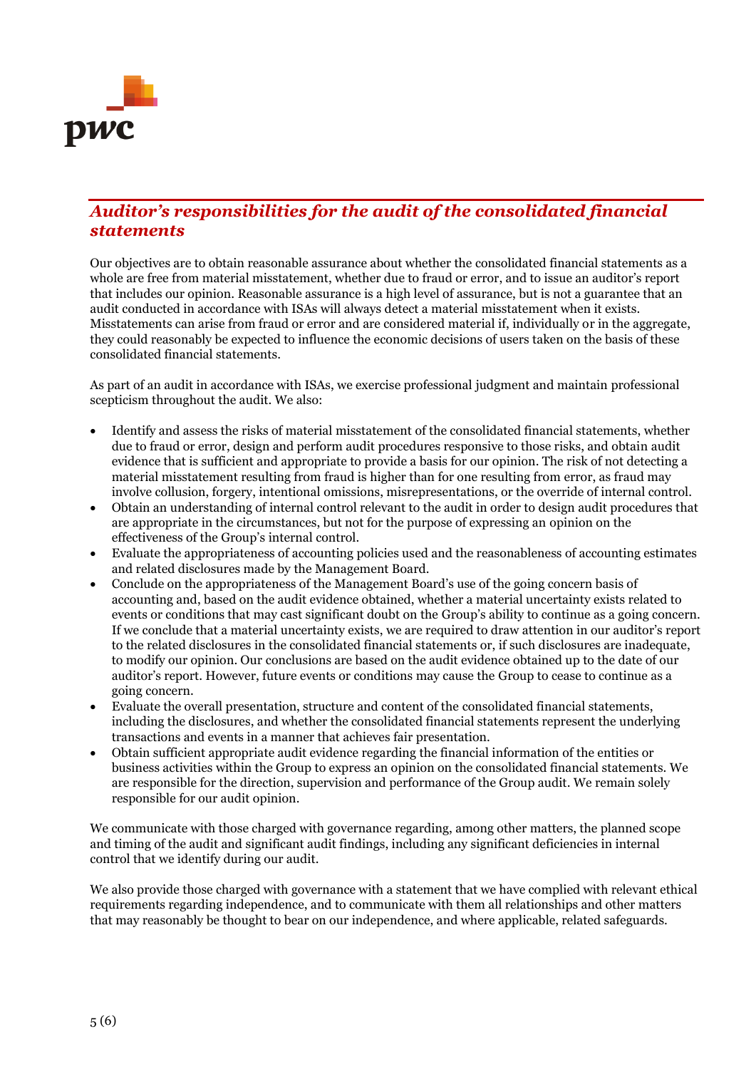## *Auditor's responsibilities for the audit of the consolidated financial statements*

Our objectives are to obtain reasonable assurance about whether the consolidated financial statements as a whole are free from material misstatement, whether due to fraud or error, and to issue an auditor's report that includes our opinion. Reasonable assurance is a high level of assurance, but is not a guarantee that an audit conducted in accordance with ISAs will always detect a material misstatement when it exists. Misstatements can arise from fraud or error and are considered material if, individually or in the aggregate, they could reasonably be expected to influence the economic decisions of users taken on the basis of these consolidated financial statements.

As part of an audit in accordance with ISAs, we exercise professional judgment and maintain professional scepticism throughout the audit. We also:

- Identify and assess the risks of material misstatement of the consolidated financial statements, whether due to fraud or error, design and perform audit procedures responsive to those risks, and obtain audit evidence that is sufficient and appropriate to provide a basis for our opinion. The risk of not detecting a material misstatement resulting from fraud is higher than for one resulting from error, as fraud may involve collusion, forgery, intentional omissions, misrepresentations, or the override of internal control.
- Obtain an understanding of internal control relevant to the audit in order to design audit procedures that are appropriate in the circumstances, but not for the purpose of expressing an opinion on the effectiveness of the Group's internal control.
- Evaluate the appropriateness of accounting policies used and the reasonableness of accounting estimates and related disclosures made by the Management Board.
- Conclude on the appropriateness of the Management Board's use of the going concern basis of accounting and, based on the audit evidence obtained, whether a material uncertainty exists related to events or conditions that may cast significant doubt on the Group's ability to continue as a going concern. If we conclude that a material uncertainty exists, we are required to draw attention in our auditor's report to the related disclosures in the consolidated financial statements or, if such disclosures are inadequate, to modify our opinion. Our conclusions are based on the audit evidence obtained up to the date of our auditor's report. However, future events or conditions may cause the Group to cease to continue as a going concern.
- Evaluate the overall presentation, structure and content of the consolidated financial statements, including the disclosures, and whether the consolidated financial statements represent the underlying transactions and events in a manner that achieves fair presentation.
- Obtain sufficient appropriate audit evidence regarding the financial information of the entities or business activities within the Group to express an opinion on the consolidated financial statements. We are responsible for the direction, supervision and performance of the Group audit. We remain solely responsible for our audit opinion.

We communicate with those charged with governance regarding, among other matters, the planned scope and timing of the audit and significant audit findings, including any significant deficiencies in internal control that we identify during our audit.

We also provide those charged with governance with a statement that we have complied with relevant ethical requirements regarding independence, and to communicate with them all relationships and other matters that may reasonably be thought to bear on our independence, and where applicable, related safeguards.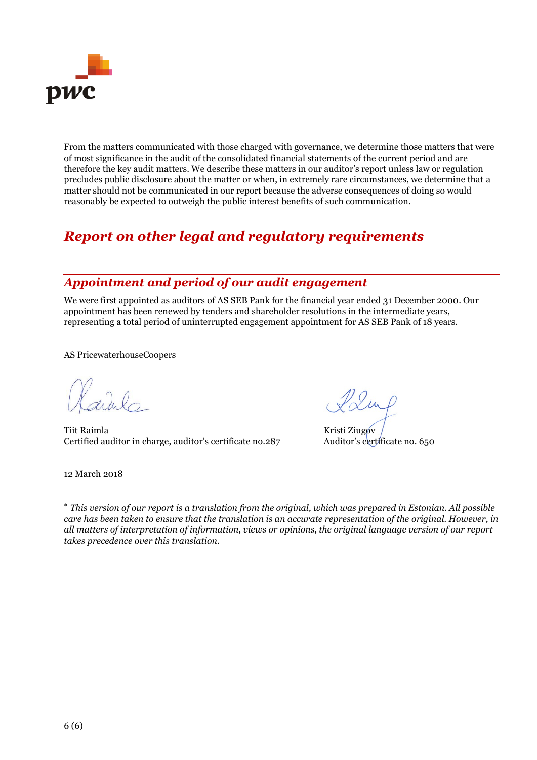From the matters communicated with those charged with governance, we determine those matters that were of most significance in the audit of the consolidated financial statements of the current period and are therefore the key audit matters. We describe these matters in our auditor's report unless law or regulation precludes public disclosure about the matter or when, in extremely rare circumstances, we determine that a matter should not be communicated in our report because the adverse consequences of doing so would reasonably be expected to outweigh the public interest benefits of such communication.

# *Report on other legal and regulatory requirements*

## *Appointment and period of our audit engagement*

We were first appointed as auditors of AS SEB Pank for the financial year ended 31 December 2000. Our appointment has been renewed by tenders and shareholder resolutions in the intermediate years, representing a total period of uninterrupted engagement appointment for AS SEB Pank of 18 years.

AS PricewaterhouseCoopers

Tiit Raimla
Certified auditor in charge, auditor's certificate no.287

Kristi Ziugov
Auditor's certificate no. 650

12 March 2018

\* *This version of our report is a translation from the original, which was prepared in Estonian. All possible care has been taken to ensure that the translation is an accurate representation of the original. However, in all matters of interpretation of information, views or opinions, the original language version of our report takes precedence over this translation.*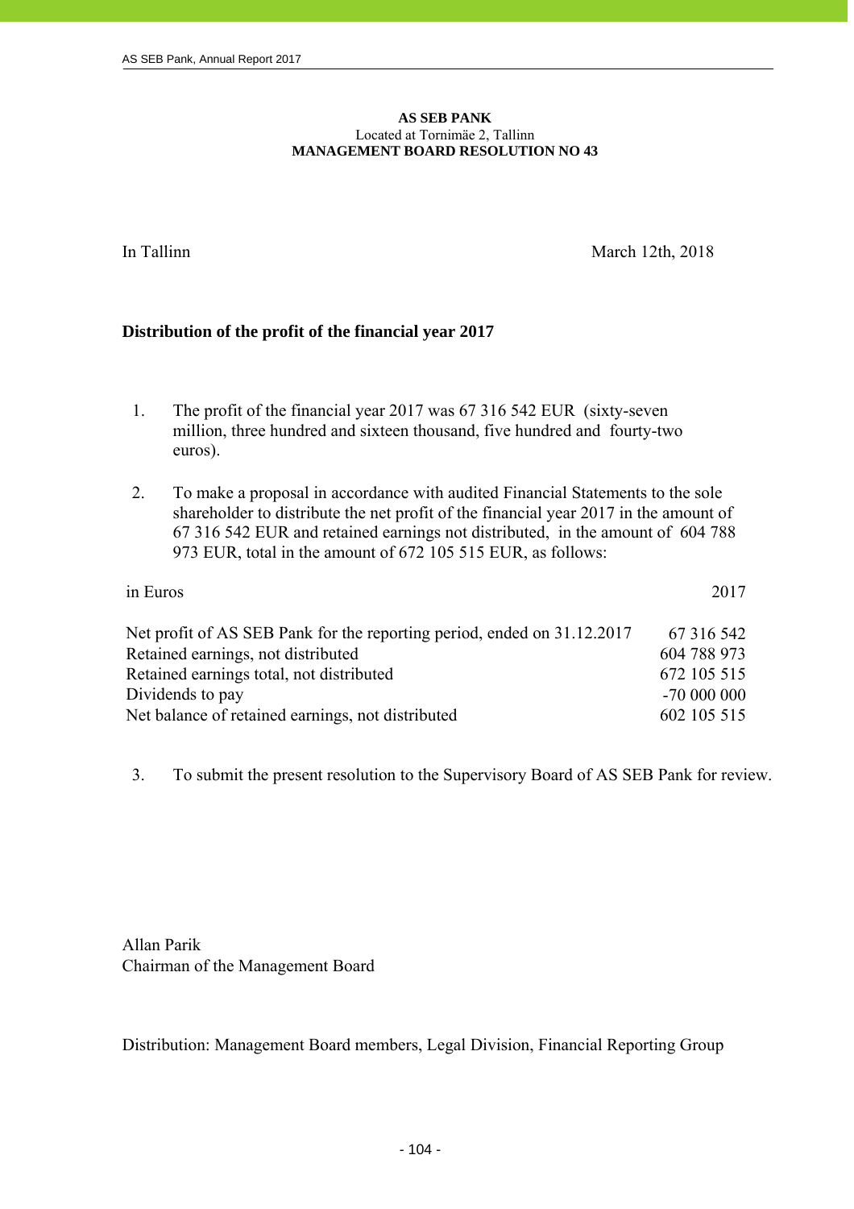**AS SEB PANK**
Located at Tornimäe 2, Tallinn
**MANAGEMENT BOARD RESOLUTION NO 43**

In Tallinn March 12th, 2018

**Distribution of the profit of the financial year 2017**

1. The profit of the financial year 2017 was 67 316 542 EUR (sixty-seven million, three hundred and sixteen thousand, five hundred and fourty-two euros).

2. To make a proposal in accordance with audited Financial Statements to the sole shareholder to distribute the net profit of the financial year 2017 in the amount of 67 316 542 EUR and retained earnings not distributed, in the amount of 604 788 973 EUR, total in the amount of 672 105 515 EUR, as follows:

| in Euros | 2017 |
|---|---|
| Net profit of AS SEB Pank for the reporting period, ended on 31.12.2017 | 67 316 542 |
| Retained earnings, not distributed | 604 788 973 |
| Retained earnings total, not distributed | 672 105 515 |
| Dividends to pay | -70 000 000 |
| Net balance of retained earnings, not distributed | 602 105 515 |

3. To submit the present resolution to the Supervisory Board of AS SEB Pank for review.

Allan Parik
Chairman of the Management Board

Distribution: Management Board members, Legal Division, Financial Reporting Group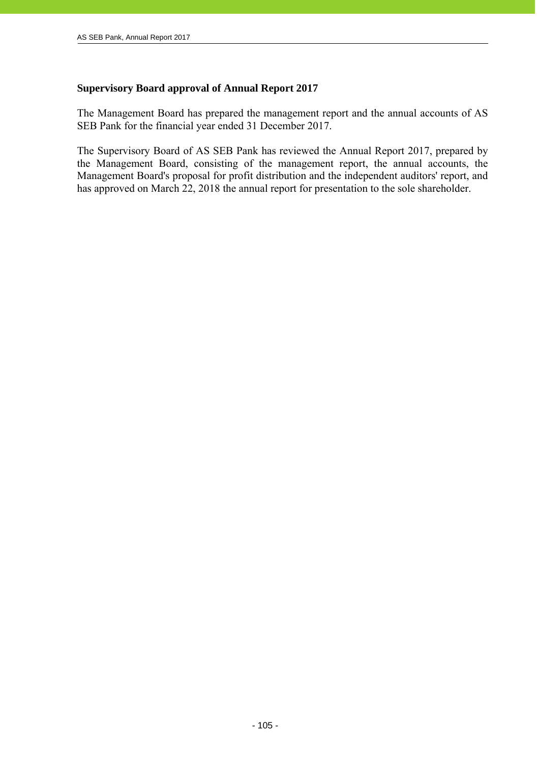## Supervisory Board approval of Annual Report 2017

The Management Board has prepared the management report and the annual accounts of AS SEB Pank for the financial year ended 31 December 2017.

The Supervisory Board of AS SEB Pank has reviewed the Annual Report 2017, prepared by the Management Board, consisting of the management report, the annual accounts, the Management Board's proposal for profit distribution and the independent auditors' report, and has approved on March 22, 2018 the annual report for presentation to the sole shareholder.